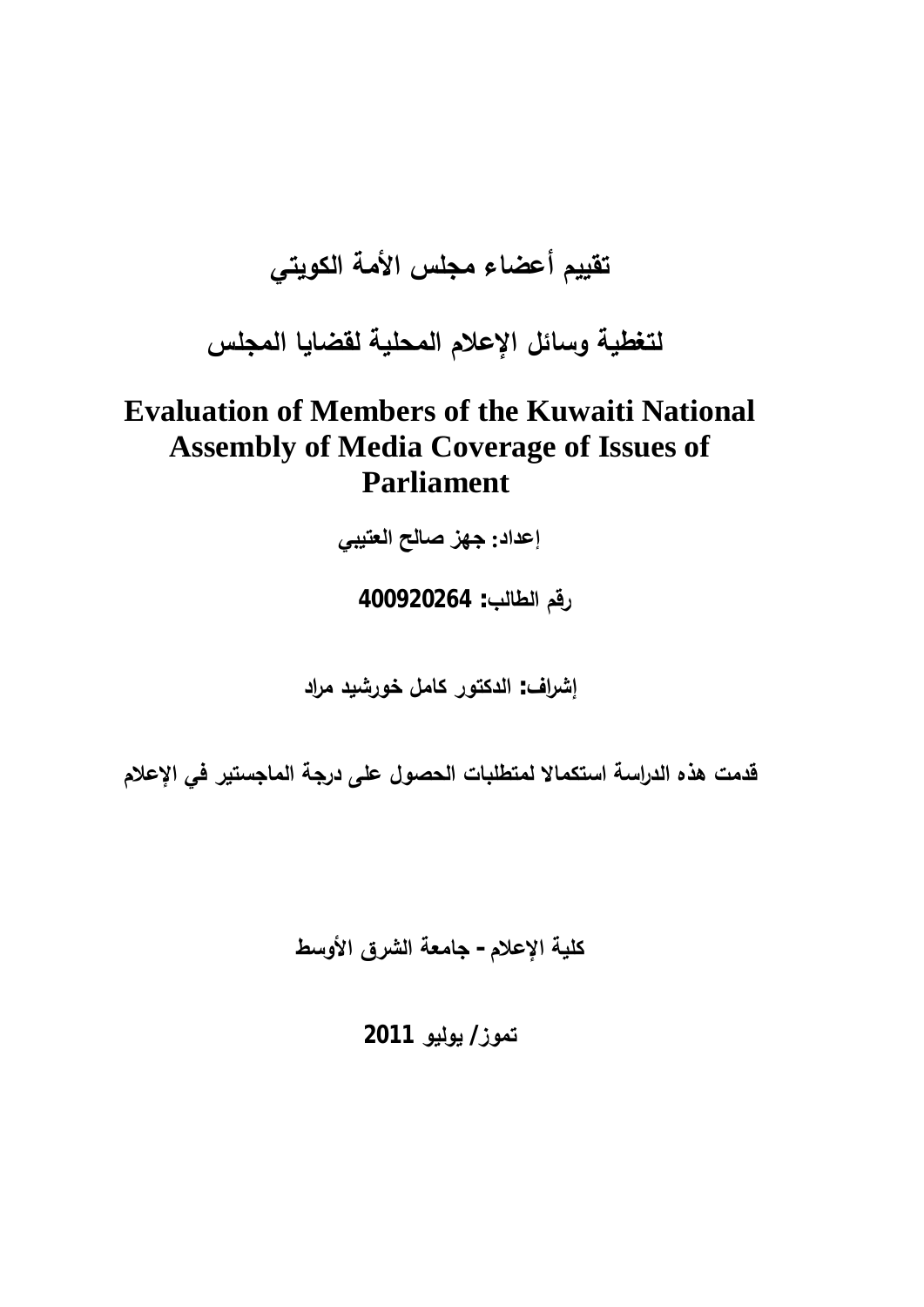# تقييم أعضاء مجلس الأمة الكويتي

# لتغطية وسائل الإعلام المحلية لقضايا المجلس

# Evaluation of Members of the Kuwaiti National Assembly of Media Coverage of Issues of Parliament

**إعداد: جهز صالح العتيبي**

**رقم الطالب: 400920264**

**إشراف: الدكتور كامل خورشيد مراد**

**قدمت هذه الدراسة استكمالا لمتطلبات الحصول على درجة الماجستير في الإعلام**

**كلية الإعلام – جامعة الشرق الأوسط**

**تموز/ يوليو 2011**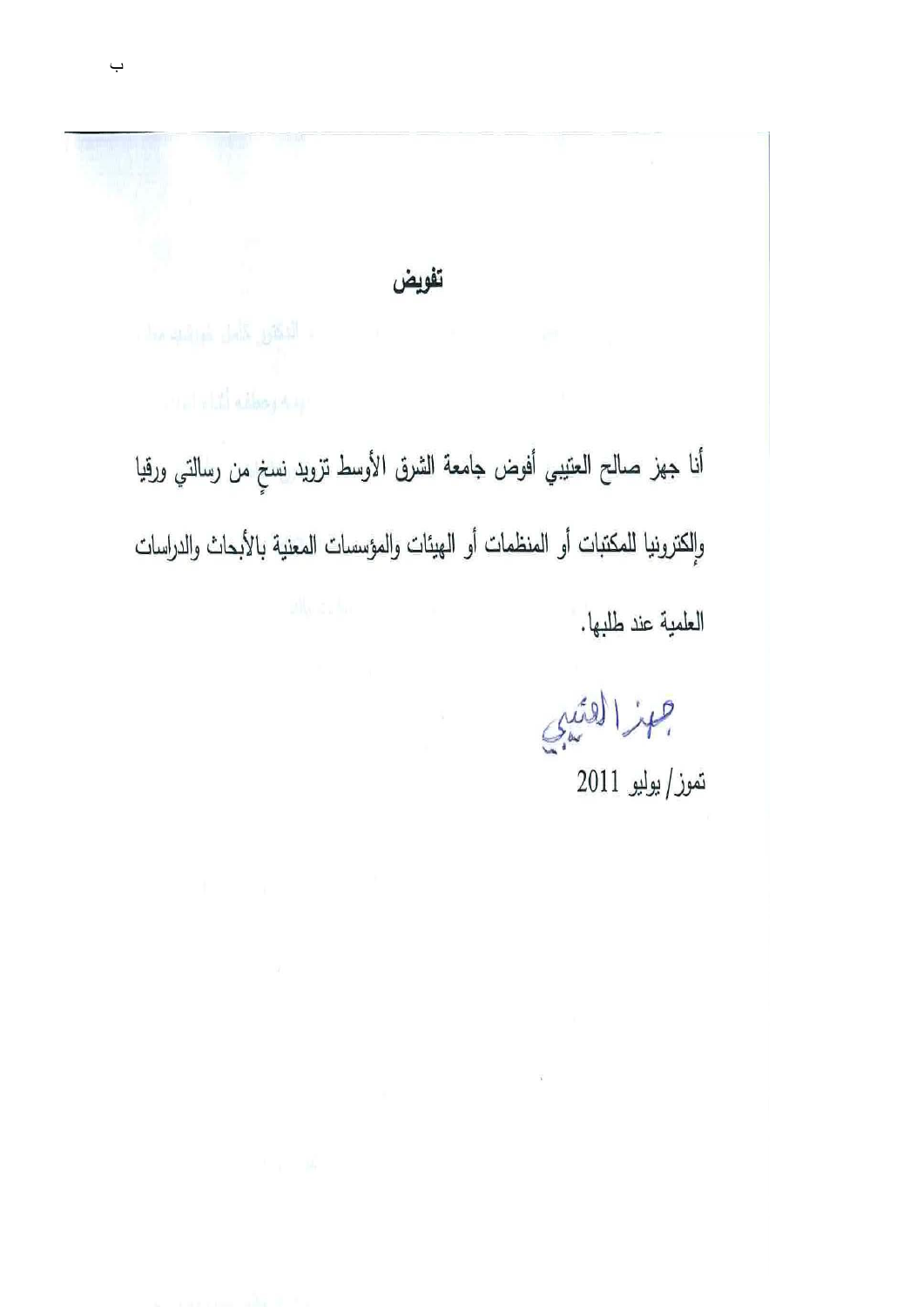## تفويض

أنا جهز صالح العتيبي أفوض جامعة الشرق الأوسط تزويد نسخٍ من رسالتي ورقيا وإلكترونيا للمكتبات أو المنظمات أو الهيئات والمؤسسات المعنية بالأبحاث والدراسات العلمية عند طلبها.

جهز العتيبي

تموز/ يوليو 2011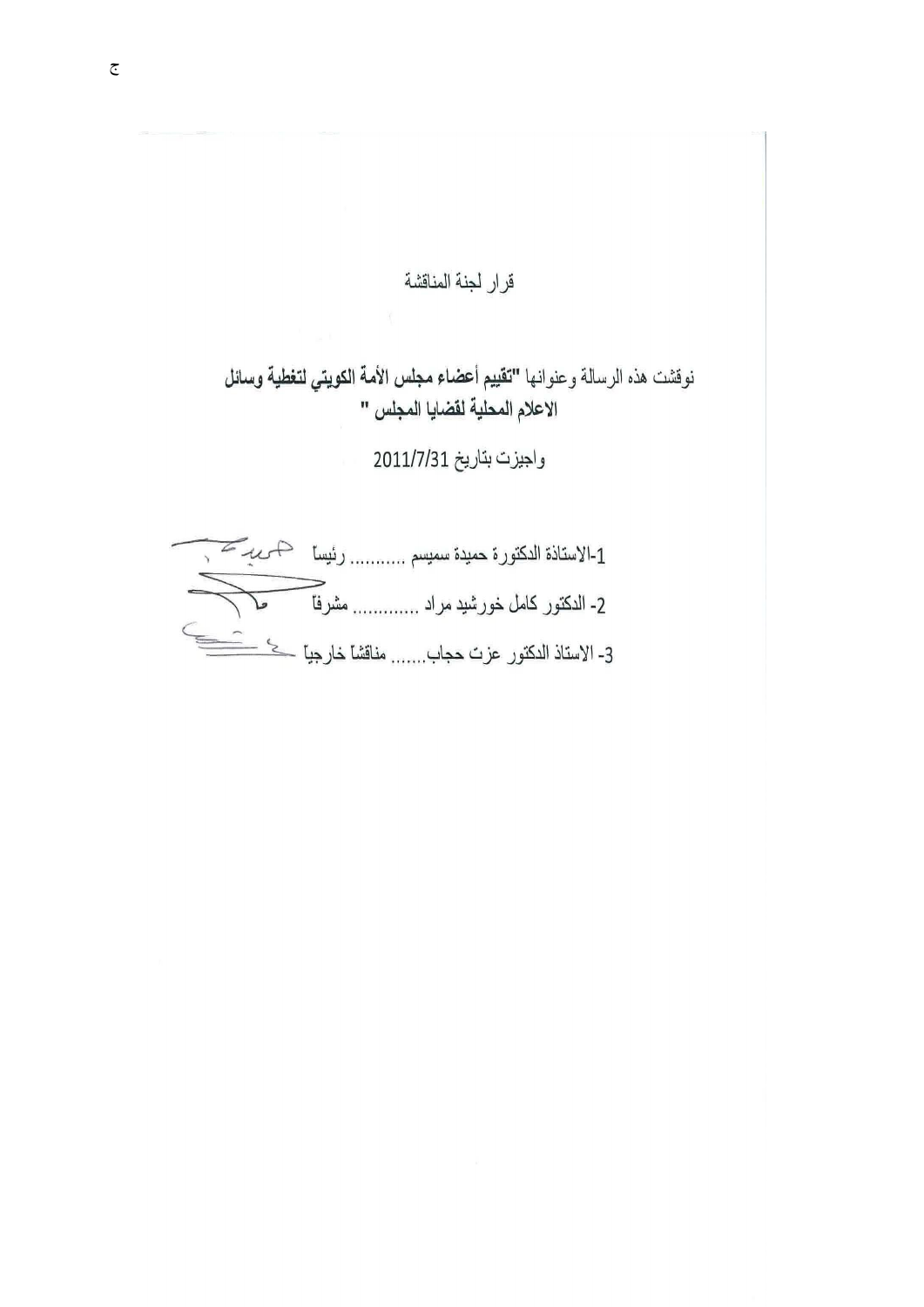قرار لجنة المناقشة

نوقشت هذه الرسالة وعنوانها "**تقييم أعضاء مجلس الأمة الكويتي لتغطية وسائل الاعلام المحلية لقضايا المجلس**"

واجيزت بتاريخ 2011/7/31

1-الاستاذة الدكتورة حميدة سميسم ........... رئيساً

2- الدكتور كامل خورشيد مراد ............ مشرفاً

3- الاستاذ الدكتور عزت حجاب....... مناقشاً خارجياً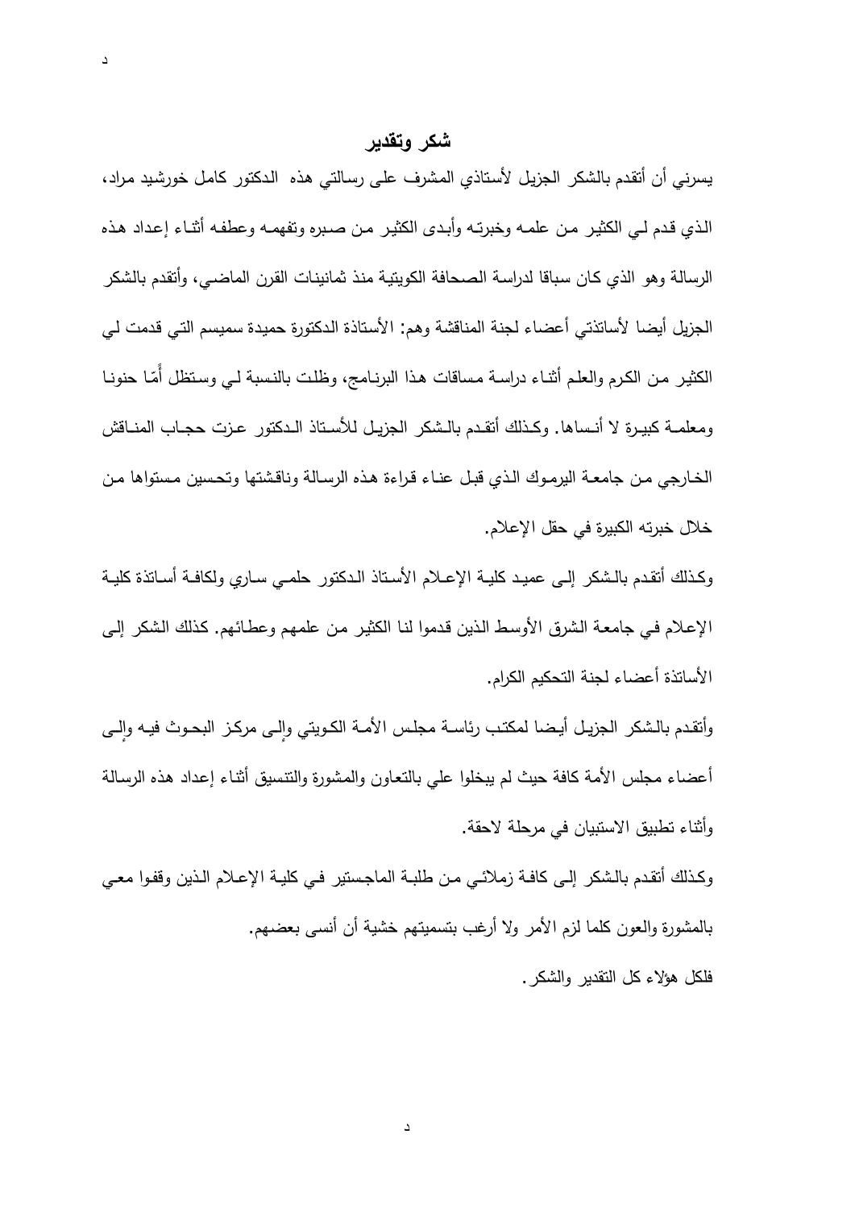## شكر وتقدير

يسرني أن أتقدم بالشكر الجزيل لأستاذي المشرف على رسالتي هذه الدكتور كامل خورشيد مراد، الذي قدم لي الكثير من علمه وخبرته وأبدى الكثير من صبره وتفهمه وعطفه أثناء إعداد هذه الرسالة وهو الذي كان سباقا لدراسة الصحافة الكويتية منذ ثمانينات القرن الماضي، وأتقدم بالشكر الجزيل أيضا لأساتذتي أعضاء لجنة المناقشة وهم: الأستاذة الدكتورة حميدة سميسم التي قدمت لي الكثير من الكرم والعلم أثناء دراسة مساقات هذا البرنامج، وظلت بالنسبة لي وستظل أمّا حنونا ومعلمة كبيرة لا أنساها. وكذلك أتقدم بالشكر الجزيل للأستاذ الدكتور عزت حجاب المناقش الخارجي من جامعة اليرموك الذي قبل عناء قراءة هذه الرسالة وناقشتها وتحسين مستواها من خلال خبرته الكبيرة في حقل الإعلام.

وكذلك أتقدم بالشكر إلى عميد كلية الإعلام الأستاذ الدكتور حلمي ساري ولكافة أساتذة كلية الإعلام في جامعة الشرق الأوسط الذين قدموا لنا الكثير من علمهم وعطائهم. كذلك الشكر إلى الأساتذة أعضاء لجنة التحكيم الكرام.

وأتقدم بالشكر الجزيل أيضا لمكتب رئاسة مجلس الأمة الكويتي وإلى مركز البحوث فيه وإلى أعضاء مجلس الأمة كافة حيث لم يبخلوا علي بالتعاون والمشورة والتنسيق أثناء إعداد هذه الرسالة وأثناء تطبيق الاستبيان في مرحلة لاحقة.

وكذلك أتقدم بالشكر إلى كافة زملائي من طلبة الماجستير في كلية الإعلام الذين وقفوا معي بالمشورة والعون كلما لزم الأمر ولا أرغب بتسميتهم خشية أن أنسى بعضهم.

فلكل هؤلاء كل التقدير والشكر.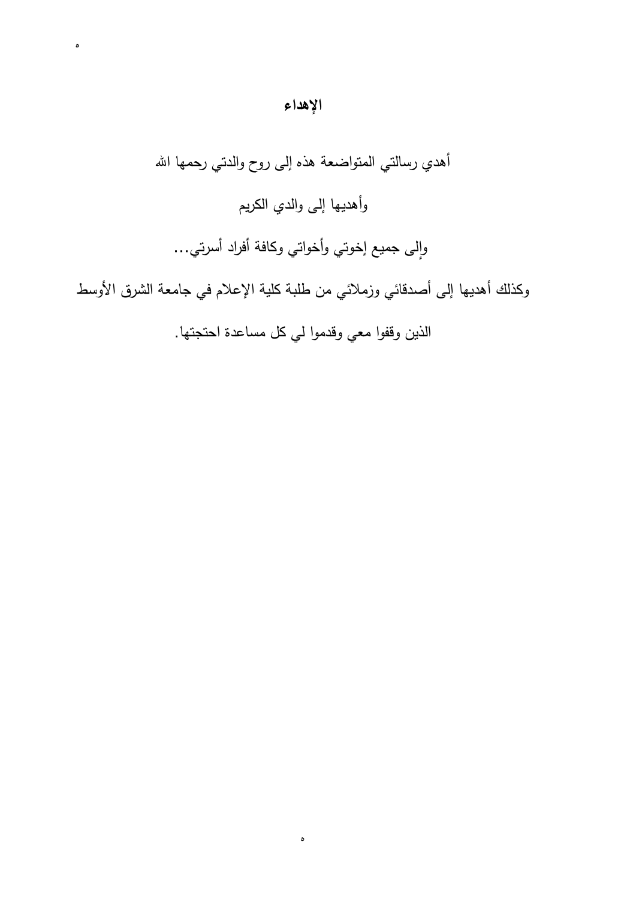# الإهداء

أهدي رسالتي المتواضعة هذه إلى روح والدتي رحمها الله

وأهديها إلى والدي الكريم

وإلى جميع إخوتي وأخواتي وكافة أفراد أسرتي...

وكذلك أهديها إلى أصدقائي وزملائي من طلبة كلية الإعلام في جامعة الشرق الأوسط

الذين وقفوا معي وقدموا لي كل مساعدة احتجتها.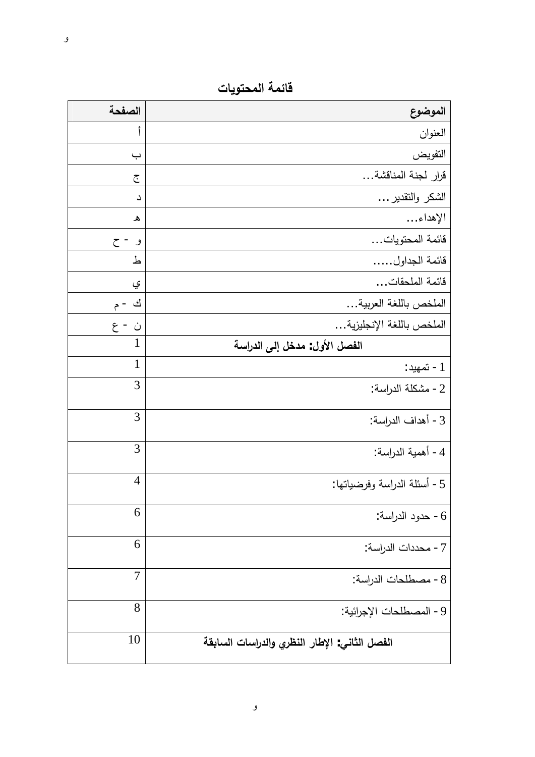## قائمة المحتويات

| الموضوع | الصفحة |
|---|---|
| العنوان | أ |
| التفويض | ب |
| قرار لجنة المناقشة... | ج |
| الشكر والتقدير... | د |
| الإهداء... | هـ |
| قائمة المحتويات... | و - ح |
| قائمة الجداول..... | ط |
| قائمة الملحقات... | ي |
| الملخص باللغة العربية... | ك - م |
| الملخص باللغة الإنجليزية... | ن - ع |
| **الفصل الأول: مدخل إلى الدراسة** | 1 |
| 1 - تمهيد: | 1 |
| 2 - مشكلة الدراسة: | 3 |
| 3 - أهداف الدراسة: | 3 |
| 4 - أهمية الدراسة: | 3 |
| 5 - أسئلة الدراسة وفرضياتها: | 4 |
| 6 - حدود الدراسة: | 6 |
| 7 - محددات الدراسة: | 6 |
| 8 - مصطلحات الدراسة: | 7 |
| 9 - المصطلحات الإجرائية: | 8 |
| **الفصل الثاني: الإطار النظري والدراسات السابقة** | 10 |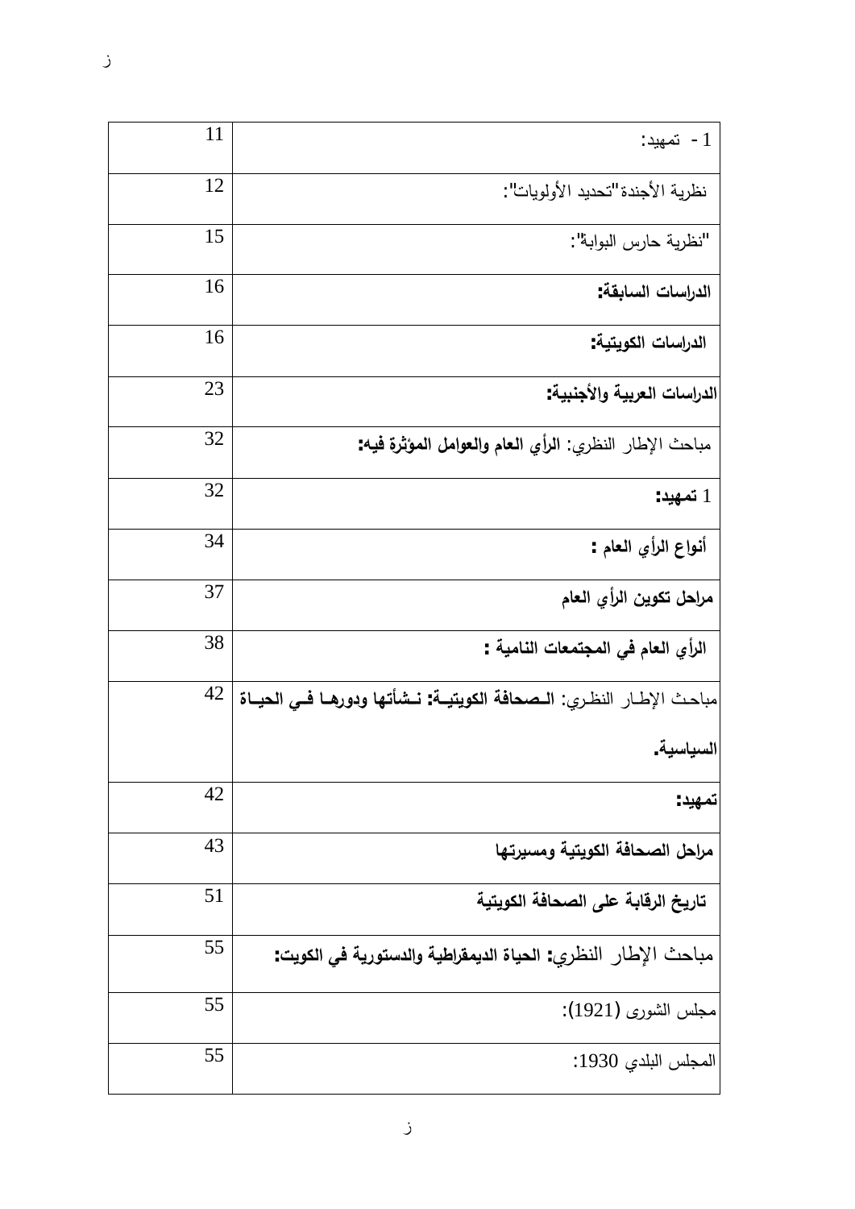| | |
|---|---|
| 1 - تمهيد: | 11 |
| نظرية الأجندة"تحديد الأولويات": | 12 |
| "نظرية حارس البوابة": | 15 |
| **الدراسات السابقة:** | 16 |
| **الدراسات الكويتية:** | 16 |
| **الدراسات العربية والأجنبية:** | 23 |
| مباحث الإطار النظري: **الرأي العام والعوامل المؤثرة فيه:** | 32 |
| 1 **تمهيد:** | 32 |
| **أنواع الرأي العام :** | 34 |
| **مراحل تكوين الرأي العام** | 37 |
| **الرأي العام في المجتمعات النامية :** | 38 |
| مباحث الإطار النظري: **الصحافة الكويتية: نشأتها ودورها في الحياة السياسية.** | 42 |
| **تمهيد:** | 42 |
| **مراحل الصحافة الكويتية ومسيرتها** | 43 |
| **تاريخ الرقابة على الصحافة الكويتية** | 51 |
| مباحث الإطار النظري: **الحياة الديمقراطية والدستورية في الكويت:** | 55 |
| مجلس الشورى (1921): | 55 |
| المجلس البلدي 1930: | 55 |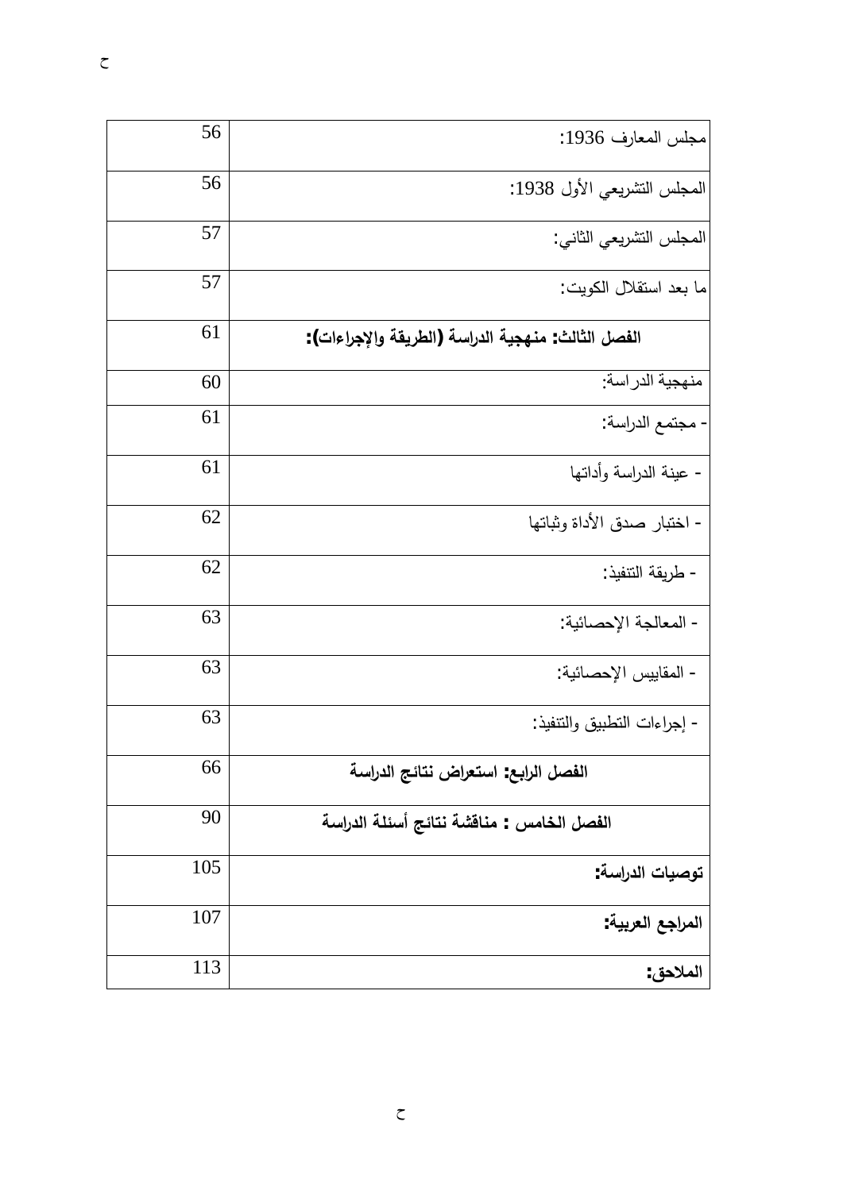| | |
|---|---|
| مجلس المعارف 1936: | 56 |
| المجلس التشريعي الأول 1938: | 56 |
| المجلس التشريعي الثاني: | 57 |
| ما بعد استقلال الكويت: | 57 |
| **الفصل الثالث: منهجية الدراسة (الطريقة والإجراءات):** | 61 |
| منهجية الدراسة: | 60 |
| - مجتمع الدراسة: | 61 |
| - عينة الدراسة وأداتها | 61 |
| - اختبار صدق الأداة وثباتها | 62 |
| - طريقة التنفيذ: | 62 |
| - المعالجة الإحصائية: | 63 |
| - المقاييس الإحصائية: | 63 |
| - إجراءات التطبيق والتنفيذ: | 63 |
| **الفصل الرابع: استعراض نتائج الدراسة** | 66 |
| **الفصل الخامس : مناقشة نتائج أسئلة الدراسة** | 90 |
| **توصيات الدراسة:** | 105 |
| **المراجع العربية:** | 107 |
| **الملاحق:** | 113 |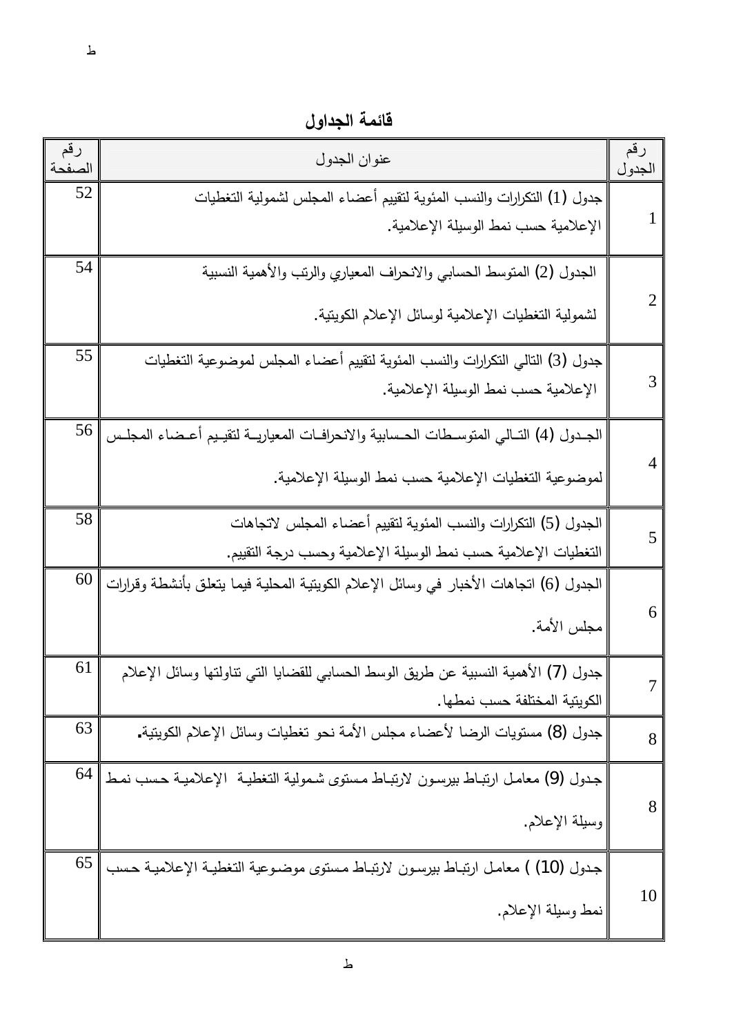## قائمة الجداول

| رقم الجدول | عنوان الجدول | رقم الصفحة |
|---|---|---|
| 1 | جدول (1) التكرارات والنسب المئوية لتقييم أعضاء المجلس لشمولية التغطيات الإعلامية حسب نمط الوسيلة الإعلامية. | 52 |
| 2 | الجدول (2) المتوسط الحسابي والانحراف المعياري والرتب والأهمية النسبية لشمولية التغطيات الإعلامية لوسائل الإعلام الكويتية. | 54 |
| 3 | جدول (3) التالي التكرارات والنسب المئوية لتقييم أعضاء المجلس لموضوعية التغطيات الإعلامية حسب نمط الوسيلة الإعلامية. | 55 |
| 4 | الجدول (4) التالي المتوسطات الحسابية والانحرافات المعيارية لتقييم أعضاء المجلس لموضوعية التغطيات الإعلامية حسب نمط الوسيلة الإعلامية. | 56 |
| 5 | الجدول (5) التكرارات والنسب المئوية لتقييم أعضاء المجلس لاتجاهات التغطيات الإعلامية حسب نمط الوسيلة الإعلامية وحسب درجة التقييم. | 58 |
| 6 | الجدول (6) اتجاهات الأخبار في وسائل الإعلام الكويتية المحلية فيما يتعلق بأنشطة وقرارات مجلس الأمة. | 60 |
| 7 | جدول (7) الأهمية النسبية عن طريق الوسط الحسابي للقضايا التي تناولتها وسائل الإعلام الكويتية المختلفة حسب نمطها. | 61 |
| 8 | جدول (8) مستويات الرضا لأعضاء مجلس الأمة نحو تغطيات وسائل الإعلام الكويتية**.** | 63 |
| 8 | جدول (9) معامل ارتباط بيرسون لارتباط مستوى شمولية التغطية الإعلامية حسب نمط وسيلة الإعلام. | 64 |
| 10 | جدول (10) ) معامل ارتباط بيرسون لارتباط مستوى موضوعية التغطية الإعلامية حسب نمط وسيلة الإعلام. | 65 |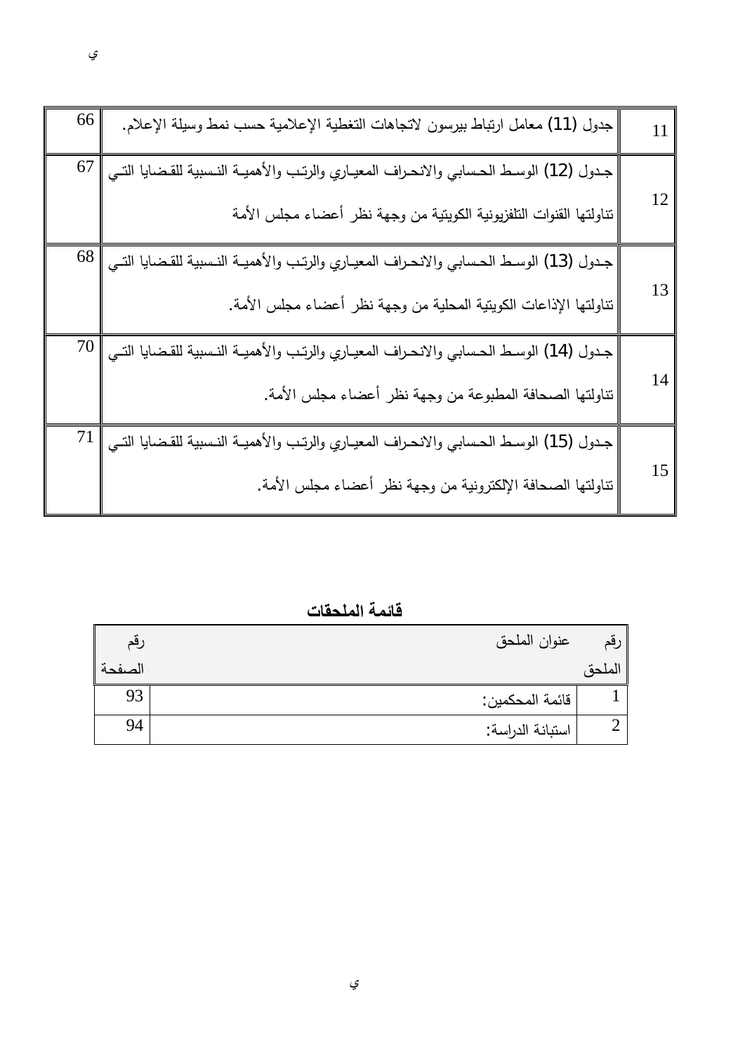| | | |
|---|---|---|
| 11 | جدول (11) معامل ارتباط بيرسون لاتجاهات التغطية الإعلامية حسب نمط وسيلة الإعلام. | 66 |
| 12 | جدول (12) الوسط الحسابي والانحراف المعياري والرتب والأهمية النسبية للقضايا التي تناولتها القنوات التلفزيونية الكويتية من وجهة نظر أعضاء مجلس الأمة | 67 |
| 13 | جدول (13) الوسط الحسابي والانحراف المعياري والرتب والأهمية النسبية للقضايا التي تناولتها الإذاعات الكويتية المحلية من وجهة نظر أعضاء مجلس الأمة. | 68 |
| 14 | جدول (14) الوسط الحسابي والانحراف المعياري والرتب والأهمية النسبية للقضايا التي تناولتها الصحافة المطبوعة من وجهة نظر أعضاء مجلس الأمة. | 70 |
| 15 | جدول (15) الوسط الحسابي والانحراف المعياري والرتب والأهمية النسبية للقضايا التي تناولتها الصحافة الإلكترونية من وجهة نظر أعضاء مجلس الأمة. | 71 |

## قائمة الملحقات

| رقم الملحق | عنوان الملحق | رقم الصفحة |
|---|---|---|
| 1 | قائمة المحكمين: | 93 |
| 2 | استبانة الدراسة: | 94 |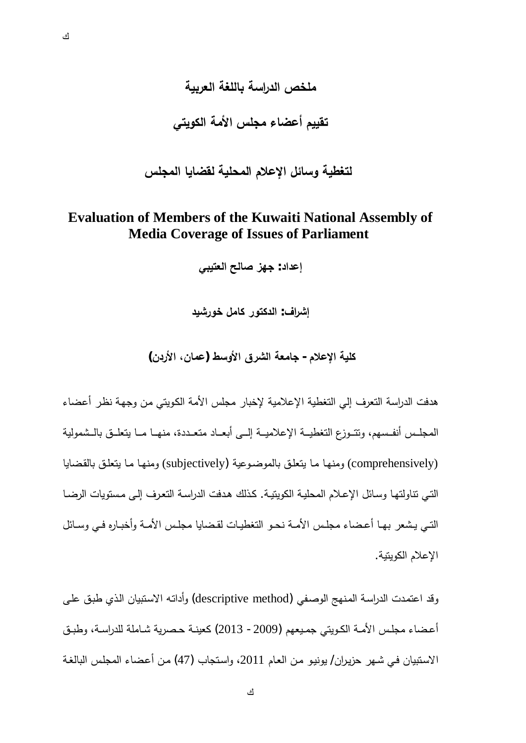## ملخص الدراسة باللغة العربية

## تقييم أعضاء مجلس الأمة الكويتي

## لتغطية وسائل الإعلام المحلية لقضايا المجلس

## Evaluation of Members of the Kuwaiti National Assembly of Media Coverage of Issues of Parliament

**إعداد:** جهز صالح العتيبي

**إشراف:** الدكتور كامل خورشيد

**كلية الإعلام - جامعة الشرق الأوسط (عمان، الأردن)**

هدفت الدراسة التعرف إلي التغطية الإعلامية لإخبار مجلس الأمة الكويتي من وجهة نظر أعضاء المجلس أنفسهم، وتتوزع التغطية الإعلامية إلى أبعاد متعددة، منها ما يتعلق بالشمولية (comprehensively) ومنها ما يتعلق بالموضوعية (subjectively) ومنها ما يتعلق بالقضايا التي تناولتها وسائل الإعلام المحلية الكويتية. كذلك هدفت الدراسة التعرف إلى مستويات الرضا التي يشعر بها أعضاء مجلس الأمة نحو التغطيات لقضايا مجلس الأمة وأخباره في وسائل الإعلام الكويتية.

وقد اعتمدت الدراسة المنهج الوصفي (descriptive method) وأداته الاستبيان الذي طبق على أعضاء مجلس الأمة الكويتي جميعهم (2009 - 2013) كعينة حصرية شاملة للدراسة، وطبق الاستبيان في شهر حزيران/ يونيو من العام 2011، واستجاب (47) من أعضاء المجلس البالغة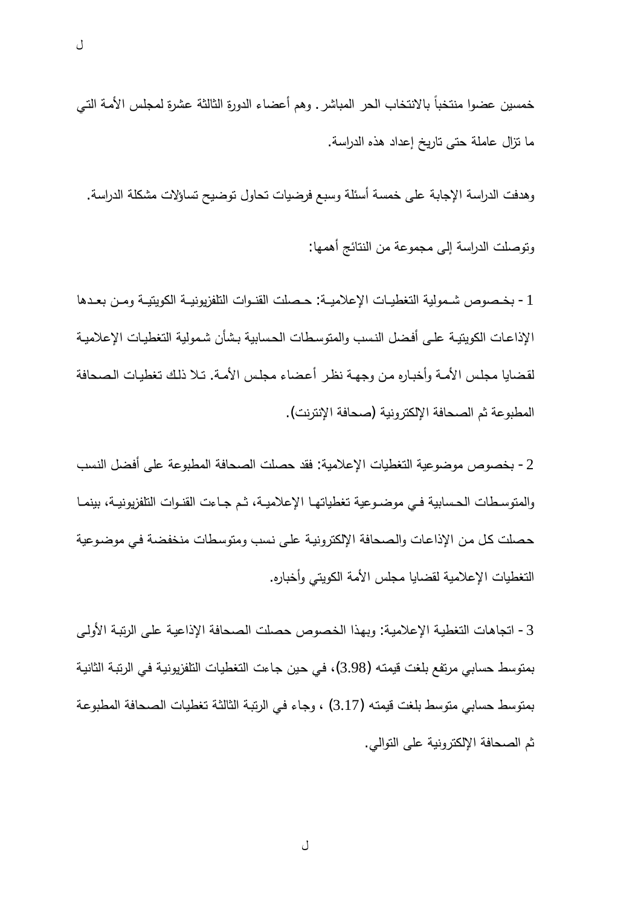خمسين عضوا منتخباً بالانتخاب الحر المباشر. وهم أعضاء الدورة الثالثة عشرة لمجلس الأمة التي ما تزال عاملة حتى تاريخ إعداد هذه الدراسة.

وهدفت الدراسة الإجابة على خمسة أسئلة وسبع فرضيات تحاول توضيح تساؤلات مشكلة الدراسة.

وتوصلت الدراسة إلى مجموعة من النتائج أهمها:

1 - بخصوص شمولية التغطيات الإعلامية: حصلت القنوات التلفزيونية الكويتية ومن بعدها الإذاعات الكويتية على أفضل النسب والمتوسطات الحسابية بشأن شمولية التغطيات الإعلامية لقضايا مجلس الأمة وأخباره من وجهة نظر أعضاء مجلس الأمة. تلا ذلك تغطيات الصحافة المطبوعة ثم الصحافة الإلكترونية (صحافة الإنترنت).

2 - بخصوص موضوعية التغطيات الإعلامية: فقد حصلت الصحافة المطبوعة على أفضل النسب والمتوسطات الحسابية في موضوعية تغطياتها الإعلامية، ثم جاءت القنوات التلفزيونية، بينما حصلت كل من الإذاعات والصحافة الإلكترونية على نسب ومتوسطات منخفضة في موضوعية التغطيات الإعلامية لقضايا مجلس الأمة الكويتي وأخباره.

3 - اتجاهات التغطية الإعلامية: وبهذا الخصوص حصلت الصحافة الإذاعية على الرتبة الأولى بمتوسط حسابي مرتفع بلغت قيمته (3.98)، في حين جاءت التغطيات التلفزيونية في الرتبة الثانية بمتوسط حسابي متوسط بلغت قيمته (3.17) ، وجاء في الرتبة الثالثة تغطيات الصحافة المطبوعة ثم الصحافة الإلكترونية على التوالي.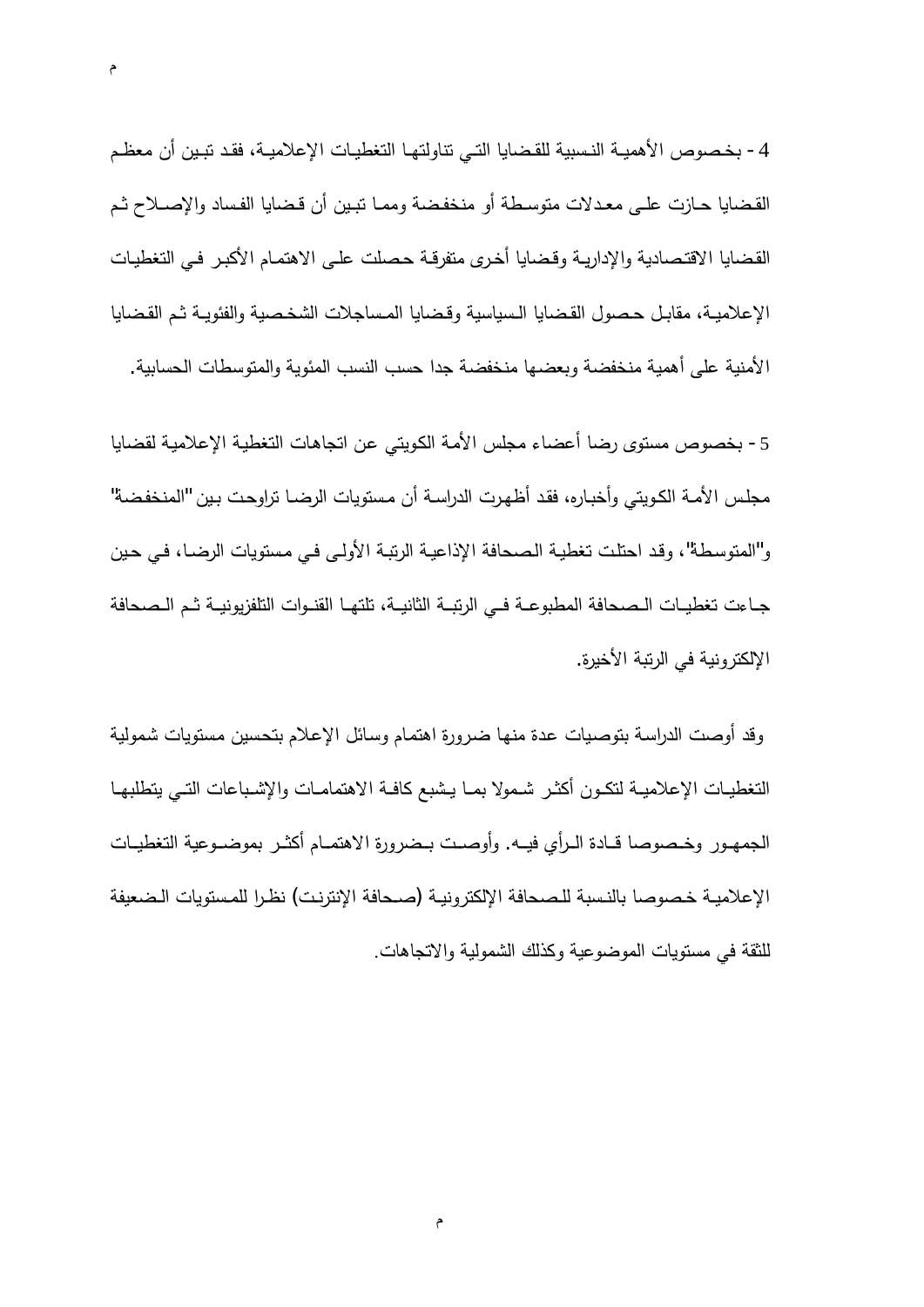4- بخصوص الأهمية النسبية للقضايا التي تناولتها التغطيات الإعلامية، فقد تبين أن معظم القضايا حازت على معدلات متوسطة أو منخفضة ومما تبين أن قضايا الفساد والإصلاح ثم القضايا الاقتصادية والإدارية وقضايا أخرى متفرقة حصلت على الاهتمام الأكبر في التغطيات الإعلامية، مقابل حصول القضايا السياسية وقضايا المساجلات الشخصية والفئوية ثم القضايا الأمنية على أهمية منخفضة وبعضها منخفضة جدا حسب النسب المئوية والمتوسطات الحسابية.

5- بخصوص مستوى رضا أعضاء مجلس الأمة الكويتي عن اتجاهات التغطية الإعلامية لقضايا مجلس الأمة الكويتي وأخباره، فقد أظهرت الدراسة أن مستويات الرضا تراوحت بين "المنخفضة" و"المتوسطة"، وقد احتلت تغطية الصحافة الإذاعية الرتبة الأولى في مستويات الرضا، في حين جاءت تغطيات الصحافة المطبوعة في الرتبة الثانية، تلتها القنوات التلفزيونية ثم الصحافة الإلكترونية في الرتبة الأخيرة.

وقد أوصت الدراسة بتوصيات عدة منها ضرورة اهتمام وسائل الإعلام بتحسين مستويات شمولية التغطيات الإعلامية لتكون أكثر شمولا بما يشبع كافة الاهتمامات والإشباعات التي يتطلبها الجمهور وخصوصا قادة الرأي فيه. وأوصت بضرورة الاهتمام أكثر بموضوعية التغطيات الإعلامية خصوصا بالنسبة للصحافة الإلكترونية (صحافة الإنترنت) نظرا للمستويات الضعيفة للثقة في مستويات الموضوعية وكذلك الشمولية والاتجاهات.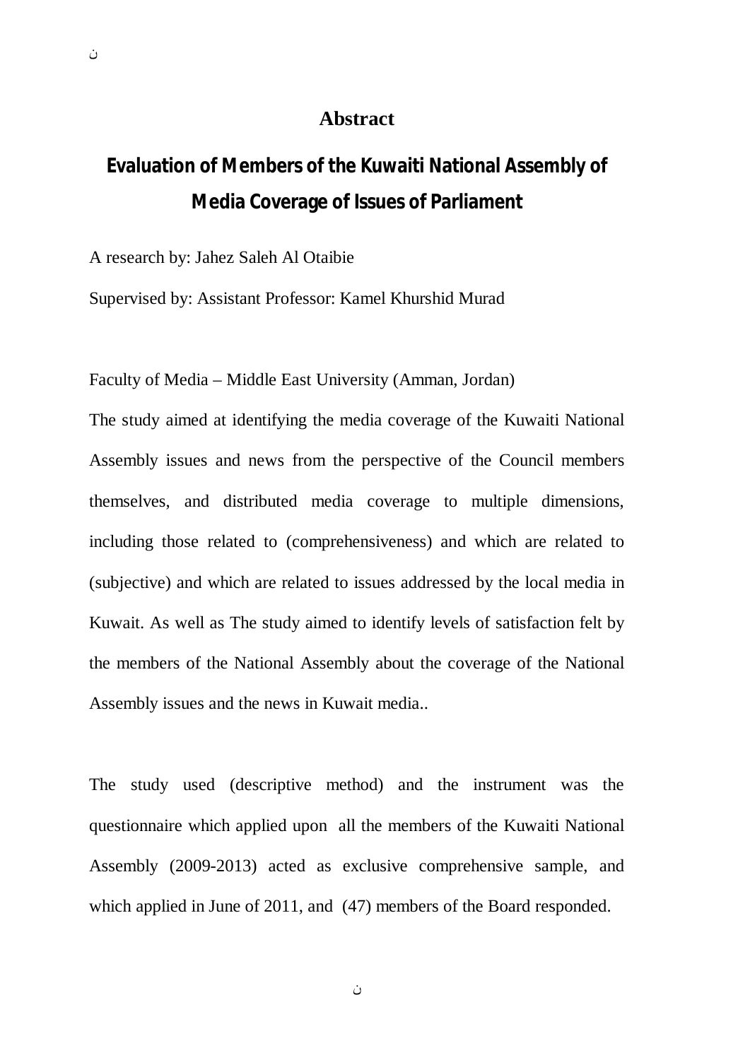# Abstract

## Evaluation of Members of the Kuwaiti National Assembly of Media Coverage of Issues of Parliament

A research by: Jahez Saleh Al Otaibie

Supervised by: Assistant Professor: Kamel Khurshid Murad

Faculty of Media – Middle East University (Amman, Jordan)

The study aimed at identifying the media coverage of the Kuwaiti National Assembly issues and news from the perspective of the Council members themselves, and distributed media coverage to multiple dimensions, including those related to (comprehensiveness) and which are related to (subjective) and which are related to issues addressed by the local media in Kuwait. As well as The study aimed to identify levels of satisfaction felt by the members of the National Assembly about the coverage of the National Assembly issues and the news in Kuwait media..

The study used (descriptive method) and the instrument was the questionnaire which applied upon all the members of the Kuwaiti National Assembly (2009-2013) acted as exclusive comprehensive sample, and which applied in June of 2011, and (47) members of the Board responded.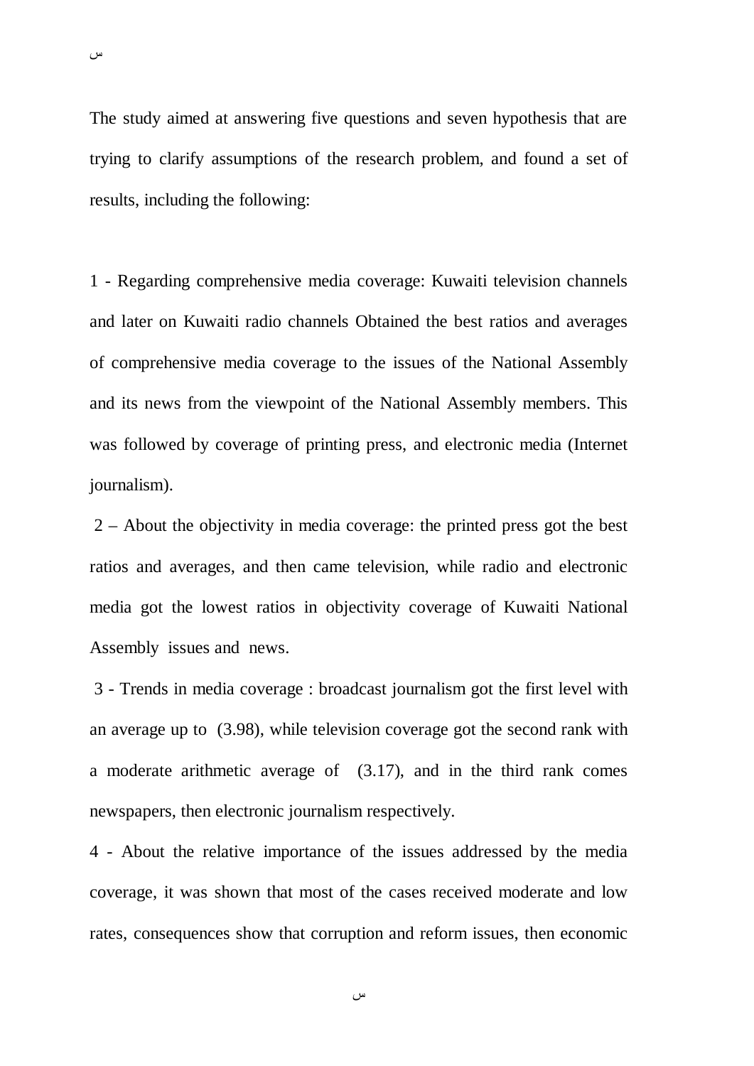The study aimed at answering five questions and seven hypothesis that are trying to clarify assumptions of the research problem, and found a set of results, including the following:

1 - Regarding comprehensive media coverage: Kuwaiti television channels and later on Kuwaiti radio channels Obtained the best ratios and averages of comprehensive media coverage to the issues of the National Assembly and its news from the viewpoint of the National Assembly members. This was followed by coverage of printing press, and electronic media (Internet journalism).

2 – About the objectivity in media coverage: the printed press got the best ratios and averages, and then came television, while radio and electronic media got the lowest ratios in objectivity coverage of Kuwaiti National Assembly issues and news.

3 - Trends in media coverage : broadcast journalism got the first level with an average up to (3.98), while television coverage got the second rank with a moderate arithmetic average of (3.17), and in the third rank comes newspapers, then electronic journalism respectively.

4 - About the relative importance of the issues addressed by the media coverage, it was shown that most of the cases received moderate and low rates, consequences show that corruption and reform issues, then economic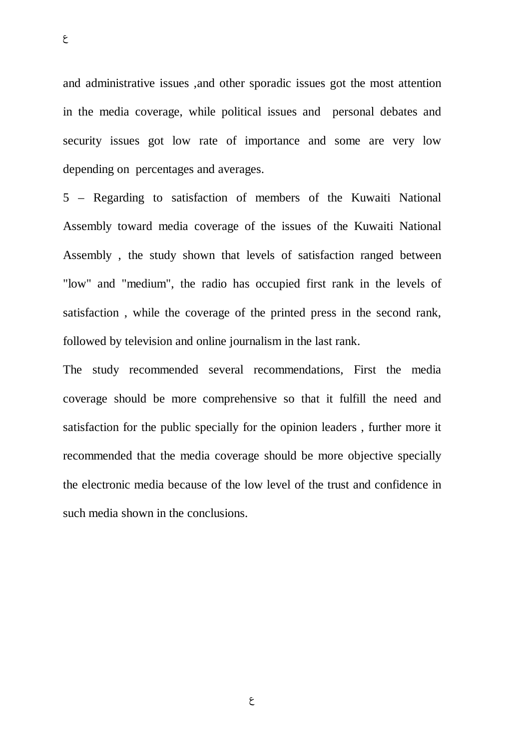and administrative issues ,and other sporadic issues got the most attention in the media coverage, while political issues and personal debates and security issues got low rate of importance and some are very low depending on percentages and averages.

5 – Regarding to satisfaction of members of the Kuwaiti National Assembly toward media coverage of the issues of the Kuwaiti National Assembly , the study shown that levels of satisfaction ranged between "low" and "medium", the radio has occupied first rank in the levels of satisfaction , while the coverage of the printed press in the second rank, followed by television and online journalism in the last rank.

The study recommended several recommendations, First the media coverage should be more comprehensive so that it fulfill the need and satisfaction for the public specially for the opinion leaders , further more it recommended that the media coverage should be more objective specially the electronic media because of the low level of the trust and confidence in such media shown in the conclusions.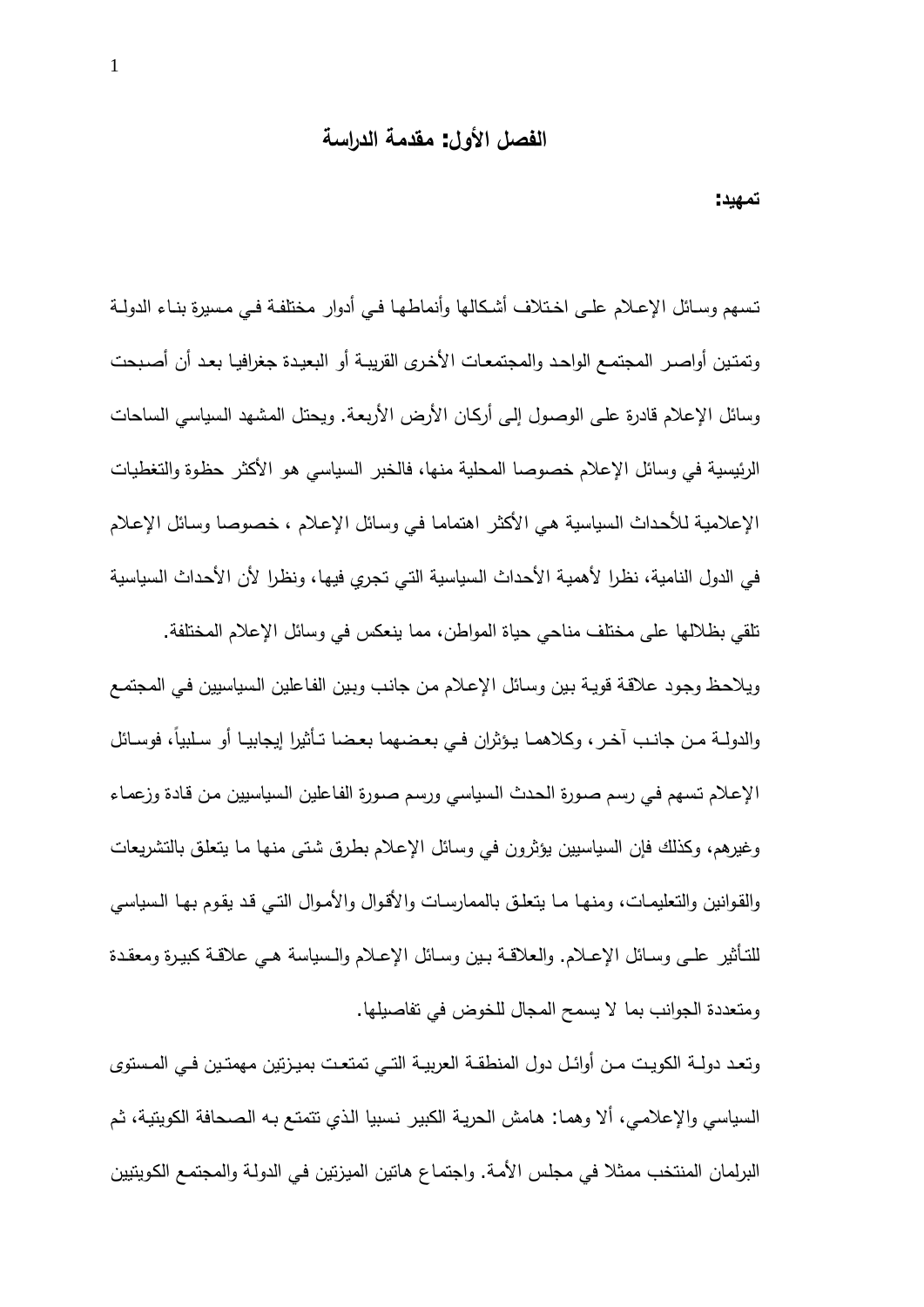# الفصل الأول: مقدمة الدراسة

**تمهيد:**

تسهم وسائل الإعلام على اختلاف أشكالها وأنماطها في أدوار مختلفة في مسيرة بناء الدولة وتمتين أواصر المجتمع الواحد والمجتمعات الأخرى القريبة أو البعيدة جغرافيا بعد أن أصبحت وسائل الإعلام قادرة على الوصول إلى أركان الأرض الأربعة. ويحتل المشهد السياسي الساحات الرئيسية في وسائل الإعلام خصوصا المحلية منها، فالخبر السياسي هو الأكثر حظوة والتغطيات الإعلامية للأحداث السياسية هي الأكثر اهتماما في وسائل الإعلام ، خصوصا وسائل الإعلام في الدول النامية، نظرا لأهمية الأحداث السياسية التي تجري فيها، ونظرا لأن الأحداث السياسية تلقي بظلالها على مختلف مناحي حياة المواطن، مما ينعكس في وسائل الإعلام المختلفة.

ويلاحظ وجود علاقة قوية بين وسائل الإعلام من جانب وبين الفاعلين السياسيين في المجتمع والدولة من جانب آخر، وكلاهما يؤثران في بعضهما بعضا تأثيرا إيجابيا أو سلبياً، فوسائل الإعلام تسهم في رسم صورة الحدث السياسي ورسم صورة الفاعلين السياسيين من قادة وزعماء وغيرهم، وكذلك فإن السياسيين يؤثرون في وسائل الإعلام بطرق شتى منها ما يتعلق بالتشريعات والقوانين والتعليمات، ومنها ما يتعلق بالممارسات والأقوال والأموال التي قد يقوم بها السياسي للتأثير على وسائل الإعلام. والعلاقة بين وسائل الإعلام والسياسة هي علاقة كبيرة ومعقدة ومتعددة الجوانب بما لا يسمح المجال للخوض في تفاصيلها.

وتعد دولة الكويت من أوائل دول المنطقة العربية التي تمتعت بميزتين مهمتين في المستوى السياسي والإعلامي، ألا وهما: هامش الحرية الكبير نسبيا الذي تتمتع به الصحافة الكويتية، ثم البرلمان المنتخب ممثلا في مجلس الأمة. واجتماع هاتين الميزتين في الدولة والمجتمع الكويتيين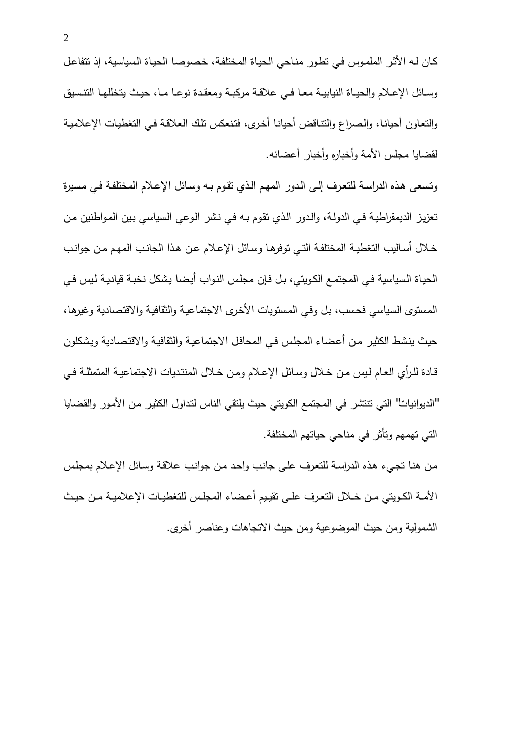كان لـه الأثر الملموس في تطور مناحي الحياة المختلفة، خصوصا الحياة السياسية، إذ تتفاعل وسائل الإعلام والحياة النيابية معا في علاقة مركبة ومعقدة نوعا ما، حيث يتخللها التنسيق والتعاون أحيانا، والصراع والتناقض أحيانا أخرى، فتنعكس تلك العلاقة في التغطيات الإعلامية لقضايا مجلس الأمة وأخباره وأخبار أعضائه.

وتسعى هذه الدراسة للتعرف إلى الدور المهم الذي تقوم بـه وسائل الإعلام المختلفة في مسيرة تعزيز الديمقراطية في الدولة، والدور الذي تقوم بـه في نشر الوعي السياسي بين المواطنين من خلال أساليب التغطية المختلفة التي توفرها وسائل الإعلام عن هذا الجانب المهم من جوانب الحياة السياسية في المجتمع الكويتي، بل فإن مجلس النواب أيضا يشكل نخبة قيادية ليس في المستوى السياسي فحسب، بل وفي المستويات الأخرى الاجتماعية والثقافية والاقتصادية وغيرها، حيث ينشط الكثير من أعضاء المجلس في المحافل الاجتماعية والثقافية والاقتصادية ويشكلون قادة للرأي العام ليس من خلال وسائل الإعلام ومن خلال المنتديات الاجتماعية المتمثلة في "الديوانيات" التي تنتشر في المجتمع الكويتي حيث يلتقي الناس لتداول الكثير من الأمور والقضايا التي تهمهم وتأثر في مناحي حياتهم المختلفة.

من هنا تجيء هذه الدراسة للتعرف على جانب واحد من جوانب علاقة وسائل الإعلام بمجلس الأمة الكويتي من خلال التعرف على تقييم أعضاء المجلس للتغطيات الإعلامية من حيث الشمولية ومن حيث الموضوعية ومن حيث الاتجاهات وعناصر أخرى.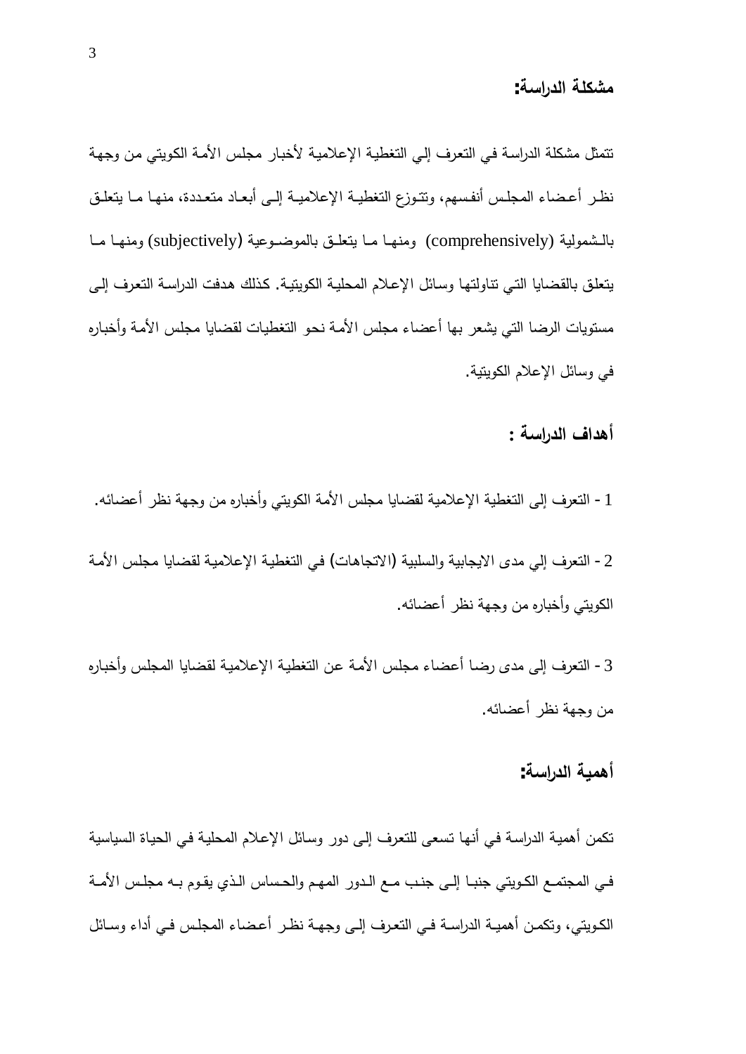## مشكلة الدراسة:

تتمثل مشكلة الدراسة في التعرف إلي التغطية الإعلامية لأخبار مجلس الأمة الكويتي من وجهة نظر أعضاء المجلس أنفسهم، وتتوزع التغطية الإعلامية إلى أبعاد متعددة، منها ما يتعلق بالشمولية (comprehensively) ومنها ما يتعلق بالموضوعية (subjectively) ومنها ما يتعلق بالقضايا التي تناولتها وسائل الإعلام المحلية الكويتية. كذلك هدفت الدراسة التعرف إلى مستويات الرضا التي يشعر بها أعضاء مجلس الأمة نحو التغطيات لقضايا مجلس الأمة وأخباره في وسائل الإعلام الكويتية.

## أهداف الدراسة :

1 - التعرف إلى التغطية الإعلامية لقضايا مجلس الأمة الكويتي وأخباره من وجهة نظر أعضائه.

2 - التعرف إلي مدى الايجابية والسلبية (الاتجاهات) في التغطية الإعلامية لقضايا مجلس الأمة الكويتي وأخباره من وجهة نظر أعضائه.

3 - التعرف إلى مدى رضا أعضاء مجلس الأمة عن التغطية الإعلامية لقضايا المجلس وأخباره من وجهة نظر أعضائه.

## أهمية الدراسة:

تكمن أهمية الدراسة في أنها تسعى للتعرف إلى دور وسائل الإعلام المحلية في الحياة السياسية في المجتمع الكويتي جنبا إلى جنب مع الدور المهم والحساس الذي يقوم به مجلس الأمة الكويتي، وتكمن أهمية الدراسة في التعرف إلى وجهة نظر أعضاء المجلس في أداء وسائل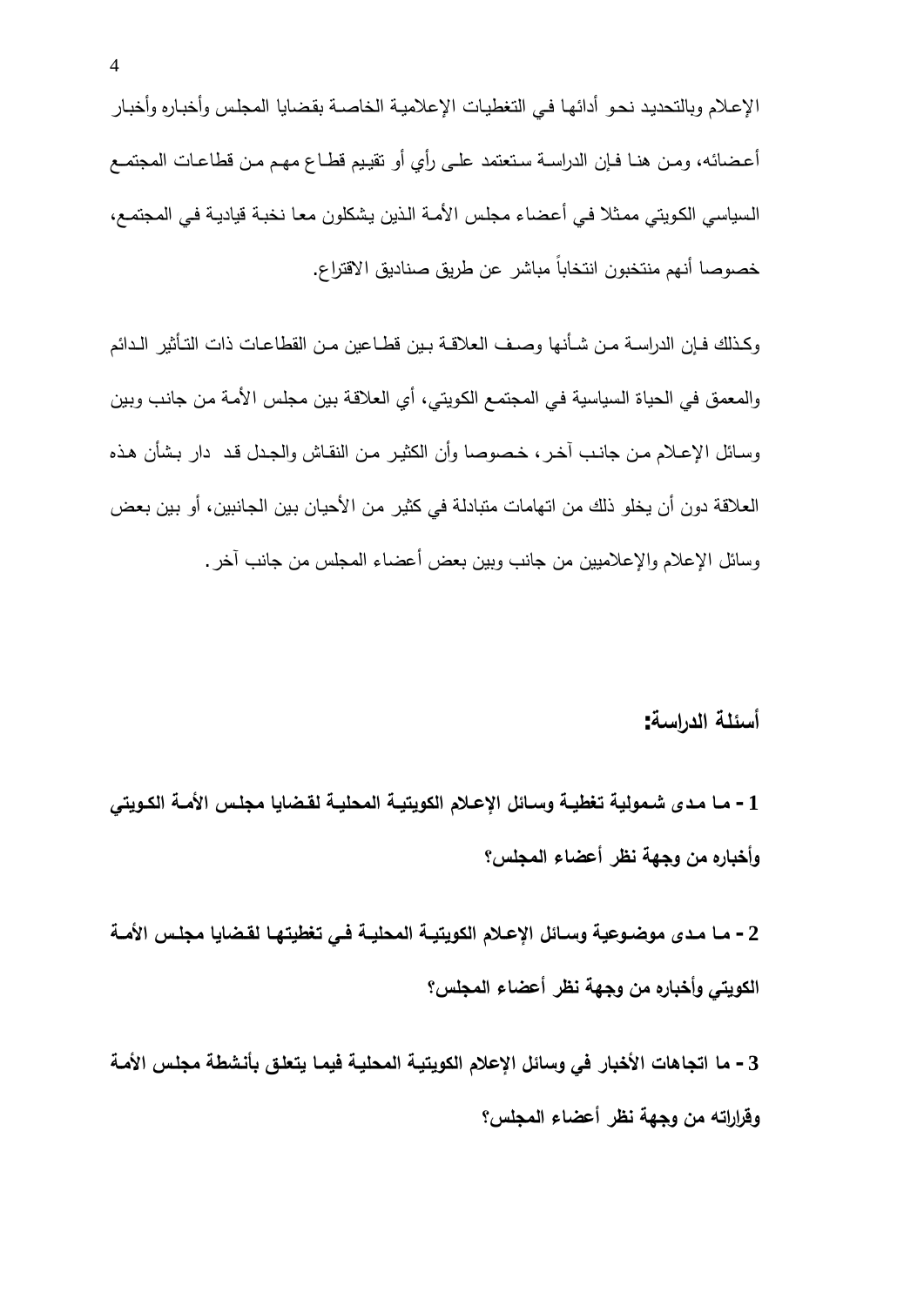الإعلام وبالتحديد نحو أدائها في التغطيات الإعلامية الخاصة بقضايا المجلس وأخباره وأخبار أعضائه، ومن هنا فإن الدراسة ستعتمد على رأي أو تقييم قطاع مهم من قطاعات المجتمع السياسي الكويتي ممثلا في أعضاء مجلس الأمة الذين يشكلون معا نخبة قيادية في المجتمع، خصوصا أنهم منتخبون انتخاباً مباشر عن طريق صناديق الاقتراع.

وكذلك فإن الدراسة من شأنها وصف العلاقة بين قطاعين من القطاعات ذات التأثير الدائم والمعمق في الحياة السياسية في المجتمع الكويتي، أي العلاقة بين مجلس الأمة من جانب وبين وسائل الإعلام من جانب آخر، خصوصا وأن الكثير من النقاش والجدل قد دار بشأن هذه العلاقة دون أن يخلو ذلك من اتهامات متبادلة في كثير من الأحيان بين الجانبين، أو بين بعض وسائل الإعلام والإعلاميين من جانب وبين بعض أعضاء المجلس من جانب آخر.

## أسئلة الدراسة:

**1 - ما مدى شمولية تغطية وسائل الإعلام الكويتية المحلية لقضايا مجلس الأمة الكويتي وأخباره من وجهة نظر أعضاء المجلس؟**

**2 - ما مدى موضوعية وسائل الإعلام الكويتية المحلية في تغطيتها لقضايا مجلس الأمة الكويتي وأخباره من وجهة نظر أعضاء المجلس؟**

**3 - ما اتجاهات الأخبار في وسائل الإعلام الكويتية المحلية فيما يتعلق بأنشطة مجلس الأمة وقراراته من وجهة نظر أعضاء المجلس؟**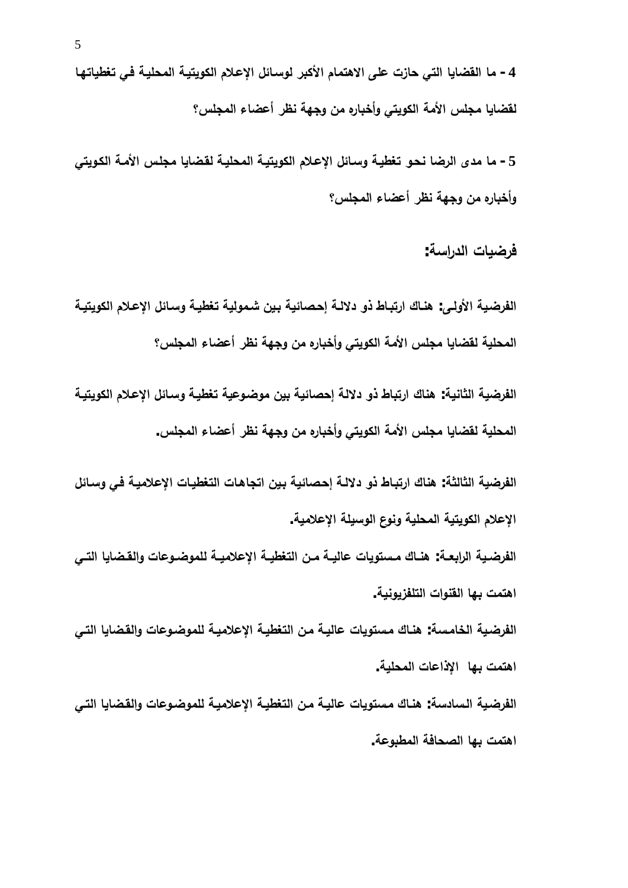**4 - ما القضايا التي حازت على الاهتمام الأكبر لوسائل الإعلام الكويتية المحلية في تغطياتها لقضايا مجلس الأمة الكويتي وأخباره من وجهة نظر أعضاء المجلس؟**

**5 - ما مدى الرضا نحو تغطية وسائل الإعلام الكويتية المحلية لقضايا مجلس الأمة الكويتي وأخباره من وجهة نظر أعضاء المجلس؟**

## فرضيات الدراسة:

**الفرضية الأولى: هناك ارتباط ذو دلالة إحصائية بين شمولية تغطية وسائل الإعلام الكويتية المحلية لقضايا مجلس الأمة الكويتي وأخباره من وجهة نظر أعضاء المجلس؟**

**الفرضية الثانية: هناك ارتباط ذو دلالة إحصائية بين موضوعية تغطية وسائل الإعلام الكويتية المحلية لقضايا مجلس الأمة الكويتي وأخباره من وجهة نظر أعضاء المجلس.**

**الفرضية الثالثة: هناك ارتباط ذو دلالة إحصائية بين اتجاهات التغطيات الإعلامية في وسائل الإعلام الكويتية المحلية ونوع الوسيلة الإعلامية.**

**الفرضية الرابعة: هناك مستويات عالية من التغطية الإعلامية للموضوعات والقضايا التي اهتمت بها القنوات التلفزيونية.**

**الفرضية الخامسة: هناك مستويات عالية من التغطية الإعلامية للموضوعات والقضايا التي اهتمت بها الإذاعات المحلية.**

**الفرضية السادسة: هناك مستويات عالية من التغطية الإعلامية للموضوعات والقضايا التي اهتمت بها الصحافة المطبوعة.**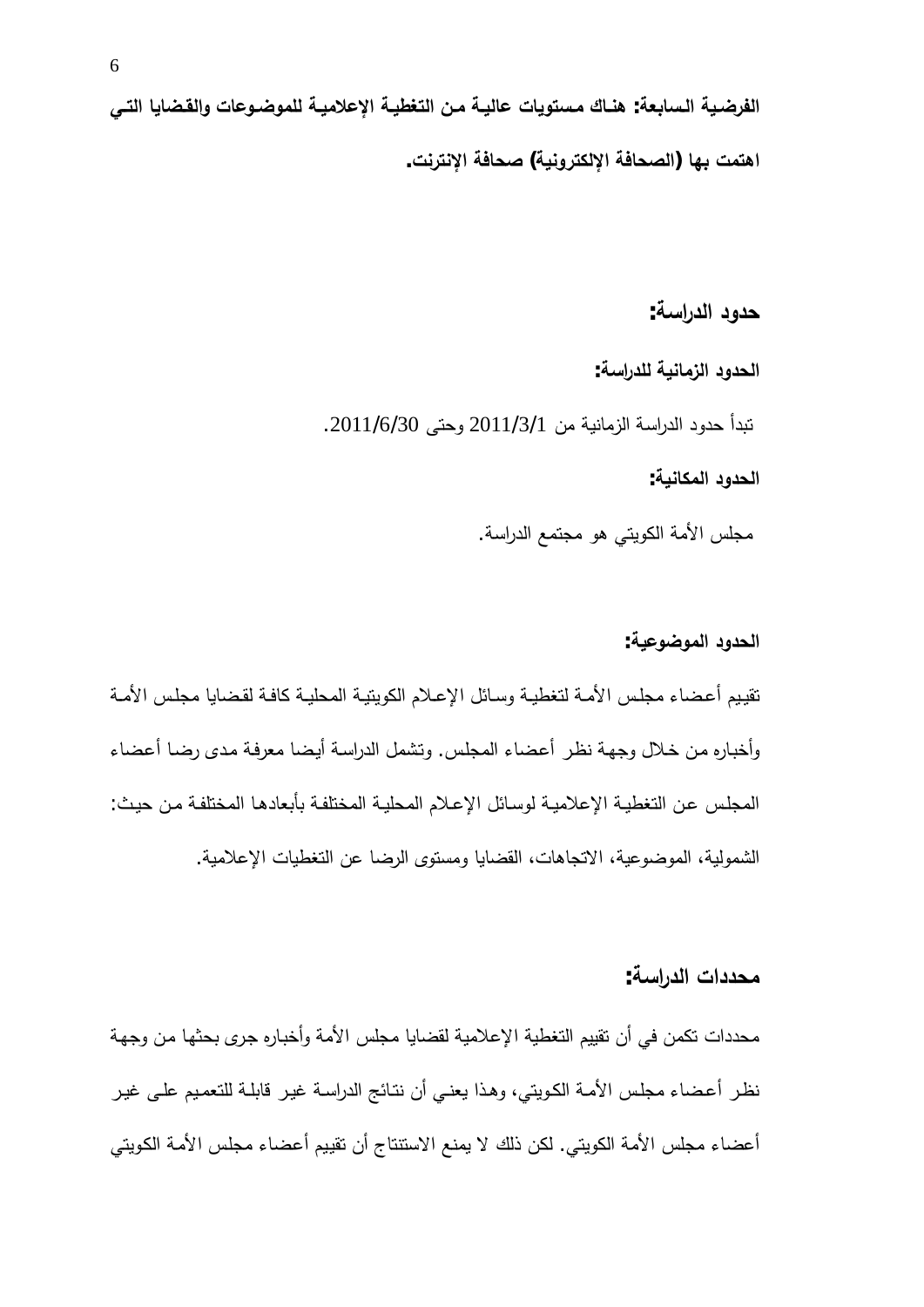**الفرضية السابعة: هناك مستويات عالية من التغطية الإعلامية للموضوعات والقضايا التي اهتمت بها (الصحافة الإلكترونية) صحافة الإنترنت.**

## حدود الدراسة:

### الحدود الزمانية للدراسة:

تبدأ حدود الدراسة الزمانية من 2011/3/1 وحتى 2011/6/30.

### الحدود المكانية:

مجلس الأمة الكويتي هو مجتمع الدراسة.

### الحدود الموضوعية:

تقييم أعضاء مجلس الأمة لتغطية وسائل الإعلام الكويتية المحلية كافة لقضايا مجلس الأمة وأخباره من خلال وجهة نظر أعضاء المجلس. وتشمل الدراسة أيضا معرفة مدى رضا أعضاء المجلس عن التغطية الإعلامية لوسائل الإعلام المحلية المختلفة بأبعادها المختلفة من حيث: الشمولية، الموضوعية، الاتجاهات، القضايا ومستوى الرضا عن التغطيات الإعلامية.

## محددات الدراسة:

محددات تكمن في أن تقييم التغطية الإعلامية لقضايا مجلس الأمة وأخباره جرى بحثها من وجهة نظر أعضاء مجلس الأمة الكويتي، وهذا يعني أن نتائج الدراسة غير قابلة للتعميم على غير أعضاء مجلس الأمة الكويتي. لكن ذلك لا يمنع الاستنتاج أن تقييم أعضاء مجلس الأمة الكويتي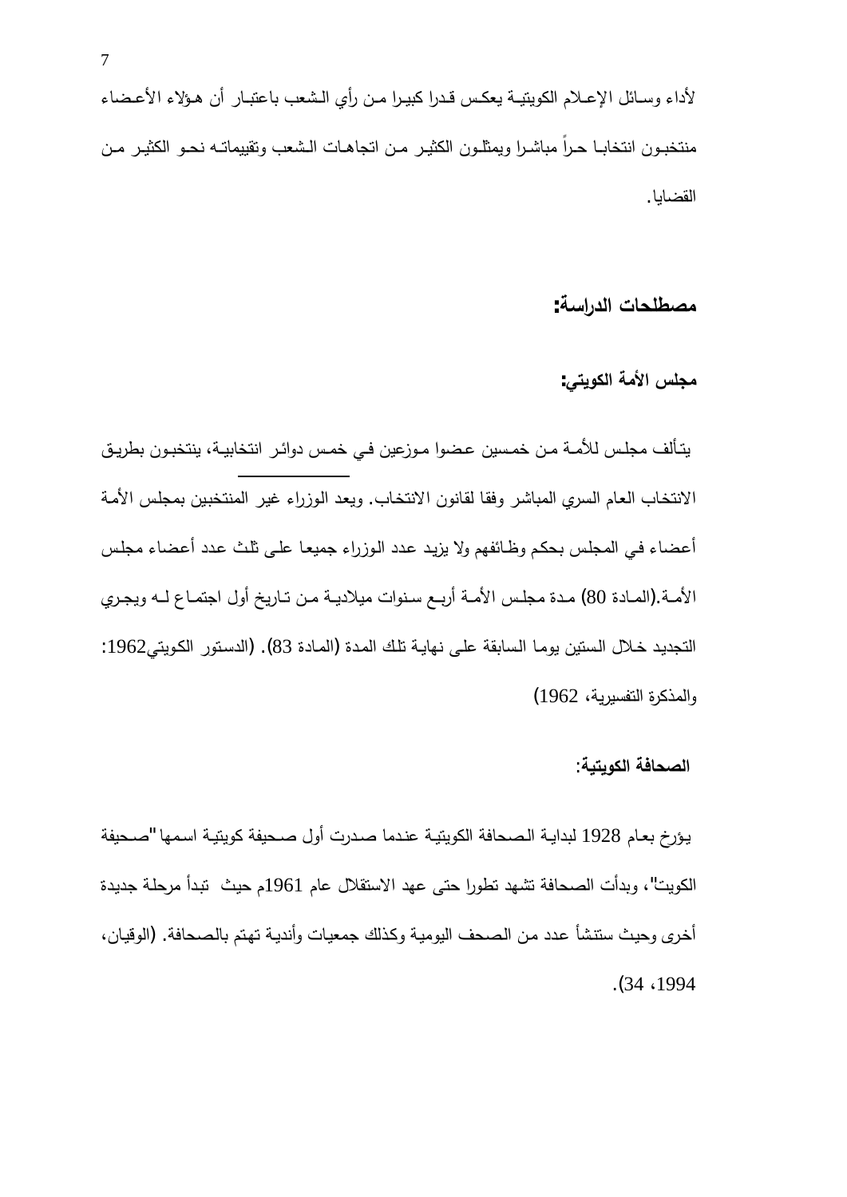لأداء وسائل الإعلام الكويتية يعكس قدرا كبيرا من رأي الشعب باعتبار أن هؤلاء الأعضاء منتخبون انتخابا حراً مباشرا ويمثلون الكثير من اتجاهات الشعب وتقييماته نحو الكثير من القضايا.

## مصطلحات الدراسة:

### مجلس الأمة الكويتي:

يتألف مجلس للأمة من خمسين عضوا موزعين في خمس دوائر انتخابية، ينتخبون بطريق الانتخاب العام السري المباشر وفقا لقانون الانتخاب. ويعد الوزراء غير المنتخبين بمجلس الأمة أعضاء في المجلس بحكم وظائفهم ولا يزيد عدد الوزراء جميعا على ثلث عدد أعضاء مجلس الأمة.(المادة 80) مدة مجلس الأمة أربع سنوات ميلادية من تاريخ أول اجتماع له ويجري التجديد خلال الستين يوما السابقة على نهاية تلك المدة (المادة 83). (الدستور الكويتي1962: والمذكرة التفسيرية، 1962)

### الصحافة الكويتية:

يؤرخ بعام 1928 لبداية الصحافة الكويتية عندما صدرت أول صحيفة كويتية اسمها "صحيفة الكويت"، وبدأت الصحافة تشهد تطورا حتى عهد الاستقلال عام 1961م حيث تبدأ مرحلة جديدة أخرى وحيث ستنشأ عدد من الصحف اليومية وكذلك جمعيات وأندية تهتم بالصحافة. (الوقيان، 1994، 34).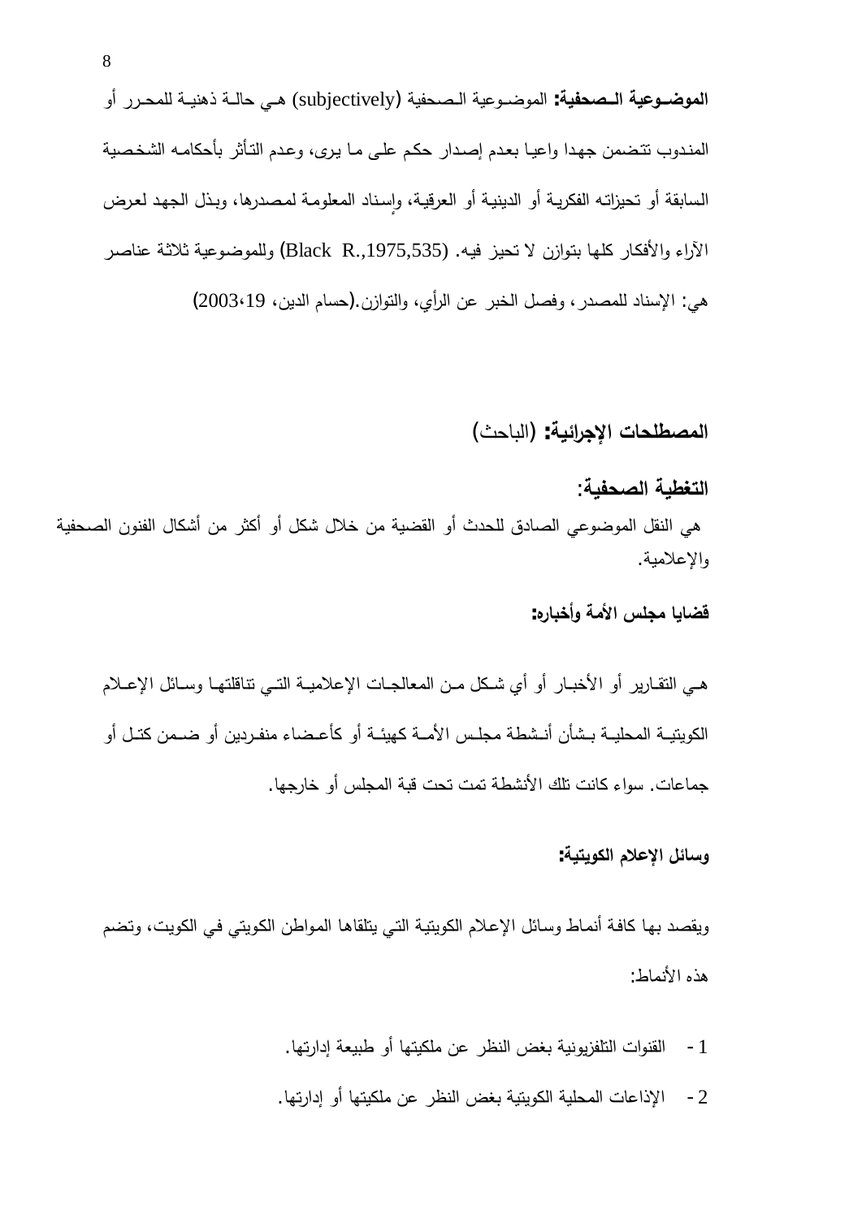**الموضوعية الصحفية:** الموضوعية الصحفية (subjectively) هي حالة ذهنية للمحرر أو المندوب تتضمن جهدا واعيا بعدم إصدار حكم على ما يرى، وعدم التأثر بأحكامه الشخصية السابقة أو تحيزاته الفكرية أو الدينية أو العرقية، وإسناد المعلومة لمصدرها، وبذل الجهد لعرض الآراء والأفكار كلها بتوازن لا تحيز فيه. (Black R.,1975,535) وللموضوعية ثلاثة عناصر هي: الإسناد للمصدر، وفصل الخبر عن الرأي، والتوازن.(حسام الدين، 19،2003)

## المصطلحات الإجرائية: (الباحث)

### التغطية الصحفية:

هي النقل الموضوعي الصادق للحدث أو القضية من خلال شكل أو أكثر من أشكال الفنون الصحفية والإعلامية.

### قضايا مجلس الأمة وأخباره:

هي التقارير أو الأخبار أو أي شكل من المعالجات الإعلامية التي تناقلتها وسائل الإعلام الكويتية المحلية بشأن أنشطة مجلس الأمة كهيئة أو كأعضاء منفردين أو ضمن كتل أو جماعات. سواء كانت تلك الأنشطة تمت تحت قبة المجلس أو خارجها.

### وسائل الإعلام الكويتية:

ويقصد بها كافة أنماط وسائل الإعلام الكويتية التي يتلقاها المواطن الكويتي في الكويت، وتضم هذه الأنماط:

1 - القنوات التلفزيونية بغض النظر عن ملكيتها أو طبيعة إدارتها.

2 - الإذاعات المحلية الكويتية بغض النظر عن ملكيتها أو إدارتها.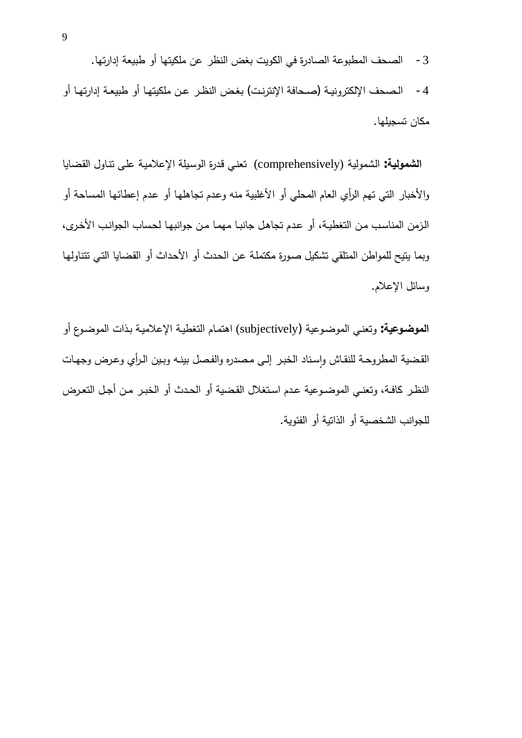3- الصحف المطبوعة الصادرة في الكويت بغض النظر عن ملكيتها أو طبيعة إدارتها.

4- الصحف الإلكترونية (صحافة الإنترنت) بغض النظر عن ملكيتها أو طبيعة إدارتها أو مكان تسجيلها.

**الشمولية:** الشمولية (comprehensively) تعني قدرة الوسيلة الإعلامية على تناول القضايا والأخبار التي تهم الرأي العام المحلي أو الأغلبية منه وعدم تجاهلها أو عدم إعطائها المساحة أو الزمن المناسب من التغطية، أو عدم تجاهل جانبا مهما من جوانبها لحساب الجوانب الأخرى، وبما يتيح للمواطن المتلقي تشكيل صورة مكتملة عن الحدث أو الأحداث أو القضايا التي تتناولها وسائل الإعلام.

**الموضوعية:** وتعني الموضوعية (subjectively) اهتمام التغطية الإعلامية بذات الموضوع أو القضية المطروحة للنقاش وإسناد الخبر إلى مصدره والفصل بينه وبين الرأي وعرض وجهات النظر كافة، وتعني الموضوعية عدم استغلال القضية أو الحدث أو الخبر من أجل التعرض للجوانب الشخصية أو الذاتية أو الفئوية.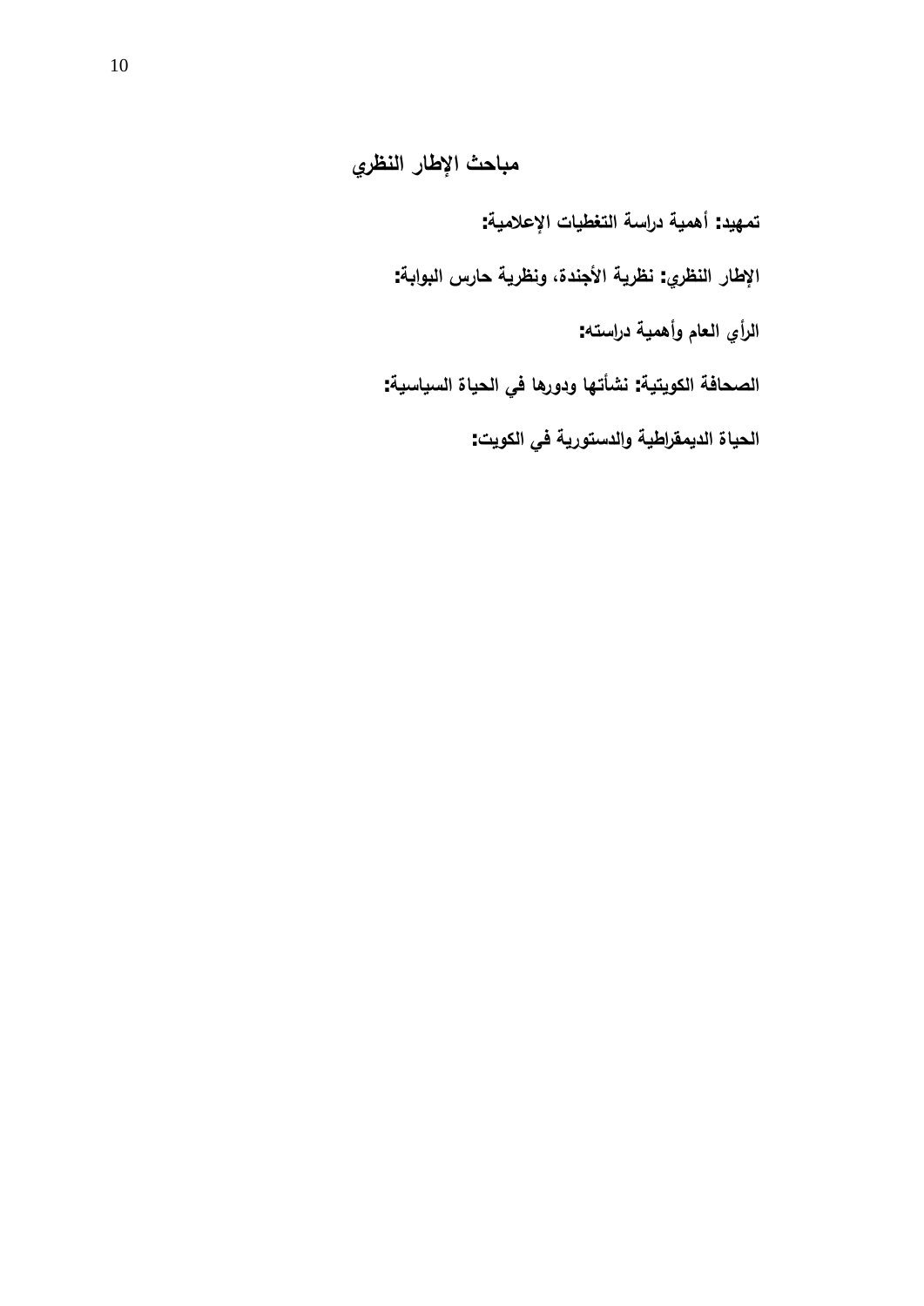## مباحث الإطار النظري

**تمهيد:** أهمية دراسة التغطيات الإعلامية:

**الإطار النظري:** نظرية الأجندة، ونظرية حارس البوابة:

**الرأي العام وأهمية دراسته:**

**الصحافة الكويتية:** نشأتها ودورها في الحياة السياسية:

**الحياة الديمقراطية والدستورية في الكويت:**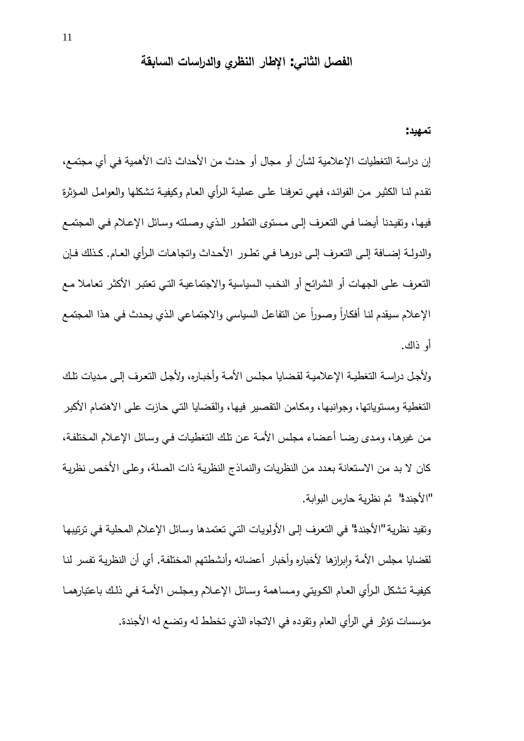# الفصل الثاني: الإطار النظري والدراسات السابقة

**تمهيد:**

إن دراسة التغطيات الإعلامية لشأن أو مجال أو حدث من الأحداث ذات الأهمية في أي مجتمع، تقدم لنا الكثير من الفوائد، فهي تعرفنا على عملية الرأي العام وكيفية تشكلها والعوامل المؤثرة فيها، وتفيدنا أيضا في التعرف إلى مستوى التطور الذي وصلته وسائل الإعلام في المجتمع والدولة إضافة إلى التعرف إلى دورها في تطور الأحداث واتجاهات الرأي العام. كذلك فإن التعرف على الجهات أو الشرائح أو النخب السياسية والاجتماعية التي تعتبر الأكثر تعاملا مع الإعلام سيقدم لنا أفكاراً وصوراً عن التفاعل السياسي والاجتماعي الذي يحدث في هذا المجتمع أو ذاك.

ولأجل دراسة التغطية الإعلامية لقضايا مجلس الأمة وأخباره، ولأجل التعرف إلى مديات تلك التغطية ومستوياتها، وجوانبها، ومكامن التقصير فيها، والقضايا التي حازت على الاهتمام الأكبر من غيرها، ومدى رضا أعضاء مجلس الأمة عن تلك التغطيات في وسائل الإعلام المختلفة، كان لا بد من الاستعانة بعدد من النظريات والنماذج النظرية ذات الصلة، وعلى الأخص نظرية "الأجندة" ثم نظرية حارس البوابة.

وتفيد نظرية "الأجندة" في التعرف إلى الأولويات التي تعتمدها وسائل الإعلام المحلية في ترتيبها لقضايا مجلس الأمة وإبرازها لأخباره وأخبار أعضائه وأنشطتهم المختلفة. أي أن النظرية تفسر لنا كيفية تشكل الرأي العام الكويتي ومساهمة وسائل الإعلام ومجلس الأمة في ذلك باعتبارهما مؤسسات تؤثر في الرأي العام وتقوده في الاتجاه الذي تخطط له وتضع له الأجندة.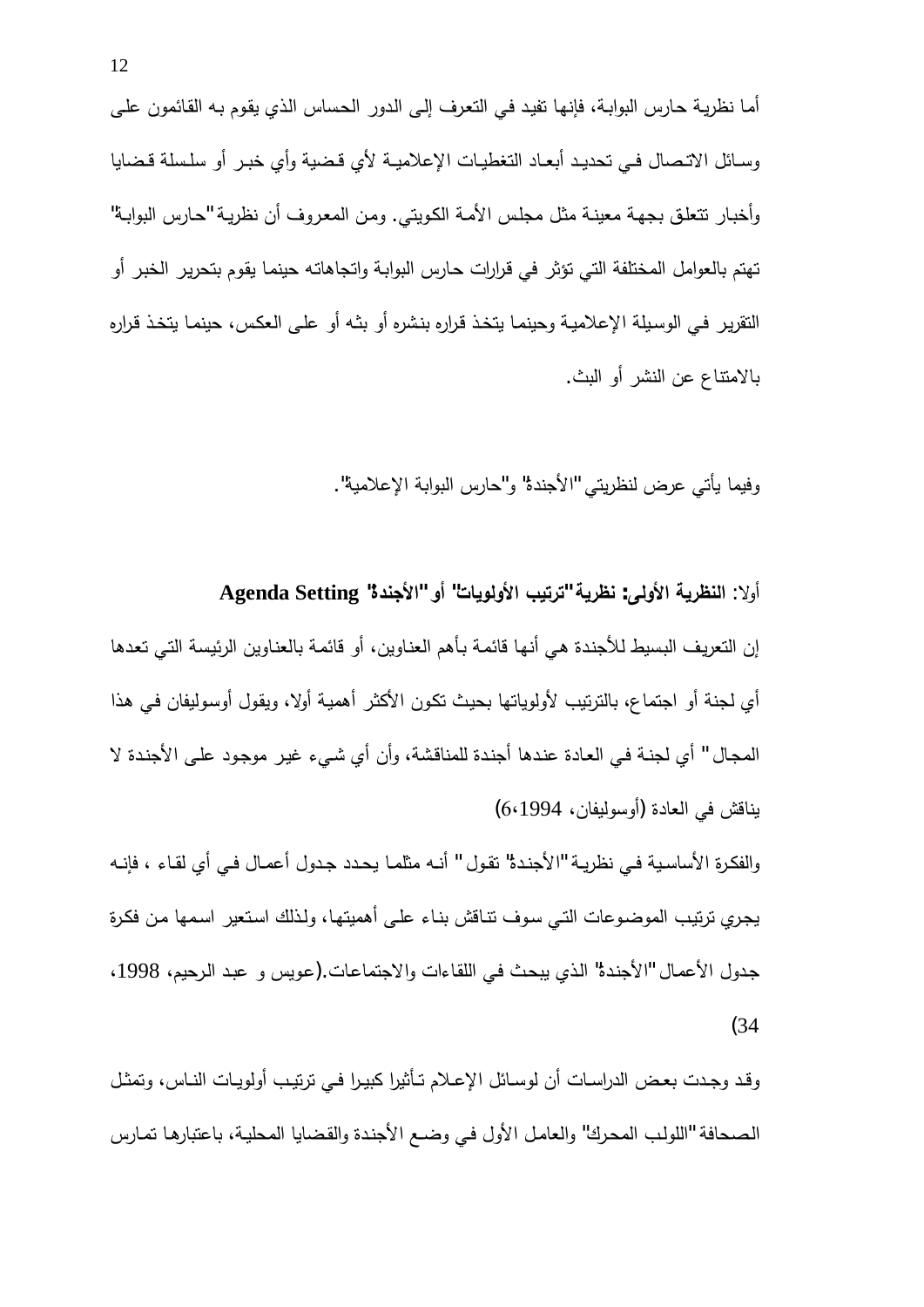أما نظرية حارس البوابة، فإنها تفيد في التعرف إلى الدور الحساس الذي يقوم به القائمون على وسائل الاتصال في تحديد أبعاد التغطيات الإعلامية لأي قضية وأي خبر أو سلسلة قضايا وأخبار تتعلق بجهة معينة مثل مجلس الأمة الكويتي. ومن المعروف أن نظرية "حارس البوابة" تهتم بالعوامل المختلفة التي تؤثر في قرارات حارس البوابة واتجاهاته حينما يقوم بتحرير الخبر أو التقرير في الوسيلة الإعلامية وحينما يتخذ قراره بنشره أو بثه أو على العكس، حينما يتخذ قراره بالامتناع عن النشر أو البث.

وفيما يأتي عرض لنظريتي "الأجندة" و"حارس البوابة الإعلامية".

**أولا: النظرية الأولى: نظرية "ترتيب الأولويات" أو "الأجندة" Agenda Setting**

إن التعريف البسيط للأجندة هي أنها قائمة بأهم العناوين، أو قائمة بالعناوين الرئيسة التي تعدها أي لجنة أو اجتماع، بالترتيب لأولوياتها بحيث تكون الأكثر أهمية أولا، ويقول أوسوليفان في هذا المجال" أي لجنة في العادة عندها أجندة للمناقشة، وأن أي شيء غير موجود على الأجندة لا يناقش في العادة (أوسوليفان، 1994،6)

والفكرة الأساسية في نظرية "الأجندة" تقول" أنه مثلما يحدد جدول أعمال في أي لقاء ، فإنه يجري ترتيب الموضوعات التي سوف تناقش بناء على أهميتها، ولذلك استعير اسمها من فكرة جدول الأعمال "الأجندة" الذي يبحث في اللقاءات والاجتماعات.(عويس و عبد الرحيم، 1998، 34)

وقد وجدت بعض الدراسات أن لوسائل الإعلام تأثيرا كبيرا في ترتيب أولويات الناس، وتمثل الصحافة "اللولب المحرك" والعامل الأول في وضع الأجندة والقضايا المحلية، باعتبارها تمارس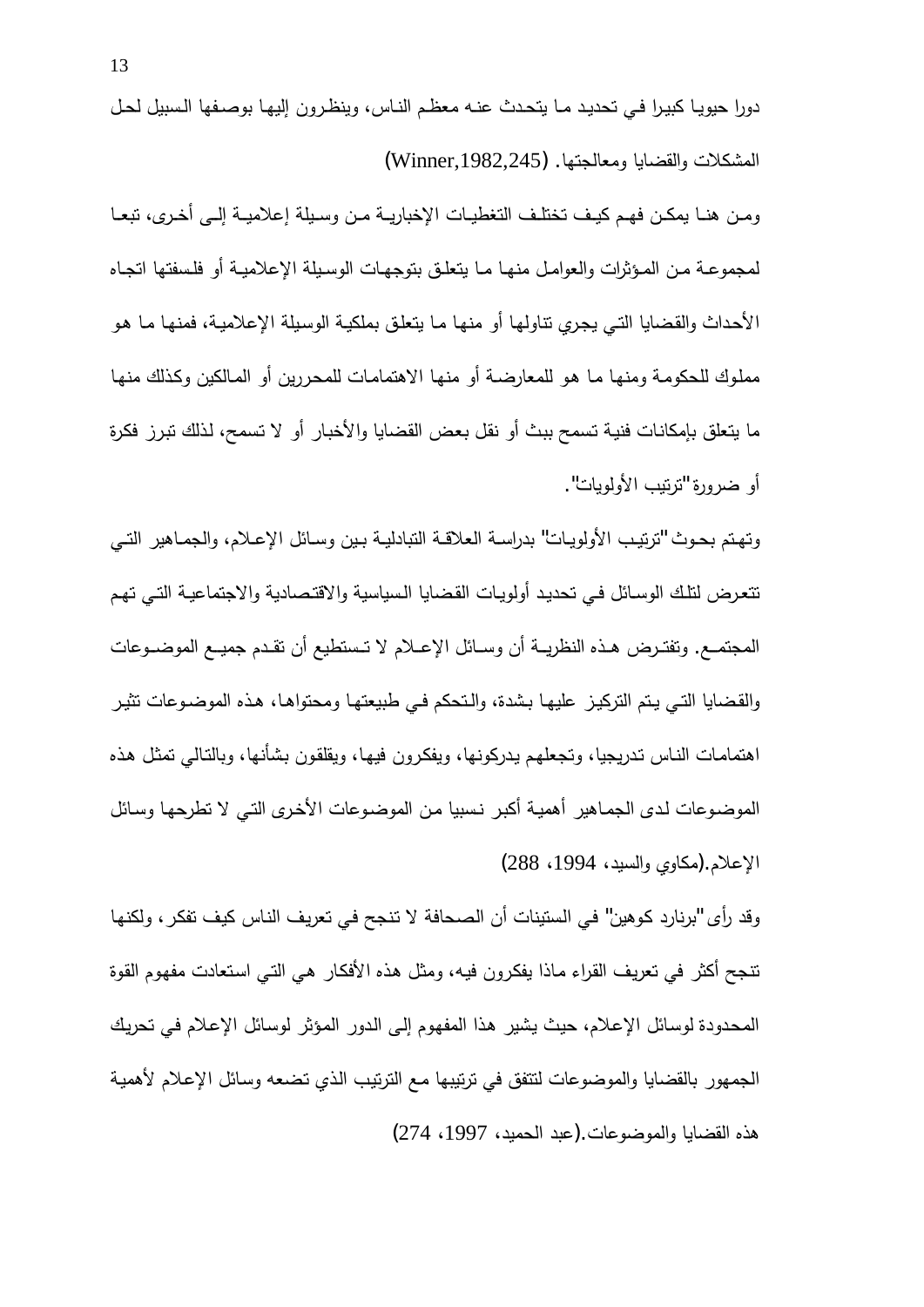دورا حيويا كبيرا في تحديد ما يتحدث عنه معظم الناس، وينظرون إليها بوصفها السبيل لحل المشكلات والقضايا ومعالجتها. (Winner,1982,245)

ومن هنا يمكن فهم كيف تختلف التغطيات الإخبارية من وسيلة إعلامية إلى أخرى، تبعا لمجموعة من المؤثرات والعوامل منها ما يتعلق بتوجهات الوسيلة الإعلامية أو فلسفتها اتجاه الأحداث والقضايا التي يجري تناولها أو منها ما يتعلق بملكية الوسيلة الإعلامية، فمنها ما هو مملوك للحكومة ومنها ما هو للمعارضة أو منها الاهتمامات للمحررين أو المالكين وكذلك منها ما يتعلق بإمكانات فنية تسمح ببث أو نقل بعض القضايا والأخبار أو لا تسمح، لذلك تبرز فكرة أو ضرورة "ترتيب الأولويات".

وتهتم بحوث "ترتيب الأولويات" بدراسة العلاقة التبادلية بين وسائل الإعلام، والجماهير التي تتعرض لتلك الوسائل في تحديد أولويات القضايا السياسية والاقتصادية والاجتماعية التي تهم المجتمع. وتفترض هذه النظرية أن وسائل الإعلام لا تستطيع أن تقدم جميع الموضوعات والقضايا التي يتم التركيز عليها بشدة، والتحكم في طبيعتها ومحتواها، هذه الموضوعات تثير اهتمامات الناس تدريجيا، وتجعلهم يدركونها، ويفكرون فيها، ويقلقون بشأنها، وبالتالي تمثل هذه الموضوعات لدى الجماهير أهمية أكبر نسبيا من الموضوعات الأخرى التي لا تطرحها وسائل الإعلام.(مكاوي والسيد، 1994، 288)

وقد رأى "برنارد كوهين" في الستينات أن الصحافة لا تنجح في تعريف الناس كيف تفكر، ولكنها تنجح أكثر في تعريف القراء ماذا يفكرون فيه، ومثل هذه الأفكار هي التي استعادت مفهوم القوة المحدودة لوسائل الإعلام، حيث يشير هذا المفهوم إلى الدور المؤثر لوسائل الإعلام في تحريك الجمهور بالقضايا والموضوعات لتتفق في ترتيبها مع الترتيب الذي تضعه وسائل الإعلام لأهمية هذه القضايا والموضوعات.(عبد الحميد، 1997، 274)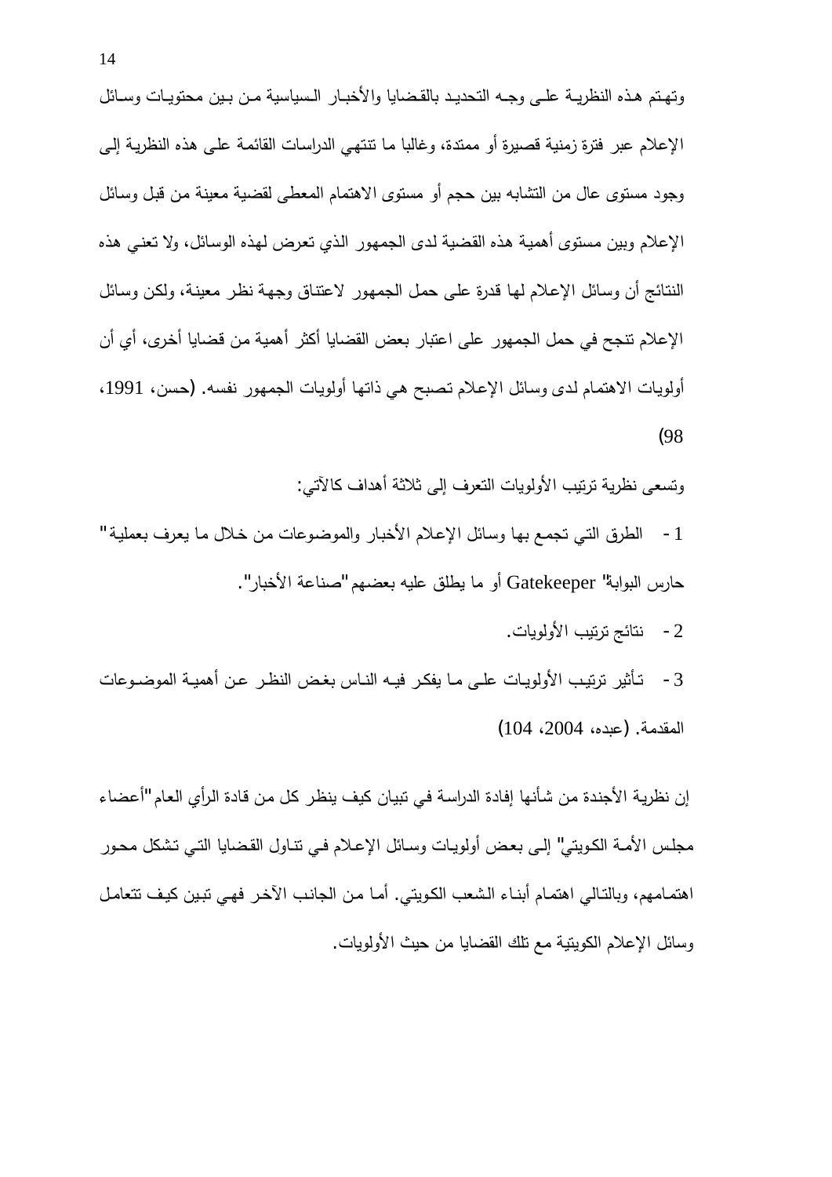وتهتم هذه النظرية على وجه التحديد بالقضايا والأخبار السياسية من بين محتويات وسائل الإعلام عبر فترة زمنية قصيرة أو ممتدة، وغالبا ما تنتهي الدراسات القائمة على هذه النظرية إلى وجود مستوى عال من التشابه بين حجم أو مستوى الاهتمام المعطى لقضية معينة من قبل وسائل الإعلام وبين مستوى أهمية هذه القضية لدى الجمهور الذي تعرض لهذه الوسائل، ولا تعني هذه النتائج أن وسائل الإعلام لها قدرة على حمل الجمهور لاعتناق وجهة نظر معينة، ولكن وسائل الإعلام تنجح في حمل الجمهور على اعتبار بعض القضايا أكثر أهمية من قضايا أخرى، أي أن أولويات الاهتمام لدى وسائل الإعلام تصبح هي ذاتها أولويات الجمهور نفسه. (حسن، 1991، 98)

وتسعى نظرية ترتيب الأولويات التعرف إلى ثلاثة أهداف كالآتي:

1 - الطرق التي تجمع بها وسائل الإعلام الأخبار والموضوعات من خلال ما يعرف بعملية "حارس البوابة" Gatekeeper أو ما يطلق عليه بعضهم "صناعة الأخبار".

2 - نتائج ترتيب الأولويات.

3 - تأثير ترتيب الأولويات على ما يفكر فيه الناس بغض النظر عن أهمية الموضوعات المقدمة. (عبده، 2004، 104)

إن نظرية الأجندة من شأنها إفادة الدراسة في تبيان كيف ينظر كل من قادة الرأي العام "أعضاء مجلس الأمة الكويتي" إلى بعض أولويات وسائل الإعلام في تناول القضايا التي تشكل محور اهتمامهم، وبالتالي اهتمام أبناء الشعب الكويتي. أما من الجانب الآخر فهي تبين كيف تتعامل وسائل الإعلام الكويتية مع تلك القضايا من حيث الأولويات.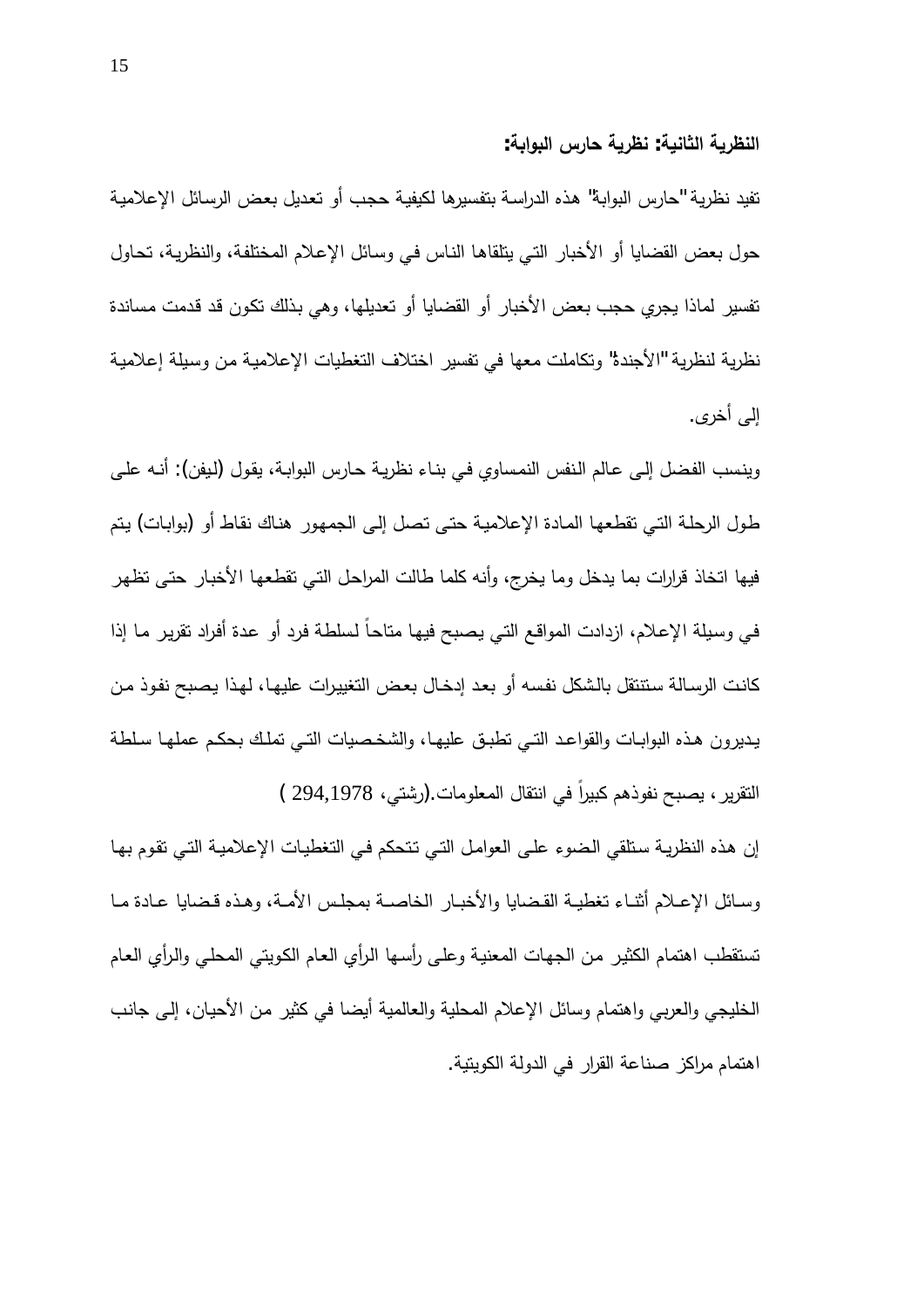**النظرية الثانية: نظرية حارس البوابة:**

تفيد نظرية "حارس البوابة" هذه الدراسة بتفسيرها لكيفية حجب أو تعديل بعض الرسائل الإعلامية حول بعض القضايا أو الأخبار التي يتلقاها الناس في وسائل الإعلام المختلفة، والنظرية، تحاول تفسير لماذا يجري حجب بعض الأخبار أو القضايا أو تعديلها، وهي بذلك تكون قد قدمت مساندة نظرية لنظرية "الأجندة" وتكاملت معها في تفسير اختلاف التغطيات الإعلامية من وسيلة إعلامية إلى أخرى.

وينسب الفضل إلى عالم النفس النمساوي في بناء نظرية حارس البوابة، يقول (ليفن): أنه على طول الرحلة التي تقطعها المادة الإعلامية حتى تصل إلى الجمهور هناك نقاط أو (بوابات) يتم فيها اتخاذ قرارات بما يدخل وما يخرج، وأنه كلما طالت المراحل التي تقطعها الأخبار حتى تظهر في وسيلة الإعلام، ازدادت المواقع التي يصبح فيها متاحاً لسلطة فرد أو عدة أفراد تقرير ما إذا كانت الرسالة ستنتقل بالشكل نفسه أو بعد إدخال بعض التغييرات عليها، لهذا يصبح نفوذ من يديرون هذه البوابات والقواعد التي تطبق عليها، والشخصيات التي تملك بحكم عملها سلطة التقرير، يصبح نفوذهم كبيراً في انتقال المعلومات.(رشتي، 294,1978 )

إن هذه النظرية ستلقي الضوء على العوامل التي تتحكم في التغطيات الإعلامية التي تقوم بها وسائل الإعلام أثناء تغطية القضايا والأخبار الخاصة بمجلس الأمة، وهذه قضايا عادة ما تستقطب اهتمام الكثير من الجهات المعنية وعلى رأسها الرأي العام الكويتي المحلي والرأي العام الخليجي والعربي واهتمام وسائل الإعلام المحلية والعالمية أيضا في كثير من الأحيان، إلى جانب اهتمام مراكز صناعة القرار في الدولة الكويتية.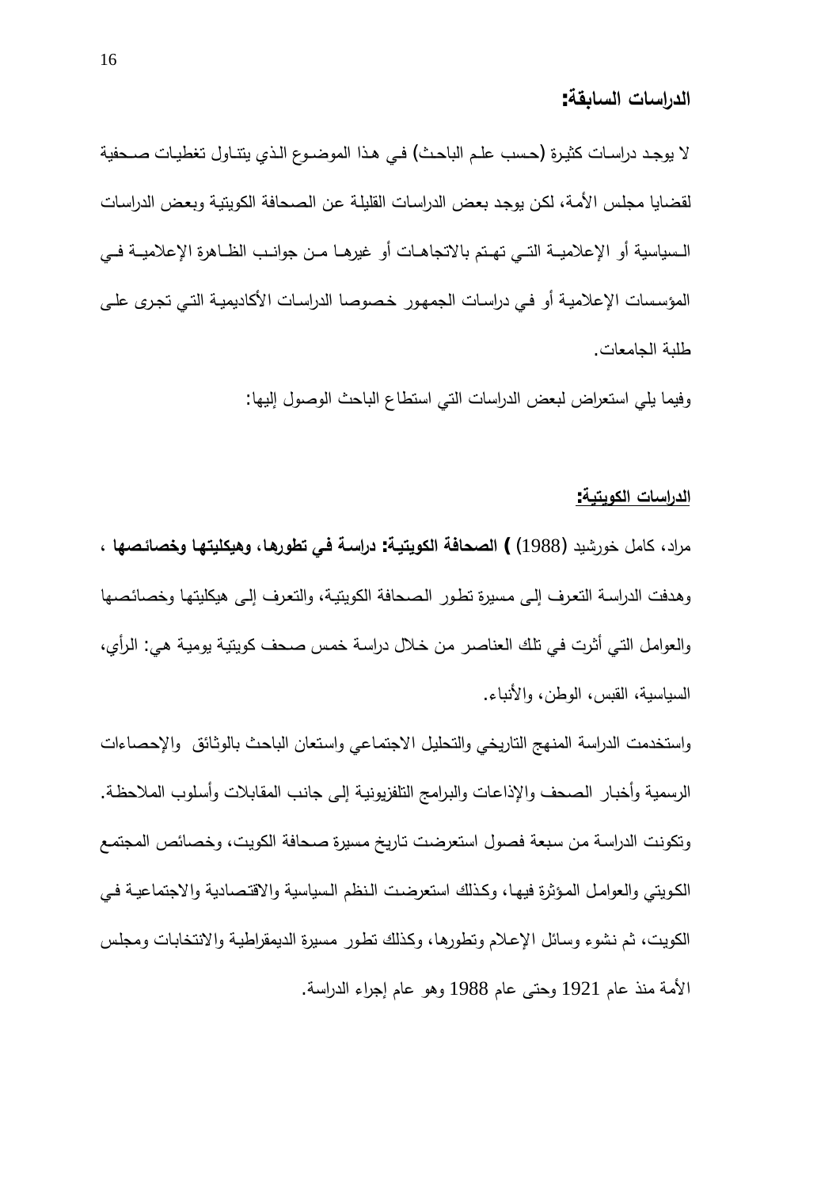## الدراسات السابقة:

لا يوجد دراسات كثيرة (حسب علم الباحث) في هذا الموضوع الذي يتناول تغطيات صحفية لقضايا مجلس الأمة، لكن يوجد بعض الدراسات القليلة عن الصحافة الكويتية وبعض الدراسات السياسية أو الإعلامية التي تهتم بالاتجاهات أو غيرها من جوانب الظاهرة الإعلامية في المؤسسات الإعلامية أو في دراسات الجمهور خصوصا الدراسات الأكاديمية التي تجرى على طلبة الجامعات.

وفيما يلي استعراض لبعض الدراسات التي استطاع الباحث الوصول إليها:

### الدراسات الكويتية:

مراد، كامل خورشيد (1988) ) **الصحافة الكويتية: دراسة في تطورها، وهيكليتها وخصائصها** ، وهدفت الدراسة التعرف إلى مسيرة تطور الصحافة الكويتية، والتعرف إلى هيكليتها وخصائصها والعوامل التي أثرت في تلك العناصر من خلال دراسة خمس صحف كويتية يومية هي: الرأي، السياسية، القبس، الوطن، والأنباء.

واستخدمت الدراسة المنهج التاريخي والتحليل الاجتماعي واستعان الباحث بالوثائق والإحصاءات الرسمية وأخبار الصحف والإذاعات والبرامج التلفزيونية إلى جانب المقابلات وأسلوب الملاحظة. وتكونت الدراسة من سبعة فصول استعرضت تاريخ مسيرة صحافة الكويت، وخصائص المجتمع الكويتي والعوامل المؤثرة فيها، وكذلك استعرضت النظم السياسية والاقتصادية والاجتماعية في الكويت، ثم نشوء وسائل الإعلام وتطورها، وكذلك تطور مسيرة الديمقراطية والانتخابات ومجلس الأمة منذ عام 1921 وحتى عام 1988 وهو عام إجراء الدراسة.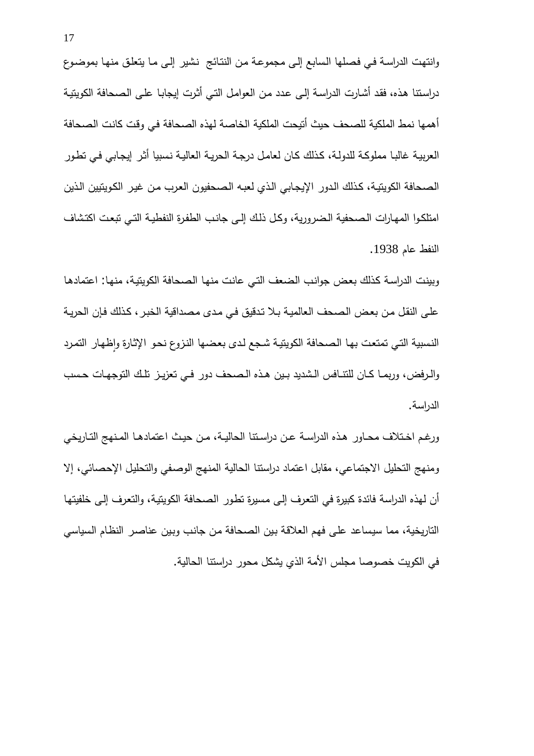وانتهت الدراسة في فصلها السابع إلى مجموعة من النتائج نشير إلى ما يتعلق منها بموضوع دراستنا هذه، فقد أشارت الدراسة إلى عدد من العوامل التي أثرت إيجابا على الصحافة الكويتية أهمها نمط الملكية للصحف حيث أتيحت الملكية الخاصة لهذه الصحافة في وقت كانت الصحافة العربية غالبا مملوكة للدولة، كذلك كان لعامل درجة الحرية العالية نسبيا أثر إيجابي في تطور الصحافة الكويتية، كذلك الدور الإيجابي الذي لعبه الصحفيون العرب من غير الكويتيين الذين امتلكوا المهارات الصحفية الضرورية، وكل ذلك إلى جانب الطفرة النفطية التي تبعت اكتشاف النفط عام 1938.

وبينت الدراسة كذلك بعض جوانب الضعف التي عانت منها الصحافة الكويتية، منها: اعتمادها على النقل من بعض الصحف العالمية بلا تدقيق في مدى مصداقية الخبر، كذلك فإن الحرية النسبية التي تمتعت بها الصحافة الكويتية شجع لدى بعضها النزوع نحو الإثارة وإظهار التمرد والرفض، وربما كان للتنافس الشديد بين هذه الصحف دور في تعزيز تلك التوجهات حسب الدراسة.

ورغم اختلاف محاور هذه الدراسة عن دراستنا الحالية، من حيث اعتمادها المنهج التاريخي ومنهج التحليل الاجتماعي، مقابل اعتماد دراستنا الحالية المنهج الوصفي والتحليل الإحصائي، إلا أن لهذه الدراسة فائدة كبيرة في التعرف إلى مسيرة تطور الصحافة الكويتية، والتعرف إلى خلفيتها التاريخية، مما سيساعد على فهم العلاقة بين الصحافة من جانب وبين عناصر النظام السياسي في الكويت خصوصا مجلس الأمة الذي يشكل محور دراستنا الحالية.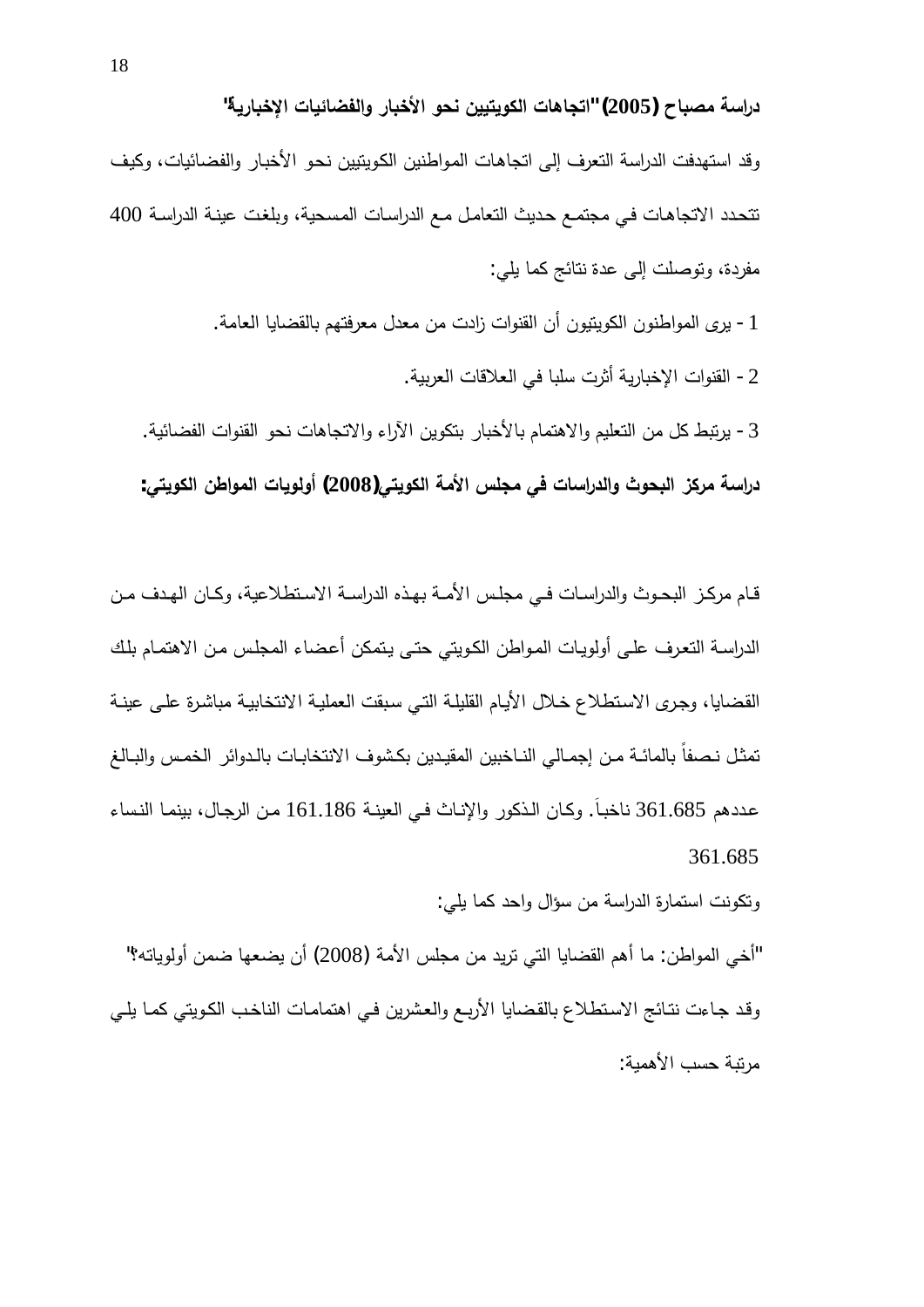**دراسة مصباح (2005) "اتجاهات الكويتيين نحو الأخبار والفضائيات الإخبارية"**

وقد استهدفت الدراسة التعرف إلى اتجاهات المواطنين الكويتيين نحو الأخبار والفضائيات، وكيف تتحدد الاتجاهات في مجتمع حديث التعامل مع الدراسات المسحية، وبلغت عينة الدراسة 400 مفردة، وتوصلت إلى عدة نتائج كما يلي:

1 - يرى المواطنون الكويتيون أن القنوات زادت من معدل معرفتهم بالقضايا العامة.

2 - القنوات الإخبارية أثرت سلبا في العلاقات العربية.

3 - يرتبط كل من التعليم والاهتمام بالأخبار بتكوين الآراء والاتجاهات نحو القنوات الفضائية.

**دراسة مركز البحوث والدراسات في مجلس الأمة الكويتي(2008) أولويات المواطن الكويتي:**

قام مركز البحوث والدراسات في مجلس الأمة بهذه الدراسة الاستطلاعية، وكان الهدف من الدراسة التعرف على أولويات المواطن الكويتي حتى يتمكن أعضاء المجلس من الاهتمام بلك القضايا، وجرى الاستطلاع خلال الأيام القليلة التي سبقت العملية الانتخابية مباشرة على عينة تمثل نصفاً بالمائة من إجمالي الناخبين المقيدين بكشوف الانتخابات بالدوائر الخمس والبالغ عددهم 361.685 ناخباَ. وكان الذكور والإناث في العينة 161.186 من الرجال، بينما النساء 361.685

وتكونت استمارة الدراسة من سؤال واحد كما يلي:

"أخي المواطن: ما أهم القضايا التي تريد من مجلس الأمة (2008) أن يضعها ضمن أولوياته؟"

وقد جاءت نتائج الاستطلاع بالقضايا الأربع والعشرين في اهتمامات الناخب الكويتي كما يلي مرتبة حسب الأهمية: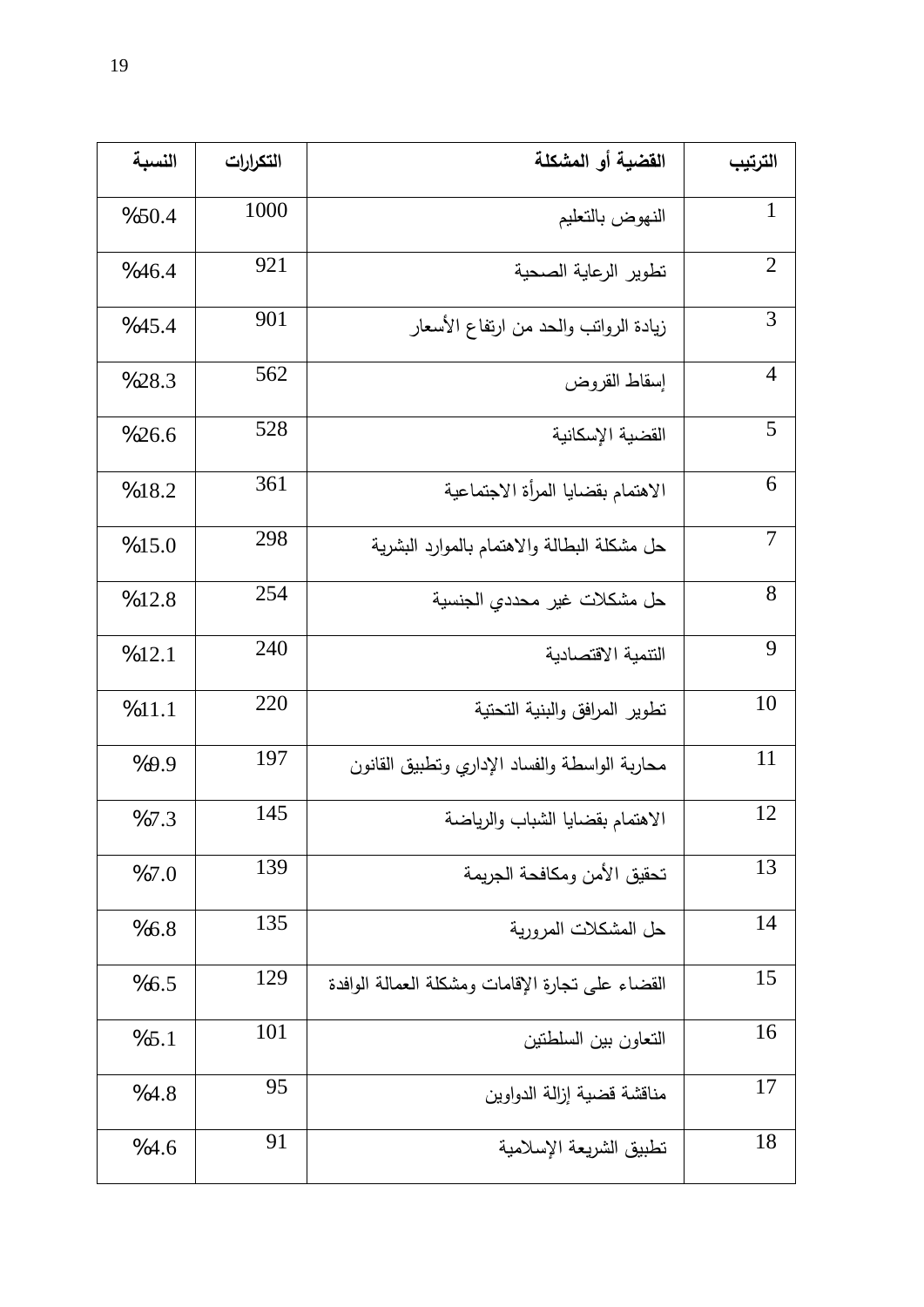| الترتيب | القضية أو المشكلة | التكرارات | النسبة |
| --- | --- | --- | --- |
| 1 | النهوض بالتعليم | 1000 | %50.4 |
| 2 | تطوير الرعاية الصحية | 921 | %46.4 |
| 3 | زيادة الرواتب والحد من ارتفاع الأسعار | 901 | %45.4 |
| 4 | إسقاط القروض | 562 | %28.3 |
| 5 | القضية الإسكانية | 528 | %26.6 |
| 6 | الاهتمام بقضايا المرأة الاجتماعية | 361 | %18.2 |
| 7 | حل مشكلة البطالة والاهتمام بالموارد البشرية | 298 | %15.0 |
| 8 | حل مشكلات غير محددي الجنسية | 254 | %12.8 |
| 9 | التنمية الاقتصادية | 240 | %12.1 |
| 10 | تطوير المرافق والبنية التحتية | 220 | %11.1 |
| 11 | محاربة الواسطة والفساد الإداري وتطبيق القانون | 197 | %9.9 |
| 12 | الاهتمام بقضايا الشباب والرياضة | 145 | %7.3 |
| 13 | تحقيق الأمن ومكافحة الجريمة | 139 | %7.0 |
| 14 | حل المشكلات المرورية | 135 | %6.8 |
| 15 | القضاء على تجارة الإقامات ومشكلة العمالة الوافدة | 129 | %6.5 |
| 16 | التعاون بين السلطتين | 101 | %5.1 |
| 17 | مناقشة قضية إزالة الدواوين | 95 | %4.8 |
| 18 | تطبيق الشريعة الإسلامية | 91 | %4.6 |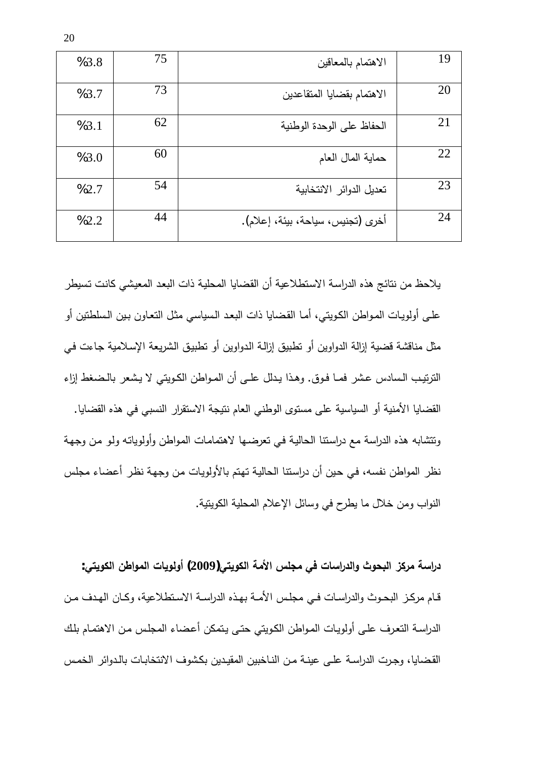| 19 | الاهتمام بالمعاقين | 75 | 3.8% |
|---|---|---|---|
| 20 | الاهتمام بقضايا المتقاعدين | 73 | 3.7% |
| 21 | الحفاظ على الوحدة الوطنية | 62 | 3.1% |
| 22 | حماية المال العام | 60 | 3.0% |
| 23 | تعديل الدوائر الانتخابية | 54 | 2.7% |
| 24 | أخرى (تجنيس، سياحة، بيئة، إعلام). | 44 | 2.2% |

يلاحظ من نتائج هذه الدراسة الاستطلاعية أن القضايا المحلية ذات البعد المعيشي كانت تسيطر على أولويات المواطن الكويتي، أما القضايا ذات البعد السياسي مثل التعاون بين السلطتين أو مثل مناقشة قضية إزالة الدواوين أو تطبيق إزالة الدواوين أو تطبيق الشريعة الإسلامية جاءت في الترتيب السادس عشر فما فوق. وهذا يدلل على أن المواطن الكويتي لا يشعر بالضغط إزاء القضايا الأمنية أو السياسية على مستوى الوطني العام نتيجة الاستقرار النسبي في هذه القضايا. وتتشابه هذه الدراسة مع دراستنا الحالية في تعرضها لاهتمامات المواطن وأولوياته ولو من وجهة نظر المواطن نفسه، في حين أن دراستنا الحالية تهتم بالأولويات من وجهة نظر أعضاء مجلس النواب ومن خلال ما يطرح في وسائل الإعلام المحلية الكويتية.

**دراسة مركز البحوث والدراسات في مجلس الأمة الكويتي(2009) أولويات المواطن الكويتي:**

قام مركز البحوث والدراسات في مجلس الأمة بهذه الدراسة الاستطلاعية، وكان الهدف من الدراسة التعرف على أولويات المواطن الكويتي حتى يتمكن أعضاء المجلس من الاهتمام بتلك القضايا، وجرت الدراسة على عينة من الناخبين المقيدين بكشوف الانتخابات بالدوائر الخمس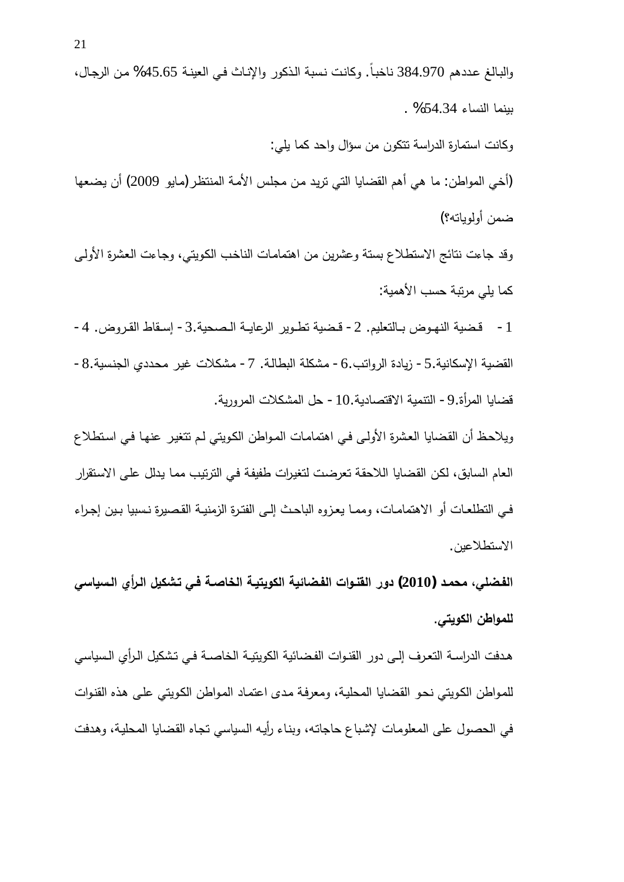والبالغ عددهم 384.970 ناخباً. وكانت نسبة الذكور والإناث في العينة 45.65% من الرجال، بينما النساء 54.34% .

وكانت استمارة الدراسة تتكون من سؤال واحد كما يلي:

(أخي المواطن: ما هي أهم القضايا التي تريد من مجلس الأمة المنتظر(مايو 2009) أن يضعها ضمن أولوياته؟)

وقد جاءت نتائج الاستطلاع بستة وعشرين من اهتمامات الناخب الكويتي، وجاءت العشرة الأولى كما يلي مرتبة حسب الأهمية:

1- قضية النهوض بالتعليم. 2- قضية تطوير الرعاية الصحية.3- إسقاط القروض. 4- القضية الإسكانية.5- زيادة الرواتب.6- مشكلة البطالة. 7- مشكلات غير محددي الجنسية.8- قضايا المرأة.9- التنمية الاقتصادية.10- حل المشكلات المرورية.

ويلاحظ أن القضايا العشرة الأولى في اهتمامات المواطن الكويتي لم تتغير عنها في استطلاع العام السابق، لكن القضايا اللاحقة تعرضت لتغيرات طفيفة في الترتيب مما يدلل على الاستقرار في التطلعات أو الاهتمامات، ومما يعزوه الباحث إلى الفترة الزمنية القصيرة نسبيا بين إجراء الاستطلاعين.

**الفضلي، محمد (2010) دور القنوات الفضائية الكويتية الخاصة في تشكيل الرأي السياسي للمواطن الكويتي.**

هدفت الدراسة التعرف إلى دور القنوات الفضائية الكويتية الخاصة في تشكيل الرأي السياسي للمواطن الكويتي نحو القضايا المحلية، ومعرفة مدى اعتماد المواطن الكويتي على هذه القنوات في الحصول على المعلومات لإشباع حاجاته، وبناء رأيه السياسي تجاه القضايا المحلية، وهدفت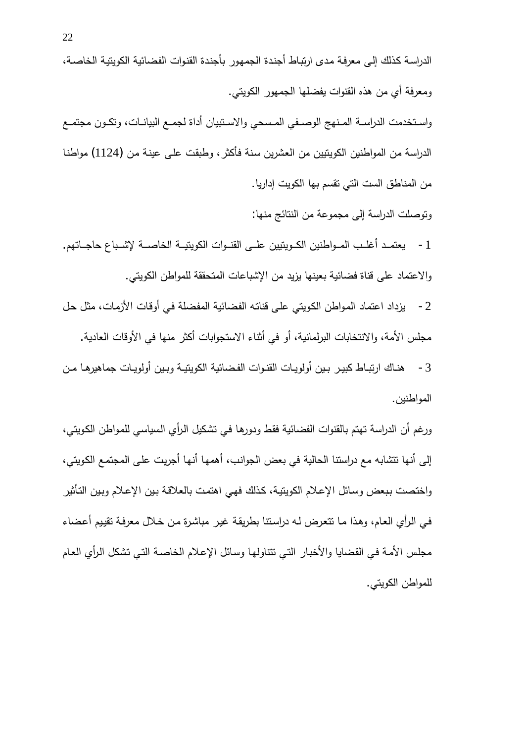الدراسة كذلك إلى معرفة مدى ارتباط أجندة الجمهور بأجندة القنوات الفضائية الكويتية الخاصة، ومعرفة أي من هذه القنوات يفضلها الجمهور الكويتي.

واستخدمت الدراسة المنهج الوصفي المسحي والاستبيان أداة لجمع البيانات، وتكون مجتمع الدراسة من المواطنين الكويتيين من العشرين سنة فأكثر، وطبقت على عينة من (1124) مواطنا من المناطق الست التي تقسم بها الكويت إداريا.

وتوصلت الدراسة إلى مجموعة من النتائج منها:

1- يعتمد أغلب المواطنين الكويتيين على القنوات الكويتية الخاصة لإشباع حاجاتهم. والاعتماد على قناة فضائية بعينها يزيد من الإشباعات المتحققة للمواطن الكويتي.

2- يزداد اعتماد المواطن الكويتي على قناته الفضائية المفضلة في أوقات الأزمات، مثل حل مجلس الأمة، والانتخابات البرلمانية، أو في أثناء الاستجوابات أكثر منها في الأوقات العادية.

3- هناك ارتباط كبير بين أولويات القنوات الفضائية الكويتية وبين أولويات جماهيرها من المواطنين.

ورغم أن الدراسة تهتم بالقنوات الفضائية فقط ودورها في تشكيل الرأي السياسي للمواطن الكويتي، إلى أنها تتشابه مع دراستنا الحالية في بعض الجوانب، أهمها أنها أجريت على المجتمع الكويتي، واختصت ببعض وسائل الإعلام الكويتية، كذلك فهي اهتمت بالعلاقة بين الإعلام وبين التأثير في الرأي العام، وهذا ما تتعرض له دراستنا بطريقة غير مباشرة من خلال معرفة تقييم أعضاء مجلس الأمة في القضايا والأخبار التي تتناولها وسائل الإعلام الخاصة التي تشكل الرأي العام للمواطن الكويتي.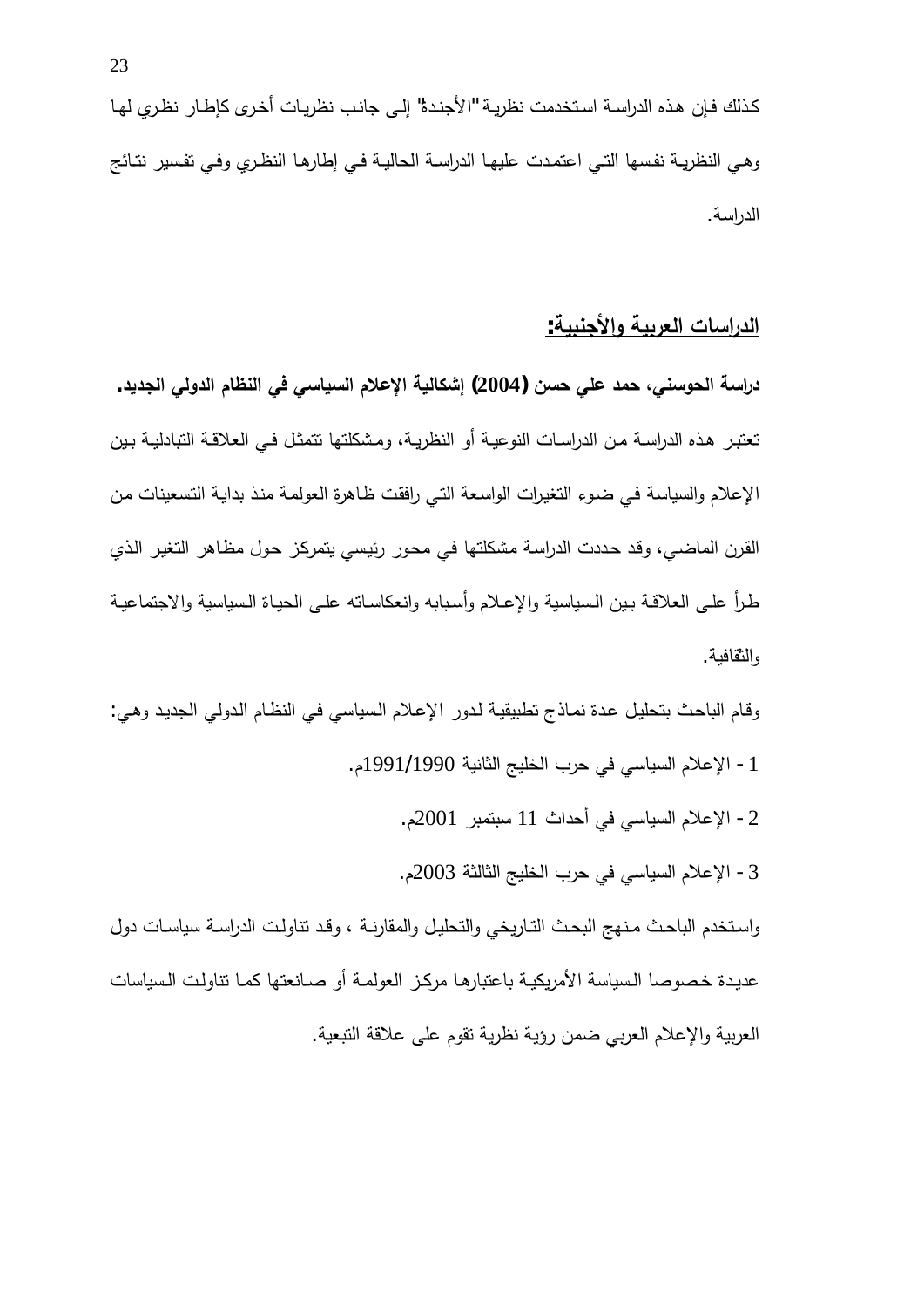كذلك فإن هذه الدراسة استخدمت نظرية "الأجندة" إلى جانب نظريات أخرى كإطار نظري لها وهي النظرية نفسها التي اعتمدت عليها الدراسة الحالية في إطارها النظري وفي تفسير نتائج الدراسة.

## <u>الدراسات العربية والأجنبية:</u>

**دراسة الحوسني، حمد علي حسن (2004) إشكالية الإعلام السياسي في النظام الدولي الجديد.**

تعتبر هذه الدراسة من الدراسات النوعية أو النظرية، ومشكلتها تتمثل في العلاقة التبادلية بين الإعلام والسياسة في ضوء التغيرات الواسعة التي رافقت ظاهرة العولمة منذ بداية التسعينات من القرن الماضي، وقد حددت الدراسة مشكلتها في محور رئيسي يتمركز حول مظاهر التغير الذي طرأ على العلاقة بين السياسية والإعلام وأسبابه وانعكاساته على الحياة السياسية والاجتماعية والثقافية.

وقام الباحث بتحليل عدة نماذج تطبيقية لدور الإعلام السياسي في النظام الدولي الجديد وهي:

1 - الإعلام السياسي في حرب الخليج الثانية 1991/1990م.

2 - الإعلام السياسي في أحداث 11 سبتمبر 2001م.

3 - الإعلام السياسي في حرب الخليج الثالثة 2003م.

واستخدم الباحث منهج البحث التاريخي والتحليل والمقارنة ، وقد تناولت الدراسة سياسات دول عديدة خصوصا السياسة الأمريكية باعتبارها مركز العولمة أو صانعتها كما تناولت السياسات العربية والإعلام العربي ضمن رؤية نظرية تقوم على علاقة التبعية.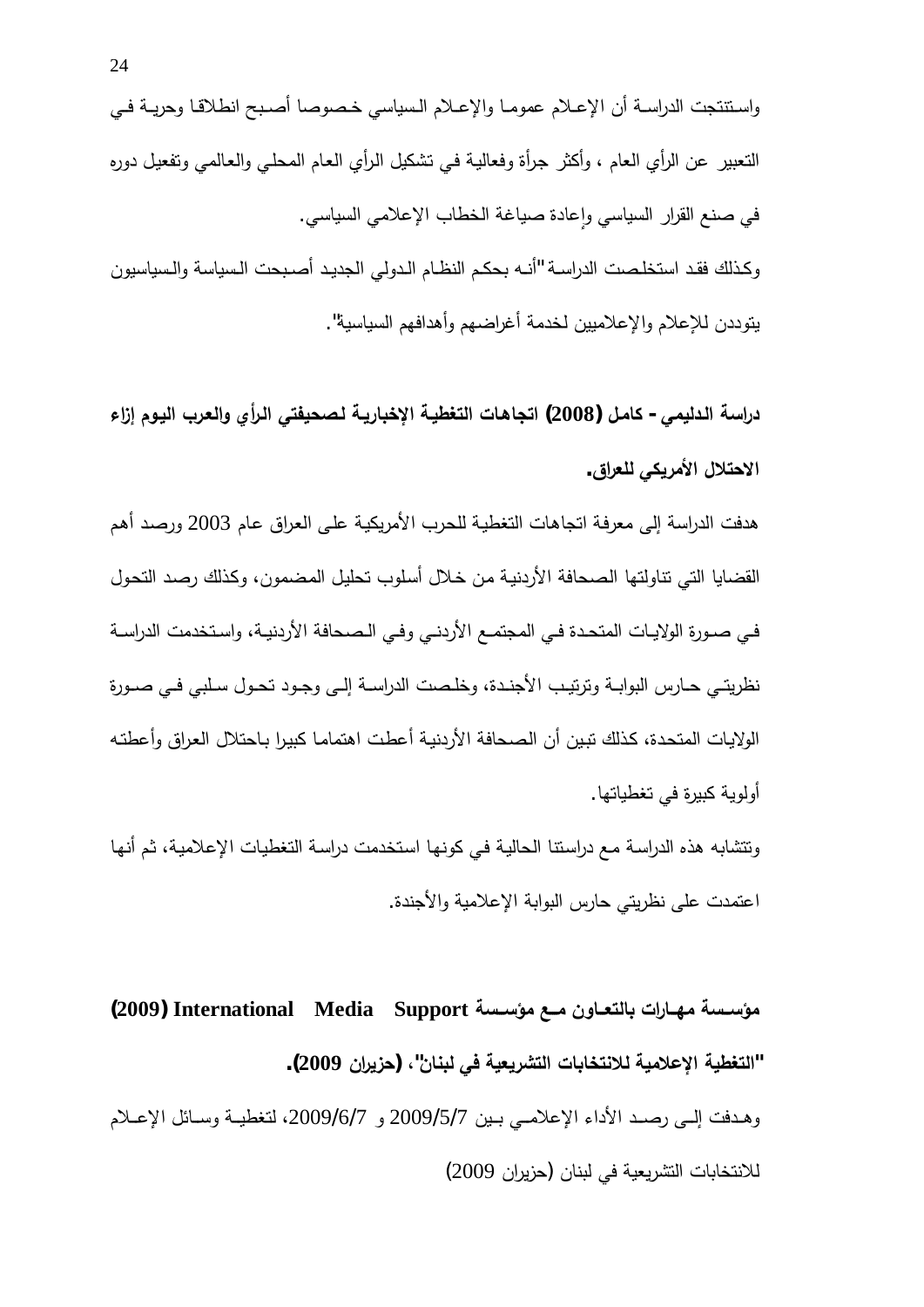واستنتجت الدراسة أن الإعلام عموما والإعلام السياسي خصوصا أصبح انطلاقا وحرية في التعبير عن الرأي العام ، وأكثر جرأة وفعالية في تشكيل الرأي العام المحلي والعالمي وتفعيل دوره في صنع القرار السياسي وإعادة صياغة الخطاب الإعلامي السياسي.

وكذلك فقد استخلصت الدراسة "أنه بحكم النظام الدولي الجديد أصبحت السياسة والسياسيون يتوددن للإعلام والإعلاميين لخدمة أغراضهم وأهدافهم السياسية".

**دراسة الدليمي - كامل (2008) اتجاهات التغطية الإخبارية لصحيفتي الرأي والعرب اليوم إزاء الاحتلال الأمريكي للعراق.**

هدفت الدراسة إلى معرفة اتجاهات التغطية للحرب الأمريكية على العراق عام 2003 ورصد أهم القضايا التي تناولتها الصحافة الأردنية من خلال أسلوب تحليل المضمون، وكذلك رصد التحول في صورة الولايات المتحدة في المجتمع الأردني وفي الصحافة الأردنية، واستخدمت الدراسة نظريتي حارس البوابة وترتيب الأجندة، وخلصت الدراسة إلى وجود تحول سلبي في صورة الولايات المتحدة، كذلك تبين أن الصحافة الأردنية أعطت اهتماما كبيرا باحتلال العراق وأعطته أولوية كبيرة في تغطياتها.

وتتشابه هذه الدراسة مع دراستنا الحالية في كونها استخدمت دراسة التغطيات الإعلامية، ثم أنها اعتمدت على نظريتي حارس البوابة الإعلامية والأجندة.

**مؤسسة مهارات بالتعاون مع مؤسسة International Media Support (2009) "التغطية الإعلامية للانتخابات التشريعية في لبنان"، (حزيران 2009).**

وهدفت إلى رصد الأداء الإعلامي بين 2009/5/7 و 2009/6/7، لتغطية وسائل الإعلام للانتخابات التشريعية في لبنان (حزيران 2009)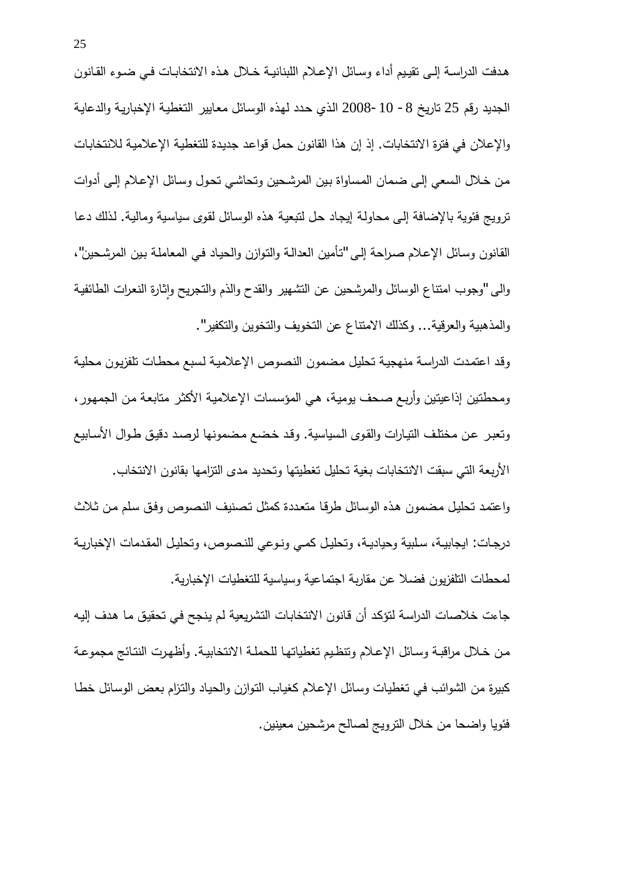هدفت الدراسة إلى تقييم أداء وسائل الإعلام اللبنانية خلال هذه الانتخابات في ضوء القانون الجديد رقم 25 تاريخ 8 - 10 -2008 الذي حدد لهذه الوسائل معايير التغطية الإخبارية والدعاية والإعلان في فترة الانتخابات. إذ إن هذا القانون حمل قواعد جديدة للتغطية الإعلامية للانتخابات من خلال السعي إلى ضمان المساواة بين المرشحين وتحاشي تحول وسائل الإعلام إلى أدوات ترويج فئوية بالإضافة إلى محاولة إيجاد حل لتبعية هذه الوسائل لقوى سياسية ومالية. لذلك دعا القانون وسائل الإعلام صراحة إلى "تأمين العدالة والتوازن والحياد في المعاملة بين المرشحين"، والى "وجوب امتناع الوسائل والمرشحين عن التشهير والقدح والذم والتجريح وإثارة النعرات الطائفية والمذهبية والعرقية... وكذلك الامتناع عن التخويف والتخوين والتكفير".

وقد اعتمدت الدراسة منهجية تحليل مضمون النصوص الإعلامية لسبع محطات تلفزيون محلية ومحطتين إذاعيتين وأربع صحف يومية، هي المؤسسات الإعلامية الأكثر متابعة من الجمهور، وتعبر عن مختلف التيارات والقوى السياسية. وقد خضع مضمونها لرصد دقيق طوال الأسابيع الأربعة التي سبقت الانتخابات بغية تحليل تغطيتها وتحديد مدى التزامها بقانون الانتخاب.

واعتمد تحليل مضمون هذه الوسائل طرقا متعددة كمثل تصنيف النصوص وفق سلم من ثلاث درجات: ايجابية، سلبية وحيادية، وتحليل كمي ونوعي للنصوص، وتحليل المقدمات الإخبارية لمحطات التلفزيون فضلا عن مقاربة اجتماعية وسياسية للتغطيات الإخبارية.

جاءت خلاصات الدراسة لتؤكد أن قانون الانتخابات التشريعية لم ينجح في تحقيق ما هدف إليه من خلال مراقبة وسائل الإعلام وتنظيم تغطياتها للحملة الانتخابية. وأظهرت النتائج مجموعة كبيرة من الشوائب في تغطيات وسائل الإعلام كغياب التوازن والحياد والتزام بعض الوسائل خطا فئويا واضحا من خلال الترويج لصالح مرشحين معينين.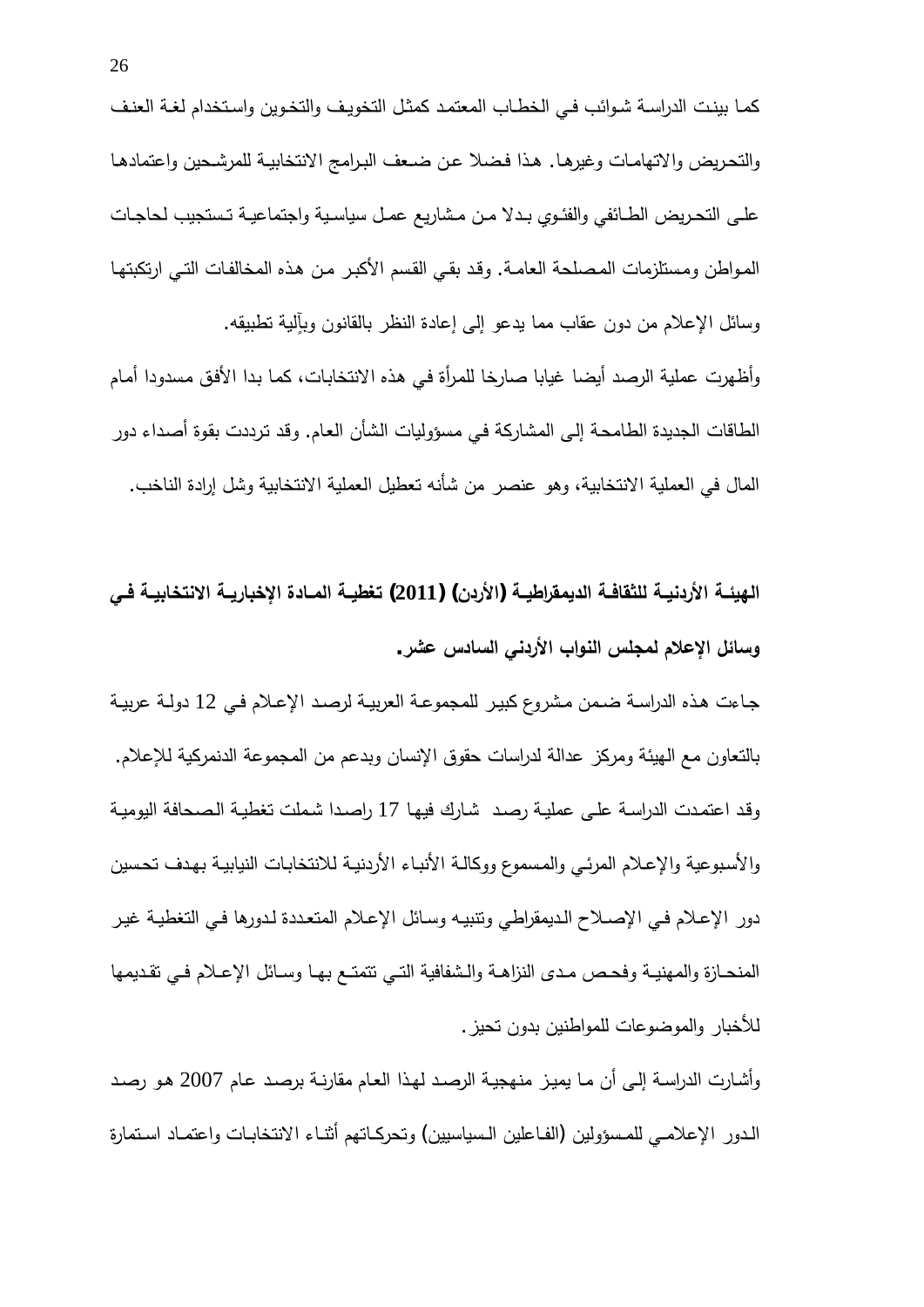كما بينت الدراسة شوائب في الخطاب المعتمد كمثل التخويف والتخوين واستخدام لغة العنف والتحريض والاتهامات وغيرها. هذا فضلا عن ضعف البرامج الانتخابية للمرشحين واعتمادها على التحريض الطائفي والفئوي بدلا من مشاريع عمل سياسية واجتماعية تستجيب لحاجات المواطن ومستلزمات المصلحة العامة. وقد بقي القسم الأكبر من هذه المخالفات التي ارتكبتها وسائل الإعلام من دون عقاب مما يدعو إلى إعادة النظر بالقانون وبآلية تطبيقه.

وأظهرت عملية الرصد أيضا غيابا صارخا للمرأة في هذه الانتخابات، كما بدا الأفق مسدودا أمام الطاقات الجديدة الطامحة إلى المشاركة في مسؤوليات الشأن العام. وقد ترددت بقوة أصداء دور المال في العملية الانتخابية، وهو عنصر من شأنه تعطيل العملية الانتخابية وشل إرادة الناخب.

**الهيئة الأردنية للثقافة الديمقراطية (الأردن) (2011) تغطية المادة الإخبارية الانتخابية في وسائل الإعلام لمجلس النواب الأردني السادس عشر.**

جاءت هذه الدراسة ضمن مشروع كبير للمجموعة العربية لرصد الإعلام في 12 دولة عربية بالتعاون مع الهيئة ومركز عدالة لدراسات حقوق الإنسان وبدعم من المجموعة الدنمركية للإعلام. وقد اعتمدت الدراسة على عملية رصد شارك فيها 17 راصدا شملت تغطية الصحافة اليومية والأسبوعية والإعلام المرئي والمسموع ووكالة الأنباء الأردنية للانتخابات النيابية بهدف تحسين دور الإعلام في الإصلاح الديمقراطي وتنبيه وسائل الإعلام المتعددة لدورها في التغطية غير المنحازة والمهنية وفحص مدى النزاهة والشفافية التي تتمتع بها وسائل الإعلام في تقديمها للأخبار والموضوعات للمواطنين بدون تحيز.

وأشارت الدراسة إلى أن ما يميز منهجية الرصد لهذا العام مقارنة برصد عام 2007 هو رصد الدور الإعلامي للمسؤولين (الفاعلين السياسيين) وتحركاتهم أثناء الانتخابات واعتماد استمارة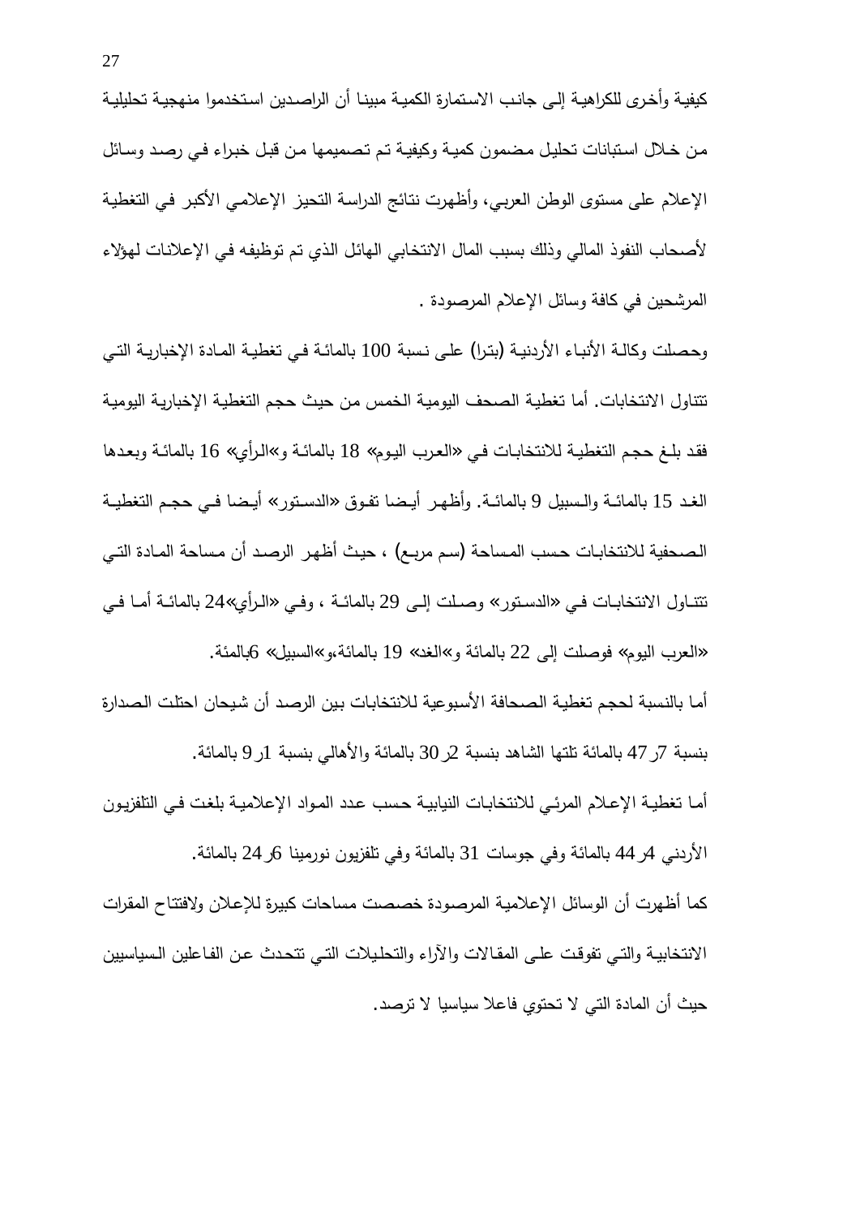كيفية وأخرى للكراهية إلى جانب الاستمارة الكمية مبينا أن الراصدين استخدموا منهجية تحليلية من خلال استبانات تحليل مضمون كمية وكيفية تم تصميمها من قبل خبراء في رصد وسائل الإعلام على مستوى الوطن العربي، وأظهرت نتائج الدراسة التحيز الإعلامي الأكبر في التغطية لأصحاب النفوذ المالي وذلك بسبب المال الانتخابي الهائل الذي تم توظيفه في الإعلانات لهؤلاء المرشحين في كافة وسائل الإعلام المرصودة .

وحصلت وكالة الأنباء الأردنية (بترا) على نسبة 100 بالمائة في تغطية المادة الإخبارية التي تتناول الانتخابات. أما تغطية الصحف اليومية الخمس من حيث حجم التغطية الإخبارية اليومية فقد بلغ حجم التغطية للانتخابات في «العرب اليوم» 18 بالمائة و»الرأي» 16 بالمائة وبعدها الغد 15 بالمائة والسبيل 9 بالمائة. وأظهر أيضا تفوق «الدستور» أيضا في حجم التغطية الصحفية للانتخابات حسب المساحة (سم مربع) ، حيث أظهر الرصد أن مساحة المادة التي تتناول الانتخابات في «الدستور» وصلت إلى 29 بالمائة ، وفي «الرأي»24 بالمائة أما في «العرب اليوم» فوصلت إلى 22 بالمائة و»الغد» 19 بالمائة،و»السبيل» 6بالمئة.

أما بالنسبة لحجم تغطية الصحافة الأسبوعية للانتخابات بين الرصد أن شيحان احتلت الصدارة بنسبة 7ر47 بالمائة تلتها الشاهد بنسبة 2ر30 بالمائة والأهالي بنسبة 1ر9 بالمائة.

أما تغطية الإعلام المرئي للانتخابات النيابية حسب عدد المواد الإعلامية بلغت في التلفزيون الأردني 4ر44 بالمائة وفي جوسات 31 بالمائة وفي تلفزيون نورمينا 6ر24 بالمائة.

كما أظهرت أن الوسائل الإعلامية المرصودة خصصت مساحات كبيرة للإعلان ولافتتاح المقرات الانتخابية والتي تفوقت على المقالات والآراء والتحليلات التي تتحدث عن الفاعلين السياسيين حيث أن المادة التي لا تحتوي فاعلا سياسيا لا ترصد.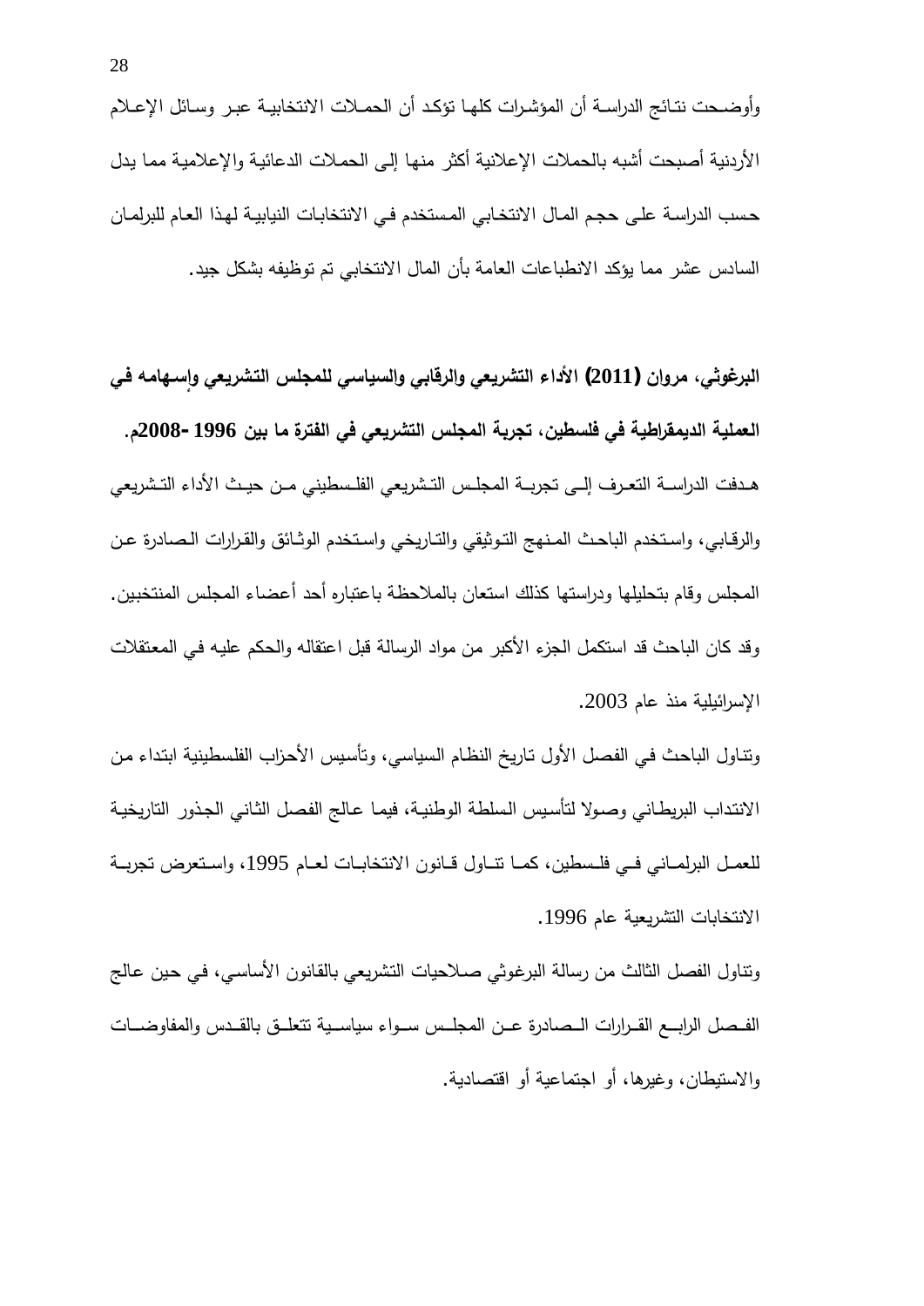وأوضحت نتائج الدراسة أن المؤشرات كلها تؤكد أن الحملات الانتخابية عبر وسائل الإعلام الأردنية أصبحت أشبه بالحملات الإعلانية أكثر منها إلى الحملات الدعائية والإعلامية مما يدل حسب الدراسة على حجم المال الانتخابي المستخدم في الانتخابات النيابية لهذا العام للبرلمان السادس عشر مما يؤكد الانطباعات العامة بأن المال الانتخابي تم توظيفه بشكل جيد.

**البرغوثي، مروان (2011) الأداء التشريعي والرقابي والسياسي للمجلس التشريعي وإسهامه في العملية الديمقراطية في فلسطين، تجربة المجلس التشريعي في الفترة ما بين 1996 -2008م.**

هدفت الدراسة التعرف إلى تجربة المجلس التشريعي الفلسطيني من حيث الأداء التشريعي والرقابي، واستخدم الباحث المنهج التوثيقي والتاريخي واستخدم الوثائق والقرارات الصادرة عن المجلس وقام بتحليلها ودراستها كذلك استعان بالملاحظة باعتباره أحد أعضاء المجلس المنتخبين. وقد كان الباحث قد استكمل الجزء الأكبر من مواد الرسالة قبل اعتقاله والحكم عليه في المعتقلات الإسرائيلية منذ عام 2003.

وتناول الباحث في الفصل الأول تاريخ النظام السياسي، وتأسيس الأحزاب الفلسطينية ابتداء من الانتداب البريطاني وصولا لتأسيس السلطة الوطنية، فيما عالج الفصل الثاني الجذور التاريخية للعمل البرلماني في فلسطين، كما تناول قانون الانتخابات لعام 1995، واستعرض تجربة الانتخابات التشريعية عام 1996.

وتناول الفصل الثالث من رسالة البرغوثي صلاحيات التشريعي بالقانون الأساسي، في حين عالج الفصل الرابع القرارات الصادرة عن المجلس سواء سياسية تتعلق بالقدس والمفاوضات والاستيطان، وغيرها، أو اجتماعية أو اقتصادية.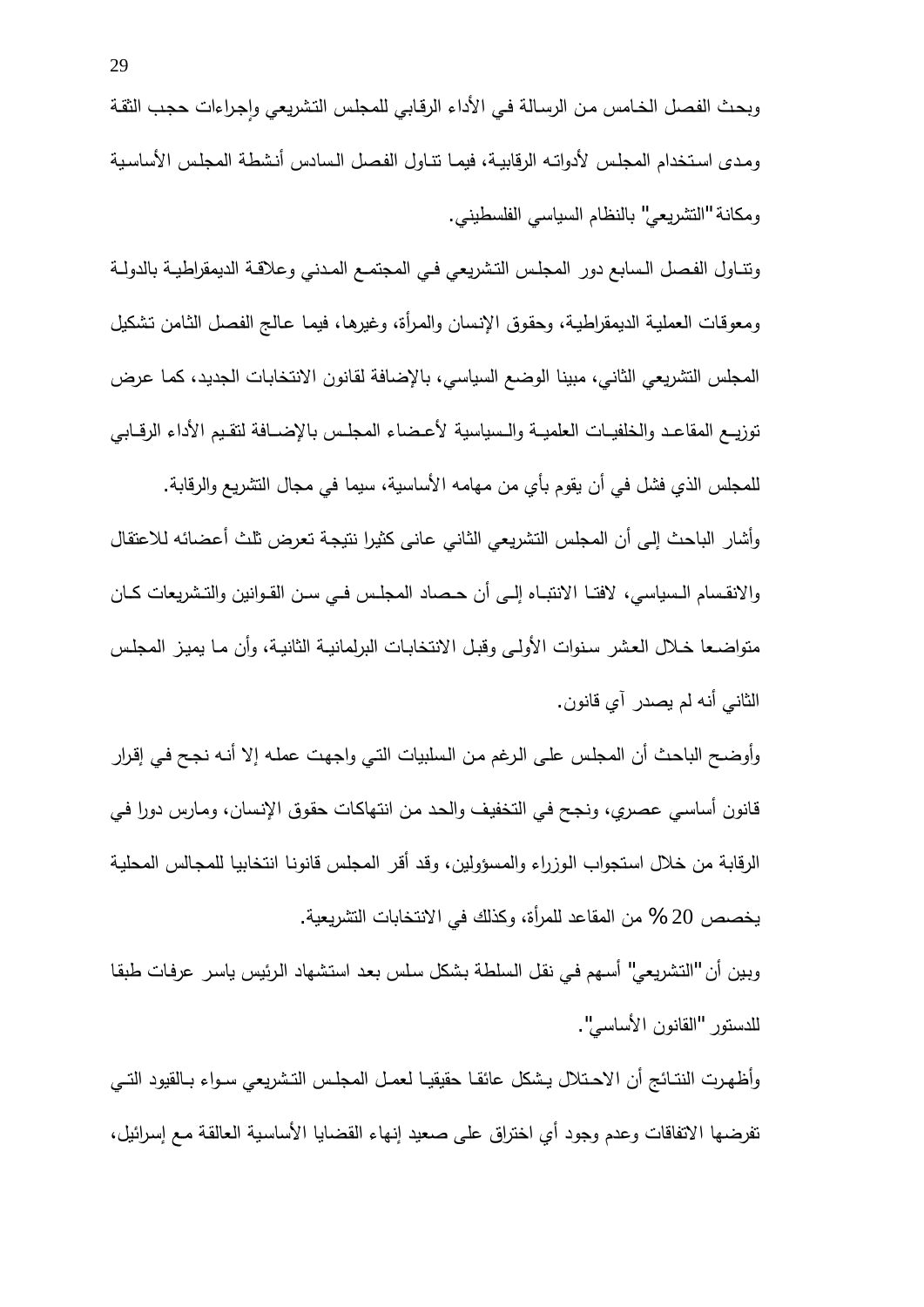وبحث الفصل الخامس من الرسالة في الأداء الرقابي للمجلس التشريعي وإجراءات حجب الثقة ومدى استخدام المجلس لأدواته الرقابية، فيما تناول الفصل السادس أنشطة المجلس الأساسية ومكانة "التشريعي" بالنظام السياسي الفلسطيني.

وتناول الفصل السابع دور المجلس التشريعي في المجتمع المدني وعلاقة الديمقراطية بالدولة ومعوقات العملية الديمقراطية، وحقوق الإنسان والمرأة، وغيرها، فيما عالج الفصل الثامن تشكيل المجلس التشريعي الثاني، مبينا الوضع السياسي، بالإضافة لقانون الانتخابات الجديد، كما عرض توزيع المقاعد والخلفيات العلمية والسياسية لأعضاء المجلس بالإضافة لتقيم الأداء الرقابي للمجلس الذي فشل في أن يقوم بأي من مهامه الأساسية، سيما في مجال التشريع والرقابة.

وأشار الباحث إلى أن المجلس التشريعي الثاني عانى كثيرا نتيجة تعرض ثلث أعضائه للاعتقال والانقسام السياسي، لافتا الانتباه إلى أن حصاد المجلس في سن القوانين والتشريعات كان متواضعا خلال العشر سنوات الأولى وقبل الانتخابات البرلمانية الثانية، وأن ما يميز المجلس الثاني أنه لم يصدر آي قانون.

وأوضح الباحث أن المجلس على الرغم من السلبيات التي واجهت عمله إلا أنه نجح في إقرار قانون أساسي عصري، ونجح في التخفيف والحد من انتهاكات حقوق الإنسان، ومارس دورا في الرقابة من خلال استجواب الوزراء والمسؤولين، وقد أقر المجلس قانونا انتخابيا للمجالس المحلية يخصص 20 % من المقاعد للمرأة، وكذلك في الانتخابات التشريعية.

وبين أن "التشريعي" أسهم في نقل السلطة بشكل سلس بعد استشهاد الرئيس ياسر عرفات طبقا للدستور "القانون الأساسي".

وأظهرت النتائج أن الاحتلال يشكل عائقا حقيقيا لعمل المجلس التشريعي سواء بالقيود التي تفرضها الاتفاقات وعدم وجود أي اختراق على صعيد إنهاء القضايا الأساسية العالقة مع إسرائيل،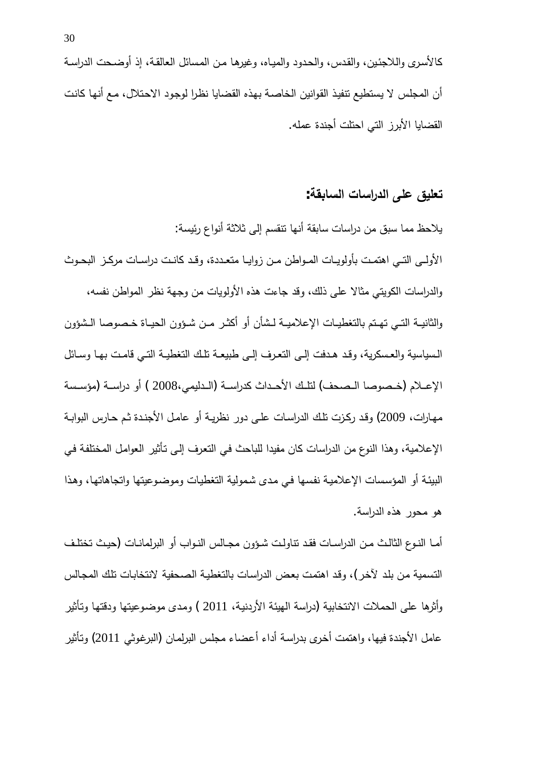كالأسرى واللاجئين، والقدس، والحدود والمياه، وغيرها من المسائل العالقة، إذ أوضحت الدراسة أن المجلس لا يستطيع تنفيذ القوانين الخاصة بهذه القضايا نظرا لوجود الاحتلال، مع أنها كانت القضايا الأبرز التي احتلت أجندة عمله.

## تعليق على الدراسات السابقة:

يلاحظ مما سبق من دراسات سابقة أنها تنقسم إلى ثلاثة أنواع رئيسة:

الأولى التي اهتمت بأولويات المواطن من زوايا متعددة، وقد كانت دراسات مركز البحوث والدراسات الكويتي مثالا على ذلك، وقد جاءت هذه الأولويات من وجهة نظر المواطن نفسه، والثانية التي تهتم بالتغطيات الإعلامية لشأن أو أكثر من شؤون الحياة خصوصا الشؤون السياسية والعسكرية، وقد هدفت إلى التعرف إلى طبيعة تلك التغطية التي قامت بها وسائل الإعلام (خصوصا الصحف) لتلك الأحداث كدراسة (الدليمي،2008 ) أو دراسة (مؤسسة مهارات، 2009) وقد ركزت تلك الدراسات على دور نظرية أو عامل الأجندة ثم حارس البوابة الإعلامية، وهذا النوع من الدراسات كان مفيدا للباحث في التعرف إلى تأثير العوامل المختلفة في البيئة أو المؤسسات الإعلامية نفسها في مدى شمولية التغطيات وموضوعيتها واتجاهاتها، وهذا هو محور هذه الدراسة.

أما النوع الثالث من الدراسات فقد تناولت شؤون مجالس النواب أو البرلمانات (حيث تختلف التسمية من بلد لآخر)، وقد اهتمت بعض الدراسات بالتغطية الصحفية لانتخابات تلك المجالس وأثرها على الحملات الانتخابية (دراسة الهيئة الأردنية، 2011 ) ومدى موضوعيتها ودقتها وتأثير عامل الأجندة فيها، واهتمت أخرى بدراسة أداء أعضاء مجلس البرلمان (البرغوثي 2011) وتأثير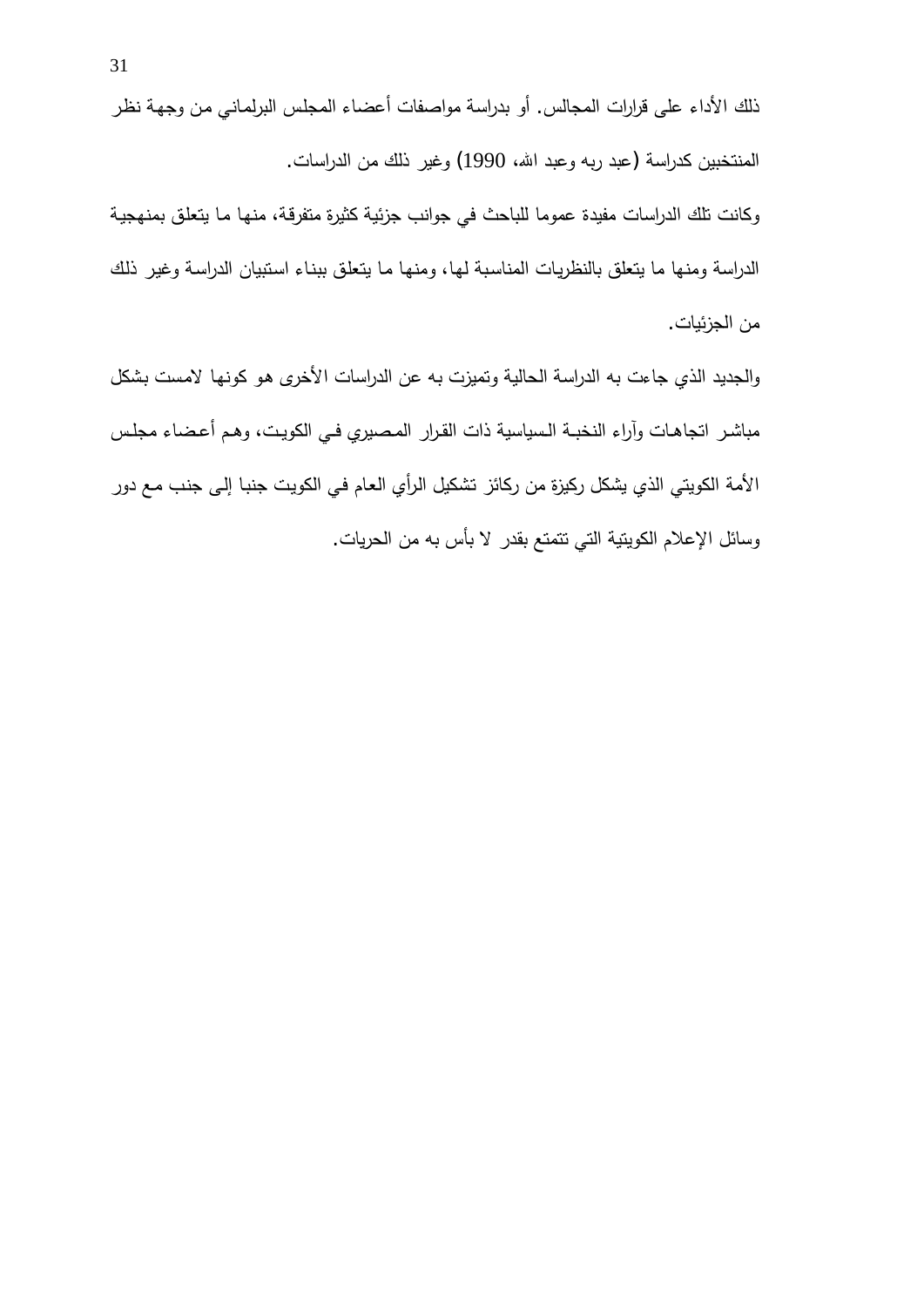ذلك الأداء على قرارات المجالس. أو بدراسة مواصفات أعضاء المجلس البرلماني من وجهة نظر المنتخبين كدراسة (عبد ربه وعبد الله، 1990) وغير ذلك من الدراسات.

وكانت تلك الدراسات مفيدة عموما للباحث في جوانب جزئية كثيرة متفرقة، منها ما يتعلق بمنهجية الدراسة ومنها ما يتعلق بالنظريات المناسبة لها، ومنها ما يتعلق ببناء استبيان الدراسة وغير ذلك من الجزئيات.

والجديد الذي جاءت به الدراسة الحالية وتميزت به عن الدراسات الأخرى هو كونها لامست بشكل مباشر اتجاهات وآراء النخبة السياسية ذات القرار المصيري في الكويت، وهم أعضاء مجلس الأمة الكويتي الذي يشكل ركيزة من ركائز تشكيل الرأي العام في الكويت جنبا إلى جنب مع دور وسائل الإعلام الكويتية التي تتمتع بقدر لا بأس به من الحريات.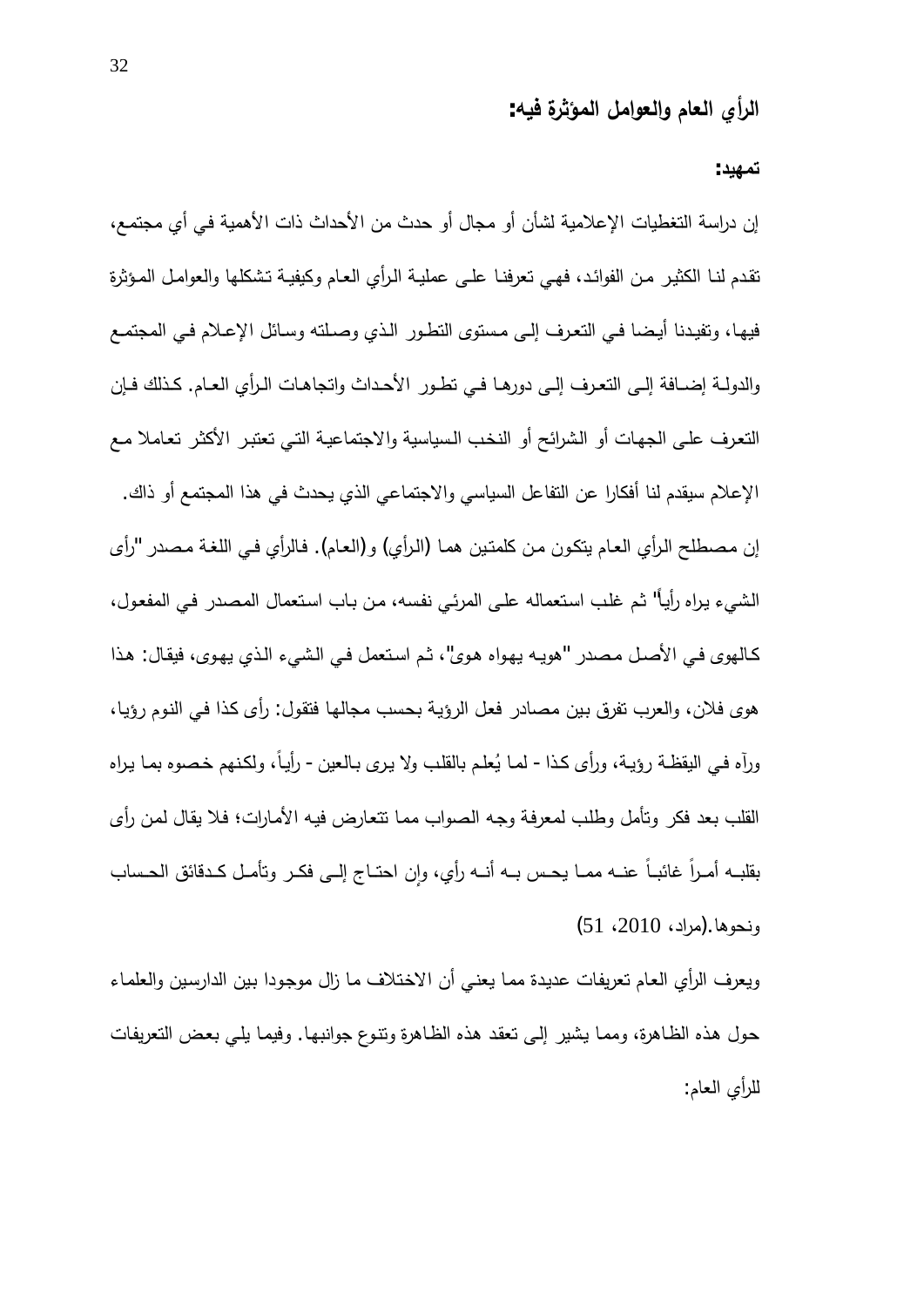## الرأي العام والعوامل المؤثرة فيه:

### تمهيد:

إن دراسة التغطيات الإعلامية لشأن أو مجال أو حدث من الأحداث ذات الأهمية في أي مجتمع، تقدم لنا الكثير من الفوائد، فهي تعرفنا على عملية الرأي العام وكيفية تشكلها والعوامل المؤثرة فيها، وتفيدنا أيضا في التعرف إلى مستوى التطور الذي وصلته وسائل الإعلام في المجتمع والدولة إضافة إلى التعرف إلى دورها في تطور الأحداث واتجاهات الرأي العام. كذلك فإن التعرف على الجهات أو الشرائح أو النخب السياسية والاجتماعية التي تعتبر الأكثر تعاملا مع الإعلام سيقدم لنا أفكارا عن التفاعل السياسي والاجتماعي الذي يحدث في هذا المجتمع أو ذاك.

إن مصطلح الرأي العام يتكون من كلمتين هما (الرأي) و(العام). فالرأي في اللغة مصدر "رأى الشيء يراه رأياً" ثم غلب استعماله على المرئي نفسه، من باب استعمال المصدر في المفعول، كالهوى في الأصل مصدر "هويه يهواه هوى"، ثم استعمل في الشيء الذي يهوى، فيقال: هذا هوى فلان، والعرب تفرق بين مصادر فعل الرؤية بحسب مجالها فتقول: رأى كذا في النوم رؤيا، ورآه في اليقظة رؤية، ورأى كذا - لما يُعلم بالقلب ولا يرى بالعين - رأياً، ولكنهم خصوه بما يراه القلب بعد فكر وتأمل وطلب لمعرفة وجه الصواب مما تتعارض فيه الأمارات؛ فلا يقال لمن رأى بقلبه أمراً غائباً عنه مما يحس به أنه رأي، وإن احتاج إلى فكر وتأمل كدقائق الحساب ونحوها.(مراد، 2010، 51)

ويعرف الرأي العام تعريفات عديدة مما يعني أن الاختلاف ما زال موجودا بين الدارسين والعلماء حول هذه الظاهرة، ومما يشير إلى تعقد هذه الظاهرة وتنوع جوانبها. وفيما يلي بعض التعريفات للرأي العام: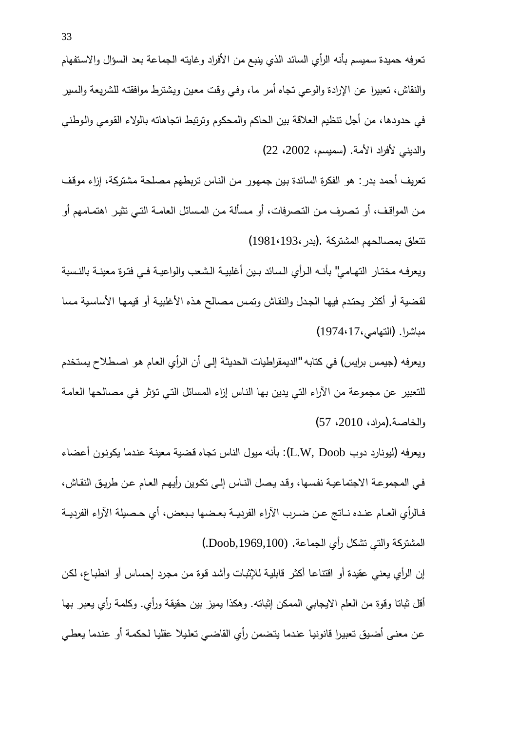تعرفه حميدة سميسم بأنه الرأي السائد الذي ينبع من الأفراد وغايته الجماعة بعد السؤال والاستفهام والنقاش، تعبيرا عن الإرادة والوعي تجاه أمر ما، وفي وقت معين ويشترط موافقته للشريعة والسير في حدودها، من أجل تنظيم العلاقة بين الحاكم والمحكوم وترتبط اتجاهاته بالولاء القومي والوطني والديني لأفراد الأمة. (سميسم، 2002، 22)

تعريف أحمد بدر: هو الفكرة السائدة بين جمهور من الناس تربطهم مصلحة مشتركة، إزاء موقف من المواقف، أو تصرف من التصرفات، أو مسألة من المسائل العامة التي تثير اهتمامهم أو تتعلق بمصالحهم المشتركة .(بدر،193،1981)

ويعرفه مختار التهامي" بأنه الرأي السائد بين أغلبية الشعب والواعية في فترة معينة بالنسبة لقضية أو أكثر يحتدم فيها الجدل والنقاش وتمس مصالح هذه الأغلبية أو قيمها الأساسية مسا مباشرا. (التهامي،17،1974)

ويعرفه (جيمس برايس) في كتابه "الديمقراطيات الحديثة إلى أن الرأي العام هو اصطلاح يستخدم للتعبير عن مجموعة من الآراء التي يدين بها الناس إزاء المسائل التي تؤثر في مصالحها العامة والخاصة.(مراد، 2010، 57)

ويعرفه (ليونارد دوب L.W, Doob): بأنه ميول الناس تجاه قضية معينة عندما يكونون أعضاء في المجموعة الاجتماعية نفسها، وقد يصل الناس إلى تكوين رأيهم العام عن طريق النقاش، فالرأي العام عنده ناتج عن ضرب الآراء الفردية بعضها ببعض، أي حصيلة الآراء الفردية المشتركة والتي تشكل رأي الجماعة. (Doob,1969,100.)

إن الرأي يعني عقيدة أو اقتناعا أكثر قابلية للإثبات وأشد قوة من مجرد إحساس أو انطباع، لكن أقل ثباتا وقوة من العلم الايجابي الممكن إثباته. وهكذا يميز بين حقيقة ورأي. وكلمة رأي يعبر بها عن معنى أضيق تعبيرا قانونيا عندما يتضمن رأي القاضي تعليلا عقليا لحكمة أو عندما يعطي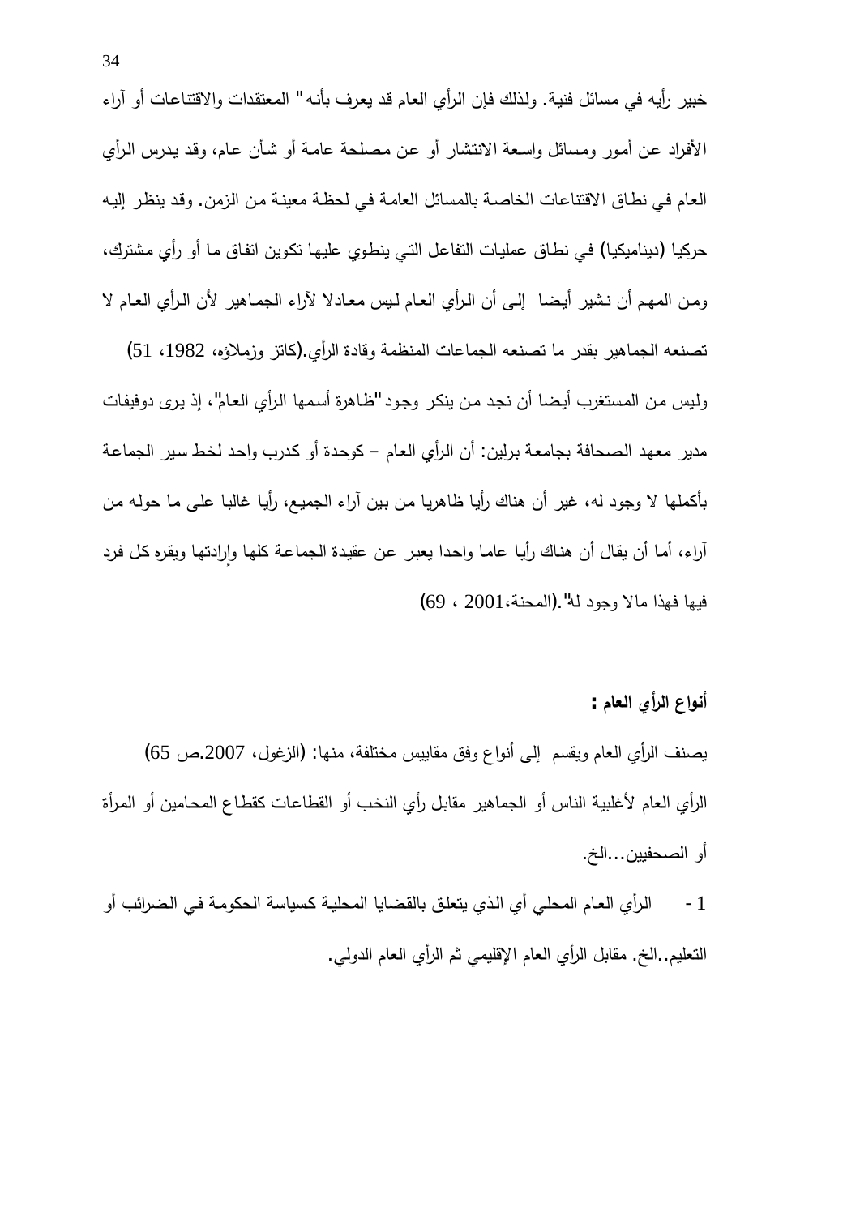خبير رأيه في مسائل فنية. ولذلك فإن الرأي العام قد يعرف بأنه" المعتقدات والاقتناعات أو آراء الأفراد عن أمور ومسائل واسعة الانتشار أو عن مصلحة عامة أو شأن عام، وقد يدرس الرأي العام في نطاق الاقتناعات الخاصة بالمسائل العامة في لحظة معينة من الزمن. وقد ينظر إليه حركيا (ديناميكيا) في نطاق عمليات التفاعل التي ينطوي عليها تكوين اتفاق ما أو رأي مشترك، ومن المهم أن نشير أيضا إلى أن الرأي العام ليس معادلا لآراء الجماهير لأن الرأي العام لا تصنعه الجماهير بقدر ما تصنعه الجماعات المنظمة وقادة الرأي.(كاتز وزملاؤه، 1982، 51)

وليس من المستغرب أيضا أن نجد من ينكر وجود "ظاهرة أسمها الرأي العام"، إذ يرى دوفيفات مدير معهد الصحافة بجامعة برلين: أن الرأي العام – كوحدة أو كدرب واحد لخط سير الجماعة بأكملها لا وجود له، غير أن هناك رأيا ظاهريا من بين آراء الجميع، رأيا غالبا على ما حوله من آراء، أما أن يقال أن هناك رأيا عاما واحدا يعبر عن عقيدة الجماعة كلها وإرادتها ويقره كل فرد فيها فهذا مالا وجود له".(المحنة،2001 ، 69)

**أنواع الرأي العام :**

يصنف الرأي العام ويقسم إلى أنواع وفق مقاييس مختلفة، منها: (الزغول، 2007.ص 65)

الرأي العام لأغلبية الناس أو الجماهير مقابل رأي النخب أو القطاعات كقطاع المحامين أو المرأة أو الصحفيين...الخ.

1 - الرأي العام المحلي أي الذي يتعلق بالقضايا المحلية كسياسة الحكومة في الضرائب أو التعليم..الخ. مقابل الرأي العام الإقليمي ثم الرأي العام الدولي.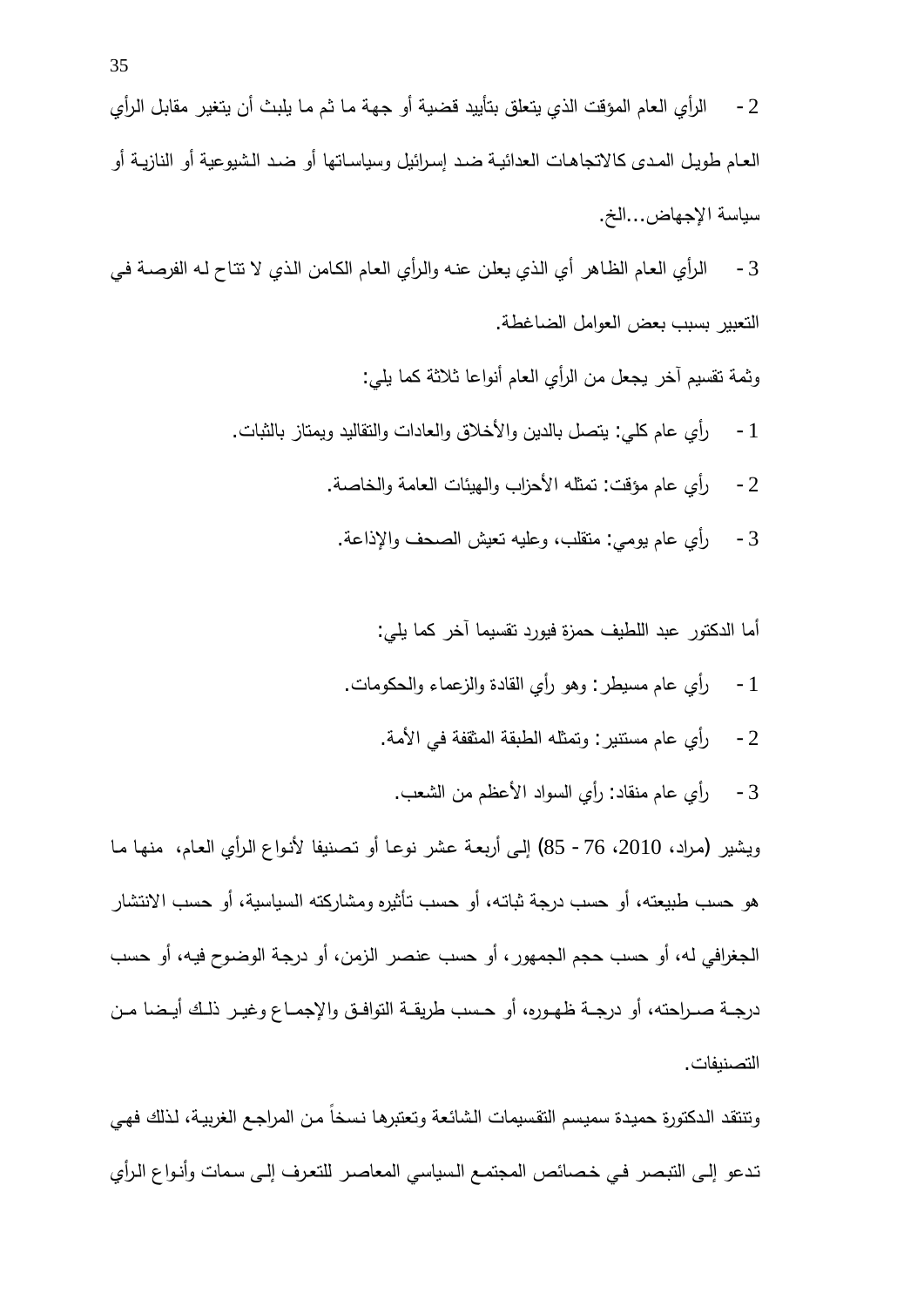2 - الرأي العام المؤقت الذي يتعلق بتأييد قضية أو جهة ما ثم ما يلبث أن يتغير مقابل الرأي العام طويل المدى كالاتجاهات العدائية ضد إسرائيل وسياساتها أو ضد الشيوعية أو النازية أو سياسة الإجهاض...الخ.

3 - الرأي العام الظاهر أي الذي يعلن عنه والرأي العام الكامن الذي لا تتاح له الفرصة في التعبير بسبب بعض العوامل الضاغطة.

وثمة تقسيم آخر يجعل من الرأي العام أنواعا ثلاثة كما يلي:

1 - رأي عام كلي: يتصل بالدين والأخلاق والعادات والتقاليد ويمتاز بالثبات.

2 - رأي عام مؤقت: تمثله الأحزاب والهيئات العامة والخاصة.

3 - رأي عام يومي: متقلب، وعليه تعيش الصحف والإذاعة.

أما الدكتور عبد اللطيف حمزة فيورد تقسيما آخر كما يلي:

1 - رأي عام مسيطر: وهو رأي القادة والزعماء والحكومات.

2 - رأي عام مستنير: وتمثله الطبقة المثقفة في الأمة.

3 - رأي عام منقاد: رأي السواد الأعظم من الشعب.

ويشير (مراد، 2010، 76 - 85) إلى أربعة عشر نوعا أو تصنيفا لأنواع الرأي العام، منها ما هو حسب طبيعته، أو حسب درجة ثباته، أو حسب تأثيره ومشاركته السياسية، أو حسب الانتشار الجغرافي له، أو حسب حجم الجمهور، أو حسب عنصر الزمن، أو درجة الوضوح فيه، أو حسب درجة صراحته، أو درجة ظهوره، أو حسب طريقة التوافق والإجماع وغير ذلك أيضا من التصنيفات.

وتنتقد الدكتورة حميدة سميسم التقسيمات الشائعة وتعتبرها نسخاً من المراجع الغربية، لذلك فهي تدعو إلى التبصر في خصائص المجتمع السياسي المعاصر للتعرف إلى سمات وأنواع الرأي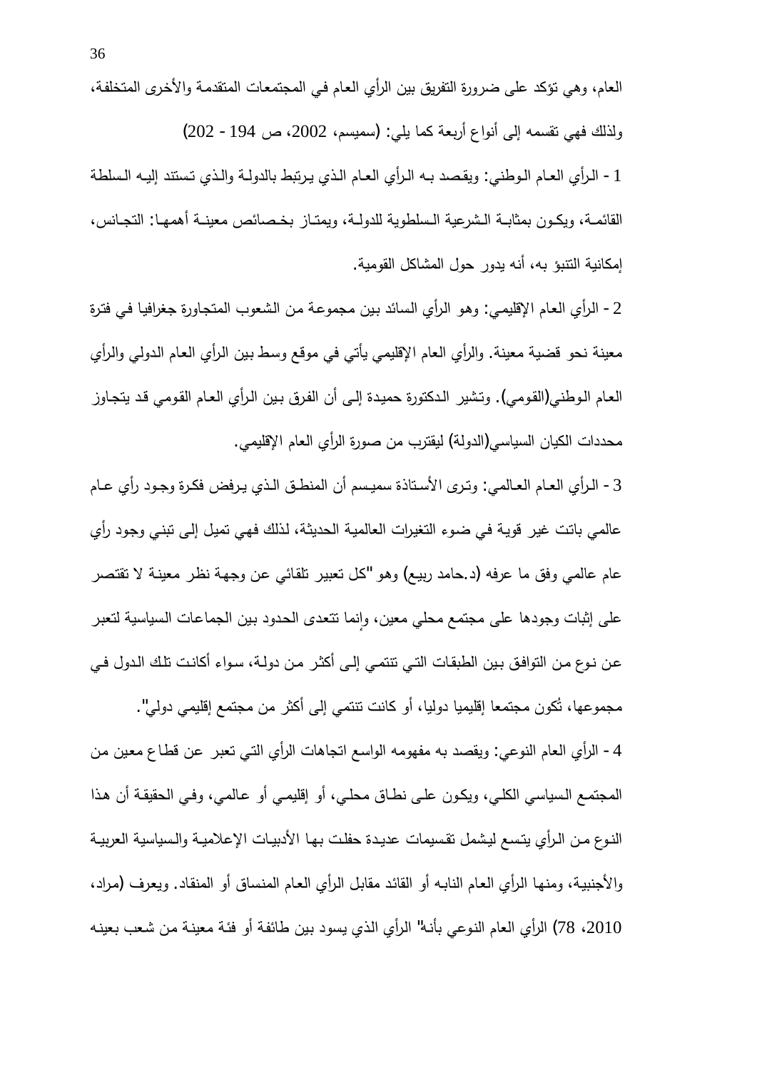العام، وهي تؤكد على ضرورة التفريق بين الرأي العام في المجتمعات المتقدمة والأخرى المتخلفة، ولذلك فهي تقسمه إلى أنواع أربعة كما يلي: (سميسم، 2002، ص 194 - 202)

1 - الرأي العام الوطني: ويقصد به الرأي العام الذي يرتبط بالدولة والذي تستند إليه السلطة القائمة، ويكون بمثابة الشرعية السلطوية للدولة، ويمتاز بخصائص معينة أهمها: التجانس، إمكانية التنبؤ به، أنه يدور حول المشاكل القومية.

2 - الرأي العام الإقليمي: وهو الرأي السائد بين مجموعة من الشعوب المتجاورة جغرافيا في فترة معينة نحو قضية معينة. والرأي العام الإقليمي يأتي في موقع وسط بين الرأي العام الدولي والرأي العام الوطني(القومي). وتشير الدكتورة حميدة إلى أن الفرق بين الرأي العام القومي قد يتجاوز محددات الكيان السياسي(الدولة) ليقترب من صورة الرأي العام الإقليمي.

3 - الرأي العام العالمي: وترى الأستاذة سميسم أن المنطق الذي يرفض فكرة وجود رأي عام عالمي باتت غير قوية في ضوء التغيرات العالمية الحديثة، لذلك فهي تميل إلى تبني وجود رأي عام عالمي وفق ما عرفه (د.حامد ربيع) وهو "كل تعبير تلقائي عن وجهة نظر معينة لا تقتصر على إثبات وجودها على مجتمع محلي معين، وإنما تتعدى الحدود بين الجماعات السياسية لتعبر عن نوع من التوافق بين الطبقات التي تنتمي إلى أكثر من دولة، سواء أكانت تلك الدول في مجموعها، تُكون مجتمعا إقليميا دوليا، أو كانت تنتمي إلى أكثر من مجتمع إقليمي دولي".

4 - الرأي العام النوعي: ويقصد به مفهومه الواسع اتجاهات الرأي التي تعبر عن قطاع معين من المجتمع السياسي الكلي، ويكون على نطاق محلي، أو إقليمي أو عالمي، وفي الحقيقة أن هذا النوع من الرأي يتسع ليشمل تقسيمات عديدة حفلت بها الأدبيات الإعلامية والسياسية العربية والأجنبية، ومنها الرأي العام النابه أو القائد مقابل الرأي العام المنساق أو المنقاد. ويعرف (مراد، 2010، 78) الرأي العام النوعي بأنه" الرأي الذي يسود بين طائفة أو فئة معينة من شعب بعينه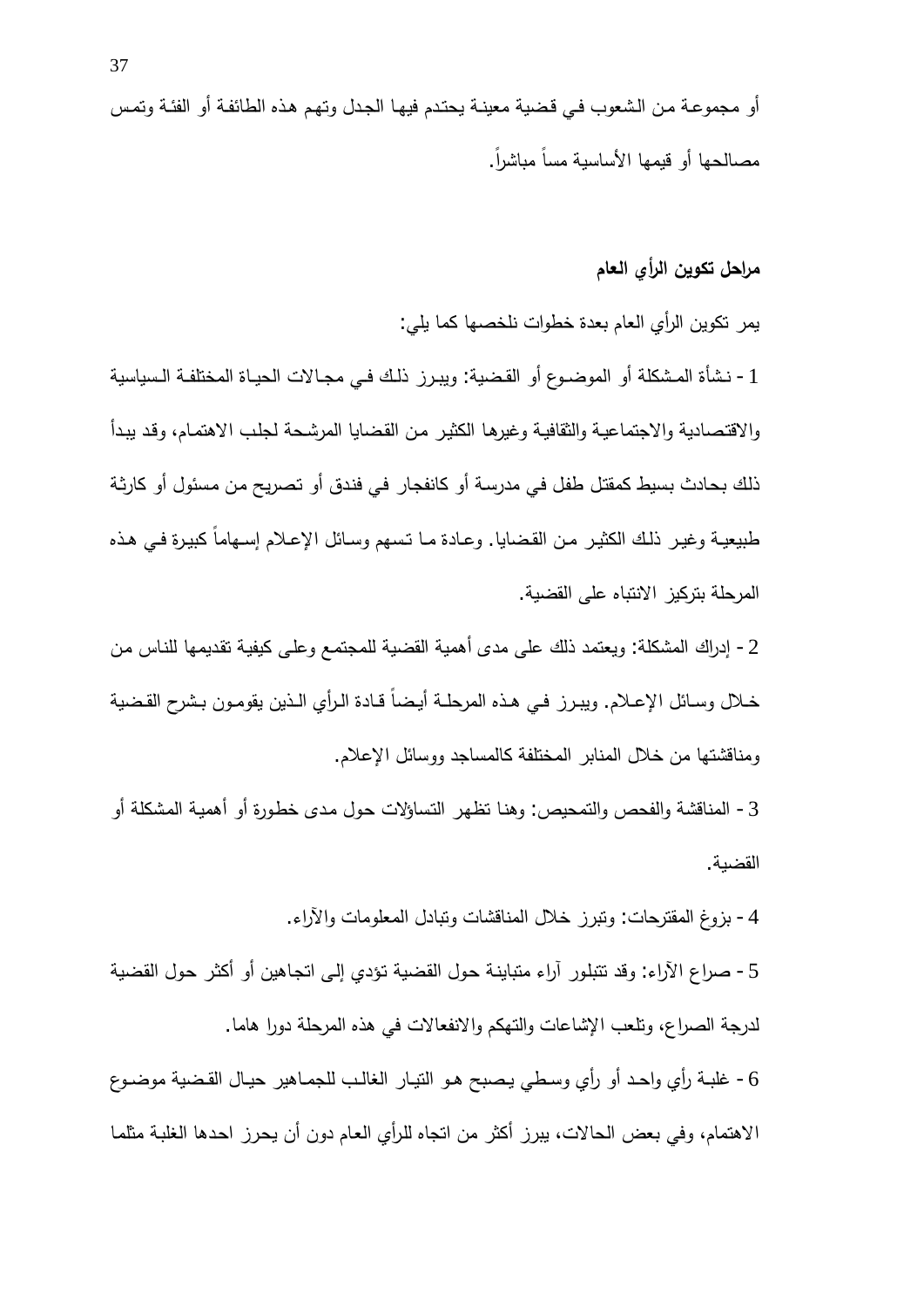أو مجموعة من الشعوب في قضية معينة يحتدم فيها الجدل وتهم هذه الطائفة أو الفئة وتمس مصالحها أو قيمها الأساسية مساً مباشراً.

**مراحل تكوين الرأي العام**

يمر تكوين الرأي العام بعدة خطوات نلخصها كما يلي:

1 - نشأة المشكلة أو الموضوع أو القضية: ويبرز ذلك في مجالات الحياة المختلفة السياسية والاقتصادية والاجتماعية والثقافية وغيرها الكثير من القضايا المرشحة لجلب الاهتمام، وقد يبدأ ذلك بحادث بسيط كمقتل طفل في مدرسة أو كانفجار في فندق أو تصريح من مسئول أو كارثة طبيعية وغير ذلك الكثير من القضايا. وعادة ما تسهم وسائل الإعلام إسهاماً كبيرة في هذه المرحلة بتركيز الانتباه على القضية.

2 - إدراك المشكلة: ويعتمد ذلك على مدى أهمية القضية للمجتمع وعلى كيفية تقديمها للناس من خلال وسائل الإعلام. ويبرز في هذه المرحلة أيضاً قادة الرأي الذين يقومون بشرح القضية ومناقشتها من خلال المنابر المختلفة كالمساجد ووسائل الإعلام.

3 - المناقشة والفحص والتمحيص: وهنا تظهر التساؤلات حول مدى خطورة أو أهمية المشكلة أو القضية.

4 - بزوغ المقترحات: وتبرز خلال المناقشات وتبادل المعلومات والآراء.

5 - صراع الآراء: وقد تتبلور آراء متباينة حول القضية تؤدي إلى اتجاهين أو أكثر حول القضية لدرجة الصراع، وتلعب الإشاعات والتهكم والانفعالات في هذه المرحلة دورا هاما.

6 - غلبة رأي واحد أو رأي وسطي يصبح هو التيار الغالب للجماهير حيال القضية موضوع الاهتمام، وفي بعض الحالات، يبرز أكثر من اتجاه للرأي العام دون أن يحرز احدها الغلبة مثلما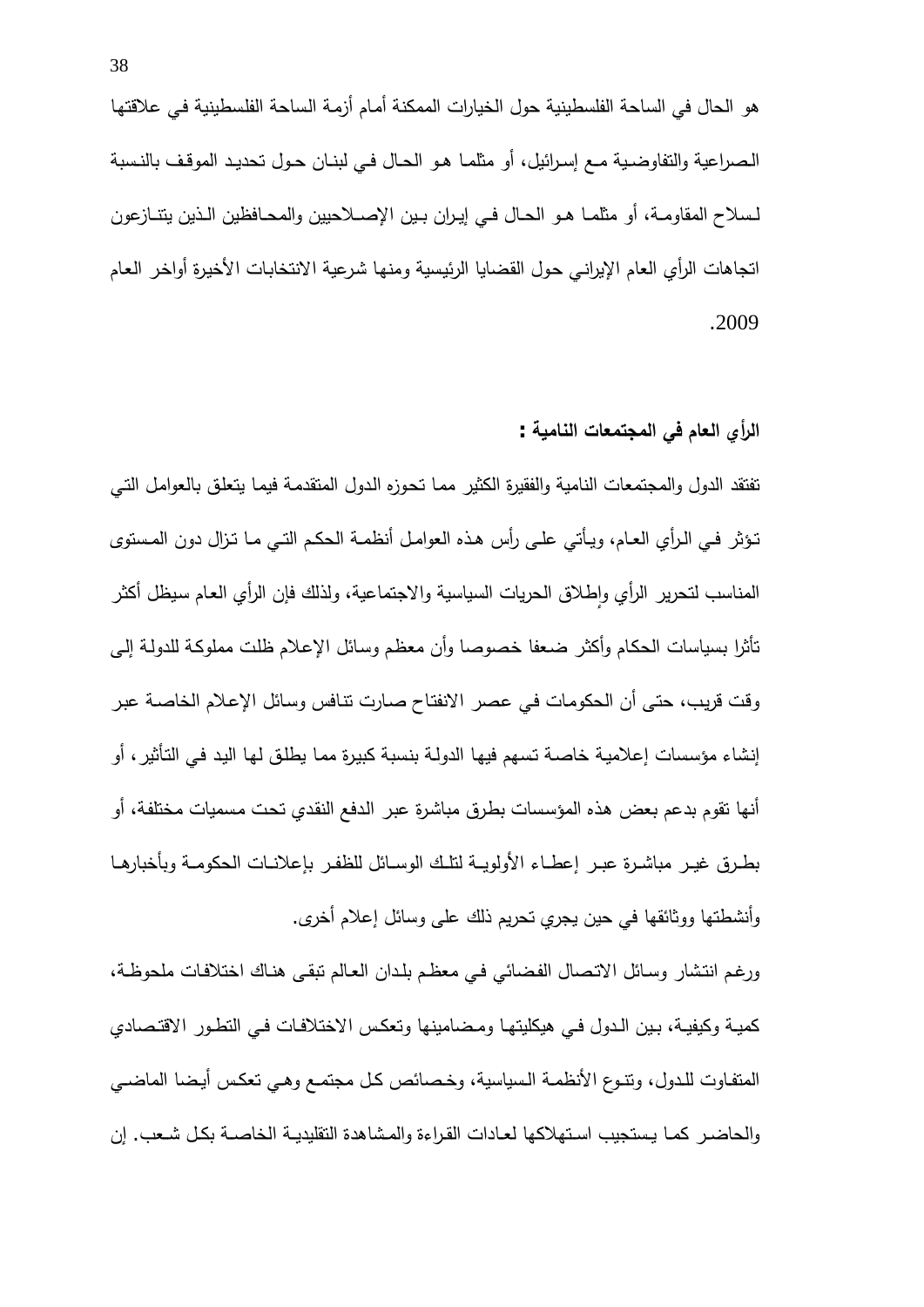هو الحال في الساحة الفلسطينية حول الخيارات الممكنة أمام أزمة الساحة الفلسطينية في علاقتها الصراعية والتفاوضية مع إسرائيل، أو مثلما هو الحال في لبنان حول تحديد الموقف بالنسبة لسلاح المقاومة، أو مثلما هو الحال في إيران بين الإصلاحيين والمحافظين الذين يتنازعون اتجاهات الرأي العام الإيراني حول القضايا الرئيسية ومنها شرعية الانتخابات الأخيرة أواخر العام 2009.

**الرأي العام في المجتمعات النامية :**

تفتقد الدول والمجتمعات النامية والفقيرة الكثير مما تحوزه الدول المتقدمة فيما يتعلق بالعوامل التي تؤثر في الرأي العام، ويأتي على رأس هذه العوامل أنظمة الحكم التي ما تزال دون المستوى المناسب لتحرير الرأي وإطلاق الحريات السياسية والاجتماعية، ولذلك فإن الرأي العام سيظل أكثر تأثرا بسياسات الحكام وأكثر ضعفا خصوصا وأن معظم وسائل الإعلام ظلت مملوكة للدولة إلى وقت قريب، حتى أن الحكومات في عصر الانفتاح صارت تنافس وسائل الإعلام الخاصة عبر إنشاء مؤسسات إعلامية خاصة تسهم فيها الدولة بنسبة كبيرة مما يطلق لها اليد في التأثير، أو أنها تقوم بدعم بعض هذه المؤسسات بطرق مباشرة عبر الدفع النقدي تحت مسميات مختلفة، أو بطرق غير مباشرة عبر إعطاء الأولوية لتلك الوسائل للظفر بإعلانات الحكومة وبأخبارها وأنشطتها ووثائقها في حين يجري تحريم ذلك على وسائل إعلام أخرى.

ورغم انتشار وسائل الاتصال الفضائي في معظم بلدان العالم تبقى هناك اختلافات ملحوظة، كمية وكيفية، بين الدول في هيكليتها ومضامينها وتعكس الاختلافات في التطور الاقتصادي المتفاوت للدول، وتنوع الأنظمة السياسية، وخصائص كل مجتمع وهي تعكس أيضا الماضي والحاضر كما يستجيب استهلاكها لعادات القراءة والمشاهدة التقليدية الخاصة بكل شعب. إن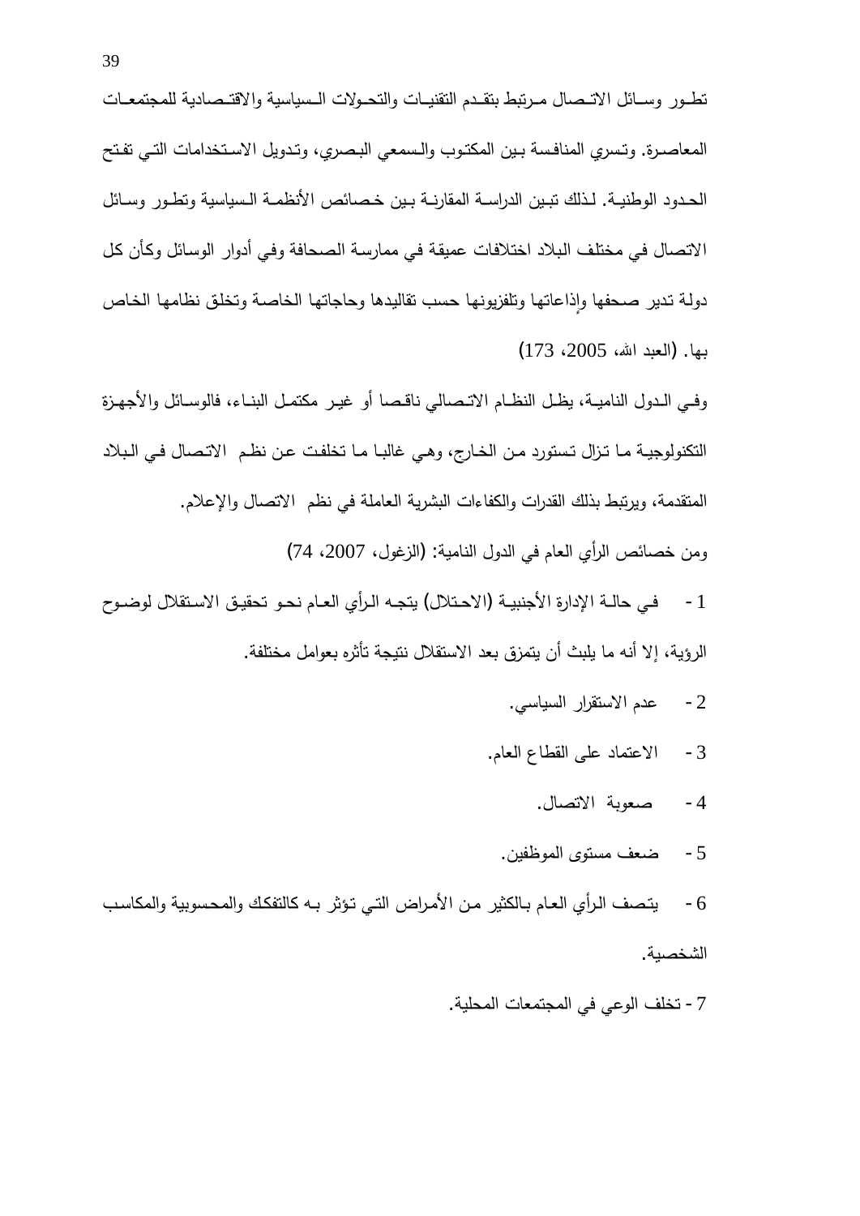تطور وسائل الاتصال مرتبط بتقدم التقنيات والتحولات السياسية والاقتصادية للمجتمعات المعاصرة. وتسري المنافسة بين المكتوب والسمعي البصري، وتدويل الاستخدامات التي تفتح الحدود الوطنية. لذلك تبين الدراسة المقارنة بين خصائص الأنظمة السياسية وتطور وسائل الاتصال في مختلف البلاد اختلافات عميقة في ممارسة الصحافة وفي أدوار الوسائل وكأن كل دولة تدير صحفها وإذاعاتها وتلفزيونها حسب تقاليدها وحاجاتها الخاصة وتخلق نظامها الخاص بها. (العبد الله، 2005، 173)

وفي الدول النامية، يظل النظام الاتصالي ناقصا أو غير مكتمل البناء، فالوسائل والأجهزة التكنولوجية ما تزال تستورد من الخارج، وهي غالبا ما تخلفت عن نظم الاتصال في البلاد المتقدمة، ويرتبط بذلك القدرات والكفاءات البشرية العاملة في نظم الاتصال والإعلام.

ومن خصائص الرأي العام في الدول النامية: (الزغول، 2007، 74)

1 - في حالة الإدارة الأجنبية (الاحتلال) يتجه الرأي العام نحو تحقيق الاستقلال لوضوح الرؤية، إلا أنه ما يلبث أن يتمزق بعد الاستقلال نتيجة تأثره بعوامل مختلفة.

2 - عدم الاستقرار السياسي.

3 - الاعتماد على القطاع العام.

4 - صعوبة الاتصال.

5 - ضعف مستوى الموظفين.

6 - يتصف الرأي العام بالكثير من الأمراض التي تؤثر به كالتفكك والمحسوبية والمكاسب الشخصية.

7 - تخلف الوعي في المجتمعات المحلية.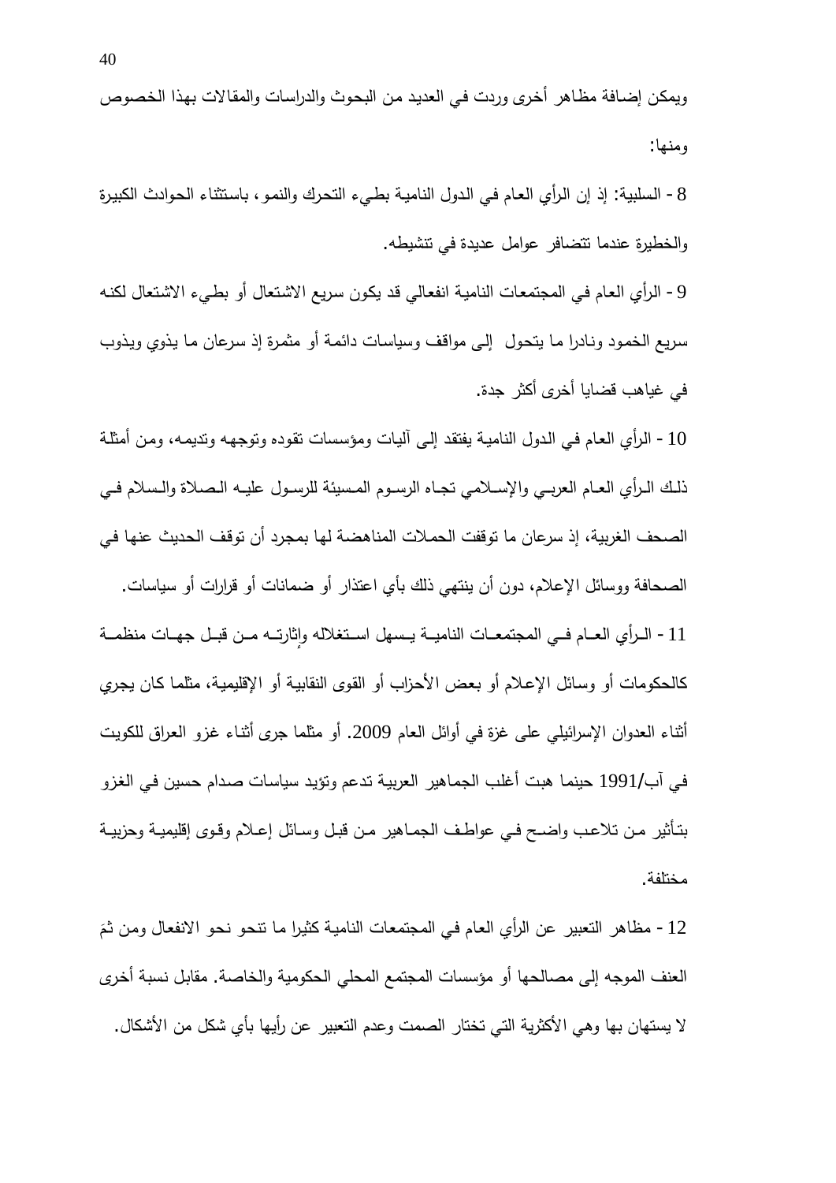ويمكن إضافة مظاهر أخرى وردت في العديد من البحوث والدراسات والمقالات بهذا الخصوص ومنها:

8 - السلبية: إذ إن الرأي العام في الدول النامية بطيء التحرك والنمو، باستثناء الحوادث الكبيرة والخطيرة عندما تتضافر عوامل عديدة في تنشيطه.

9 - الرأي العام في المجتمعات النامية انفعالي قد يكون سريع الاشتعال أو بطيء الاشتعال لكنه سريع الخمود ونادرا ما يتحول إلى مواقف وسياسات دائمة أو مثمرة إذ سرعان ما يذوي ويذوب في غياهب قضايا أخرى أكثر جدة.

10 - الرأي العام في الدول النامية يفتقد إلى آليات ومؤسسات تقوده وتوجهه وتديمه، ومن أمثلة ذلك الرأي العام العربي والإسلامي تجاه الرسوم المسيئة للرسول عليه الصلاة والسلام في الصحف الغربية، إذ سرعان ما توقفت الحملات المناهضة لها بمجرد أن توقف الحديث عنها في الصحافة ووسائل الإعلام، دون أن ينتهي ذلك بأي اعتذار أو ضمانات أو قرارات أو سياسات.

11 - الرأي العام في المجتمعات النامية يسهل استغلاله وإثارته من قبل جهات منظمة كالحكومات أو وسائل الإعلام أو بعض الأحزاب أو القوى النقابية أو الإقليمية، مثلما كان يجري أثناء العدوان الإسرائيلي على غزة في أوائل العام 2009. أو مثلما جرى أثناء غزو العراق للكويت في آب/1991 حينما هبت أغلب الجماهير العربية تدعم وتؤيد سياسات صدام حسين في الغزو بتأثير من تلاعب واضح في عواطف الجماهير من قبل وسائل إعلام وقوى إقليمية وحزبية مختلفة.

12 - مظاهر التعبير عن الرأي العام في المجتمعات النامية كثيرا ما تنحو نحو الانفعال ومن ثَمَ العنف الموجه إلى مصالحها أو مؤسسات المجتمع المحلي الحكومية والخاصة. مقابل نسبة أخرى لا يستهان بها وهي الأكثرية التي تختار الصمت وعدم التعبير عن رأيها بأي شكل من الأشكال.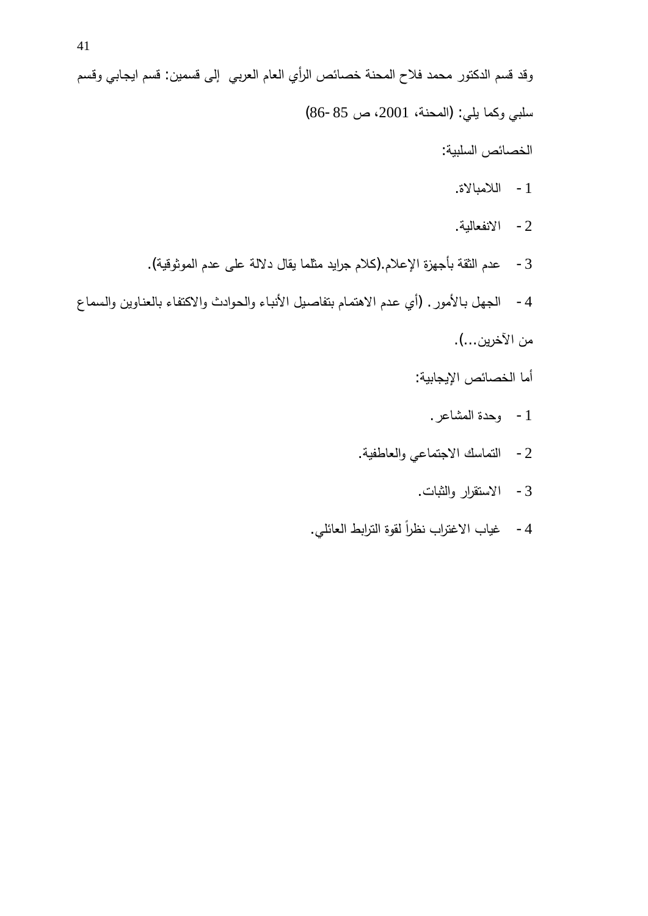وقد قسم الدكتور محمد فلاح المحنة خصائص الرأي العام العربي إلى قسمين: قسم ايجابي وقسم سلبي وكما يلي: (المحنة، 2001، ص 85 -86)

الخصائص السلبية:

1- اللامبالاة.

2- الانفعالية.

3- عدم الثقة بأجهزة الإعلام.(كلام جرايد مثلما يقال دلالة على عدم الموثوقية).

4- الجهل بالأمور. (أي عدم الاهتمام بتفاصيل الأنباء والحوادث والاكتفاء بالعناوين والسماع من الآخرين...).

أما الخصائص الإيجابية:

1- وحدة المشاعر.

2- التماسك الاجتماعي والعاطفية.

3- الاستقرار والثبات.

4- غياب الاغتراب نظراً لقوة الترابط العائلي.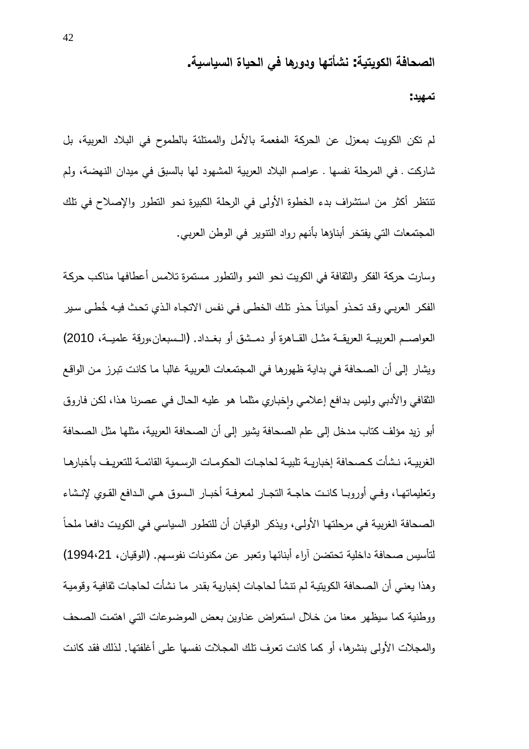## الصحافة الكويتية: نشأتها ودورها في الحياة السياسية.

**تمهيد:**

لم تكن الكويت بمعزل عن الحركة المفعمة بالأمل والممتلئة بالطموح في البلاد العربية، بل شاركت . في المرحلة نفسها . عواصم البلاد العربية المشهود لها بالسبق في ميدان النهضة، ولم تنتظر أكثر من استشراف بدء الخطوة الأولى في الرحلة الكبيرة نحو التطور والإصلاح في تلك المجتمعات التي يفتخر أبناؤها بأنهم رواد التنوير في الوطن العربي.

وسارت حركة الفكر والثقافة في الكويت نحو النمو والتطور مستمرة تلامس أعطافها مناكب حركة الفكر العربي وقد تحذو أحياناً حذو تلك الخطى في نفس الاتجاه الذي تحث فيه خُطى سير العواصم العربية العريقة مثل القاهرة أو دمشق أو بغداد. (السبعان،ورقة علمية، 2010) ويشار إلى أن الصحافة في بداية ظهورها في المجتمعات العربية غالبا ما كانت تبرز من الواقع الثقافي والأدبي وليس بدافع إعلامي وإخباري مثلما هو عليه الحال في عصرنا هذا، لكن فاروق أبو زيد مؤلف كتاب مدخل إلى علم الصحافة يشير إلى أن الصحافة العربية، مثلها مثل الصحافة الغربية، نشأت كصحافة إخبارية تلبية لحاجات الحكومات الرسمية القائمة للتعريف بأخبارها وتعليماتها، وفي أوروبا كانت حاجة التجار لمعرفة أخبار السوق هي الدافع القوي لإنشاء الصحافة الغربية في مرحلتها الأولى، ويذكر الوقيان أن للتطور السياسي في الكويت دافعا ملحاً لتأسيس صحافة داخلية تحتضن آراء أبنائها وتعبر عن مكنونات نفوسهم. (الوقيان، 21،1994) وهذا يعني أن الصحافة الكويتية لم تنشأ لحاجات إخبارية بقدر ما نشأت لحاجات ثقافية وقومية ووطنية كما سيظهر معنا من خلال استعراض عناوين بعض الموضوعات التي اهتمت الصحف والمجلات الأولى بنشرها، أو كما كانت تعرف تلك المجلات نفسها على أغلفتها. لذلك فقد كانت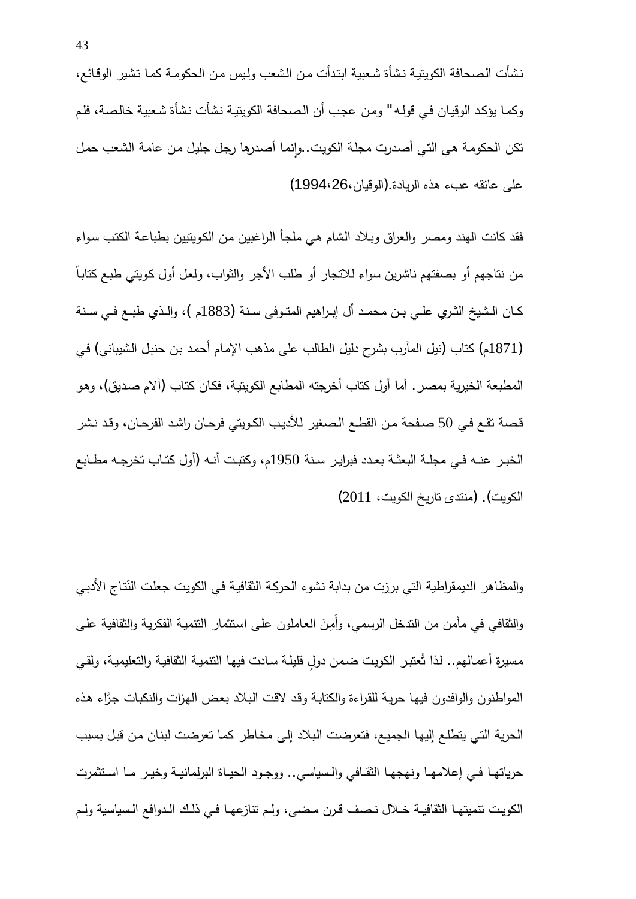نشأت الصحافة الكويتية نشأة شعبية ابتدأت من الشعب وليس من الحكومة كما تشير الوقائع، وكما يؤكد الوقيان في قوله" ومن عجب أن الصحافة الكويتية نشأت نشأة شعبية خالصة، فلم تكن الحكومة هي التي أصدرت مجلة الكويت..وإنما أصدرها رجل جليل من عامة الشعب حمل على عاتقه عبء هذه الريادة.(الوقيان،26،1994)

فقد كانت الهند ومصر والعراق وبلاد الشام هي ملجأ الراغبين من الكويتيين بطباعة الكتب سواء من نتاجهم أو بصفتهم ناشرين سواء للاتجار أو طلب الأجر والثواب، ولعل أول كويتي طبع كتاباً كان الشيخ الثري علي بن محمد آل إبراهيم المتوفى سنة (1883م )، والذي طبع في سنة (1871م) كتاب (نيل المآرب بشرح دليل الطالب على مذهب الإمام أحمد بن حنبل الشيباني) في المطبعة الخيرية بمصر. أما أول كتاب أخرجته المطابع الكويتية، فكان كتاب (آلام صديق)، وهو قصة تقع في 50 صفحة من القطع الصغير للأديب الكويتي فرحان راشد الفرحان، وقد نشر الخبر عنه في مجلة البعثة بعدد فبراير سنة 1950م، وكتبت أنه (أول كتاب تخرجه مطابع الكويت). (منتدى تاريخ الكويت، 2011)

والمظاهر الديمقراطية التي برزت من بداية نشوء الحركة الثقافية في الكويت جعلت النّتاج الأدبي والثقافي في مأمن من التدخل الرسمي، وأَمِنَ العاملون على استثمار التنمية الفكرية والثقافية على مسيرة أعمالهم.. لذا تُعتبر الكويت ضمن دولٍ قليلة سادت فيها التنمية الثقافية والتعليمية، ولقي المواطنون والوافدون فيها حرية للقراءة والكتابة وقد لاقت البلاد بعض الهزات والنكبات جرَّاء هذه الحرية التي يتطلع إليها الجميع، فتعرضت البلاد إلى مخاطر كما تعرضت لبنان من قبل بسبب حرياتها في إعلامها ونهجها الثقافي والسياسي.. ووجود الحياة البرلمانية وخير ما استثمرت الكويت تنميتها الثقافية خلال نصف قرن مضى، ولم تنازعها في ذلك الدوافع السياسية ولم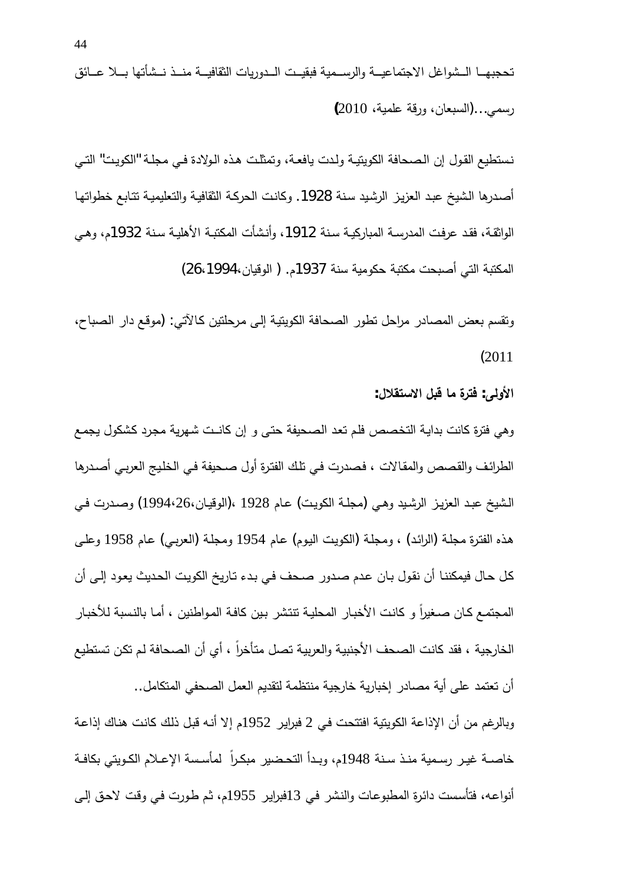تحجبها الشواغل الاجتماعية والرسمية فبقيت الدوريات الثقافية منذ نشأتها بلا عائق رسمي...(السبعان، ورقة علمية، 2010)

نستطيع القول إن الصحافة الكويتية ولدت يافعة، وتمثلت هذه الولادة في مجلة "الكويت" التي أصدرها الشيخ عبد العزيز الرشيد سنة 1928. وكانت الحركة الثقافية والتعليمية تتابع خطواتها الواثقة، فقد عرفت المدرسة المباركية سنة 1912، وأنشأت المكتبة الأهلية سنة 1932م، وهي المكتبة التي أصبحت مكتبة حكومية سنة 1937م. ( الوقيان،1994،26)

وتقسم بعض المصادر مراحل تطور الصحافة الكويتية إلى مرحلتين كالآتي: (موقع دار الصباح، 2011)

**الأولى: فترة ما قبل الاستقلال:**

وهي فترة كانت بداية التخصص فلم تعد الصحيفة حتى و إن كانت شهرية مجرد كشكول يجمع الطرائف والقصص والمقالات ، فصدرت في تلك الفترة أول صحيفة في الخليج العربي أصدرها الشيخ عبد العزيز الرشيد وهي (مجلة الكويت) عام 1928 ،(الوقيان،26،1994) وصدرت في هذه الفترة مجلة (الرائد) ، ومجلة (الكويت اليوم) عام 1954 ومجلة (العربي) عام 1958 وعلى كل حال فيمكننا أن نقول بان عدم صدور صحف في بدء تاريخ الكويت الحديث يعود إلى أن المجتمع كان صغيراً و كانت الأخبار المحلية تنتشر بين كافة المواطنين ، أما بالنسبة للأخبار الخارجية ، فقد كانت الصحف الأجنبية والعربية تصل متأخراً ، أي أن الصحافة لم تكن تستطيع أن تعتمد على أية مصادر إخبارية خارجية منتظمة لتقديم العمل الصحفي المتكامل..

وبالرغم من أن الإذاعة الكويتية افتتحت في 2 فبراير 1952م إلا أنه قبل ذلك كانت هناك إذاعة خاصة غير رسمية منذ سنة 1948م، وبدأ التحضير مبكراً لمأسسة الإعلام الكويتي بكافة أنواعه، فتأسست دائرة المطبوعات والنشر في 13فبراير 1955م، ثم طورت في وقت لاحق إلى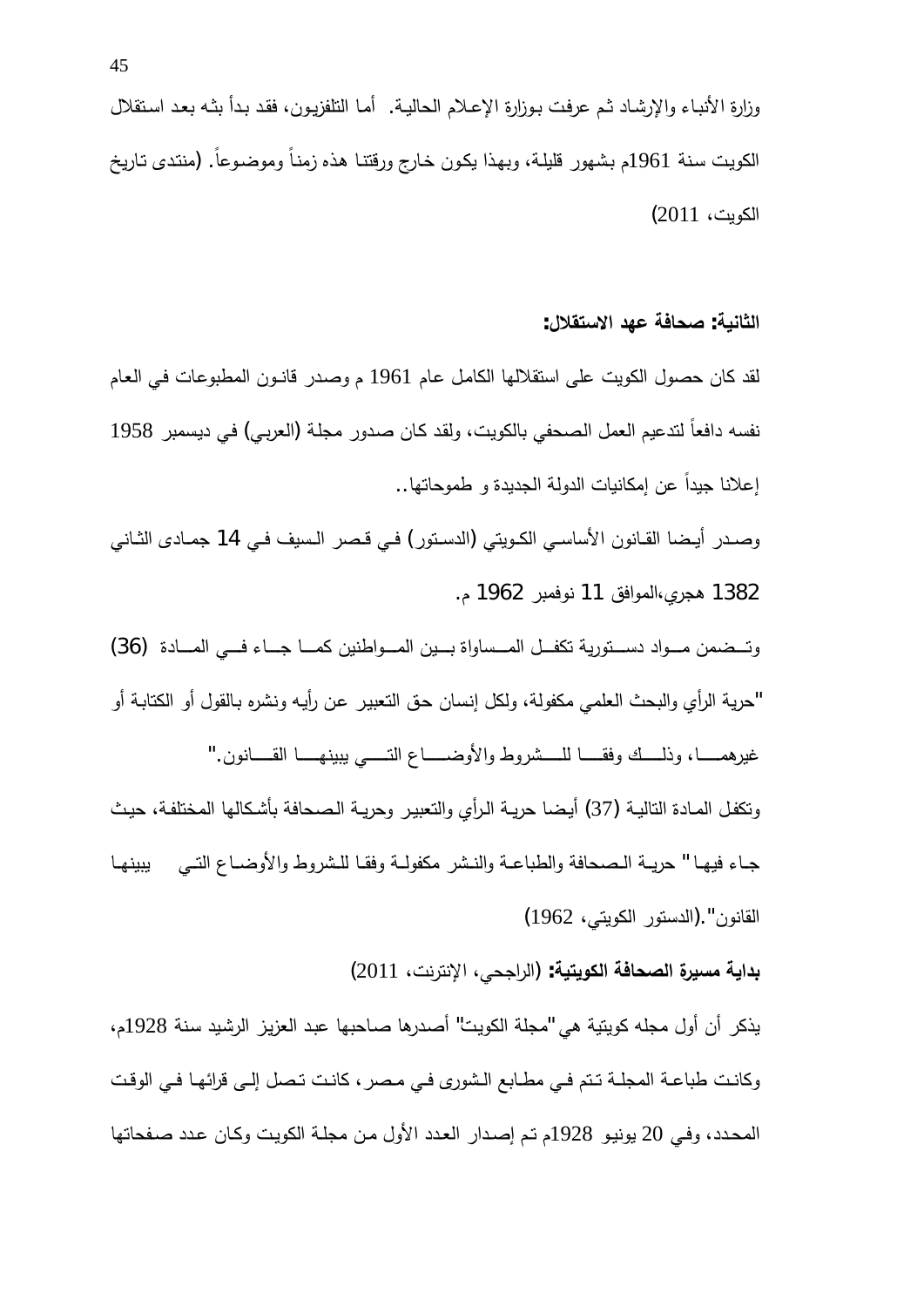وزارة الأنباء والإرشاد ثم عرفت بوزارة الإعلام الحالية. أما التلفزيون، فقد بدأ بثه بعد استقلال الكويت سنة 1961م بشهور قليلة، وبهذا يكون خارج ورقتنا هذه زمناً وموضوعاً. (منتدى تاريخ الكويت، 2011)

**الثانية: صحافة عهد الاستقلال:**

لقد كان حصول الكويت على استقلالها الكامل عام 1961 م وصدر قانون المطبوعات في العام نفسه دافعاً لتدعيم العمل الصحفي بالكويت، ولقد كان صدور مجلة (العربي) في ديسمبر 1958 إعلانا جيداً عن إمكانيات الدولة الجديدة و طموحاتها..

وصدر أيضا القانون الأساسي الكويتي (الدستور) في قصر السيف في 14 جمادى الثاني 1382 هجري،الموافق 11 نوفمبر 1962 م.

وتضمن مواد دستورية تكفل المساواة بين المواطنين كما جاء في المادة (36) "حرية الرأي والبحث العلمي مكفولة، ولكل إنسان حق التعبير عن رأيه ونشره بالقول أو الكتابة أو غيرهما، وذلك وفقا للشروط والأوضاع التي يبينها القانون."

وتكفل المادة التالية (37) أيضا حرية الرأي والتعبير وحرية الصحافة بأشكالها المختلفة، حيث جاء فيها " حرية الصحافة والطباعة والنشر مكفولة وفقا للشروط والأوضاع التي يبينها القانون".(الدستور الكويتي، 1962)

**بداية مسيرة الصحافة الكويتية:** (الراجحي، الإنترنت، 2011)

يذكر أن أول مجله كويتية هي"مجلة الكويت" أصدرها صاحبها عبد العزيز الرشيد سنة 1928م، وكانت طباعة المجلة تتم في مطابع الشورى في مصر، كانت تصل إلى قرائها في الوقت المحدد، وفي 20 يونيو 1928م تم إصدار العدد الأول من مجلة الكويت وكان عدد صفحاتها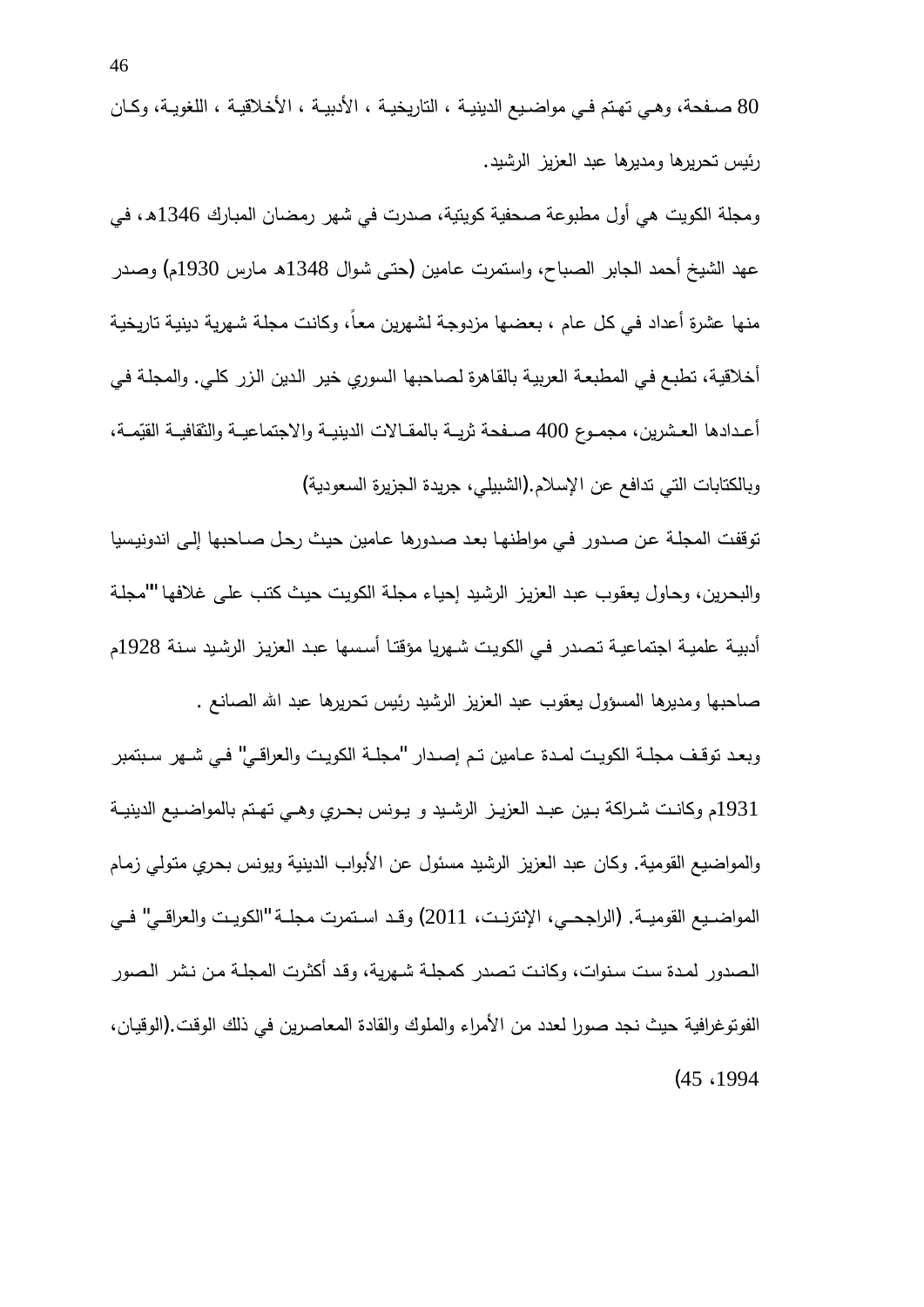80 صفحة، وهي تهتم في مواضيع الدينية ، التاريخية ، الأدبية ، الأخلاقية ، اللغوية، وكان رئيس تحريرها ومديرها عبد العزيز الرشيد.

ومجلة الكويت هي أول مطبوعة صحفية كويتية، صدرت في شهر رمضان المبارك 1346ه، في عهد الشيخ أحمد الجابر الصباح، واستمرت عامين (حتى شوال 1348ه مارس 1930م) وصدر منها عشرة أعداد في كل عام ، بعضها مزدوجة لشهرين معاً، وكانت مجلة شهرية دينية تاريخية أخلاقية، تطبع في المطبعة العربية بالقاهرة لصاحبها السوري خير الدين الزر كلي. والمجلة في أعدادها العشرين، مجموع 400 صفحة ثرية بالمقالات الدينية والاجتماعية والثقافية القيّمة، وبالكتابات التي تدافع عن الإسلام.(الشبيلي، جريدة الجزيرة السعودية)

توقفت المجلة عن صدور في مواطنها بعد صدورها عامين حيث رحل صاحبها إلى اندونيسيا والبحرين، وحاول يعقوب عبد العزيز الرشيد إحياء مجلة الكويت حيث كتب على غلافها "مجلة أدبية علمية اجتماعية تصدر في الكويت شهريا مؤقتا أسسها عبد العزيز الرشيد سنة 1928م صاحبها ومديرها المسؤول يعقوب عبد العزيز الرشيد رئيس تحريرها عبد الله الصانع .

وبعد توقف مجلة الكويت لمدة عامين تم إصدار "مجلة الكويت والعراقي" في شهر سبتمبر 1931م وكانت شراكة بين عبد العزيز الرشيد و يونس بحري وهي تهتم بالمواضيع الدينية والمواضيع القومية. وكان عبد العزيز الرشيد مسئول عن الأبواب الدينية ويونس بحري متولي زمام المواضيع القومية. (الراجحي، الإنترنت، 2011) وقد استمرت مجلة "الكويت والعراقي" في الصدور لمدة ست سنوات، وكانت تصدر كمجلة شهرية، وقد أكثرت المجلة من نشر الصور الفوتوغرافية حيث نجد صورا لعدد من الأمراء والملوك والقادة المعاصرين في ذلك الوقت.(الوقيان، 1994، 45)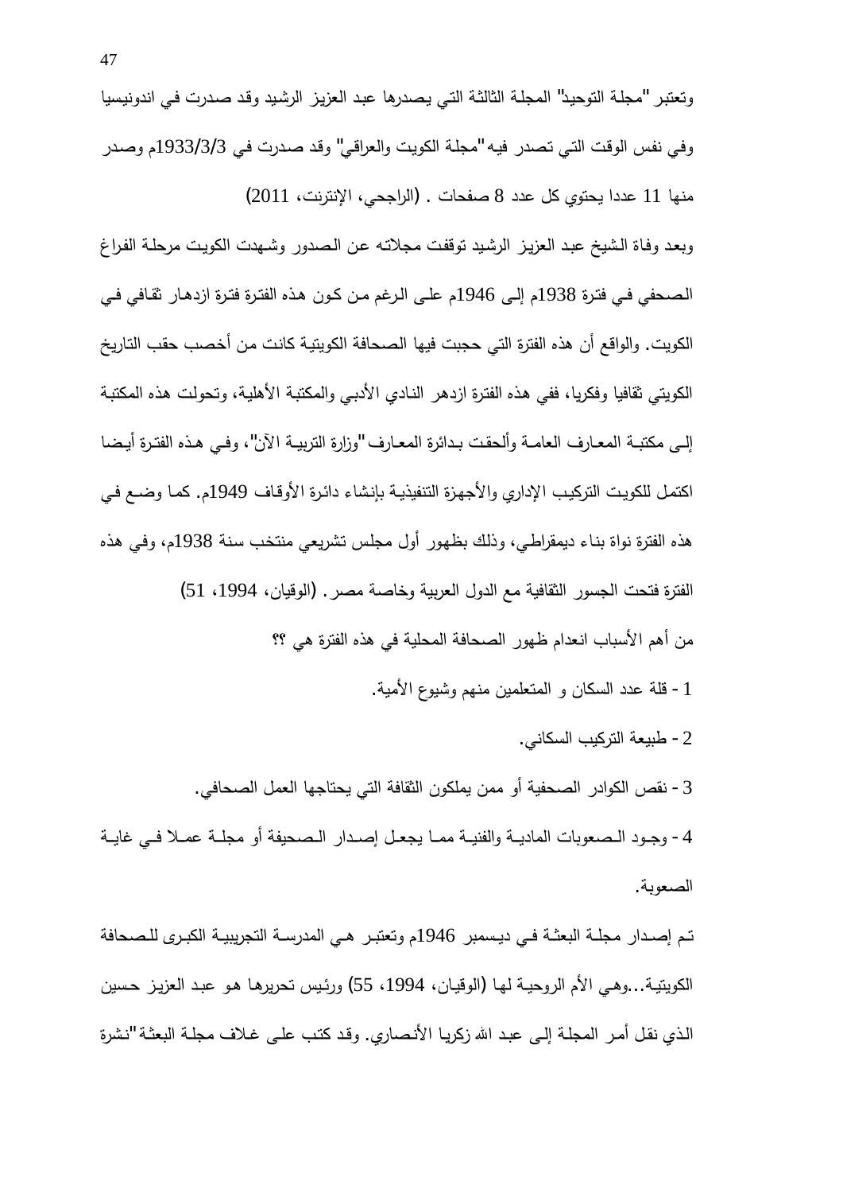وتعتبر "مجلة التوحيد" المجلة الثالثة التي يصدرها عبد العزيز الرشيد وقد صدرت في اندونيسيا وفي نفس الوقت التي تصدر فيه "مجلة الكويت والعراقي" وقد صدرت في 1933/3/3م وصدر منها 11 عددا يحتوي كل عدد 8 صفحات . (الراجحي، الإنترنت، 2011)

وبعد وفاة الشيخ عبد العزيز الرشيد توقفت مجلاته عن الصدور وشهدت الكويت مرحلة الفراغ الصحفي في فترة 1938م إلى 1946م على الرغم من كون هذه الفترة فترة ازدهار ثقافي في الكويت. والواقع أن هذه الفترة التي حجبت فيها الصحافة الكويتية كانت من أخصب حقب التاريخ الكويتي ثقافيا وفكريا، ففي هذه الفترة ازدهر النادي الأدبي والمكتبة الأهلية، وتحولت هذه المكتبة إلى مكتبة المعارف العامة وألحقت بدائرة المعارف "وزارة التربية الآن"، وفي هذه الفترة أيضا اكتمل للكويت التركيب الإداري والأجهزة التنفيذية بإنشاء دائرة الأوقاف 1949م. كما وضع في هذه الفترة نواة بناء ديمقراطي، وذلك بظهور أول مجلس تشريعي منتخب سنة 1938م، وفي هذه الفترة فتحت الجسور الثقافية مع الدول العربية وخاصة مصر. (الوقيان، 1994، 51)

من أهم الأسباب انعدام ظهور الصحافة المحلية في هذه الفترة هي ؟؟

1 - قلة عدد السكان و المتعلمين منهم وشيوع الأمية.

2 - طبيعة التركيب السكاني.

3 - نقص الكوادر الصحفية أو ممن يملكون الثقافة التي يحتاجها العمل الصحافي.

4 - وجود الصعوبات المادية والفنية مما يجعل إصدار الصحيفة أو مجلة عملا في غاية الصعوبة.

تم إصدار مجلة البعثة في ديسمبر 1946م وتعتبر هي المدرسة التجريبية الكبرى للصحافة الكويتية...وهي الأم الروحية لها (الوقيان، 1994، 55) ورئيس تحريرها هو عبد العزيز حسين الذي نقل أمر المجلة إلى عبد الله زكريا الأنصاري. وقد كتب على غلاف مجلة البعثة "نشرة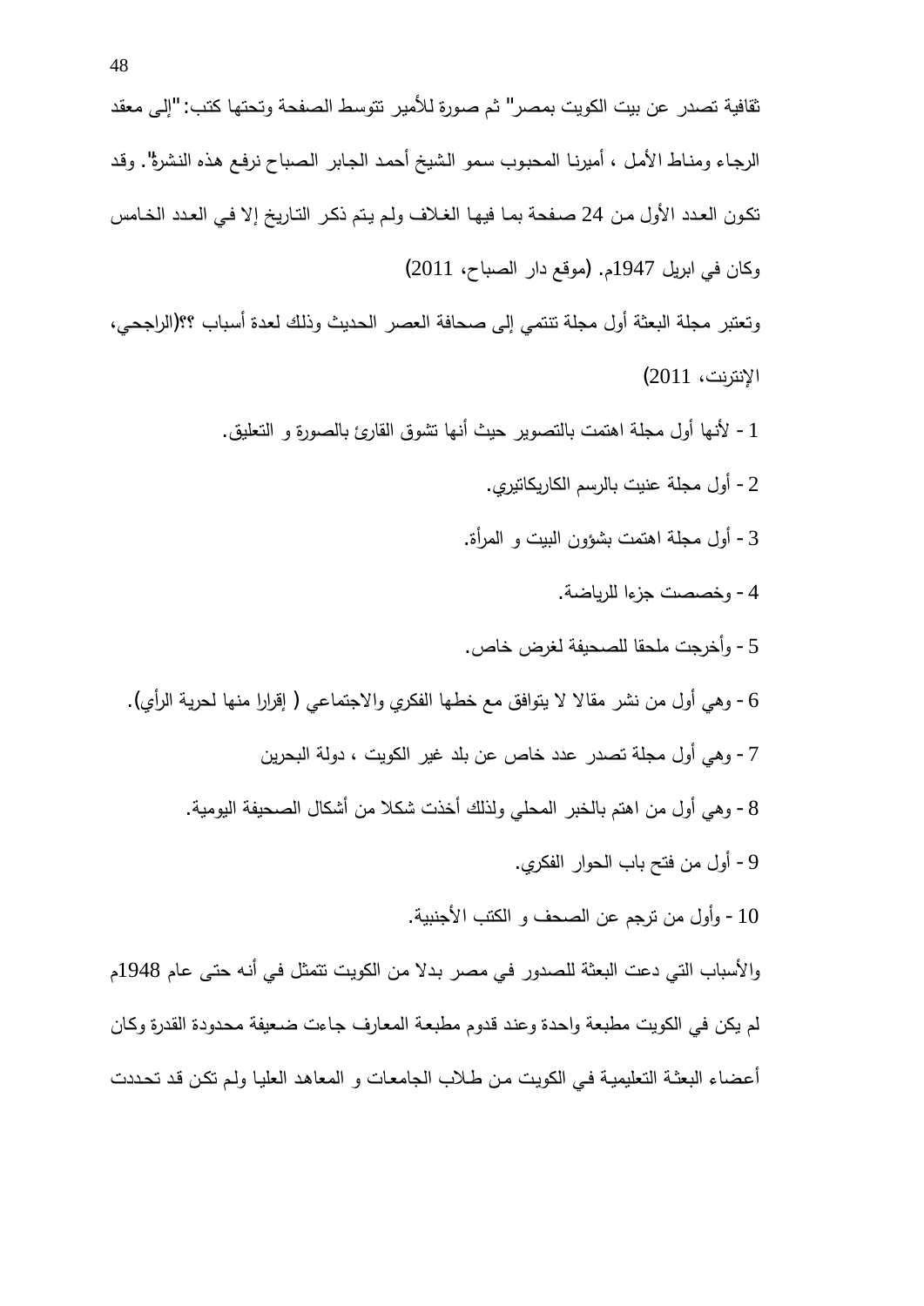ثقافية تصدر عن بيت الكويت بمصر" ثم صورة للأمير تتوسط الصفحة وتحتها كتب: "إلى معقد الرجاء ومناط الأمل ، أميرنا المحبوب سمو الشيخ أحمد الجابر الصباح نرفع هذه النشرة". وقد تكون العدد الأول من 24 صفحة بما فيها الغلاف ولم يتم ذكر التاريخ إلا في العدد الخامس وكان في ابريل 1947م. (موقع دار الصباح، 2011)

وتعتبر مجلة البعثة أول مجلة تنتمي إلى صحافة العصر الحديث وذلك لعدة أسباب ؟؟(الراجحي، الإنترنت، 2011)

1 - لأنها أول مجلة اهتمت بالتصوير حيث أنها تشوق القارئ بالصورة و التعليق.

2 - أول مجلة عنيت بالرسم الكاريكاتيري.

3 - أول مجلة اهتمت بشؤون البيت و المرأة.

4 - وخصصت جزءا للرياضة.

5 - وأخرجت ملحقا للصحيفة لغرض خاص.

6 - وهي أول من نشر مقالا لا يتوافق مع خطها الفكري والاجتماعي ( إقرارا منها لحرية الرأي).

7 - وهي أول مجلة تصدر عدد خاص عن بلد غير الكويت ، دولة البحرين

8 - وهي أول من اهتم بالخبر المحلي ولذلك أخذت شكلا من أشكال الصحيفة اليومية.

9 - أول من فتح باب الحوار الفكري.

10 - وأول من ترجم عن الصحف و الكتب الأجنبية.

والأسباب التي دعت البعثة للصدور في مصر بدلا من الكويت تتمثل في أنه حتى عام 1948م لم يكن في الكويت مطبعة واحدة وعند قدوم مطبعة المعارف جاءت ضعيفة محدودة القدرة وكان أعضاء البعثة التعليمية في الكويت من طلاب الجامعات و المعاهد العليا ولم تكن قد تحددت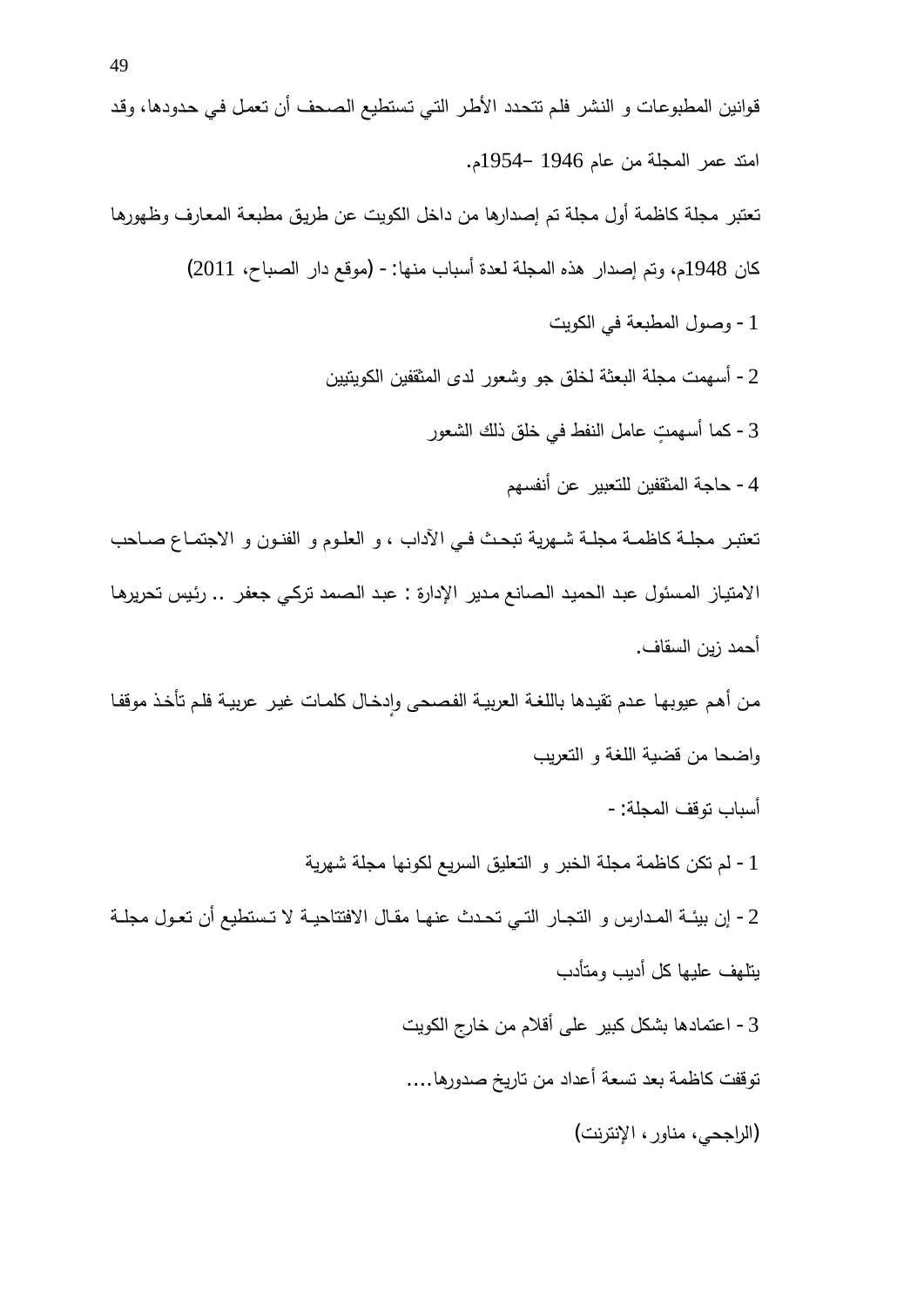قوانين المطبوعات و النشر فلم تتحدد الأطر التي تستطيع الصحف أن تعمل في حدودها، وقد امتد عمر المجلة من عام 1946 –1954م.

تعتبر مجلة كاظمة أول مجلة تم إصدارها من داخل الكويت عن طريق مطبعة المعارف وظهورها كان 1948م، وتم إصدار هذه المجلة لعدة أسباب منها: - (موقع دار الصباح، 2011)

1 - وصول المطبعة في الكويت

2 - أسهمت مجلة البعثة لخلق جو وشعور لدى المثقفين الكويتيين

3 - كما أسهمتٍ عامل النفط في خلق ذلك الشعور

4 - حاجة المثقفين للتعبير عن أنفسهم

تعتبر مجلة كاظمة مجلة شهرية تبحث في الآداب ، و العلوم و الفنون و الاجتماع صاحب الامتياز المسئول عبد الحميد الصانع مدير الإدارة : عبد الصمد تركي جعفر .. رئيس تحريرها أحمد زين السقاف.

من أهم عيوبها عدم تقيدها باللغة العربية الفصحى وإدخال كلمات غير عربية فلم تأخذ موقفا واضحا من قضية اللغة و التعريب

أسباب توقف المجلة: -

1 - لم تكن كاظمة مجلة الخبر و التعليق السريع لكونها مجلة شهرية

2 - إن بيئة المدارس و التجار التي تحدث عنها مقال الافتتاحية لا تستطيع أن تعول مجلة يتلهف عليها كل أديب ومتأدب

3 - اعتمادها بشكل كبير على أقلام من خارج الكويت

توقفت كاظمة بعد تسعة أعداد من تاريخ صدورها....

(الراجحي، مناور، الإنترنت)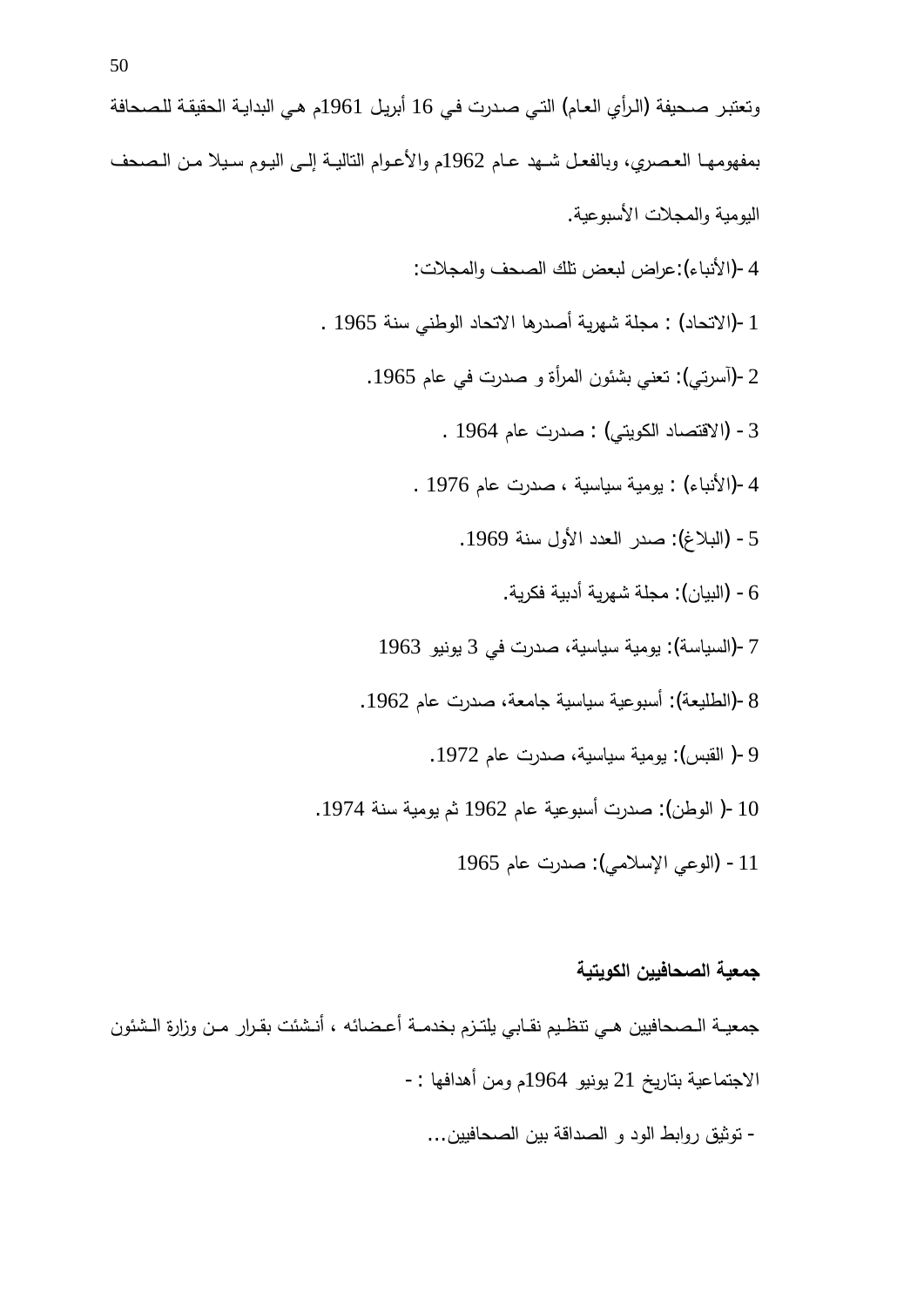وتعتبر صحيفة (الرأي العام) التي صدرت في 16 أبريل 1961م هي البداية الحقيقة للصحافة بمفهومها العصري، وبالفعل شهد عام 1962م والأعوام التالية إلى اليوم سيلا من الصحف اليومية والمجلات الأسبوعية.

4 -(الأنباء):عراض لبعض تلك الصحف والمجلات:

1 -(الاتحاد) : مجلة شهرية أصدرها الاتحاد الوطني سنة 1965 .

2 -(آسرتي): تعني بشئون المرأة و صدرت في عام 1965.

3 - (الاقتصاد الكويتي) : صدرت عام 1964 .

4 -(الأنباء) : يومية سياسية ، صدرت عام 1976 .

5 - (البلاغ): صدر العدد الأول سنة 1969.

6 - (البيان): مجلة شهرية أدبية فكرية.

7 -(السياسة): يومية سياسية، صدرت في 3 يونيو 1963

8 -(الطليعة): أسبوعية سياسية جامعة، صدرت عام 1962.

9 -( القبس): يومية سياسية، صدرت عام 1972.

10 -( الوطن): صدرت أسبوعية عام 1962 ثم يومية سنة 1974.

11 - (الوعي الإسلامي): صدرت عام 1965

**جمعية الصحافيين الكويتية**

جمعية الصحافيين هي تنظيم نقابي يلتزم بخدمة أعضائه ، أنشئت بقرار من وزارة الشئون الاجتماعية بتاريخ 21 يونيو 1964م ومن أهدافها : -

- توثيق روابط الود و الصداقة بين الصحافيين...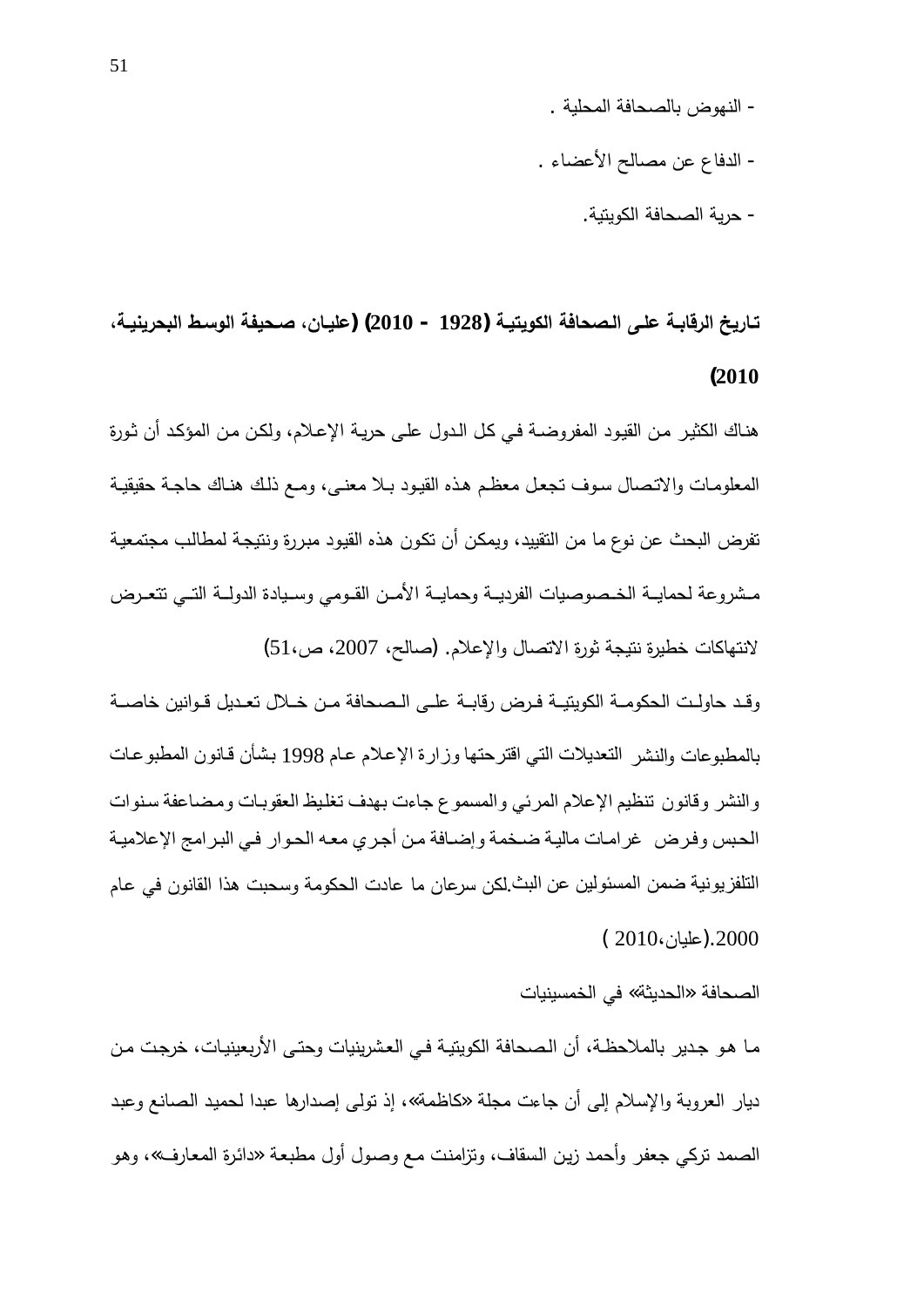- النهوض بالصحافة المحلية .
- الدفاع عن مصالح الأعضاء .
- حرية الصحافة الكويتية.

**تاريخ الرقابة على الصحافة الكويتية (1928 - 2010) (عليان، صحيفة الوسط البحرينية، 2010)**

هناك الكثير من القيود المفروضة في كل الدول على حرية الإعلام، ولكن من المؤكد أن ثورة المعلومات والاتصال سوف تجعل معظم هذه القيود بلا معنى، ومع ذلك هناك حاجة حقيقية تفرض البحث عن نوع ما من التقييد، ويمكن أن تكون هذه القيود مبررة ونتيجة لمطالب مجتمعية مشروعة لحماية الخصوصيات الفردية وحماية الأمن القومي وسيادة الدولة التي تتعرض لانتهاكات خطيرة نتيجة ثورة الاتصال والإعلام. (صالح، 2007، ص،51)

وقد حاولت الحكومة الكويتية فرض رقابة على الصحافة من خلال تعديل قوانين خاصة بالمطبوعات والنشر التعديلات التي اقترحتها وزارة الإعلام عام 1998 بشأن قانون المطبوعات والنشر وقانون تنظيم الإعلام المرئي والمسموع جاءت بهدف تغليظ العقوبات ومضاعفة سنوات الحبس وفرض غرامات مالية ضخمة وإضافة من أجري معه الحوار في البرامج الإعلامية التلفزيونية ضمن المسئولين عن البث.لكن سرعان ما عادت الحكومة وسحبت هذا القانون في عام 2000.(عليان،2010 )

الصحافة «الحديثة» في الخمسينيات

ما هو جدير بالملاحظة، أن الصحافة الكويتية في العشرينيات وحتى الأربعينيات، خرجت من ديار العروبة والإسلام إلى أن جاءت مجلة «كاظمة»، إذ تولى إصدارها عبدا لحميد الصانع وعبد الصمد تركي جعفر وأحمد زين السقاف، وتزامنت مع وصول أول مطبعة «دائرة المعارف»، وهو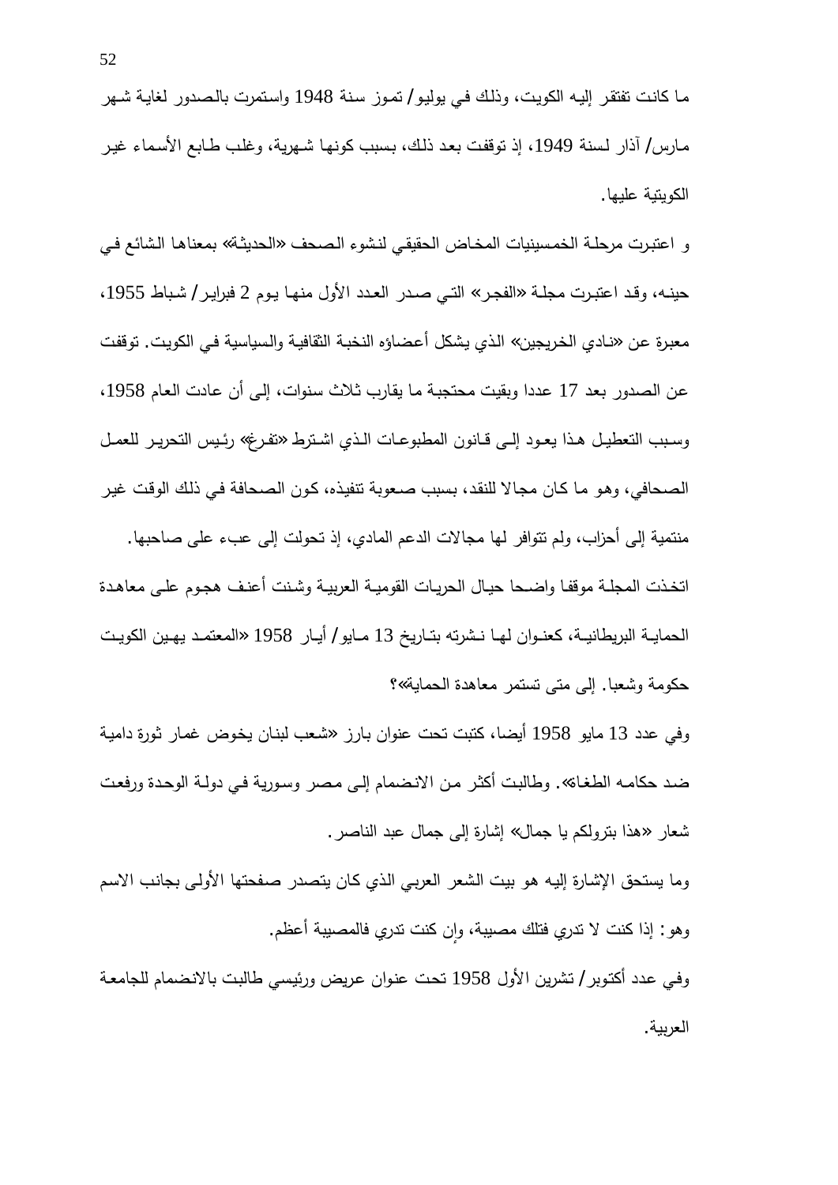ما كانت تفتقر إليه الكويت، وذلك في يوليو/ تموز سنة 1948 واستمرت بالصدور لغاية شهر مارس/ آذار لسنة 1949، إذ توقفت بعد ذلك، بسبب كونها شهرية، وغلب طابع الأسماء غير الكويتية عليها.

و اعتبرت مرحلة الخمسينيات المخاض الحقيقي لنشوء الصحف «الحديثة» بمعناها الشائع في حينه، وقد اعتبرت مجلة «الفجر» التي صدر العدد الأول منها يوم 2 فبراير/ شباط 1955، معبرة عن «نادي الخريجين» الذي يشكل أعضاؤه النخبة الثقافية والسياسية في الكويت. توقفت عن الصدور بعد 17 عددا وبقيت محتجبة ما يقارب ثلاث سنوات، إلى أن عادت العام 1958، وسبب التعطيل هذا يعود إلى قانون المطبوعات الذي اشترط «تفرغ» رئيس التحرير للعمل الصحافي، وهو ما كان مجالا للنقد، بسبب صعوبة تنفيذه، كون الصحافة في ذلك الوقت غير منتمية إلى أحزاب، ولم تتوافر لها مجالات الدعم المادي، إذ تحولت إلى عبء على صاحبها.

اتخذت المجلة موقفا واضحا حيال الحريات القومية العربية وشنت أعنف هجوم على معاهدة الحماية البريطانية، كعنوان لها نشرته بتاريخ 13 مايو/ أيار 1958 «المعتمد يهين الكويت حكومة وشعبا. إلى متى تستمر معاهدة الحماية»؟

وفي عدد 13 مايو 1958 أيضا، كتبت تحت عنوان بارز «شعب لبنان يخوض غمار ثورة دامية ضد حكامه الطغاة». وطالبت أكثر من الانضمام إلى مصر وسورية في دولة الوحدة ورفعت شعار «هذا بترولكم يا جمال» إشارة إلى جمال عبد الناصر.

وما يستحق الإشارة إليه هو بيت الشعر العربي الذي كان يتصدر صفحتها الأولى بجانب الاسم وهو: إذا كنت لا تدري فتلك مصيبة، وإن كنت تدري فالمصيبة أعظم.

وفي عدد أكتوبر/ تشرين الأول 1958 تحت عنوان عريض ورئيسي طالبت بالانضمام للجامعة العربية.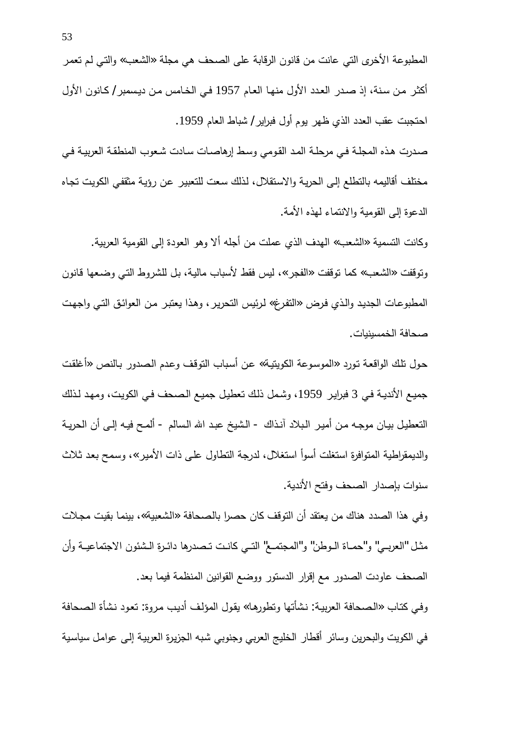المطبوعة الأخرى التي عانت من قانون الرقابة على الصحف هي مجلة «الشعب» والتي لم تعمر أكثر من سنة، إذ صدر العدد الأول منها العام 1957 في الخامس من ديسمبر/ كانون الأول احتجبت عقب العدد الذي ظهر يوم أول فبراير/ شباط العام 1959.

صدرت هذه المجلة في مرحلة المد القومي وسط إرهاصات سادت شعوب المنطقة العربية في مختلف أقاليمه بالتطلع إلى الحرية والاستقلال، لذلك سعت للتعبير عن رؤية مثقفي الكويت تجاه الدعوة إلى القومية والانتماء لهذه الأمة.

وكانت التسمية «الشعب» الهدف الذي عملت من أجله ألا وهو العودة إلى القومية العربية.

وتوقفت «الشعب» كما توقفت «الفجر»، ليس فقط لأسباب مالية، بل للشروط التي وضعها قانون المطبوعات الجديد والذي فرض «التفرغ» لرئيس التحرير، وهذا يعتبر من العوائق التي واجهت صحافة الخمسينيات.

حول تلك الواقعة تورد «الموسوعة الكويتية» عن أسباب التوقف وعدم الصدور بالنص «أغلقت جميع الأندية في 3 فبراير 1959، وشمل ذلك تعطيل جميع الصحف في الكويت، ومهد لذلك التعطيل بيان موجه من أمير البلاد آنذاك - الشيخ عبد الله السالم - ألمح فيه إلى أن الحرية والديمقراطية المتوافرة استغلت أسوأ استغلال، لدرجة التطاول على ذات الأمير»، وسمح بعد ثلاث سنوات بإصدار الصحف وفتح الأندية.

وفي هذا الصدد هناك من يعتقد أن التوقف كان حصرا بالصحافة «الشعبية»، بينما بقيت مجلات مثل "العربي" و"حماة الوطن" و"المجتمع" التي كانت تصدرها دائرة الشئون الاجتماعية وأن الصحف عاودت الصدور مع إقرار الدستور ووضع القوانين المنظمة فيما بعد.

وفي كتاب «الصحافة العربية: نشأتها وتطورها» يقول المؤلف أديب مروة: تعود نشأة الصحافة في الكويت والبحرين وسائر أقطار الخليج العربي وجنوبي شبه الجزيرة العربية إلى عوامل سياسية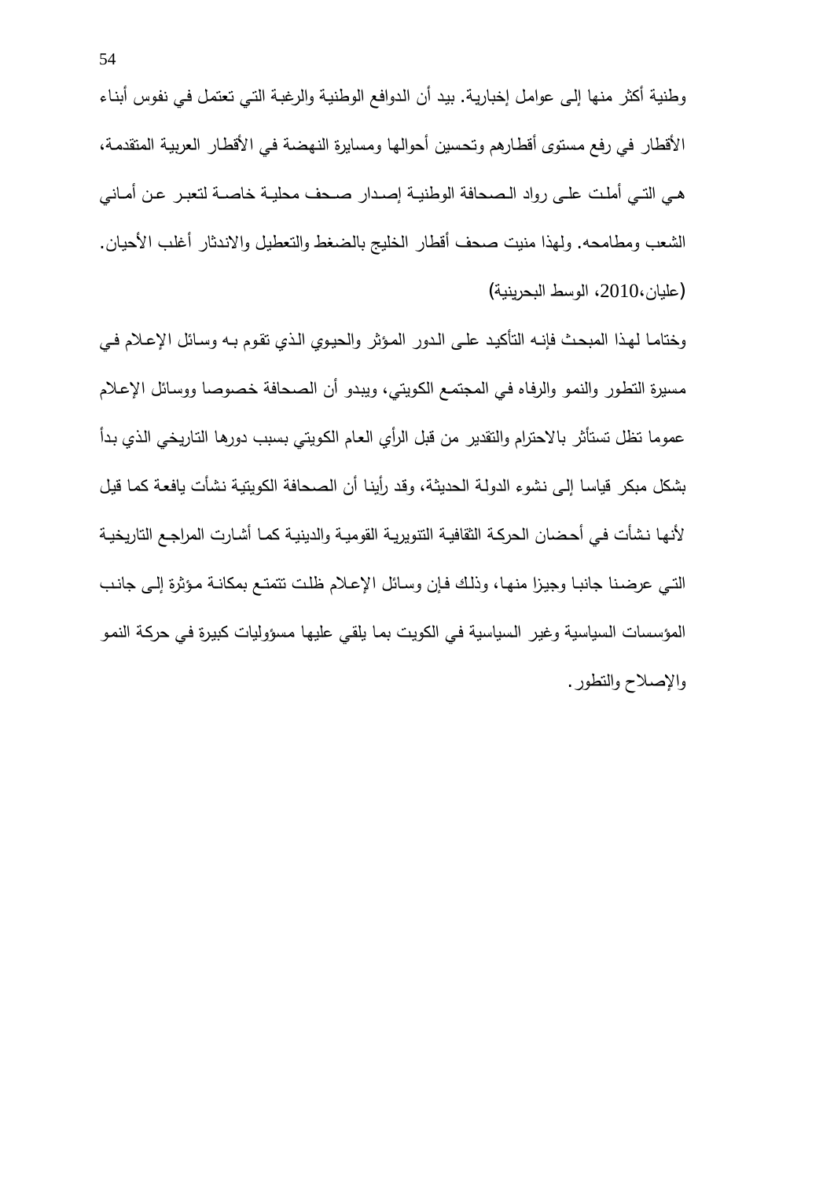وطنية أكثر منها إلى عوامل إخبارية. بيد أن الدوافع الوطنية والرغبة التي تعتمل في نفوس أبناء الأقطار في رفع مستوى أقطارهم وتحسين أحوالها ومسايرة النهضة في الأقطار العربية المتقدمة، هي التي أملت على رواد الصحافة الوطنية إصدار صحف محلية خاصة لتعبر عن أماني الشعب ومطامحه. ولهذا منيت صحف أقطار الخليج بالضغط والتعطيل والاندثار أغلب الأحيان. (عليان،2010، الوسط البحرينية)

وختاما لهذا المبحث فإنه التأكيد على الدور المؤثر والحيوي الذي تقوم به وسائل الإعلام في مسيرة التطور والنمو والرفاه في المجتمع الكويتي، ويبدو أن الصحافة خصوصا ووسائل الإعلام عموما تظل تستأثر بالاحترام والتقدير من قبل الرأي العام الكويتي بسبب دورها التاريخي الذي بدأ بشكل مبكر قياسا إلى نشوء الدولة الحديثة، وقد رأينا أن الصحافة الكويتية نشأت يافعة كما قيل لأنها نشأت في أحضان الحركة الثقافية التنويرية القومية والدينية كما أشارت المراجع التاريخية التي عرضنا جانبا وجيزا منها، وذلك فإن وسائل الإعلام ظلت تتمتع بمكانة مؤثرة إلى جانب المؤسسات السياسية وغير السياسية في الكويت بما يلقي عليها مسؤوليات كبيرة في حركة النمو والإصلاح والتطور.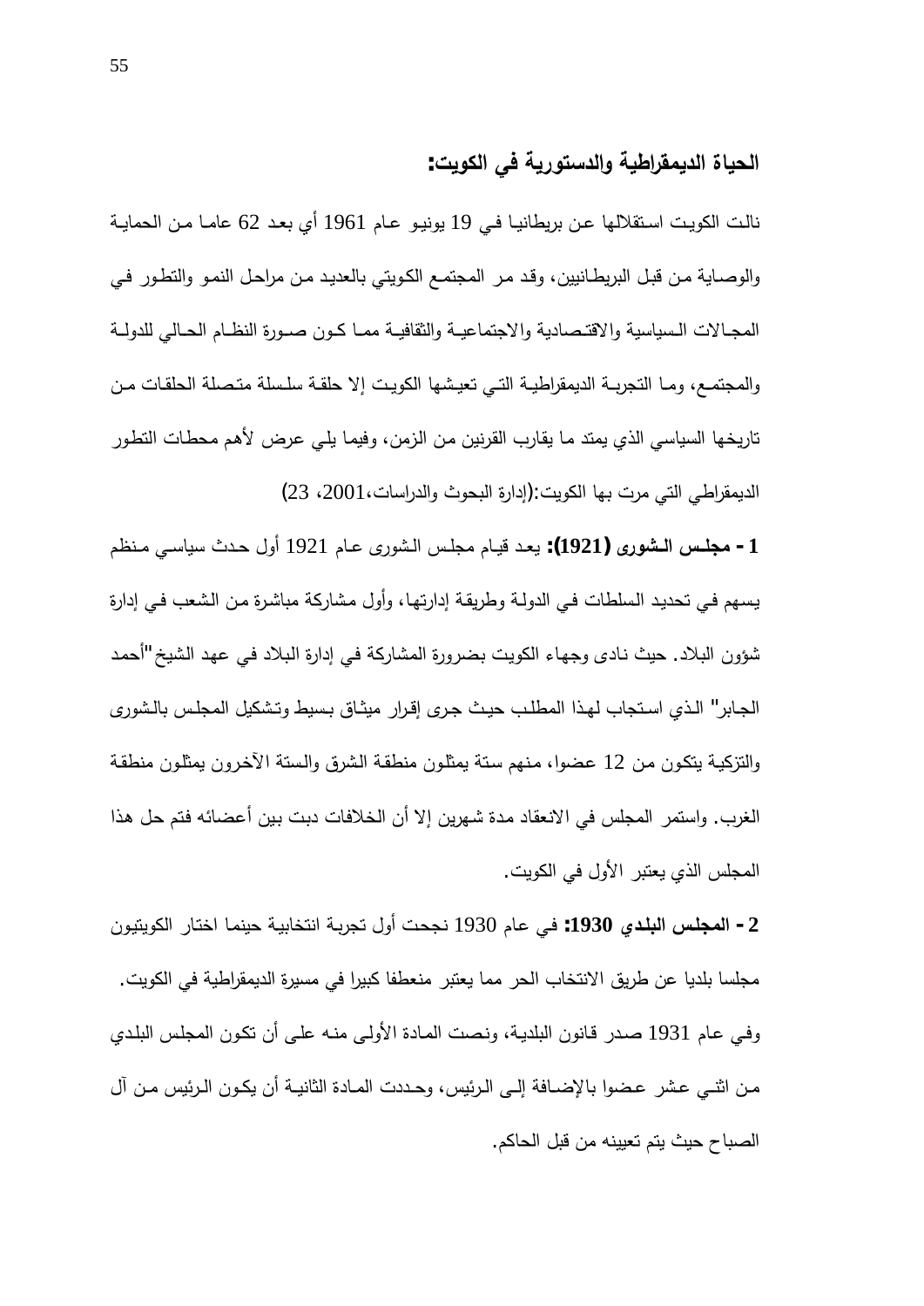## الحياة الديمقراطية والدستورية في الكويت:

نالت الكويت استقلالها عن بريطانيا في 19 يونيو عام 1961 أي بعد 62 عاما من الحماية والوصاية من قبل البريطانيين، وقد مر المجتمع الكويتي بالعديد من مراحل النمو والتطور في المجالات السياسية والاقتصادية والاجتماعية والثقافية مما كون صورة النظام الحالي للدولة والمجتمع، وما التجربة الديمقراطية التي تعيشها الكويت إلا حلقة سلسلة متصلة الحلقات من تاريخها السياسي الذي يمتد ما يقارب القرنين من الزمن، وفيما يلي عرض لأهم محطات التطور الديمقراطي التي مرت بها الكويت:(إدارة البحوث والدراسات،2001، 23)

**1 - مجلس الشورى (1921):** يعد قيام مجلس الشورى عام 1921 أول حدث سياسي منظم يسهم في تحديد السلطات في الدولة وطريقة إدارتها، وأول مشاركة مباشرة من الشعب في إدارة شؤون البلاد. حيث نادى وجهاء الكويت بضرورة المشاركة في إدارة البلاد في عهد الشيخ "أحمد الجابر" الذي استجاب لهذا المطلب حيث جرى إقرار ميثاق بسيط وتشكيل المجلس بالشورى والتزكية يتكون من 12 عضوا، منهم ستة يمثلون منطقة الشرق والستة الآخرون يمثلون منطقة الغرب. واستمر المجلس في الانعقاد مدة شهرين إلا أن الخلافات دبت بين أعضائه فتم حل هذا المجلس الذي يعتبر الأول في الكويت.

**2 - المجلس البلدي 1930:** في عام 1930 نجحت أول تجربة انتخابية حينما اختار الكويتيون مجلسا بلديا عن طريق الانتخاب الحر مما يعتبر منعطفا كبيرا في مسيرة الديمقراطية في الكويت. وفي عام 1931 صدر قانون البلدية، ونصت المادة الأولى منه على أن تكون المجلس البلدي من اثني عشر عضوا بالإضافة إلى الرئيس، وحددت المادة الثانية أن يكون الرئيس من آل الصباح حيث يتم تعيينه من قبل الحاكم.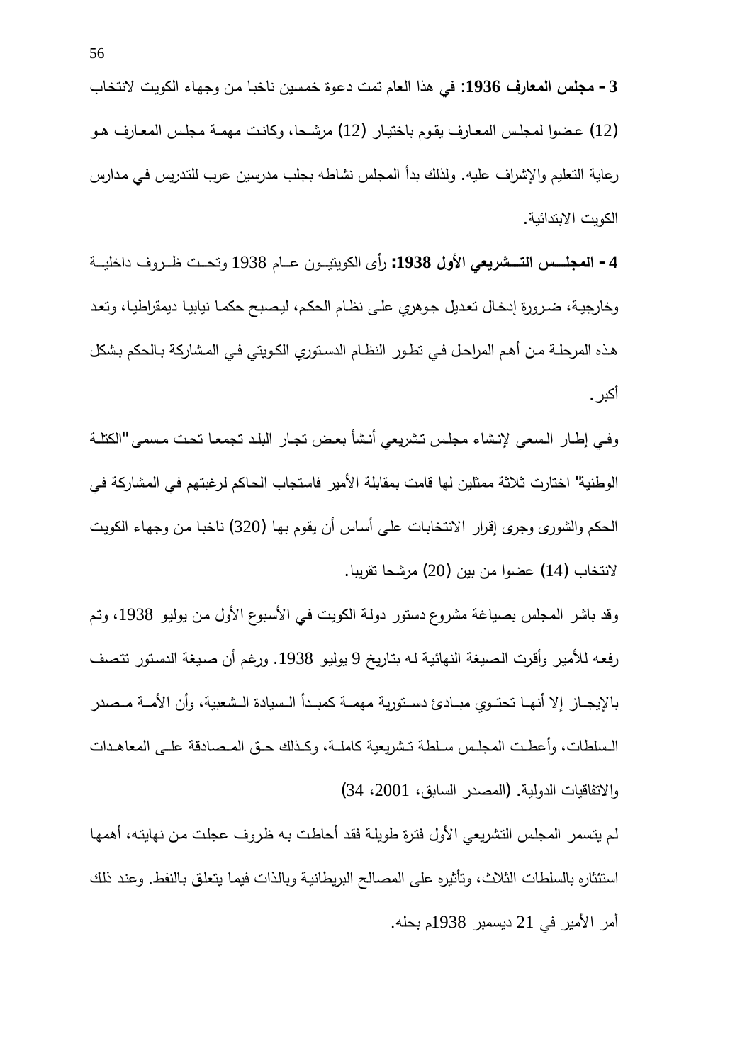**3 - مجلس المعارف 1936**: في هذا العام تمت دعوة خمسين ناخبا من وجهاء الكويت لانتخاب (12) عضوا لمجلس المعارف يقوم باختيار (12) مرشحا، وكانت مهمة مجلس المعارف هو رعاية التعليم والإشراف عليه. ولذلك بدأ المجلس نشاطه بجلب مدرسين عرب للتدريس في مدارس الكويت الابتدائية.

**4 - المجلس التشريعي الأول 1938:** رأى الكويتيون عام 1938 وتحت ظروف داخلية وخارجية، ضرورة إدخال تعديل جوهري على نظام الحكم، ليصبح حكما نيابيا ديمقراطيا، وتعد هذه المرحلة من أهم المراحل في تطور النظام الدستوري الكويتي في المشاركة بالحكم بشكل أكبر.

وفي إطار السعي لإنشاء مجلس تشريعي أنشأ بعض تجار البلد تجمعا تحت مسمى "الكتلة الوطنية" اختارت ثلاثة ممثلين لها قامت بمقابلة الأمير فاستجاب الحاكم لرغبتهم في المشاركة في الحكم والشورى وجرى إقرار الانتخابات على أساس أن يقوم بها (320) ناخبا من وجهاء الكويت لانتخاب (14) عضوا من بين (20) مرشحا تقريبا.

وقد باشر المجلس بصياغة مشروع دستور دولة الكويت في الأسبوع الأول من يوليو 1938، وتم رفعه للأمير وأقرت الصيغة النهائية له بتاريخ 9 يوليو 1938. ورغم أن صيغة الدستور تتصف بالإيجاز إلا أنها تحتوي مبادئ دستورية مهمة كمبدأ السيادة الشعبية، وأن الأمة مصدر السلطات، وأعطت المجلس سلطة تشريعية كاملة، وكذلك حق المصادقة على المعاهدات والاتفاقيات الدولية. (المصدر السابق، 2001، 34)

لم يتسمر المجلس التشريعي الأول فترة طويلة فقد أحاطت به ظروف عجلت من نهايته، أهمها استئثاره بالسلطات الثلاث، وتأثيره على المصالح البريطانية وبالذات فيما يتعلق بالنفط. وعند ذلك أمر الأمير في 21 ديسمبر 1938م بحله.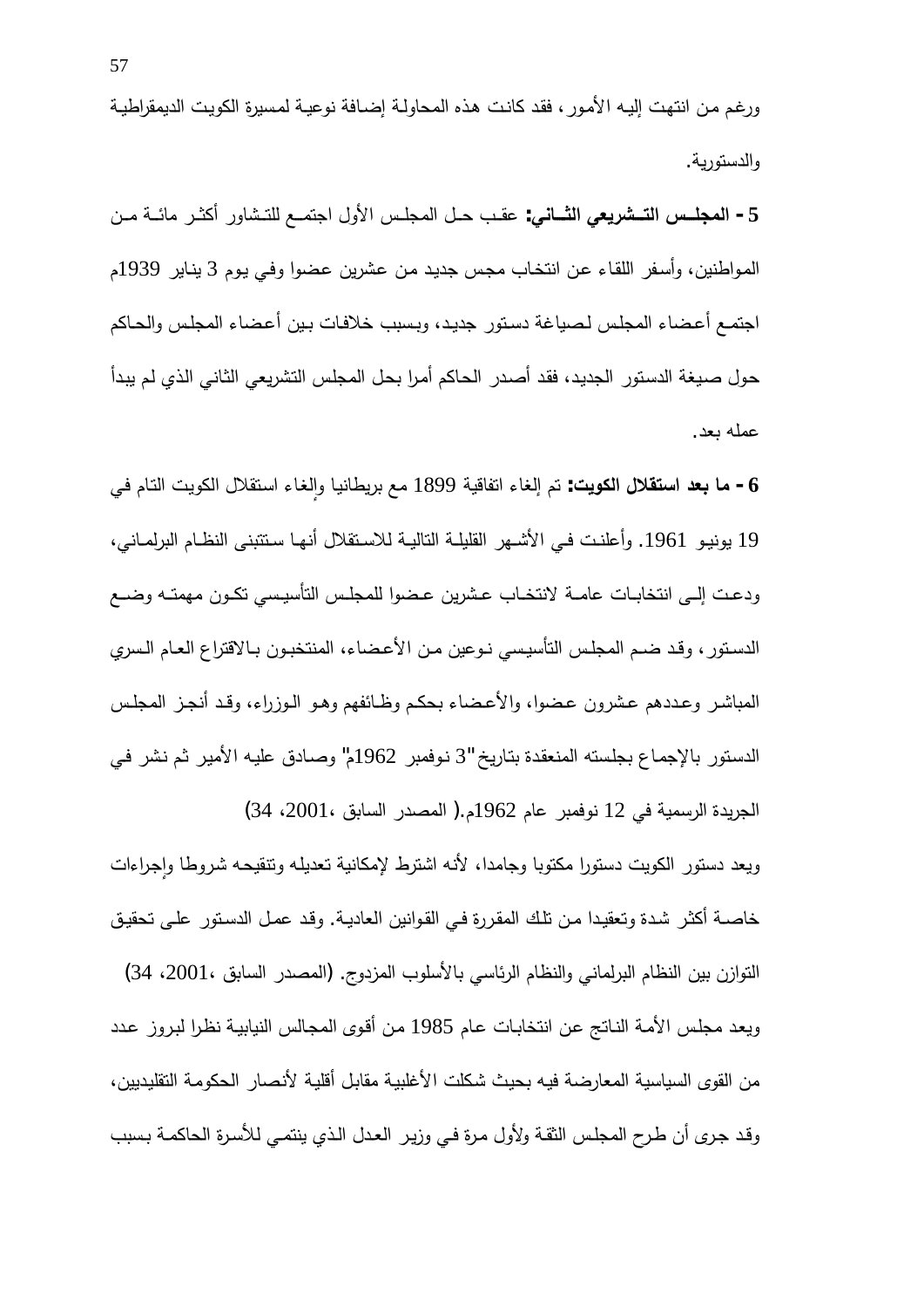ورغم من انتهت إليه الأمور، فقد كانت هذه المحاولة إضافة نوعية لمسيرة الكويت الديمقراطية والدستورية.

**5 - المجلس التشريعي الثاني:** عقب حل المجلس الأول اجتمع للتشاور أكثر مائة من المواطنين، وأسفر اللقاء عن انتخاب مجس جديد من عشرين عضوا وفي يوم 3 يناير 1939م اجتمع أعضاء المجلس لصياغة دستور جديد، وبسبب خلافات بين أعضاء المجلس والحاكم حول صيغة الدستور الجديد، فقد أصدر الحاكم أمرا بحل المجلس التشريعي الثاني الذي لم يبدأ عمله بعد.

**6 - ما بعد استقلال الكويت:** تم إلغاء اتفاقية 1899 مع بريطانيا وإلغاء استقلال الكويت التام في 19 يونيو 1961. وأعلنت في الأشهر القليلة التالية للاستقلال أنها ستتبنى النظام البرلماني، ودعت إلى انتخابات عامة لانتخاب عشرين عضوا للمجلس التأسيسي تكون مهمته وضع الدستور، وقد ضم المجلس التأسيسي نوعين من الأعضاء، المنتخبون بالاقتراع العام السري المباشر وعددهم عشرون عضوا، والأعضاء بحكم وظائفهم وهو الوزراء، وقد أنجز المجلس الدستور بالإجماع بجلسته المنعقدة بتاريخ "3 نوفمبر 1962م" وصادق عليه الأمير ثم نشر في الجريدة الرسمية في 12 نوفمبر عام 1962م.( المصدر السابق ،2001، 34)

ويعد دستور الكويت دستورا مكتوبا وجامدا، لأنه اشترط لإمكانية تعديله وتنقيحه شروطا وإجراءات خاصة أكثر شدة وتعقيدا من تلك المقررة في القوانين العادية. وقد عمل الدستور على تحقيق التوازن بين النظام البرلماني والنظام الرئاسي بالأسلوب المزدوج. (المصدر السابق ،2001، 34)

ويعد مجلس الأمة الناتج عن انتخابات عام 1985 من أقوى المجالس النيابية نظرا لبروز عدد من القوى السياسية المعارضة فيه بحيث شكلت الأغلبية مقابل أقلية لأنصار الحكومة التقليديين، وقد جرى أن طرح المجلس الثقة ولأول مرة في وزير العدل الذي ينتمي للأسرة الحاكمة بسبب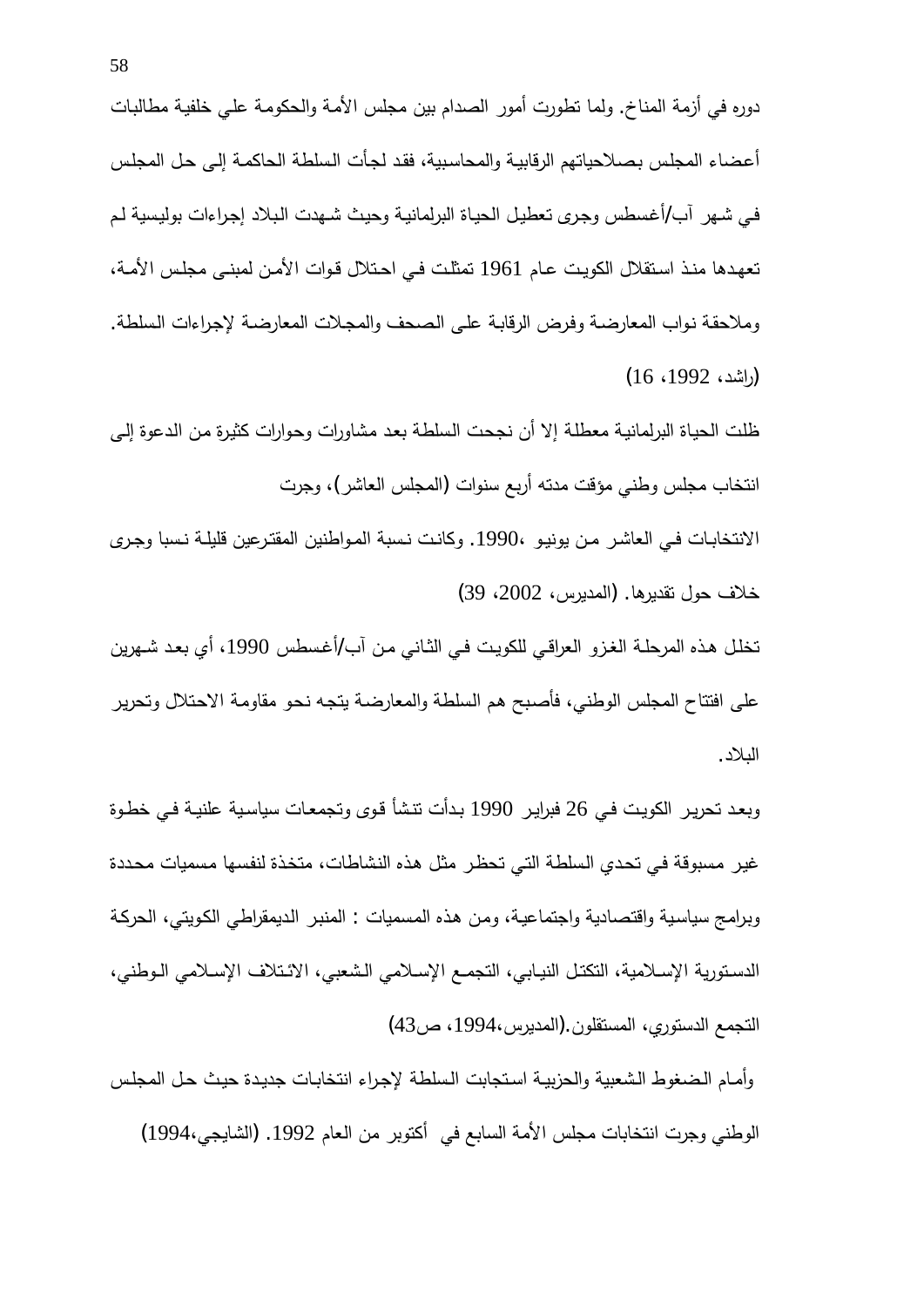دوره في أزمة المناخ. ولما تطورت أمور الصدام بين مجلس الأمة والحكومة علي خلفية مطالبات أعضاء المجلس بصلاحياتهم الرقابية والمحاسبية، فقد لجأت السلطة الحاكمة إلى حل المجلس في شهر آب/أغسطس وجرى تعطيل الحياة البرلمانية وحيث شهدت البلاد إجراءات بوليسية لم تعهدها منذ استقلال الكويت عام 1961 تمثلت في احتلال قوات الأمن لمبنى مجلس الأمة، وملاحقة نواب المعارضة وفرض الرقابة على الصحف والمجلات المعارضة لإجراءات السلطة. (راشد، 1992، 16)

ظلت الحياة البرلمانية معطلة إلا أن نجحت السلطة بعد مشاورات وحوارات كثيرة من الدعوة إلى انتخاب مجلس وطني مؤقت مدته أربع سنوات (المجلس العاشر)، وجرت

الانتخابات في العاشر من يونيو ،1990. وكانت نسبة المواطنين المقترعين قليلة نسبا وجرى خلاف حول تقديرها. (المديرس، 2002، 39)

تخلل هذه المرحلة الغزو العراقي للكويت في الثاني من آب/أغسطس 1990، أي بعد شهرين على افتتاح المجلس الوطني، فأصبح هم السلطة والمعارضة يتجه نحو مقاومة الاحتلال وتحرير البلاد.

وبعد تحرير الكويت في 26 فبراير 1990 بدأت تنشأ قوى وتجمعات سياسية علنية في خطوة غير مسبوقة في تحدي السلطة التي تحظر مثل هذه النشاطات، متخذة لنفسها مسميات محددة وبرامج سياسية واقتصادية واجتماعية، ومن هذه المسميات : المنبر الديمقراطي الكويتي، الحركة الدستورية الإسلامية، التكتل النيابي، التجمع الإسلامي الشعبي، الائتلاف الإسلامي الوطني، التجمع الدستوري، المستقلون.(المديرس،1994، ص43)

وأمام الضغوط الشعبية والحزبية استجابت السلطة لإجراء انتخابات جديدة حيث حل المجلس الوطني وجرت انتخابات مجلس الأمة السابع في أكتوبر من العام 1992. (الشايجي،1994)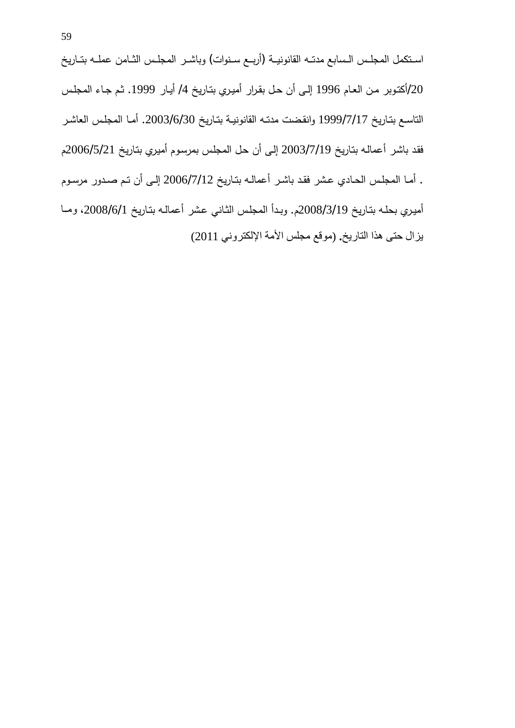استكمل المجلس السابع مدته القانونية (أربع سنوات) وباشر المجلس الثامن عمله بتاريخ 20/أكتوبر من العام 1996 إلى أن حل بقرار أميري بتاريخ 4/ أيار 1999. ثم جاء المجلس التاسع بتاريخ 1999/7/17 وانقضت مدته القانونية بتاريخ 2003/6/30. أما المجلس العاشر فقد باشر أعماله بتاريخ 2003/7/19 إلى أن حل المجلس بمرسوم أميري بتاريخ 2006/5/21م . أما المجلس الحادي عشر فقد باشر أعماله بتاريخ 2006/7/12 إلى أن تم صدور مرسوم أميري بحله بتاريخ 2008/3/19م. وبدأ المجلس الثاني عشر أعماله بتاريخ 2008/6/1، وما يزال حتى هذا التاريخ. (موقع مجلس الأمة الإلكتروني 2011)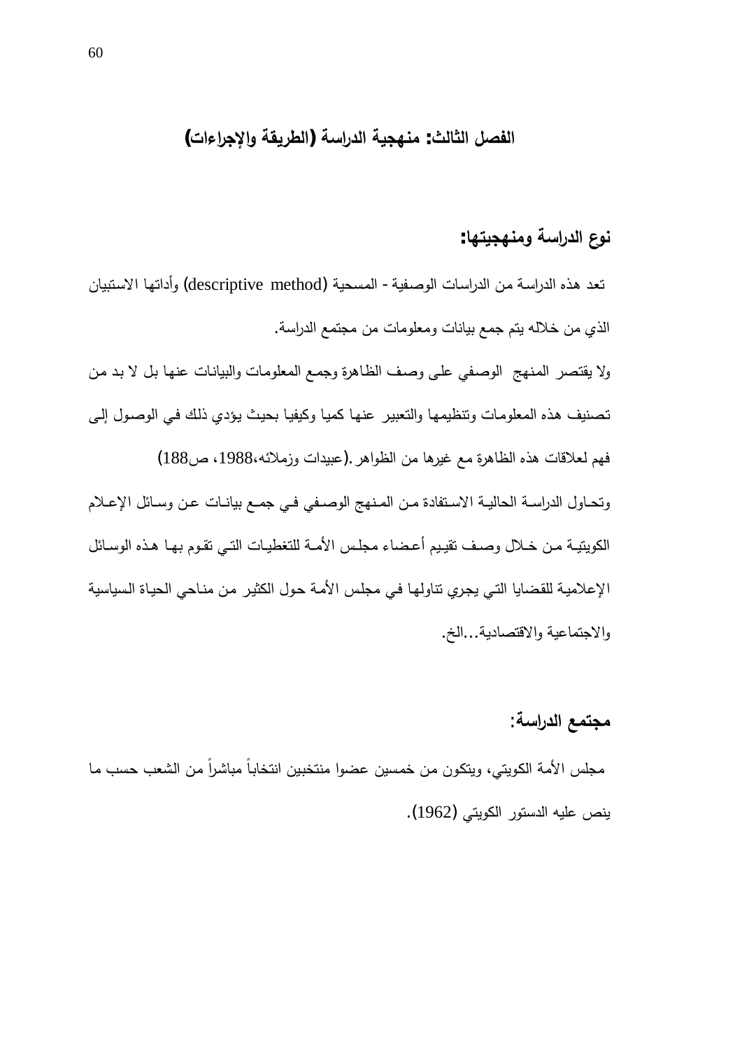## الفصل الثالث: منهجية الدراسة (الطريقة والإجراءات)

### نوع الدراسة ومنهجيتها:

تعد هذه الدراسة من الدراسات الوصفية - المسحية (descriptive method) وأداتها الاستبيان الذي من خلاله يتم جمع بيانات ومعلومات من مجتمع الدراسة.

ولا يقتصر المنهج الوصفي على وصف الظاهرة وجمع المعلومات والبيانات عنها بل لا بد من تصنيف هذه المعلومات وتنظيمها والتعبير عنها كميا وكيفيا بحيث يؤدي ذلك في الوصول إلى فهم لعلاقات هذه الظاهرة مع غيرها من الظواهر .(عبيدات وزملائه،1988، ص188)

وتحاول الدراسة الحالية الاستفادة من المنهج الوصفي في جمع بيانات عن وسائل الإعلام الكويتية من خلال وصف تقييم أعضاء مجلس الأمة للتغطيات التي تقوم بها هذه الوسائل الإعلامية للقضايا التي يجري تناولها في مجلس الأمة حول الكثير من مناحي الحياة السياسية والاجتماعية والاقتصادية...الخ.

### مجتمع الدراسة:

مجلس الأمة الكويتي، ويتكون من خمسين عضوا منتخبين انتخاباً مباشراً من الشعب حسب ما ينص عليه الدستور الكويتي (1962).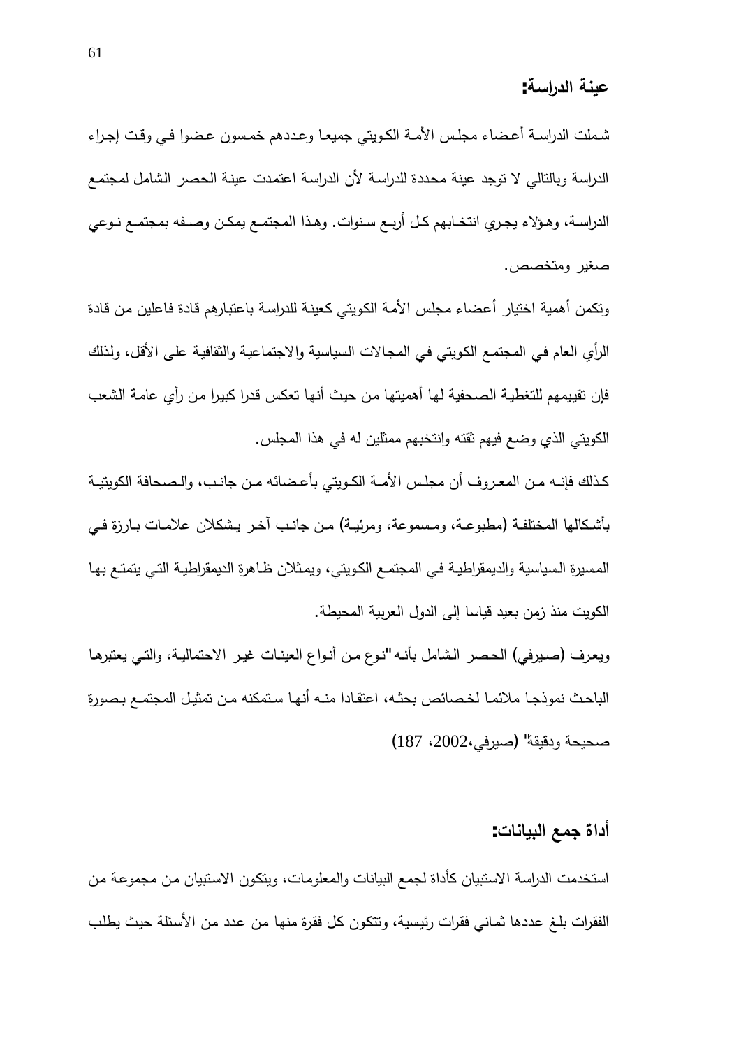## عينة الدراسة:

شملت الدراسة أعضاء مجلس الأمة الكويتي جميعا وعددهم خمسون عضوا في وقت إجراء الدراسة وبالتالي لا توجد عينة محددة للدراسة لأن الدراسة اعتمدت عينة الحصر الشامل لمجتمع الدراسة، وهؤلاء يجري انتخابهم كل أربع سنوات. وهذا المجتمع يمكن وصفه بمجتمع نوعي صغير ومتخصص.

وتكمن أهمية اختيار أعضاء مجلس الأمة الكويتي كعينة للدراسة باعتبارهم قادة فاعلين من قادة الرأي العام في المجتمع الكويتي في المجالات السياسية والاجتماعية والثقافية على الأقل، ولذلك فإن تقييمهم للتغطية الصحفية لها أهميتها من حيث أنها تعكس قدرا كبيرا من رأي عامة الشعب الكويتي الذي وضع فيهم ثقته وانتخبهم ممثلين له في هذا المجلس.

كذلك فإنه من المعروف أن مجلس الأمة الكويتي بأعضائه من جانب، والصحافة الكويتية بأشكالها المختلفة (مطبوعة، ومسموعة، ومرئية) من جانب آخر يشكلان علامات بارزة في المسيرة السياسية والديمقراطية في المجتمع الكويتي، ويمثلان ظاهرة الديمقراطية التي يتمتع بها الكويت منذ زمن بعيد قياسا إلى الدول العربية المحيطة.

ويعرف (صيرفي) الحصر الشامل بأنه "نوع من أنواع العينات غير الاحتمالية، والتي يعتبرها الباحث نموذجا ملائما لخصائص بحثه، اعتقادا منه أنها ستمكنه من تمثيل المجتمع بصورة صحيحة ودقيقة" (صيرفي،2002، 187)

## أداة جمع البيانات:

استخدمت الدراسة الاستبيان كأداة لجمع البيانات والمعلومات، ويتكون الاستبيان من مجموعة من الفقرات بلغ عددها ثماني فقرات رئيسية، وتتكون كل فقرة منها من عدد من الأسئلة حيث يطلب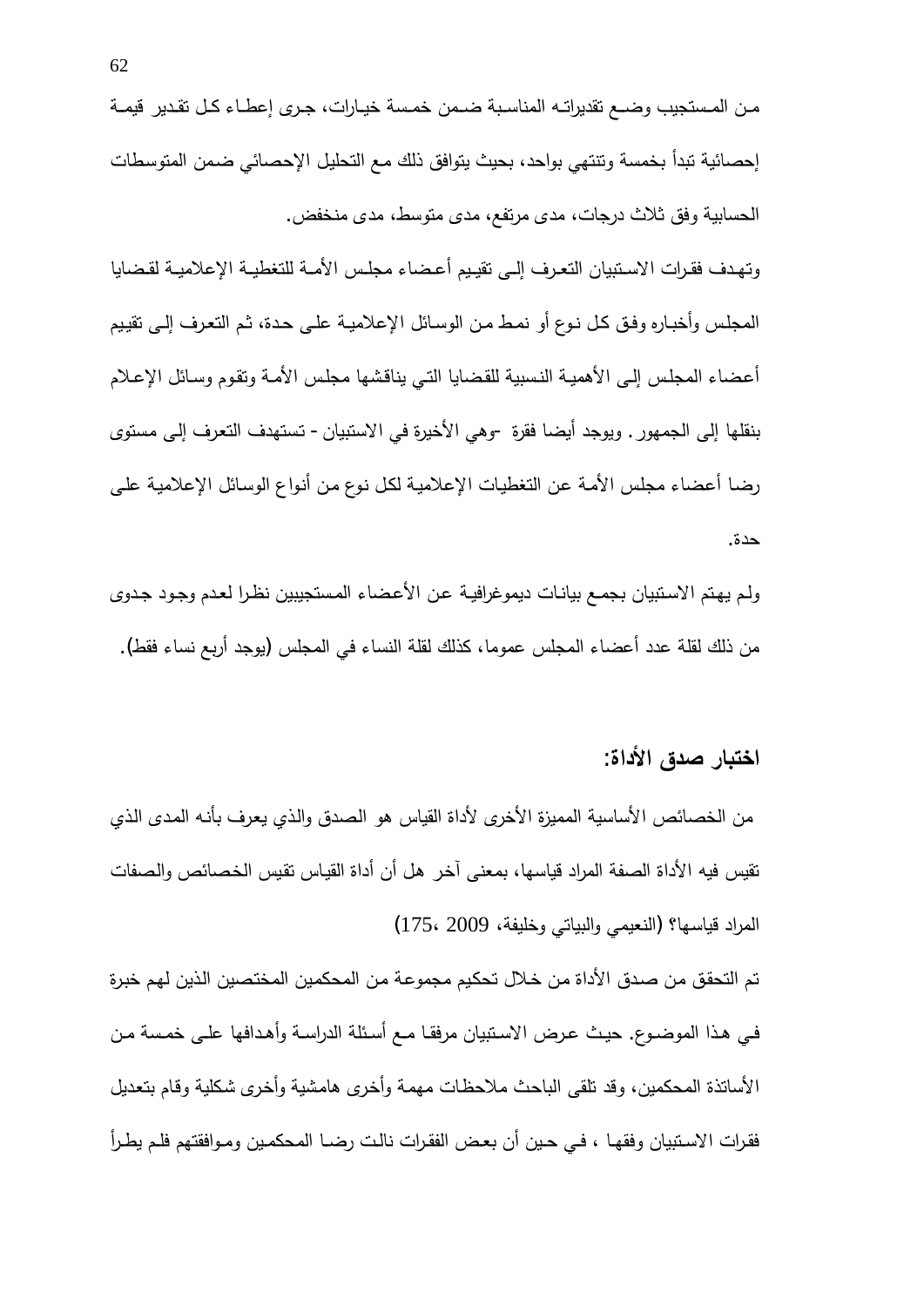من المستجيب وضع تقديراته المناسبة ضمن خمسة خيارات، جرى إعطاء كل تقدير قيمة إحصائية تبدأ بخمسة وتنتهي بواحد، بحيث يتوافق ذلك مع التحليل الإحصائي ضمن المتوسطات الحسابية وفق ثلاث درجات، مدى مرتفع، مدى متوسط، مدى منخفض.

وتهدف فقرات الاستبيان التعرف إلى تقييم أعضاء مجلس الأمة للتغطية الإعلامية لقضايا المجلس وأخباره وفق كل نوع أو نمط من الوسائل الإعلامية على حدة، ثم التعرف إلى تقييم أعضاء المجلس إلى الأهمية النسبية للقضايا التي يناقشها مجلس الأمة وتقوم وسائل الإعلام بنقلها إلى الجمهور. ويوجد أيضا فقرة -وهي الأخيرة في الاستبيان - تستهدف التعرف إلى مستوى رضا أعضاء مجلس الأمة عن التغطيات الإعلامية لكل نوع من أنواع الوسائل الإعلامية على حدة.

ولم يهتم الاستبيان بجمع بيانات ديموغرافية عن الأعضاء المستجيبين نظرا لعدم وجود جدوى من ذلك لقلة عدد أعضاء المجلس عموما، كذلك لقلة النساء في المجلس (يوجد أربع نساء فقط).

## اختبار صدق الأداة:

من الخصائص الأساسية المميزة الأخرى لأداة القياس هو الصدق والذي يعرف بأنه المدى الذي تقيس فيه الأداة الصفة المراد قياسها، بمعنى آخر هل أن أداة القياس تقيس الخصائص والصفات المراد قياسها؟ (النعيمي والبياتي وخليفة، 2009، 175)

تم التحقق من صدق الأداة من خلال تحكيم مجموعة من المحكمين المختصين الذين لهم خبرة في هذا الموضوع. حيث عرض الاستبيان مرفقا مع أسئلة الدراسة وأهدافها على خمسة من الأساتذة المحكمين، وقد تلقى الباحث ملاحظات مهمة وأخرى هامشية وأخرى شكلية وقام بتعديل فقرات الاستبيان وفقها ، في حين أن بعض الفقرات نالت رضا المحكمين وموافقتهم فلم يطرأ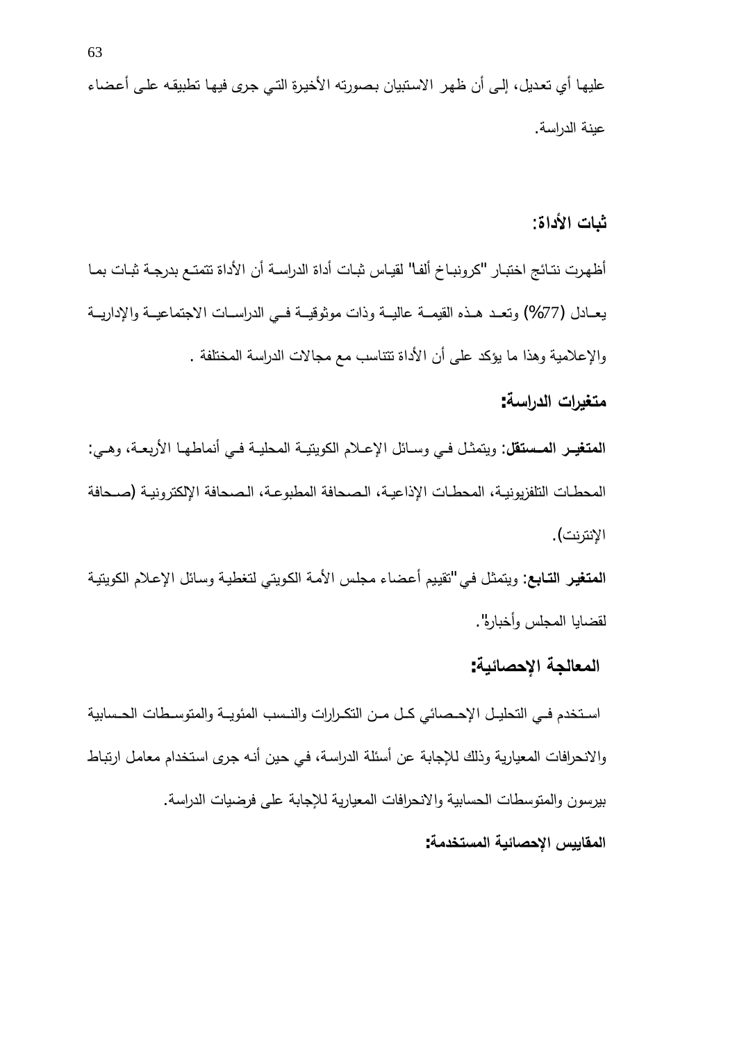عليها أي تعديل، إلى أن ظهر الاستبيان بصورته الأخيرة التي جرى فيها تطبيقه على أعضاء عينة الدراسة.

### ثبات الأداة:

أظهرت نتائج اختبار "كرونباخ ألفا" لقياس ثبات أداة الدراسة أن الأداة تتمتع بدرجة ثبات بما يعادل (77%) وتعد هذه القيمة عالية وذات موثوقية في الدراسات الاجتماعية والإدارية والإعلامية وهذا ما يؤكد على أن الأداة تتناسب مع مجالات الدراسة المختلفة .

### متغيرات الدراسة:

**المتغير المستقل**: ويتمثل في وسائل الإعلام الكويتية المحلية في أنماطها الأربعة، وهي: المحطات التلفزيونية، المحطات الإذاعية، الصحافة المطبوعة، الصحافة الإلكترونية (صحافة الإنترنت).

**المتغير التابع**: ويتمثل في "تقييم أعضاء مجلس الأمة الكويتي لتغطية وسائل الإعلام الكويتية لقضايا المجلس وأخباره".

### المعالجة الإحصائية:

استخدم في التحليل الإحصائي كل من التكرارات والنسب المئوية والمتوسطات الحسابية والانحرافات المعيارية وذلك للإجابة عن أسئلة الدراسة، في حين أنه جرى استخدام معامل ارتباط بيرسون والمتوسطات الحسابية والانحرافات المعيارية للإجابة على فرضيات الدراسة.

### المقاييس الإحصائية المستخدمة: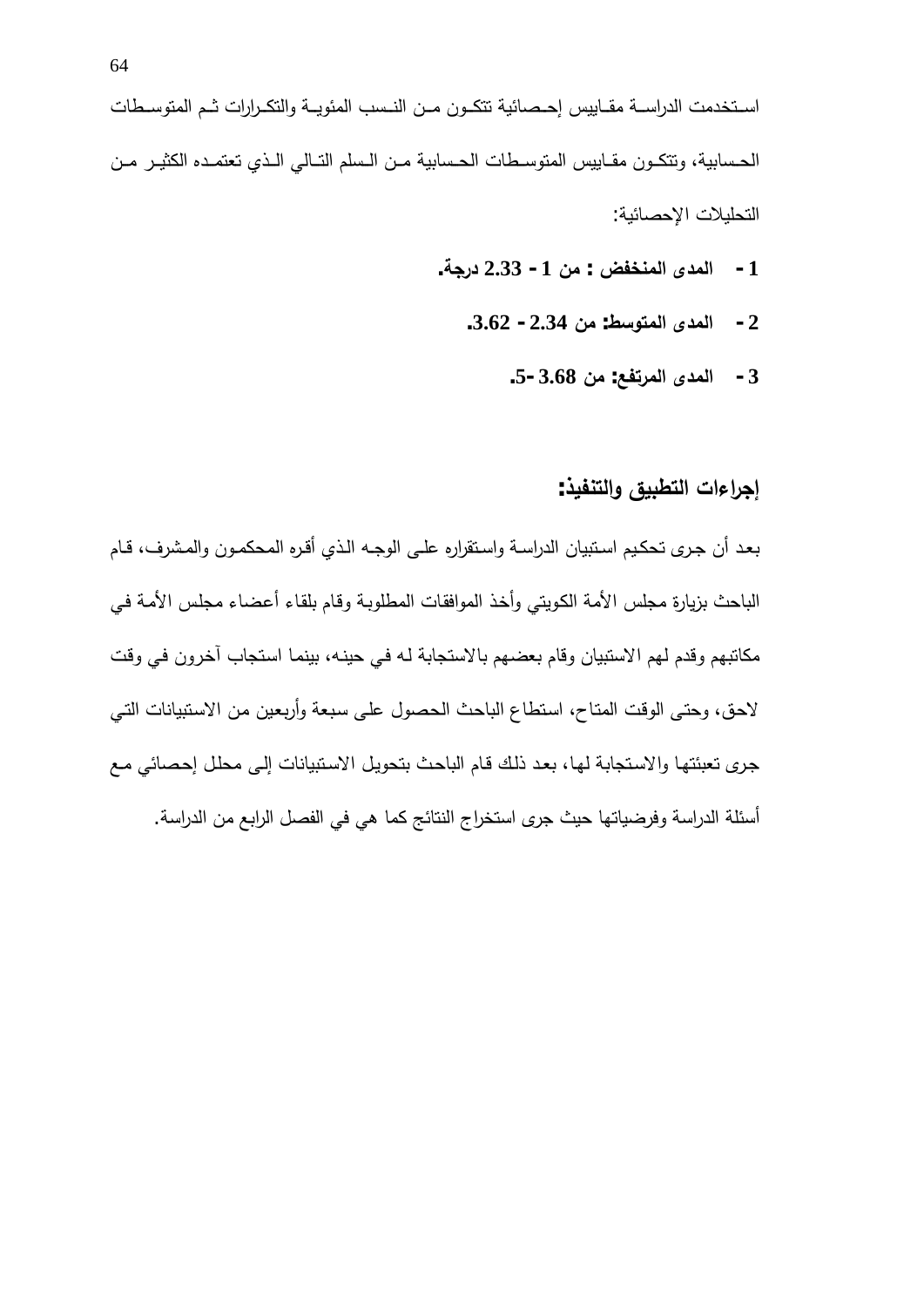استخدمت الدراسة مقاييس إحصائية تتكون من النسب المئوية والتكرارات ثم المتوسطات الحسابية، وتتكون مقاييس المتوسطات الحسابية من السلم التالي الذي تعتمده الكثير من التحليلات الإحصائية:

1 - **المدى المنخفض : من 1 - 2.33 درجة.**

2 - **المدى المتوسط: من 2.34 - 3.62.**

3 - **المدى المرتفع: من 3.68 -5.**

## إجراءات التطبيق والتنفيذ:

بعد أن جرى تحكيم استبيان الدراسة واستقراره على الوجه الذي أقره المحكمون والمشرف، قام الباحث بزيارة مجلس الأمة الكويتي وأخذ الموافقات المطلوبة وقام بلقاء أعضاء مجلس الأمة في مكاتبهم وقدم لهم الاستبيان وقام بعضهم بالاستجابة له في حينه، بينما استجاب آخرون في وقت لاحق، وحتى الوقت المتاح، استطاع الباحث الحصول على سبعة وأربعين من الاستبيانات التي جرى تعبئتها والاستجابة لها، بعد ذلك قام الباحث بتحويل الاستبيانات إلى محلل إحصائي مع أسئلة الدراسة وفرضياتها حيث جرى استخراج النتائج كما هي في الفصل الرابع من الدراسة.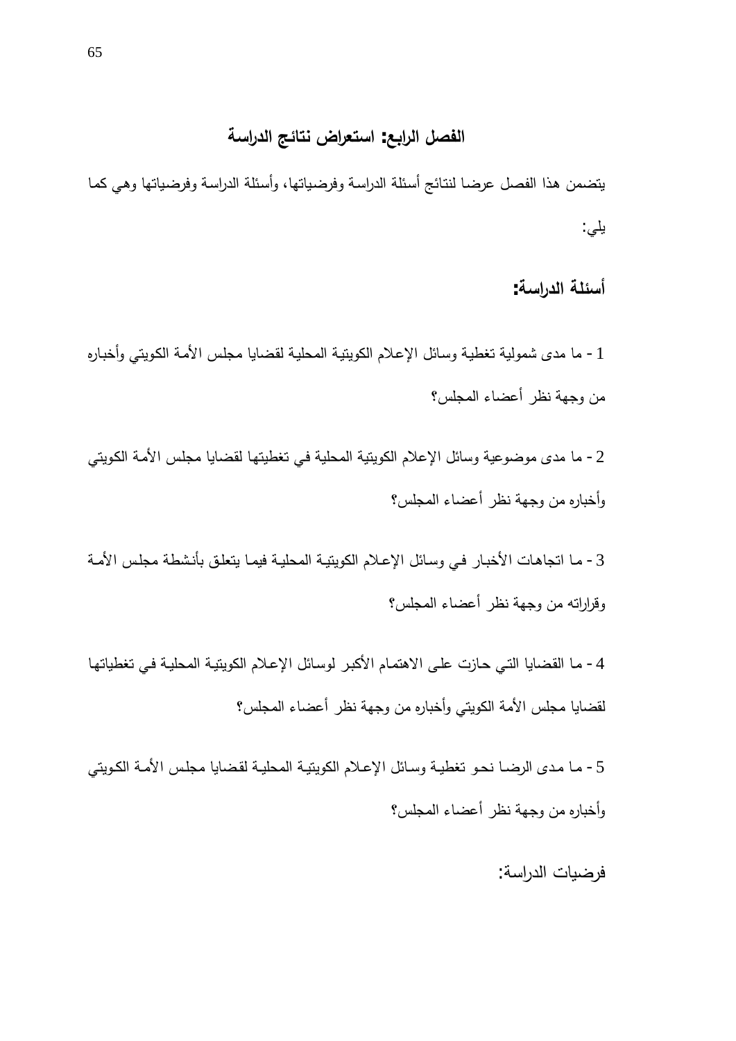# الفصل الرابع: استعراض نتائج الدراسة

يتضمن هذا الفصل عرضا لنتائج أسئلة الدراسة وفرضياتها، وأسئلة الدراسة وفرضياتها وهي كما يلي:

## أسئلة الدراسة:

1 - ما مدى شمولية تغطية وسائل الإعلام الكويتية المحلية لقضايا مجلس الأمة الكويتي وأخباره من وجهة نظر أعضاء المجلس؟

2 - ما مدى موضوعية وسائل الإعلام الكويتية المحلية في تغطيتها لقضايا مجلس الأمة الكويتي وأخباره من وجهة نظر أعضاء المجلس؟

3 - ما اتجاهات الأخبار في وسائل الإعلام الكويتية المحلية فيما يتعلق بأنشطة مجلس الأمة وقراراته من وجهة نظر أعضاء المجلس؟

4 - ما القضايا التي حازت على الاهتمام الأكبر لوسائل الإعلام الكويتية المحلية في تغطياتها لقضايا مجلس الأمة الكويتي وأخباره من وجهة نظر أعضاء المجلس؟

5 - ما مدى الرضا نحو تغطية وسائل الإعلام الكويتية المحلية لقضايا مجلس الأمة الكويتي وأخباره من وجهة نظر أعضاء المجلس؟

فرضيات الدراسة: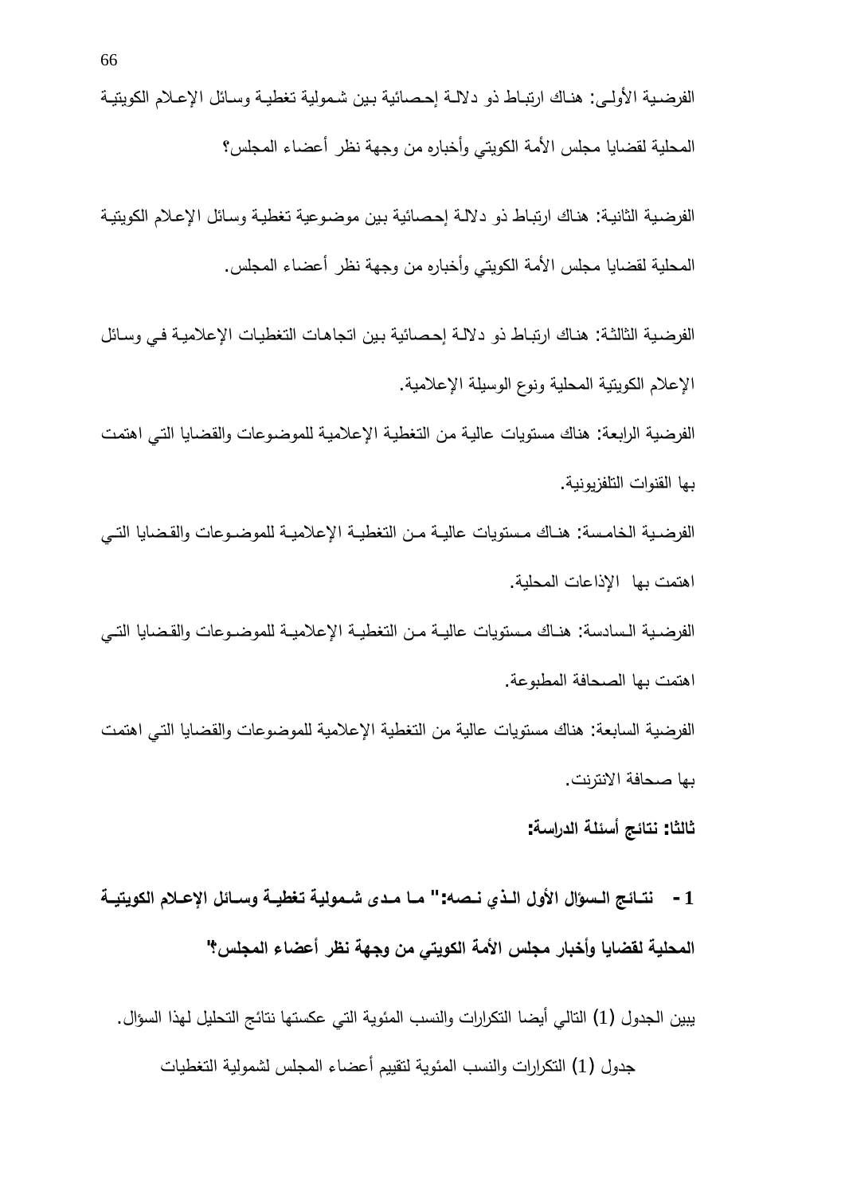الفرضية الأولى: هناك ارتباط ذو دلالة إحصائية بين شمولية تغطية وسائل الإعلام الكويتية المحلية لقضايا مجلس الأمة الكويتي وأخباره من وجهة نظر أعضاء المجلس؟

الفرضية الثانية: هناك ارتباط ذو دلالة إحصائية بين موضوعية تغطية وسائل الإعلام الكويتية المحلية لقضايا مجلس الأمة الكويتي وأخباره من وجهة نظر أعضاء المجلس.

الفرضية الثالثة: هناك ارتباط ذو دلالة إحصائية بين اتجاهات التغطيات الإعلامية في وسائل الإعلام الكويتية المحلية ونوع الوسيلة الإعلامية.

الفرضية الرابعة: هناك مستويات عالية من التغطية الإعلامية للموضوعات والقضايا التي اهتمت بها القنوات التلفزيونية.

الفرضية الخامسة: هناك مستويات عالية من التغطية الإعلامية للموضوعات والقضايا التي اهتمت بها الإذاعات المحلية.

الفرضية السادسة: هناك مستويات عالية من التغطية الإعلامية للموضوعات والقضايا التي اهتمت بها الصحافة المطبوعة.

الفرضية السابعة: هناك مستويات عالية من التغطية الإعلامية للموضوعات والقضايا التي اهتمت بها صحافة الانترنت.

**ثالثا: نتائج أسئلة الدراسة:**

**1 - نتائج السؤال الأول الذي نصه:" ما مدى شمولية تغطية وسائل الإعلام الكويتية المحلية لقضايا وأخبار مجلس الأمة الكويتي من وجهة نظر أعضاء المجلس؟"**

يبين الجدول (1) التالي أيضا التكرارات والنسب المئوية التي عكستها نتائج التحليل لهذا السؤال.

جدول (1) التكرارات والنسب المئوية لتقييم أعضاء المجلس لشمولية التغطيات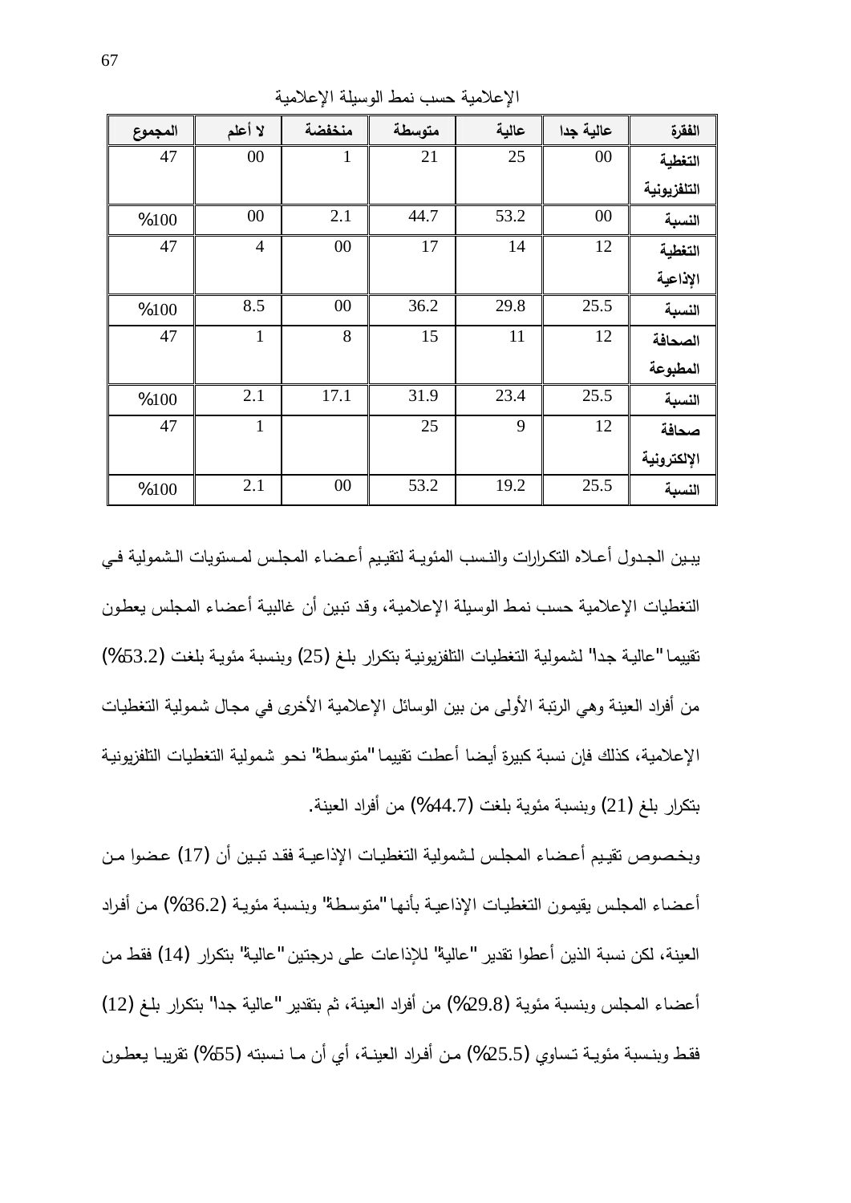الإعلامية حسب نمط الوسيلة الإعلامية

| الفقرة | عالية جدا | عالية | متوسطة | منخفضة | لا أعلم | المجموع |
|---|---|---|---|---|---|---|
| التغطية التلفزيونية | 00 | 25 | 21 | 1 | 00 | 47 |
| النسبة | 00 | 53.2 | 44.7 | 2.1 | 00 | %100 |
| التغطية الإذاعية | 12 | 14 | 17 | 00 | 4 | 47 |
| النسبة | 25.5 | 29.8 | 36.2 | 00 | 8.5 | %100 |
| الصحافة المطبوعة | 12 | 11 | 15 | 8 | 1 | 47 |
| النسبة | 25.5 | 23.4 | 31.9 | 17.1 | 2.1 | %100 |
| صحافة الإلكترونية | 12 | 9 | 25 | | 1 | 47 |
| النسبة | 25.5 | 19.2 | 53.2 | 00 | 2.1 | %100 |

يبين الجدول أعلاه التكرارات والنسب المئوية لتقييم أعضاء المجلس لمستويات الشمولية في التغطيات الإعلامية حسب نمط الوسيلة الإعلامية، وقد تبين أن غالبية أعضاء المجلس يعطون تقييما "عالية جدا" لشمولية التغطيات التلفزيونية بتكرار بلغ (25) وبنسبة مئوية بلغت (53.2%) من أفراد العينة وهي الرتبة الأولى من بين الوسائل الإعلامية الأخرى في مجال شمولية التغطيات الإعلامية، كذلك فإن نسبة كبيرة أيضا أعطت تقييما "متوسطة" نحو شمولية التغطيات التلفزيونية بتكرار بلغ (21) وبنسبة مئوية بلغت (44.7%) من أفراد العينة.

وبخصوص تقييم أعضاء المجلس لشمولية التغطيات الإذاعية فقد تبين أن (17) عضوا من أعضاء المجلس يقيمون التغطيات الإذاعية بأنها "متوسطة" وبنسبة مئوية (36.2%) من أفراد العينة، لكن نسبة الذين أعطوا تقدير "عالية" للإذاعات على درجتين "عالية" بتكرار (14) فقط من أعضاء المجلس وبنسبة مئوية (29.8%) من أفراد العينة، ثم بتقدير "عالية جدا" بتكرار بلغ (12) فقط وبنسبة مئوية تساوي (25.5%) من أفراد العينة، أي أن ما نسبته (55%) تقريبا يعطون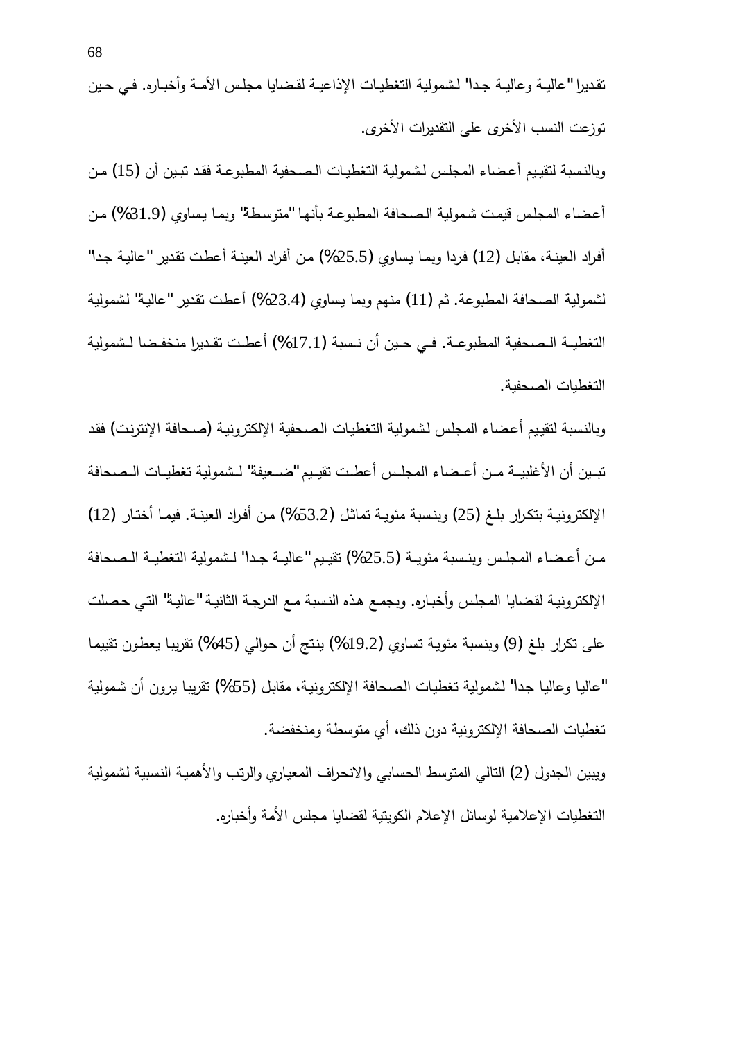تقديرا "عالية وعالية جدا" لشمولية التغطيات الإذاعية لقضايا مجلس الأمة وأخباره. في حين توزعت النسب الأخرى على التقديرات الأخرى.

وبالنسبة لتقييم أعضاء المجلس لشمولية التغطيات الصحفية المطبوعة فقد تبين أن (15) من أعضاء المجلس قيمت شمولية الصحافة المطبوعة بأنها "متوسطة" وبما يساوي (31.9%) من أفراد العينة، مقابل (12) فردا وبما يساوي (25.5%) من أفراد العينة أعطت تقدير "عالية جدا" لشمولية الصحافة المطبوعة. ثم (11) منهم وبما يساوي (23.4%) أعطت تقدير "عالية" لشمولية التغطية الصحفية المطبوعة. في حين أن نسبة (17.1%) أعطت تقديرا منخفضا لشمولية التغطيات الصحفية.

وبالنسبة لتقييم أعضاء المجلس لشمولية التغطيات الصحفية الإلكترونية (صحافة الإنترنت) فقد تبين أن الأغلبية من أعضاء المجلس أعطت تقييم "ضعيفة" لشمولية تغطيات الصحافة الإلكترونية بتكرار بلغ (25) وبنسبة مئوية تماثل (53.2%) من أفراد العينة. فيما أختار (12) من أعضاء المجلس وبنسبة مئوية (25.5%) تقييم "عالية جدا" لشمولية التغطية الصحافة الإلكترونية لقضايا المجلس وأخباره. وبجمع هذه النسبة مع الدرجة الثانية "عالية" التي حصلت على تكرار بلغ (9) وبنسبة مئوية تساوي (19.2%) ينتج أن حوالي (45%) تقريبا يعطون تقييما "عاليا وعاليا جدا" لشمولية تغطيات الصحافة الإلكترونية، مقابل (55%) تقريبا يرون أن شمولية تغطيات الصحافة الإلكترونية دون ذلك، أي متوسطة ومنخفضة.

ويبين الجدول (2) التالي المتوسط الحسابي والانحراف المعياري والرتب والأهمية النسبية لشمولية التغطيات الإعلامية لوسائل الإعلام الكويتية لقضايا مجلس الأمة وأخباره.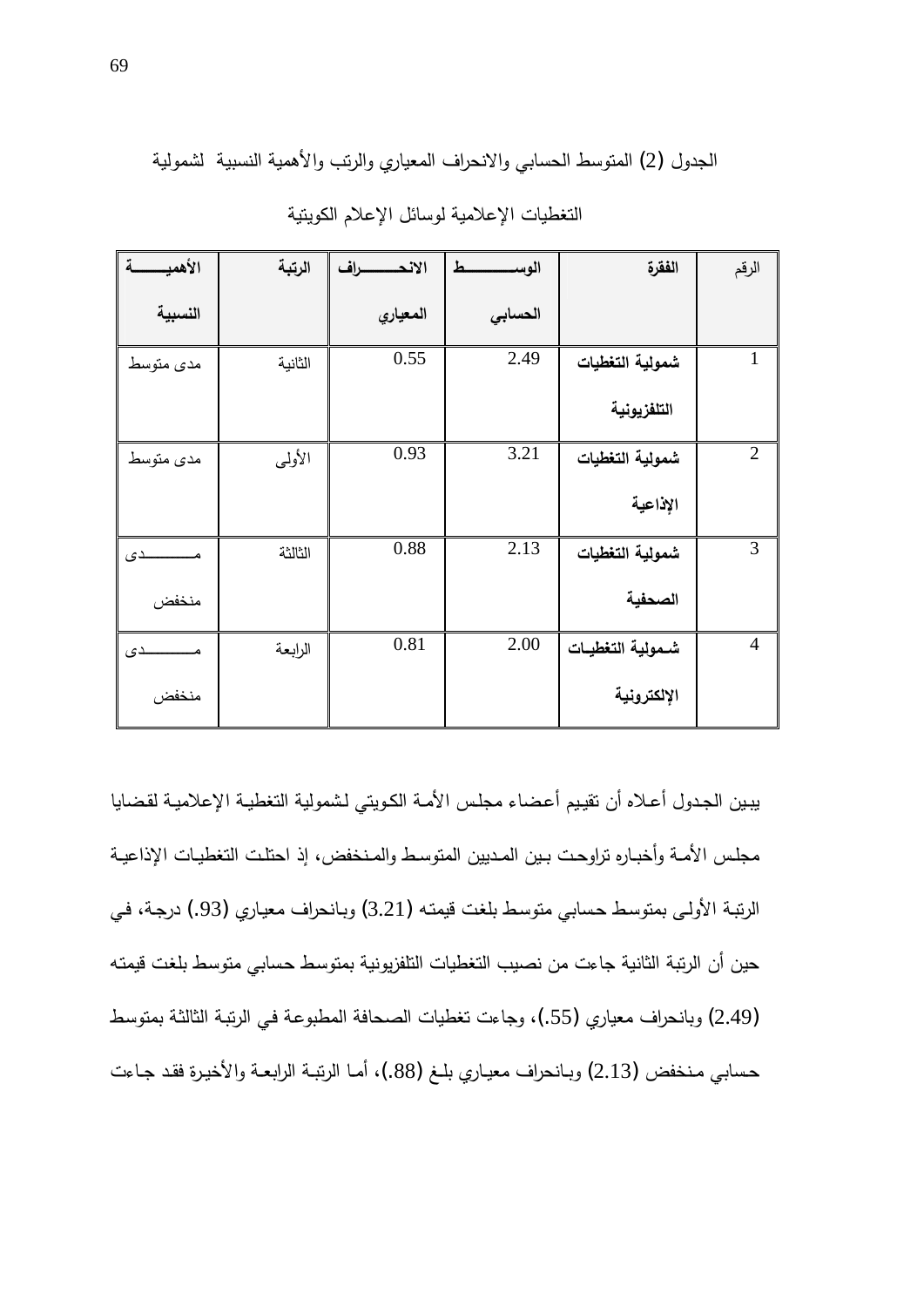الجدول (2) المتوسط الحسابي والانحراف المعياري والرتب والأهمية النسبية لشمولية التغطيات الإعلامية لوسائل الإعلام الكويتية

| الرقم | الفقرة | الوسط الحسابي | الانحراف المعياري | الرتبة | الأهمية النسبية |
|---|---|---|---|---|---|
| 1 | **شمولية التغطيات التلفزيونية** | 2.49 | 0.55 | الثانية | مدى متوسط |
| 2 | **شمولية التغطيات الإذاعية** | 3.21 | 0.93 | الأولى | مدى متوسط |
| 3 | **شمولية التغطيات الصحفية** | 2.13 | 0.88 | الثالثة | مدى منخفض |
| 4 | **شمولية التغطيات الإلكترونية** | 2.00 | 0.81 | الرابعة | مدى منخفض |

يبين الجدول أعلاه أن تقييم أعضاء مجلس الأمة الكويتي لشمولية التغطية الإعلامية لقضايا مجلس الأمة وأخباره تراوحت بين المديين المتوسط والمنخفض، إذ احتلت التغطيات الإذاعية الرتبة الأولى بمتوسط حسابي متوسط بلغت قيمته (3.21) وبانحراف معياري (.93) درجة، في حين أن الرتبة الثانية جاءت من نصيب التغطيات التلفزيونية بمتوسط حسابي متوسط بلغت قيمته (2.49) وبانحراف معياري (.55)، وجاءت تغطيات الصحافة المطبوعة في الرتبة الثالثة بمتوسط حسابي منخفض (2.13) وبانحراف معياري بلغ (.88)، أما الرتبة الرابعة والأخيرة فقد جاءت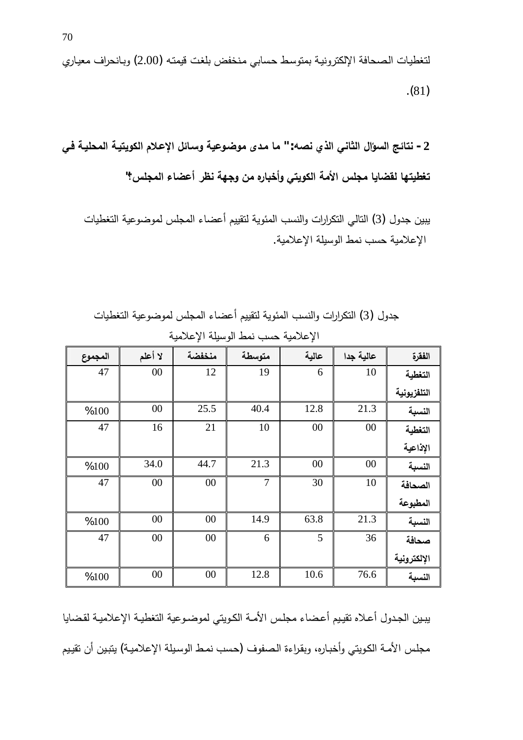لتغطيات الصحافة الإلكترونية بمتوسط حسابي منخفض بلغت قيمته (2.00) وبانحراف معياري (81).

**2 - نتائج السؤال الثاني الذي نصه:" ما مدى موضوعية وسائل الإعلام الكويتية المحلية في تغطيتها لقضايا مجلس الأمة الكويتي وأخباره من وجهة نظر أعضاء المجلس؟"**

يبين جدول (3) التالي التكرارات والنسب المئوية لتقييم أعضاء المجلس لموضوعية التغطيات الإعلامية حسب نمط الوسيلة الإعلامية.

جدول (3) التكرارات والنسب المئوية لتقييم أعضاء المجلس لموضوعية التغطيات الإعلامية حسب نمط الوسيلة الإعلامية

| الفقرة | عالية جدا | عالية | متوسطة | منخفضة | لا أعلم | المجموع |
|---|---|---|---|---|---|---|
| التغطية التلفزيونية | 10 | 6 | 19 | 12 | 00 | 47 |
| النسبة | 21.3 | 12.8 | 40.4 | 25.5 | 00 | %100 |
| التغطية الإذاعية | 00 | 00 | 10 | 21 | 16 | 47 |
| النسبة | 00 | 00 | 21.3 | 44.7 | 34.0 | %100 |
| الصحافة المطبوعة | 10 | 30 | 7 | 00 | 00 | 47 |
| النسبة | 21.3 | 63.8 | 14.9 | 00 | 00 | %100 |
| صحافة الإلكترونية | 36 | 5 | 6 | 00 | 00 | 47 |
| النسبة | 76.6 | 10.6 | 12.8 | 00 | 00 | %100 |

يبين الجدول أعلاه تقييم أعضاء مجلس الأمة الكويتي لموضوعية التغطية الإعلامية لقضايا مجلس الأمة الكويتي وأخباره، وبقراءة الصفوف (حسب نمط الوسيلة الإعلامية) يتبين أن تقييم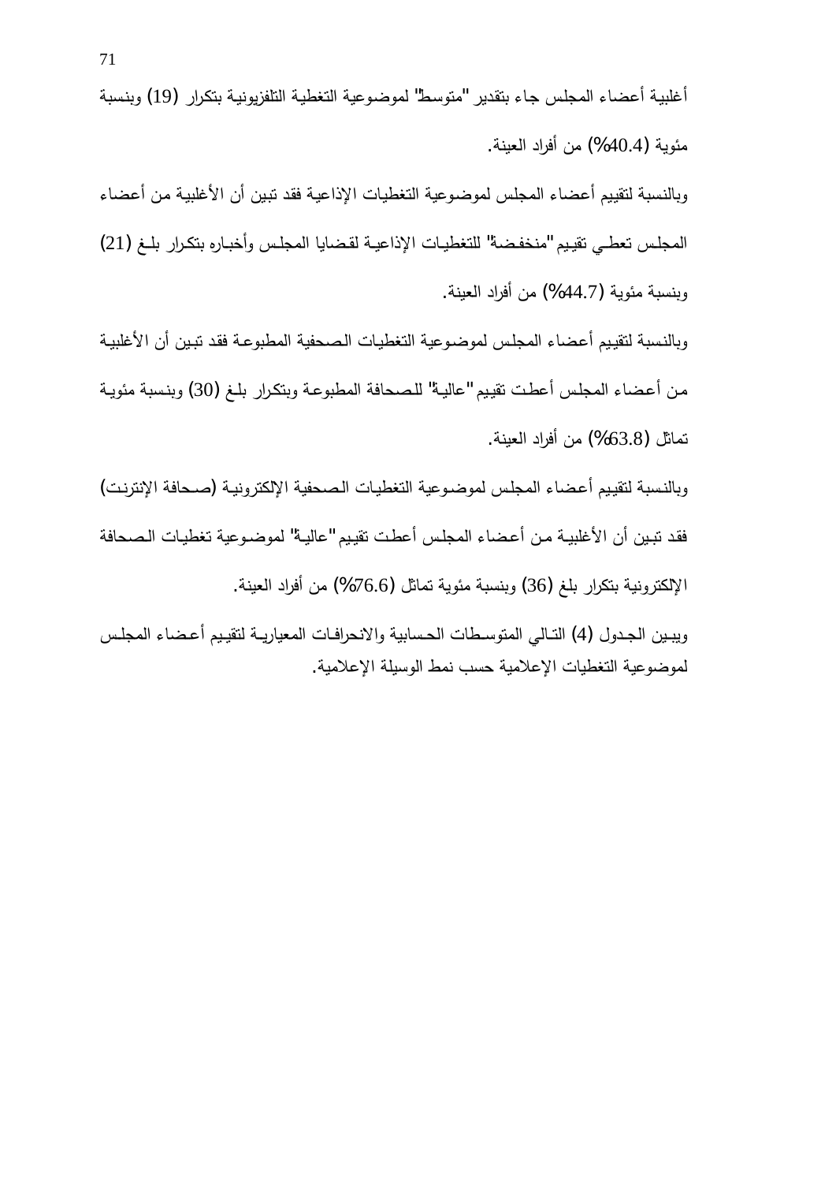أغلبية أعضاء المجلس جاء بتقدير "متوسط" لموضوعية التغطية التلفزيونية بتكرار (19) وبنسبة مئوية (40.4%) من أفراد العينة.

وبالنسبة لتقييم أعضاء المجلس لموضوعية التغطيات الإذاعية فقد تبين أن الأغلبية من أعضاء المجلس تعطي تقييم "منخفضة" للتغطيات الإذاعية لقضايا المجلس وأخباره بتكرار بلغ (21) وبنسبة مئوية (44.7%) من أفراد العينة.

وبالنسبة لتقييم أعضاء المجلس لموضوعية التغطيات الصحفية المطبوعة فقد تبين أن الأغلبية من أعضاء المجلس أعطت تقييم "عالية" للصحافة المطبوعة وبتكرار بلغ (30) وبنسبة مئوية تماثل (63.8%) من أفراد العينة.

وبالنسبة لتقييم أعضاء المجلس لموضوعية التغطيات الصحفية الإلكترونية (صحافة الإنترنت) فقد تبين أن الأغلبية من أعضاء المجلس أعطت تقييم "عالية" لموضوعية تغطيات الصحافة الإلكترونية بتكرار بلغ (36) وبنسبة مئوية تماثل (76.6%) من أفراد العينة.

ويبين الجدول (4) التالي المتوسطات الحسابية والانحرافات المعيارية لتقييم أعضاء المجلس لموضوعية التغطيات الإعلامية حسب نمط الوسيلة الإعلامية.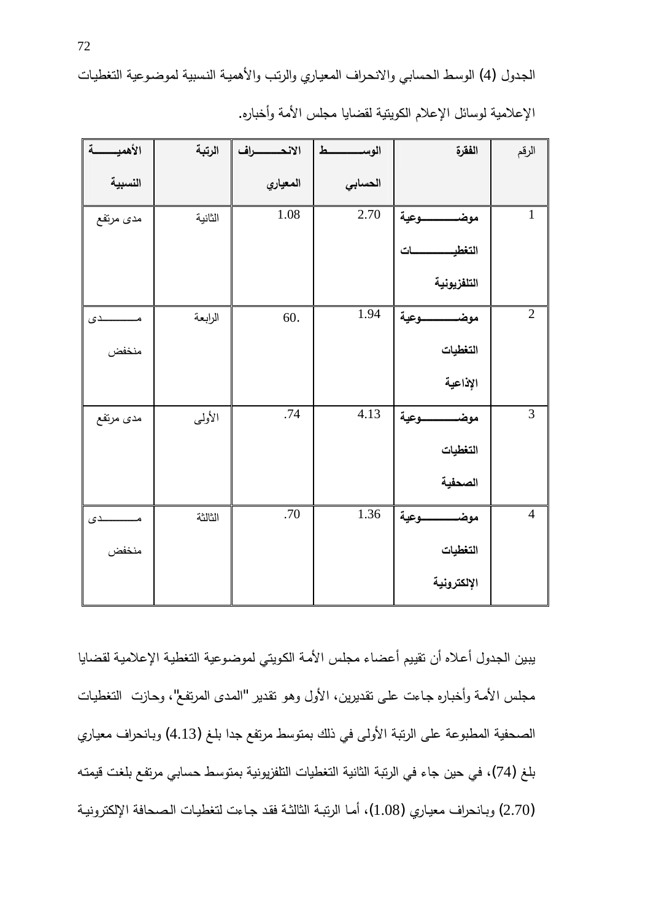الجدول (4) الوسط الحسابي والانحراف المعياري والرتب والأهمية النسبية لموضوعية التغطيات الإعلامية لوسائل الإعلام الكويتية لقضايا مجلس الأمة وأخباره.

| الرقم | الفقرة | الوسط الحسابي | الانحراف المعياري | الرتبة | الأهمية النسبية |
|---|---|---|---|---|---|
| 1 | **موضوعية التغطيات التلفزيونية** | 2.70 | 1.08 | الثانية | مدى مرتفع |
| 2 | **موضوعية التغطيات الإذاعية** | 1.94 | 60. | الرابعة | مدى منخفض |
| 3 | **موضوعية التغطيات الصحفية** | 4.13 | .74 | الأولى | مدى مرتفع |
| 4 | **موضوعية التغطيات الإلكترونية** | 1.36 | .70 | الثالثة | مدى منخفض |

يبين الجدول أعلاه أن تقييم أعضاء مجلس الأمة الكويتي لموضوعية التغطية الإعلامية لقضايا مجلس الأمة وأخباره جاءت على تقديرين، الأول وهو تقدير "المدى المرتفع"، وحازت التغطيات الصحفية المطبوعة على الرتبة الأولى في ذلك بمتوسط مرتفع جدا بلغ (4.13) وبانحراف معياري بلغ (74)، في حين جاء في الرتبة الثانية التغطيات التلفزيونية بمتوسط حسابي مرتفع بلغت قيمته (2.70) وبانحراف معياري (1.08)، أما الرتبة الثالثة فقد جاءت لتغطيات الصحافة الإلكترونية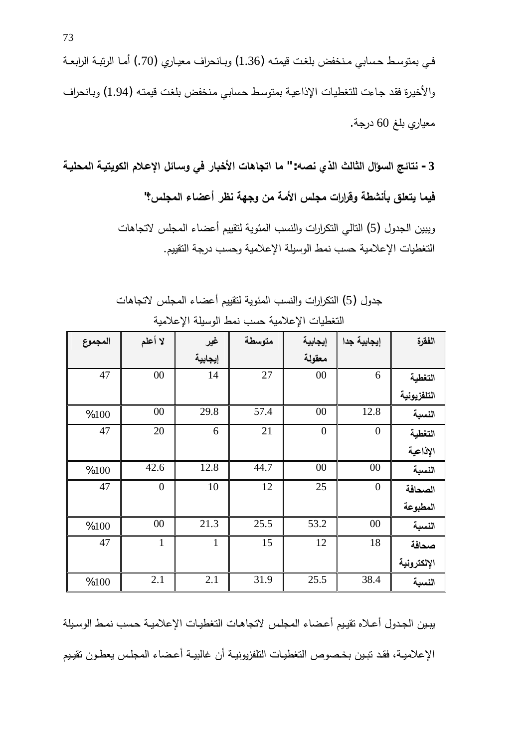في بمتوسط حسابي منخفض بلغت قيمته (1.36) وبانحراف معياري (.70) أما الرتبة الرابعة والأخيرة فقد جاءت للتغطيات الإذاعية بمتوسط حسابي منخفض بلغت قيمته (1.94) وبانحراف معياري بلغ 60 درجة.

**3- نتائج السؤال الثالث الذي نصه:" ما اتجاهات الأخبار في وسائل الإعلام الكويتية المحلية فيما يتعلق بأنشطة وقرارات مجلس الأمة من وجهة نظر أعضاء المجلس؟"**

ويبين الجدول (5) التالي التكرارات والنسب المئوية لتقييم أعضاء المجلس لاتجاهات التغطيات الإعلامية حسب نمط الوسيلة الإعلامية وحسب درجة التقييم.

جدول (5) التكرارات والنسب المئوية لتقييم أعضاء المجلس لاتجاهات التغطيات الإعلامية حسب نمط الوسيلة الإعلامية

| الفقرة | إيجابية جدا | إيجابية معقولة | متوسطة | غير إيجابية | لا أعلم | المجموع |
|---|---|---|---|---|---|---|
| التغطية التلفزيونية | 6 | 00 | 27 | 14 | 00 | 47 |
| النسبة | 12.8 | 00 | 57.4 | 29.8 | 00 | %100 |
| التغطية الإذاعية | 0 | 0 | 21 | 6 | 20 | 47 |
| النسبة | 00 | 00 | 44.7 | 12.8 | 42.6 | %100 |
| الصحافة المطبوعة | 0 | 25 | 12 | 10 | 0 | 47 |
| النسبة | 00 | 53.2 | 25.5 | 21.3 | 00 | %100 |
| صحافة الإلكترونية | 18 | 12 | 15 | 1 | 1 | 47 |
| النسبة | 38.4 | 25.5 | 31.9 | 2.1 | 2.1 | %100 |

يبين الجدول أعلاه تقييم أعضاء المجلس لاتجاهات التغطيات الإعلامية حسب نمط الوسيلة الإعلامية، فقد تبين بخصوص التغطيات التلفزيونية أن غالبية أعضاء المجلس يعطون تقييم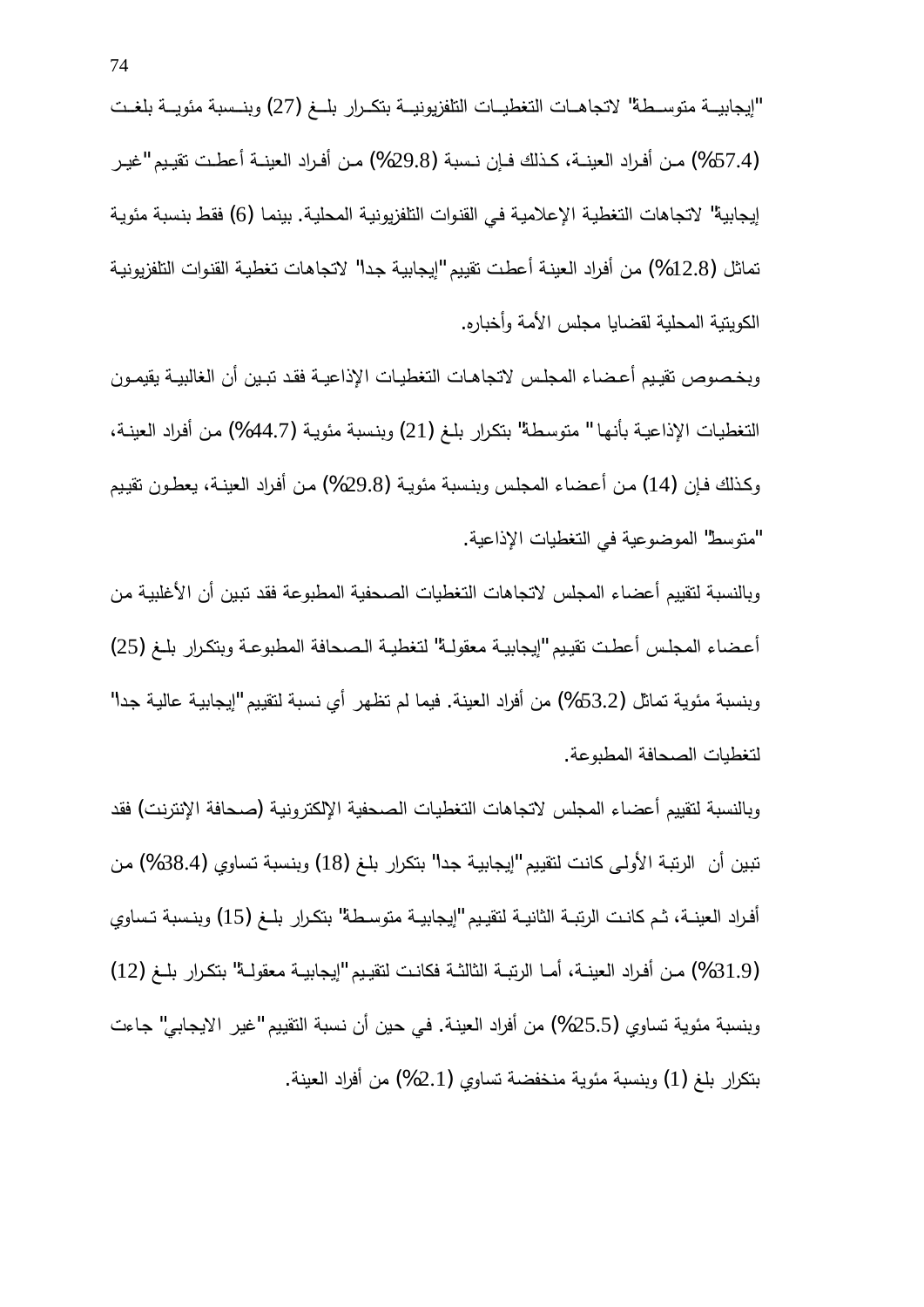"إيجابيــة متوســطة" لاتجاهــات التغطيــات التلفزيونيــة بتكــرار بلــغ (27) وبنــسبة مئويــة بلغــت (57.4%) مـن أفـراد العينـة، كـذلك فـإن نـسبة (29.8%) مـن أفـراد العينـة أعطـت تقيـيم "غيـر إيجابية" لاتجاهات التغطية الإعلامية في القنوات التلفزيونية المحلية. بينما (6) فقط بنسبة مئوية تماثل (12.8%) من أفراد العينة أعطت تقييم "إيجابية جداً" لاتجاهات تغطية القنوات التلفزيونية الكويتية المحلية لقضايا مجلس الأمة وأخباره.

وبخـصوص تقيـيم أعـضاء المجلـس لاتجاهـات التغطيـات الإذاعيـة فقد تبـين أن الغالبيـة يقيمـون التغطيات الإذاعيـة بأنها " متوسطة" بتكرار بلـغ (21) وبنسبة مئويـة (44.7%) مـن أفراد العينـة، وكـذلك فـإن (14) مـن أعضاء المجلس وبنسبة مئويـة (29.8%) مـن أفراد العينـة، يعطـون تقيـيم "متوسط" الموضوعية في التغطيات الإذاعية.

وبالنسبة لتقييم أعضاء المجلس لاتجاهات التغطيات الصحفية المطبوعة فقد تبين أن الأغلبية من أعـضاء المجلـس أعطـت تقيـيم "إيجابيـة معقولـة" لتغطيـة الـصحافة المطبوعـة وبتكـرار بلـغ (25) وبنسبة مئوية تماثل (53.2%) من أفراد العينة. فيما لم تظهر أي نسبة لتقييم "إيجابية عالية جداً" لتغطيات الصحافة المطبوعة.

وبالنسبة لتقييم أعضاء المجلس لاتجاهات التغطيات الصحفية الإلكترونية (صحافة الإنترنت) فقد تبين أن الرتبة الأولى كانت لتقييم "إيجابية جداً" بتكرار بلغ (18) وبنسبة تساوي (38.4%) من أفـراد العينـة، ثـم كانـت الرتبـة الثانيـة لتقيـيم "إيجابيـة متوسـطة" بتكـرار بلـغ (15) وبنـسبة تـساوي (31.9%) مـن أفـراد العينـة، أمـا الرتبـة الثالثـة فكانـت لتقيـيم "إيجابيـة معقولـة" بتكـرار بلـغ (12) وبنسبة مئوية تساوي (25.5%) من أفراد العينة. في حين أن نسبة التقييم "غير الايجابي" جاءت بتكرار بلغ (1) وبنسبة مئوية منخفضة تساوي (2.1%) من أفراد العينة.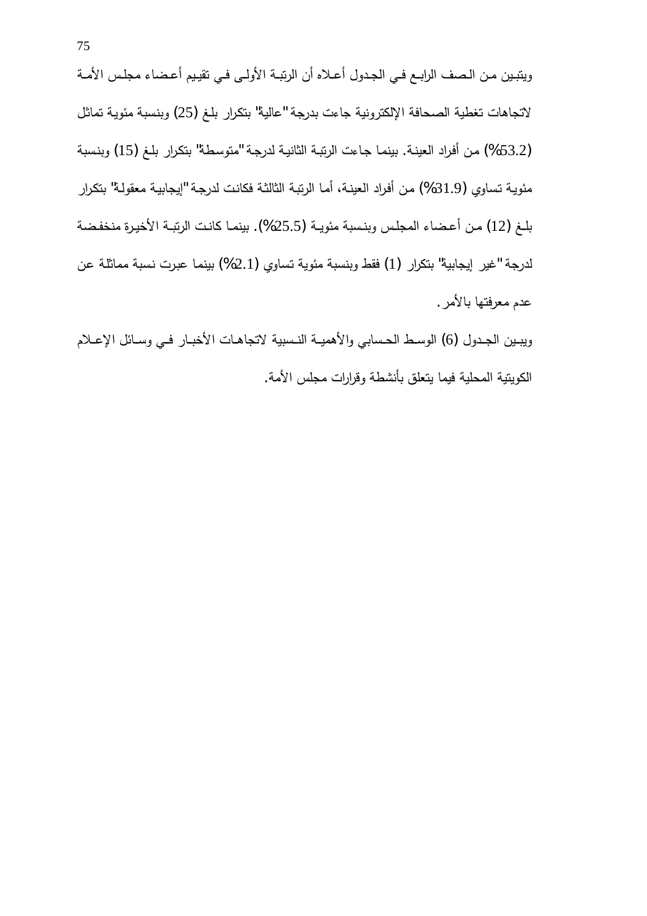ويتبين من الصف الرابع في الجدول أعلاه أن الرتبة الأولى في تقييم أعضاء مجلس الأمة لاتجاهات تغطية الصحافة الإلكترونية جاءت بدرجة "عالية" بتكرار بلغ (25) وبنسبة مئوية تماثل (53.2%) من أفراد العينة. بينما جاءت الرتبة الثانية لدرجة "متوسطة" بتكرار بلغ (15) وبنسبة مئوية تساوي (31.9%) من أفراد العينة، أما الرتبة الثالثة فكانت لدرجة "إيجابية معقولة" بتكرار بلغ (12) من أعضاء المجلس وبنسبة مئوية (25.5%). بينما كانت الرتبة الأخيرة منخفضة لدرجة "غير إيجابية" بتكرار (1) فقط وبنسبة مئوية تساوي (2.1%) بينما عبرت نسبة مماثلة عن عدم معرفتها بالأمر.

ويبين الجدول (6) الوسط الحسابي والأهمية النسبية لاتجاهات الأخبار في وسائل الإعلام الكويتية المحلية فيما يتعلق بأنشطة وقرارات مجلس الأمة.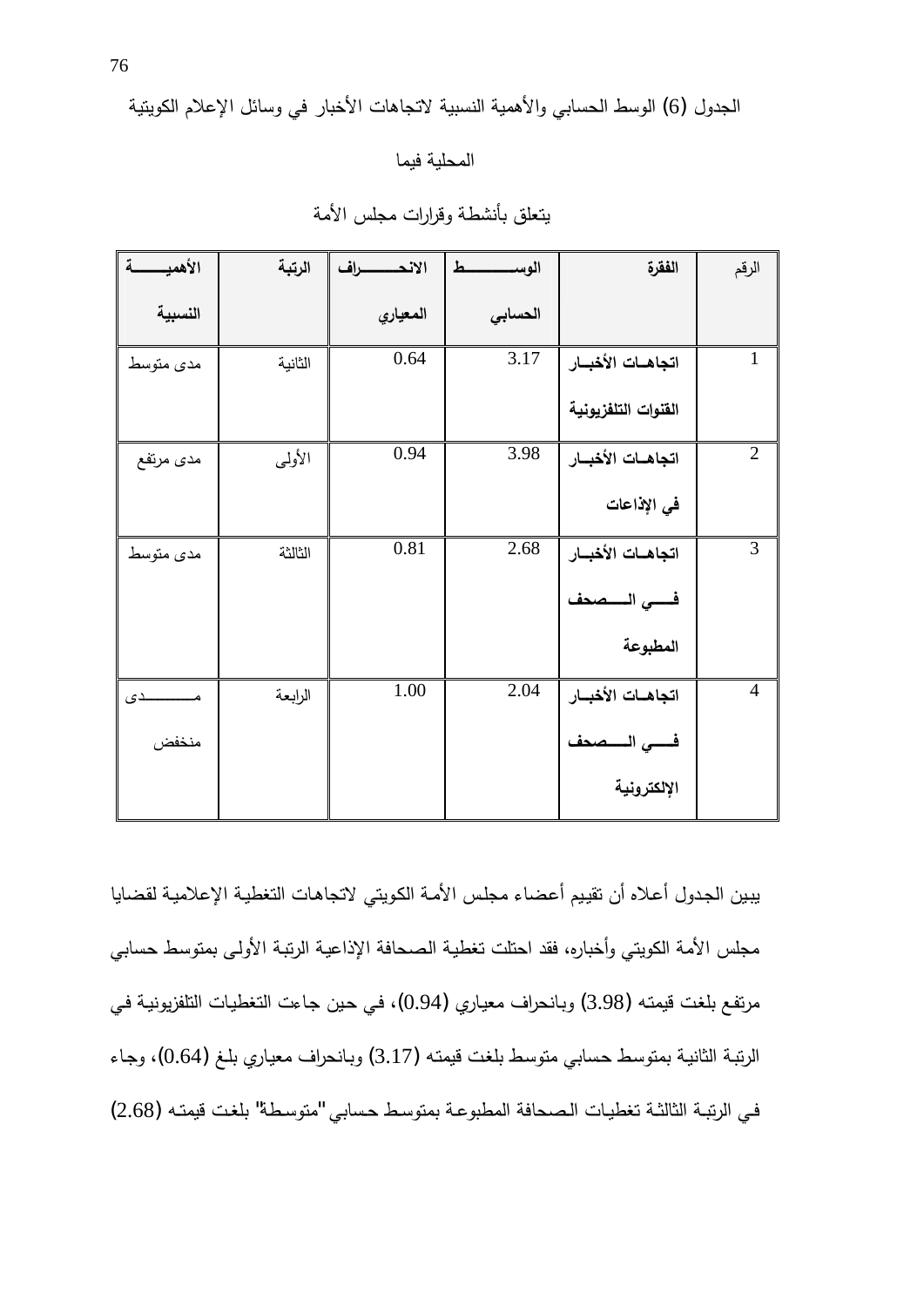الجدول (6) الوسط الحسابي والأهمية النسبية لاتجاهات الأخبار في وسائل الإعلام الكويتية المحلية فيما يتعلق بأنشطة وقرارات مجلس الأمة

| الرقم | الفقرة | الوسط الحسابي | الانحراف المعياري | الرتبة | الأهمية النسبية |
|---|---|---|---|---|---|
| 1 | **اتجاهات الأخبار القنوات التلفزيونية** | 3.17 | 0.64 | الثانية | مدى متوسط |
| 2 | **اتجاهات الأخبار في الإذاعات** | 3.98 | 0.94 | الأولى | مدى مرتفع |
| 3 | **اتجاهات الأخبار في الصحف المطبوعة** | 2.68 | 0.81 | الثالثة | مدى متوسط |
| 4 | **اتجاهات الأخبار في الصحف الإلكترونية** | 2.04 | 1.00 | الرابعة | مدى منخفض |

يبين الجدول أعلاه أن تقييم أعضاء مجلس الأمة الكويتي لاتجاهات التغطية الإعلامية لقضايا مجلس الأمة الكويتي وأخباره، فقد احتلت تغطية الصحافة الإذاعية الرتبة الأولى بمتوسط حسابي مرتفع بلغت قيمته (3.98) وبانحراف معياري (0.94)، في حين جاءت التغطيات التلفزيونية في الرتبة الثانية بمتوسط حسابي متوسط بلغت قيمته (3.17) وبانحراف معياري بلغ (0.64)، وجاء في الرتبة الثالثة تغطيات الصحافة المطبوعة بمتوسط حسابي "متوسطة" بلغت قيمته (2.68)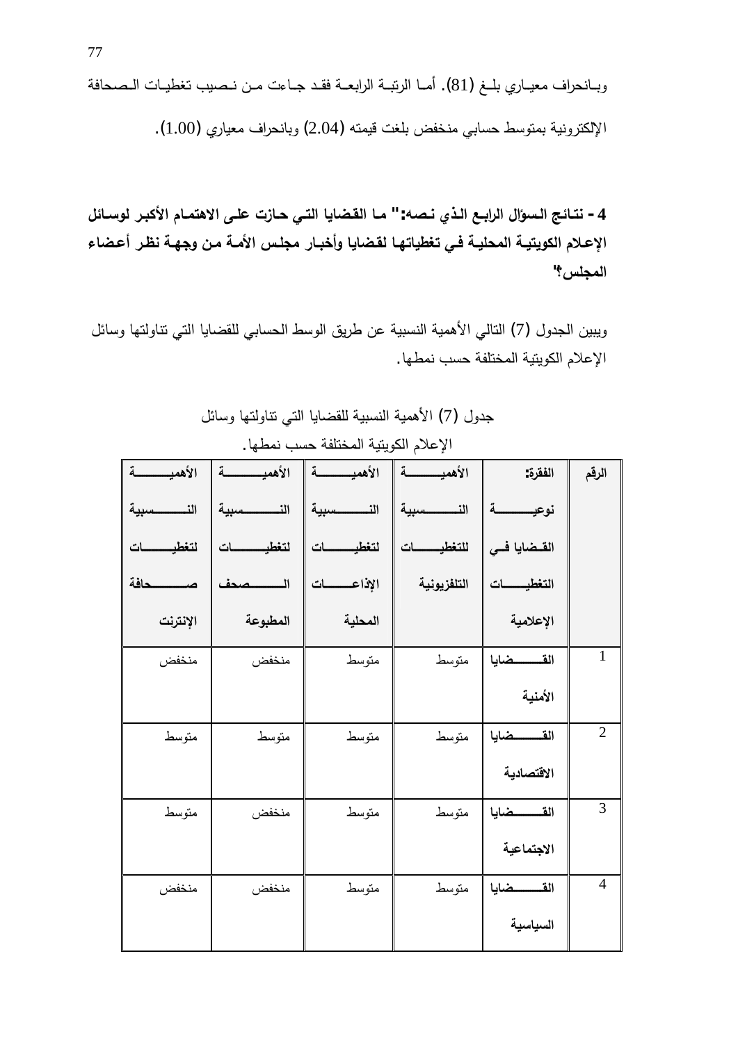وبانحراف معياري بلغ (81). أما الرتبة الرابعة فقد جاءت من نصيب تغطيات الصحافة الإلكترونية بمتوسط حسابي منخفض بلغت قيمته (2.04) وبانحراف معياري (1.00).

**4 - نتائج السؤال الرابع الذي نصه:" ما القضايا التي حازت على الاهتمام الأكبر لوسائل الإعلام الكويتية المحلية في تغطياتها لقضايا وأخبار مجلس الأمة من وجهة نظر أعضاء المجلس؟"**

ويبين الجدول (7) التالي الأهمية النسبية عن طريق الوسط الحسابي للقضايا التي تناولتها وسائل الإعلام الكويتية المختلفة حسب نمطها.

جدول (7) الأهمية النسبية للقضايا التي تناولتها وسائل الإعلام الكويتية المختلفة حسب نمطها.

| الرقم | الفقرة: نوعية القضايا في التغطيات الإعلامية | الأهمية النسبية للتغطيات التلفزيونية | الأهمية النسبية لتغطيات الإذاعات المحلية | الأهمية النسبية لتغطيات الصحف المطبوعة | الأهمية النسبية لتغطيات صحافة الإنترنت |
|---|---|---|---|---|---|
| 1 | **القضايا الأمنية** | متوسط | متوسط | منخفض | منخفض |
| 2 | **القضايا الاقتصادية** | متوسط | متوسط | متوسط | متوسط |
| 3 | **القضايا الاجتماعية** | متوسط | متوسط | منخفض | متوسط |
| 4 | **القضايا السياسية** | متوسط | متوسط | منخفض | منخفض |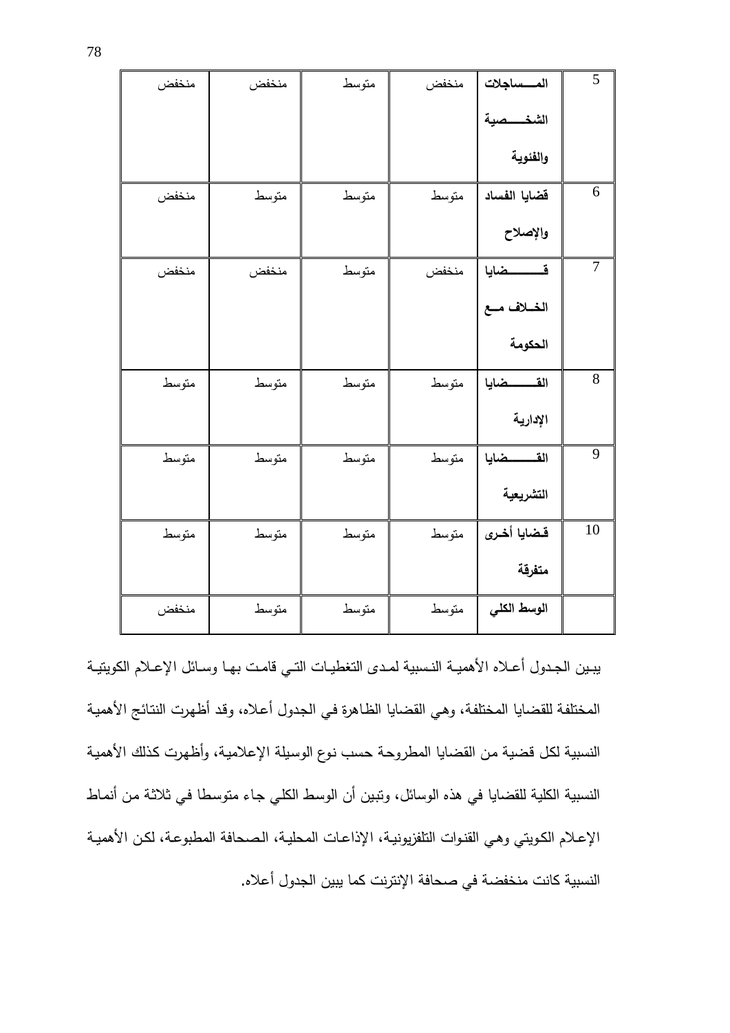| 5 | المساجلات الشخصية والفئوية | منخفض | متوسط | منخفض | منخفض |
|---|---|---|---|---|---|
| 6 | قضايا الفساد والإصلاح | متوسط | متوسط | متوسط | منخفض |
| 7 | قضايا الخلاف مع الحكومة | منخفض | متوسط | منخفض | منخفض |
| 8 | القضايا الإدارية | متوسط | متوسط | متوسط | متوسط |
| 9 | القضايا التشريعية | متوسط | متوسط | متوسط | متوسط |
| 10 | قضايا أخرى متفرقة | متوسط | متوسط | متوسط | متوسط |
| | الوسط الكلي | متوسط | متوسط | متوسط | منخفض |

يبين الجدول أعلاه الأهمية النسبية لمدى التغطيات التي قامت بها وسائل الإعلام الكويتية المختلفة للقضايا المختلفة، وهي القضايا الظاهرة في الجدول أعلاه، وقد أظهرت النتائج الأهمية النسبية لكل قضية من القضايا المطروحة حسب نوع الوسيلة الإعلامية، وأظهرت كذلك الأهمية النسبية الكلية للقضايا في هذه الوسائل، وتبين أن الوسط الكلي جاء متوسطا في ثلاثة من أنماط الإعلام الكويتي وهي القنوات التلفزيونية، الإذاعات المحلية، الصحافة المطبوعة، لكن الأهمية النسبية كانت منخفضة في صحافة الإنترنت كما يبين الجدول أعلاه.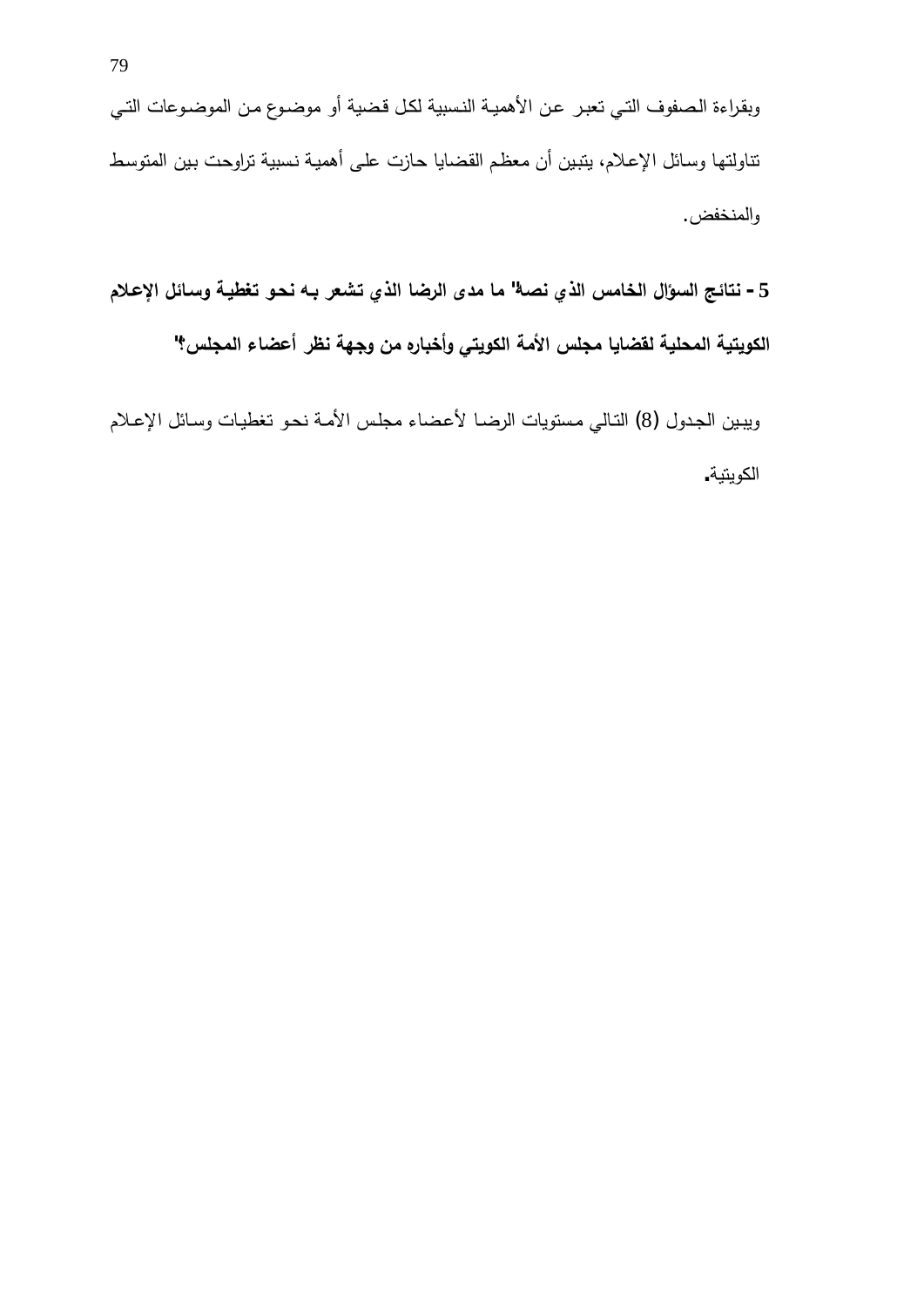وبقراءة الصفوف التي تعبر عن الأهمية النسبية لكل قضية أو موضوع من الموضوعات التي تناولتها وسائل الإعلام، يتبين أن معظم القضايا حازت على أهمية نسبية تراوحت بين المتوسط والمنخفض.

**5 - نتائج السؤال الخامس الذي نصه" ما مدى الرضا الذي تشعر به نحو تغطية وسائل الإعلام الكويتية المحلية لقضايا مجلس الأمة الكويتي وأخباره من وجهة نظر أعضاء المجلس؟"**

ويبين الجدول (8) التالي مستويات الرضا لأعضاء مجلس الأمة نحو تغطيات وسائل الإعلام الكويتية.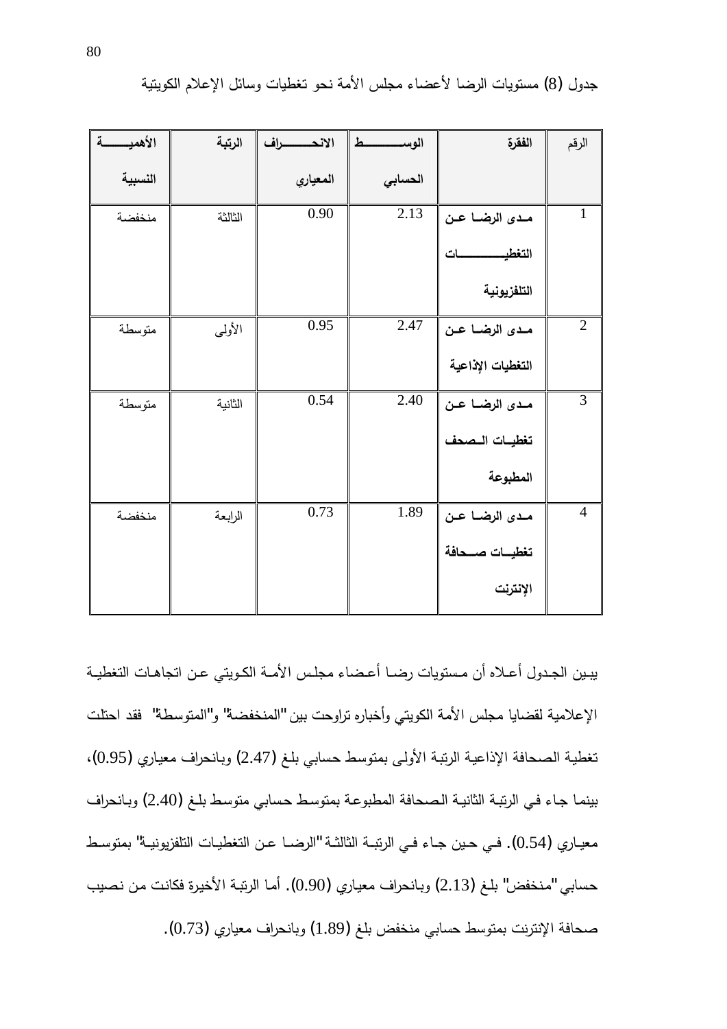جدول (8) مستويات الرضا لأعضاء مجلس الأمة نحو تغطيات وسائل الإعلام الكويتية

| الرقم | الفقرة | الوسط الحسابي | الانحراف المعياري | الرتبة | الأهمية النسبية |
|---|---|---|---|---|---|
| 1 | **مدى الرضا عن التغطيات التلفزيونية** | 2.13 | 0.90 | الثالثة | منخفضة |
| 2 | **مدى الرضا عن التغطيات الإذاعية** | 2.47 | 0.95 | الأولى | متوسطة |
| 3 | **مدى الرضا عن تغطيات الصحف المطبوعة** | 2.40 | 0.54 | الثانية | متوسطة |
| 4 | **مدى الرضا عن تغطيات صحافة الإنترنت** | 1.89 | 0.73 | الرابعة | منخفضة |

يبين الجدول أعلاه أن مستويات رضا أعضاء مجلس الأمة الكويتي عن اتجاهات التغطية الإعلامية لقضايا مجلس الأمة الكويتي وأخباره تراوحت بين "المنخفضة" و"المتوسطة" فقد احتلت تغطية الصحافة الإذاعية الرتبة الأولى بمتوسط حسابي بلغ (2.47) وبانحراف معياري (0.95)، بينما جاء في الرتبة الثانية الصحافة المطبوعة بمتوسط حسابي متوسط بلغ (2.40) وبانحراف معياري (0.54). في حين جاء في الرتبة الثالثة "الرضا عن التغطيات التلفزيونية" بمتوسط حسابي "منخفض" بلغ (2.13) وبانحراف معياري (0.90). أما الرتبة الأخيرة فكانت من نصيب صحافة الإنترنت بمتوسط حسابي منخفض بلغ (1.89) وبانحراف معياري (0.73).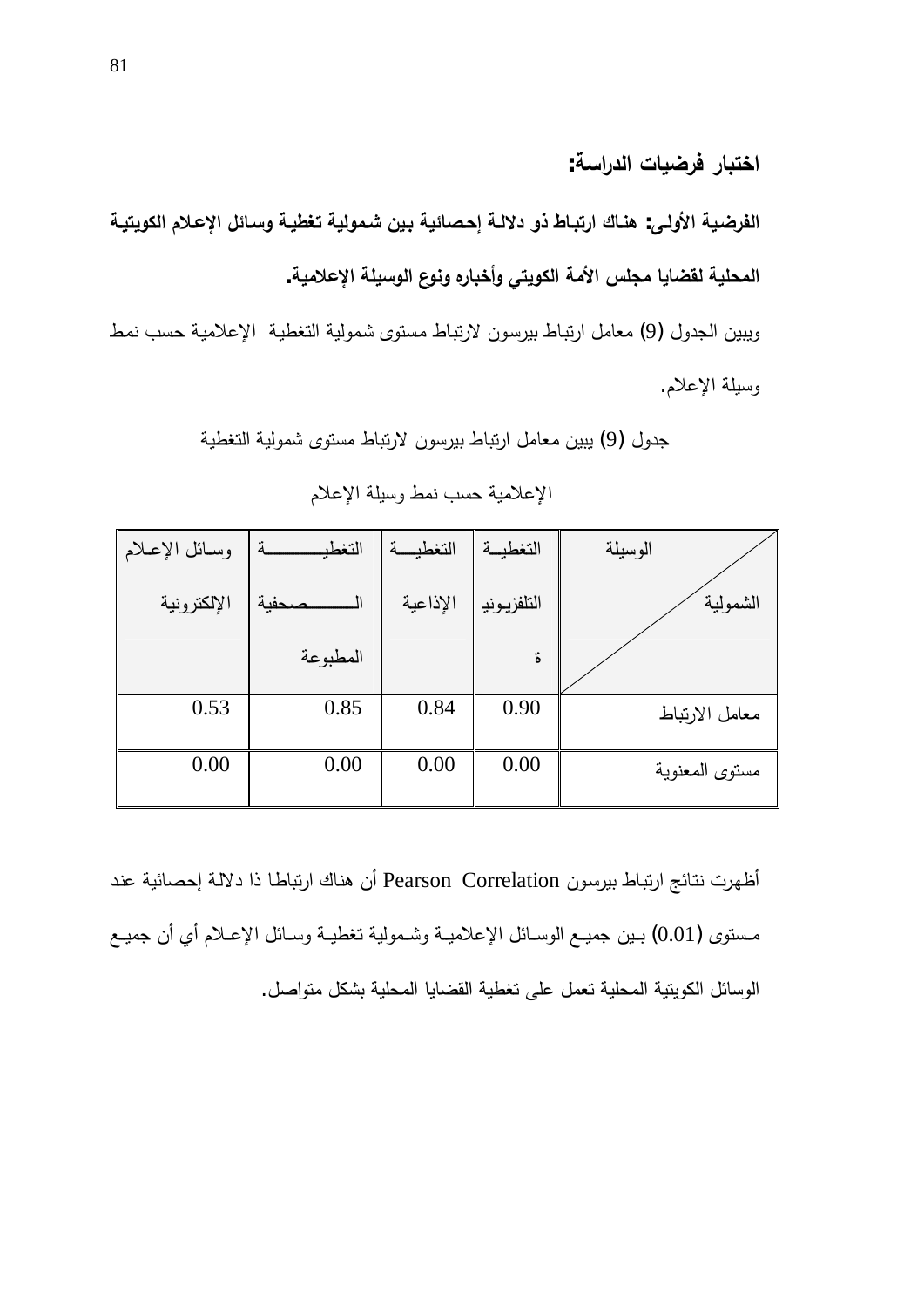## اختبار فرضيات الدراسة:

**الفرضية الأولى: هناك ارتباط ذو دلالة إحصائية بين شمولية تغطية وسائل الإعلام الكويتية المحلية لقضايا مجلس الأمة الكويتي وأخباره ونوع الوسيلة الإعلامية.**

ويبين الجدول (9) معامل ارتباط بيرسون لارتباط مستوى شمولية التغطية الإعلامية حسب نمط وسيلة الإعلام.

جدول (9) يبين معامل ارتباط بيرسون لارتباط مستوى شمولية التغطية الإعلامية حسب نمط وسيلة الإعلام

| الوسيلة / الشمولية | التغطية التلفزيونية | التغطية الإذاعية | التغطية الصحفية المطبوعة | وسائل الإعلام الإلكترونية |
|---|---|---|---|---|
| معامل الارتباط | 0.90 | 0.84 | 0.85 | 0.53 |
| مستوى المعنوية | 0.00 | 0.00 | 0.00 | 0.00 |

أظهرت نتائج ارتباط بيرسون Pearson Correlation أن هناك ارتباطا ذا دلالة إحصائية عند مستوى (0.01) بين جميع الوسائل الإعلامية وشمولية تغطية وسائل الإعلام أي أن جميع الوسائل الكويتية المحلية تعمل على تغطية القضايا المحلية بشكل متواصل.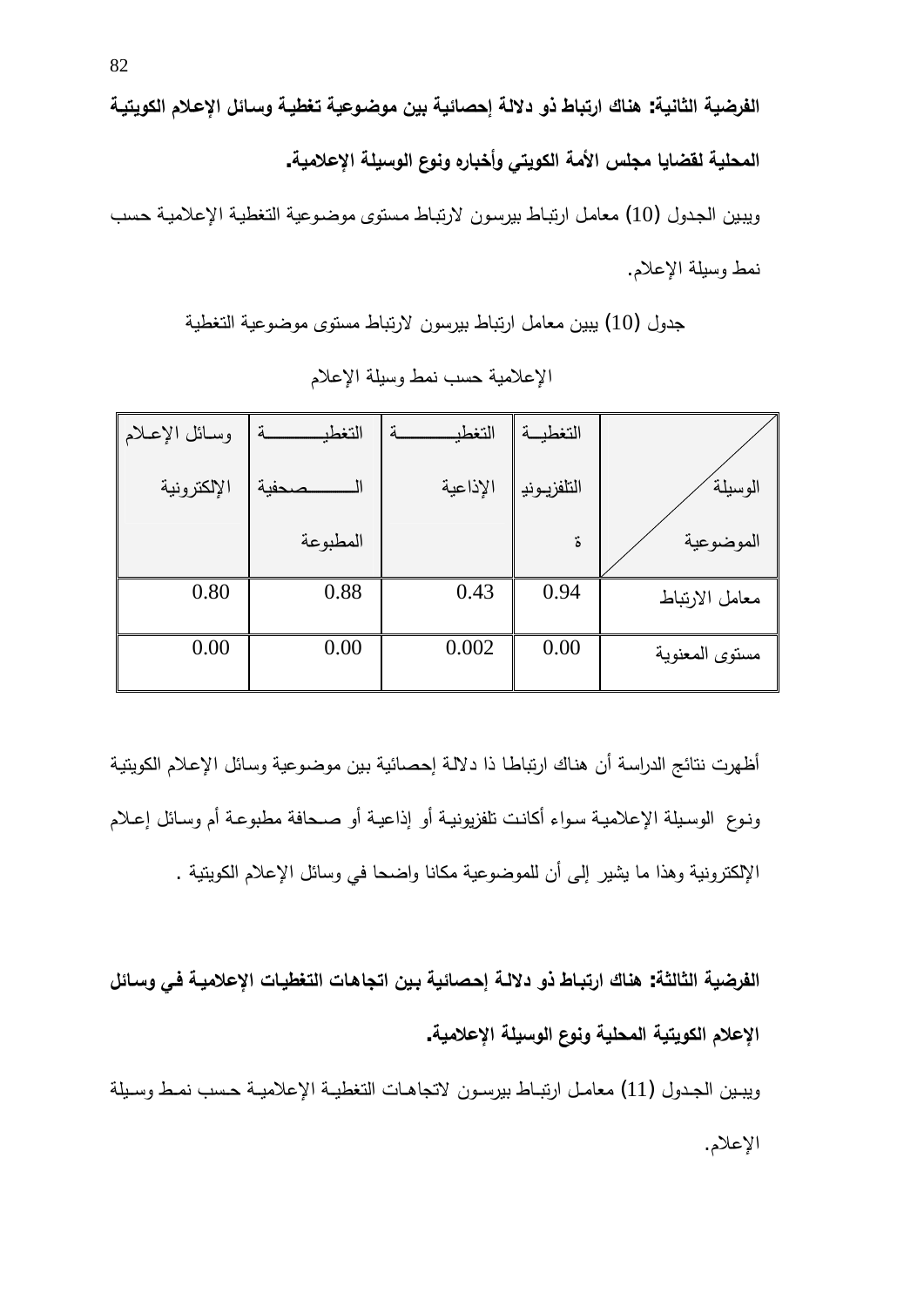**الفرضية الثانية: هناك ارتباط ذو دلالة إحصائية بين موضوعية تغطية وسائل الإعلام الكويتية المحلية لقضايا مجلس الأمة الكويتي وأخباره ونوع الوسيلة الإعلامية.**

ويبين الجدول (10) معامل ارتباط بيرسون لارتباط مستوى موضوعية التغطية الإعلامية حسب نمط وسيلة الإعلام.

جدول (10) يبين معامل ارتباط بيرسون لارتباط مستوى موضوعية التغطية الإعلامية حسب نمط وسيلة الإعلام

| الوسيلة / الموضوعية | التغطية التلفزيونية | التغطية الإذاعية | التغطية الصحفية المطبوعة | وسائل الإعلام الإلكترونية |
|---|---|---|---|---|
| معامل الارتباط | 0.94 | 0.43 | 0.88 | 0.80 |
| مستوى المعنوية | 0.00 | 0.002 | 0.00 | 0.00 |

أظهرت نتائج الدراسة أن هناك ارتباطا ذا دلالة إحصائية بين موضوعية وسائل الإعلام الكويتية ونوع الوسيلة الإعلامية سواء أكانت تلفزيونية أو إذاعية أو صحافة مطبوعة أم وسائل إعلام الإلكترونية وهذا ما يشير إلى أن للموضوعية مكانا واضحا في وسائل الإعلام الكويتية .

**الفرضية الثالثة: هناك ارتباط ذو دلالة إحصائية بين اتجاهات التغطيات الإعلامية في وسائل الإعلام الكويتية المحلية ونوع الوسيلة الإعلامية.**

ويبين الجدول (11) معامل ارتباط بيرسون لاتجاهات التغطية الإعلامية حسب نمط وسيلة الإعلام.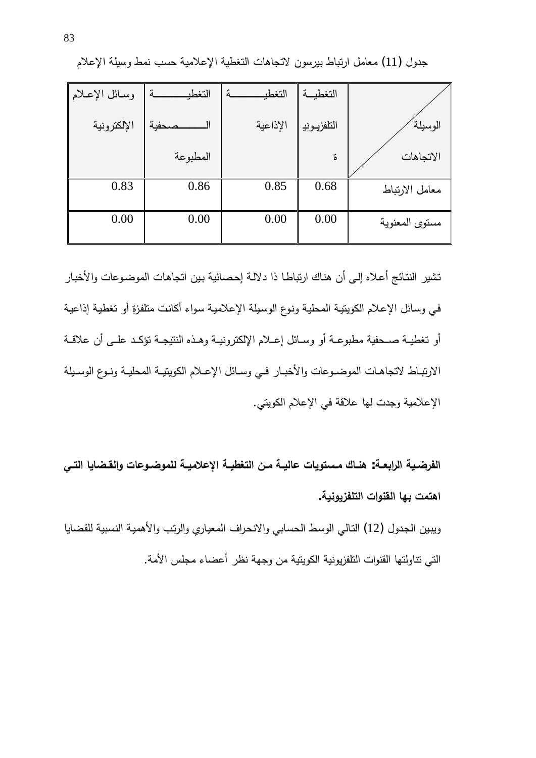جدول (11) معامل ارتباط بيرسون لاتجاهات التغطية الإعلامية حسب نمط وسيلة الإعلام

| الوسيلة / الاتجاهات | التغطية التلفزيونية | التغطية الإذاعية | التغطية الصحفية المطبوعة | وسائل الإعلام الإلكترونية |
|---|---|---|---|---|
| معامل الارتباط | 0.68 | 0.85 | 0.86 | 0.83 |
| مستوى المعنوية | 0.00 | 0.00 | 0.00 | 0.00 |

تشير النتائج أعلاه إلى أن هناك ارتباطا ذا دلالة إحصائية بين اتجاهات الموضوعات والأخبار في وسائل الإعلام الكويتية المحلية ونوع الوسيلة الإعلامية سواء أكانت متلفزة أو تغطية إذاعية أو تغطية صحفية مطبوعة أو وسائل إعلام الإلكترونية وهذه النتيجة تؤكد على أن علاقة الارتباط لاتجاهات الموضوعات والأخبار في وسائل الإعلام الكويتية المحلية ونوع الوسيلة الإعلامية وجدت لها علاقة في الإعلام الكويتي.

**الفرضية الرابعة: هناك مستويات عالية من التغطية الإعلامية للموضوعات والقضايا التي اهتمت بها القنوات التلفزيونية.**

ويبين الجدول (12) التالي الوسط الحسابي والانحراف المعياري والرتب والأهمية النسبية للقضايا التي تناولتها القنوات التلفزيونية الكويتية من وجهة نظر أعضاء مجلس الأمة.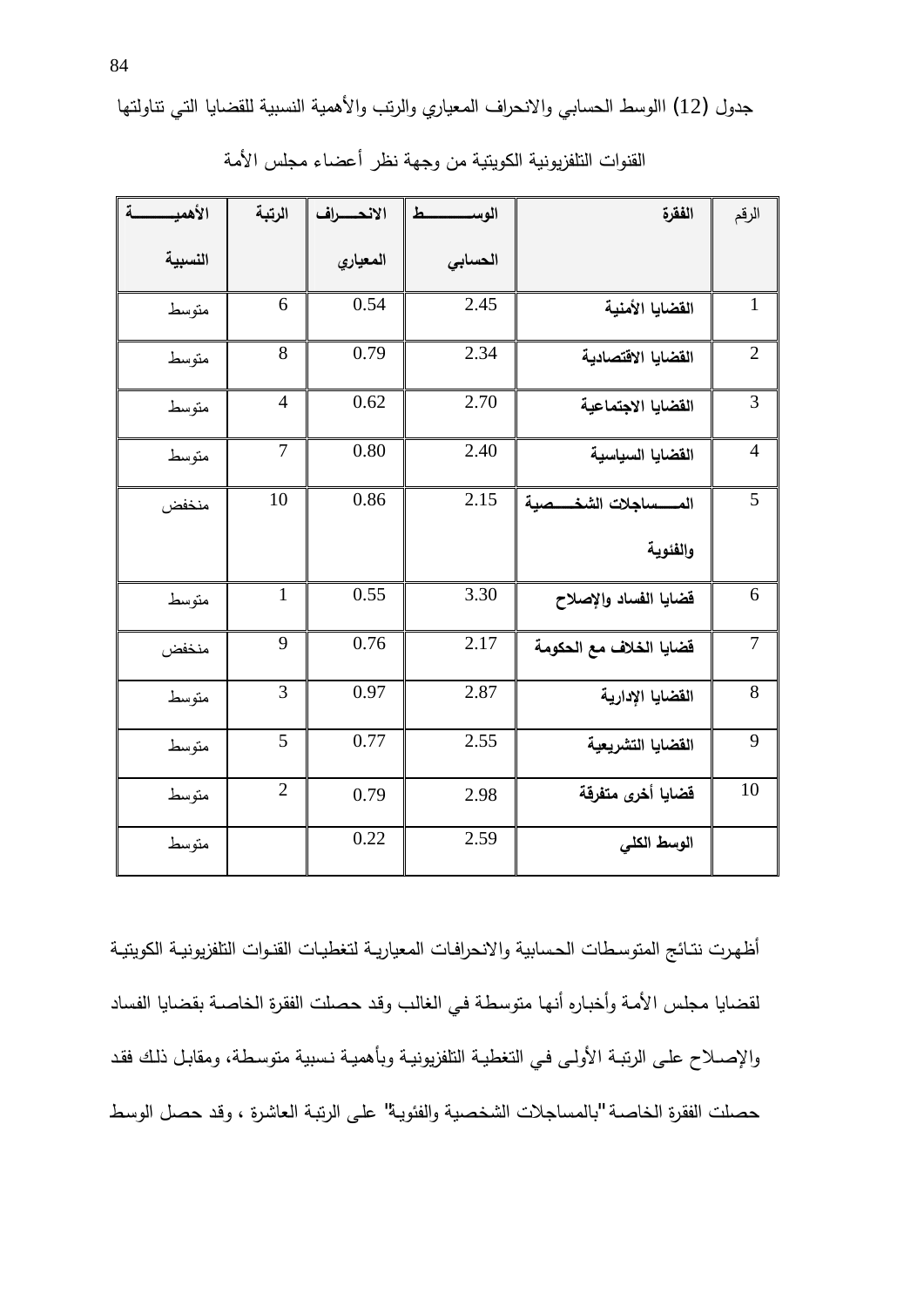جدول (12) االوسط الحسابي والانحراف المعياري والرتب والأهمية النسبية للقضايا التي تناولتها القنوات التلفزيونية الكويتية من وجهة نظر أعضاء مجلس الأمة

| الرقم | الفقرة | الوسط الحسابي | الانحراف المعياري | الرتبة | الأهمية النسبية |
|---|---|---|---|---|---|
| 1 | **القضايا الأمنية** | 2.45 | 0.54 | 6 | متوسط |
| 2 | **القضايا الاقتصادية** | 2.34 | 0.79 | 8 | متوسط |
| 3 | **القضايا الاجتماعية** | 2.70 | 0.62 | 4 | متوسط |
| 4 | **القضايا السياسية** | 2.40 | 0.80 | 7 | متوسط |
| 5 | **المساجلات الشخصية والفئوية** | 2.15 | 0.86 | 10 | منخفض |
| 6 | **قضايا الفساد والإصلاح** | 3.30 | 0.55 | 1 | متوسط |
| 7 | **قضايا الخلاف مع الحكومة** | 2.17 | 0.76 | 9 | منخفض |
| 8 | **القضايا الإدارية** | 2.87 | 0.97 | 3 | متوسط |
| 9 | **القضايا التشريعية** | 2.55 | 0.77 | 5 | متوسط |
| 10 | **قضايا أخرى متفرقة** | 2.98 | 0.79 | 2 | متوسط |
| | **الوسط الكلي** | 2.59 | 0.22 | | متوسط |

أظهرت نتائج المتوسطات الحسابية والانحرافات المعيارية لتغطيات القنوات التلفزيونية الكويتية لقضايا مجلس الأمة وأخباره أنها متوسطة في الغالب وقد حصلت الفقرة الخاصة بقضايا الفساد والإصلاح على الرتبة الأولى في التغطية التلفزيونية وبأهمية نسبية متوسطة، ومقابل ذلك فقد حصلت الفقرة الخاصة "بالمساجلات الشخصية والفئوية" على الرتبة العاشرة ، وقد حصل الوسط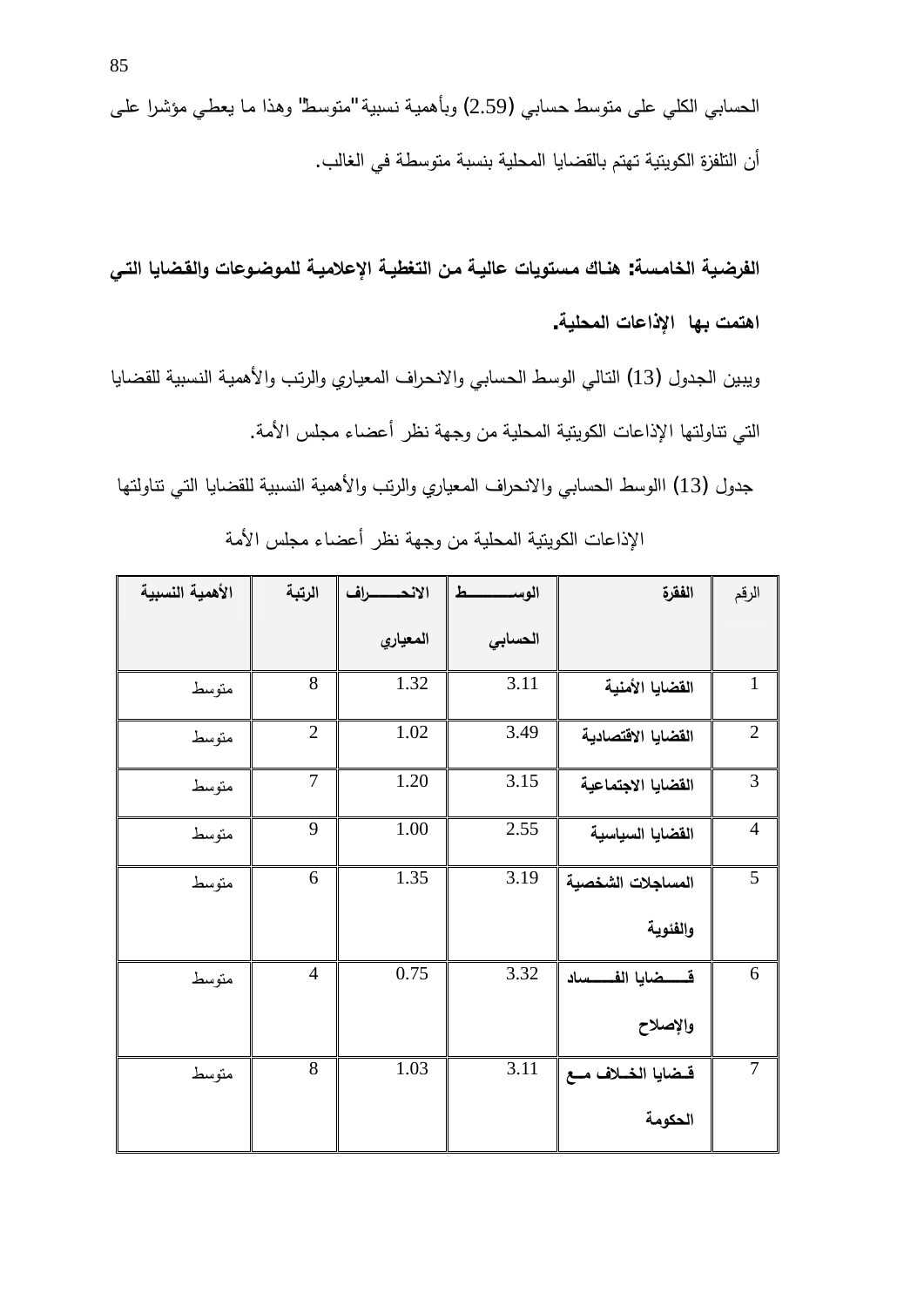الحسابي الكلي على متوسط حسابي (2.59) وبأهمية نسبية "متوسط" وهذا ما يعطي مؤشرا على أن التلفزة الكويتية تهتم بالقضايا المحلية بنسبة متوسطة في الغالب.

**الفرضية الخامسة: هناك مستويات عالية من التغطية الإعلامية للموضوعات والقضايا التي اهتمت بها الإذاعات المحلية.**

ويبين الجدول (13) التالي الوسط الحسابي والانحراف المعياري والرتب والأهمية النسبية للقضايا التي تناولتها الإذاعات الكويتية المحلية من وجهة نظر أعضاء مجلس الأمة.

جدول (13) االوسط الحسابي والانحراف المعياري والرتب والأهمية النسبية للقضايا التي تناولتها الإذاعات الكويتية المحلية من وجهة نظر أعضاء مجلس الأمة

| الرقم | الفقرة | الوسط الحسابي | الانحراف المعياري | الرتبة | الأهمية النسبية |
|---|---|---|---|---|---|
| 1 | القضايا الأمنية | 3.11 | 1.32 | 8 | متوسط |
| 2 | القضايا الاقتصادية | 3.49 | 1.02 | 2 | متوسط |
| 3 | القضايا الاجتماعية | 3.15 | 1.20 | 7 | متوسط |
| 4 | القضايا السياسية | 2.55 | 1.00 | 9 | متوسط |
| 5 | المساجلات الشخصية والفئوية | 3.19 | 1.35 | 6 | متوسط |
| 6 | قضايا الفساد والإصلاح | 3.32 | 0.75 | 4 | متوسط |
| 7 | قضايا الخلاف مع الحكومة | 3.11 | 1.03 | 8 | متوسط |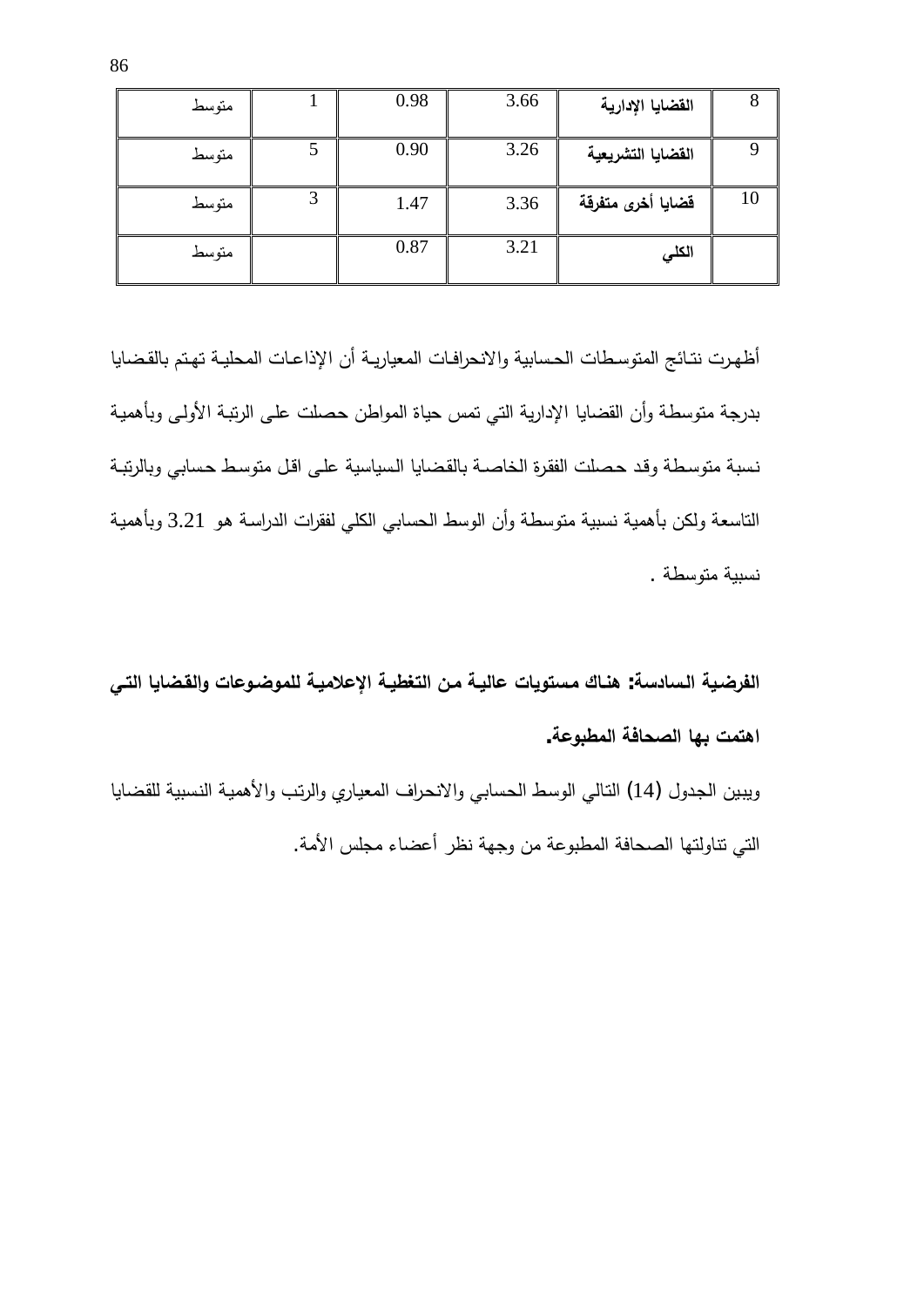| 8 | **القضايا الإدارية** | 3.66 | 0.98 | 1 | متوسط |
|---|---|---|---|---|---|
| 9 | **القضايا التشريعية** | 3.26 | 0.90 | 5 | متوسط |
| 10 | **قضايا أخرى متفرقة** | 3.36 | 1.47 | 3 | متوسط |
| | **الكلي** | 3.21 | 0.87 | | متوسط |

أظهرت نتائج المتوسطات الحسابية والانحرافات المعيارية أن الإذاعات المحلية تهتم بالقضايا بدرجة متوسطة وأن القضايا الإدارية التي تمس حياة المواطن حصلت على الرتبة الأولى وبأهمية نسبة متوسطة وقد حصلت الفقرة الخاصة بالقضايا السياسية على اقل متوسط حسابي وبالرتبة التاسعة ولكن بأهمية نسبية متوسطة وأن الوسط الحسابي الكلي لفقرات الدراسة هو 3.21 وبأهمية نسبية متوسطة .

**الفرضية السادسة: هناك مستويات عالية من التغطية الإعلامية للموضوعات والقضايا التي اهتمت بها الصحافة المطبوعة.**

ويبين الجدول (14) التالي الوسط الحسابي والانحراف المعياري والرتب والأهمية النسبية للقضايا التي تناولتها الصحافة المطبوعة من وجهة نظر أعضاء مجلس الأمة.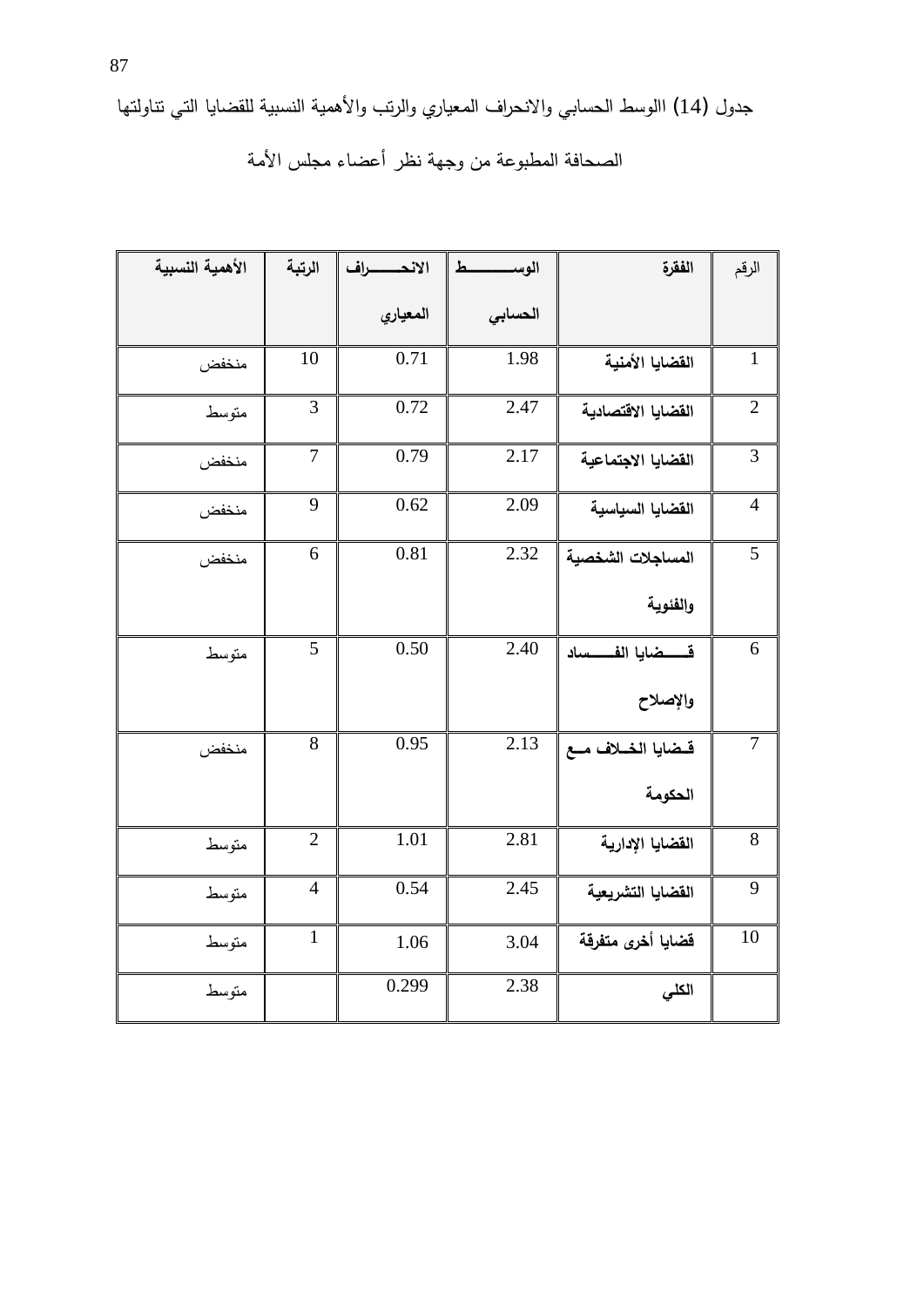جدول (14) االوسط الحسابي والانحراف المعياري والرتب والأهمية النسبية للقضايا التي تناولتها الصحافة المطبوعة من وجهة نظر أعضاء مجلس الأمة

| الرقم | الفقرة | الوسط الحسابي | الانحراف المعياري | الرتبة | الأهمية النسبية |
|---|---|---|---|---|---|
| 1 | القضايا الأمنية | 1.98 | 0.71 | 10 | منخفض |
| 2 | القضايا الاقتصادية | 2.47 | 0.72 | 3 | متوسط |
| 3 | القضايا الاجتماعية | 2.17 | 0.79 | 7 | منخفض |
| 4 | القضايا السياسية | 2.09 | 0.62 | 9 | منخفض |
| 5 | المساجلات الشخصية والفئوية | 2.32 | 0.81 | 6 | منخفض |
| 6 | قضايا الفساد والإصلاح | 2.40 | 0.50 | 5 | متوسط |
| 7 | قضايا الخلاف مع الحكومة | 2.13 | 0.95 | 8 | منخفض |
| 8 | القضايا الإدارية | 2.81 | 1.01 | 2 | متوسط |
| 9 | القضايا التشريعية | 2.45 | 0.54 | 4 | متوسط |
| 10 | قضايا أخرى متفرقة | 3.04 | 1.06 | 1 | متوسط |
| | الكلي | 2.38 | 0.299 | | متوسط |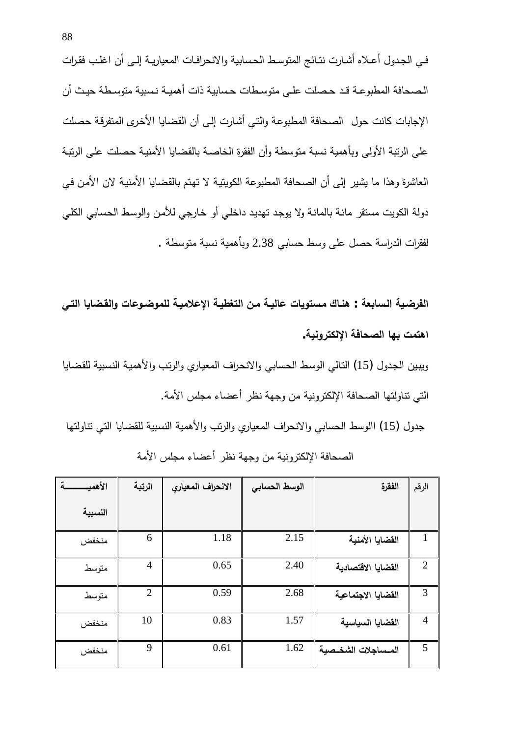في الجدول أعلاه أشارت نتائج المتوسط الحسابية والانحرافات المعيارية إلى أن اغلب فقرات الصحافة المطبوعة قد حصلت على متوسطات حسابية ذات أهمية نسبية متوسطة حيث أن الإجابات كانت حول الصحافة المطبوعة والتي أشارت إلى أن القضايا الأخرى المتفرقة حصلت على الرتبة الأولى وبأهمية نسبة متوسطة وأن الفقرة الخاصة بالقضايا الأمنية حصلت على الرتبة العاشرة وهذا ما يشير إلى أن الصحافة المطبوعة الكويتية لا تهتم بالقضايا الأمنية لان الأمن في دولة الكويت مستقر مائة بالمائة ولا يوجد تهديد داخلي أو خارجي للأمن والوسط الحسابي الكلي لفقرات الدراسة حصل على وسط حسابي 2.38 وبأهمية نسبة متوسطة .

**الفرضية السابعة : هناك مستويات عالية من التغطية الإعلامية للموضوعات والقضايا التي اهتمت بها الصحافة الإلكترونية.**

ويبين الجدول (15) التالي الوسط الحسابي والانحراف المعياري والرتب والأهمية النسبية للقضايا التي تناولتها الصحافة الإلكترونية من وجهة نظر أعضاء مجلس الأمة.

جدول (15) االوسط الحسابي والانحراف المعياري والرتب والأهمية النسبية للقضايا التي تناولتها الصحافة الإلكترونية من وجهة نظر أعضاء مجلس الأمة

| الرقم | الفقرة | الوسط الحسابي | الانحراف المعياري | الرتبة | الأهمية النسبية |
|---|---|---|---|---|---|
| 1 | القضايا الأمنية | 2.15 | 1.18 | 6 | منخفض |
| 2 | القضايا الاقتصادية | 2.40 | 0.65 | 4 | متوسط |
| 3 | القضايا الاجتماعية | 2.68 | 0.59 | 2 | متوسط |
| 4 | القضايا السياسية | 1.57 | 0.83 | 10 | منخفض |
| 5 | المساجلات الشخصية | 1.62 | 0.61 | 9 | منخفض |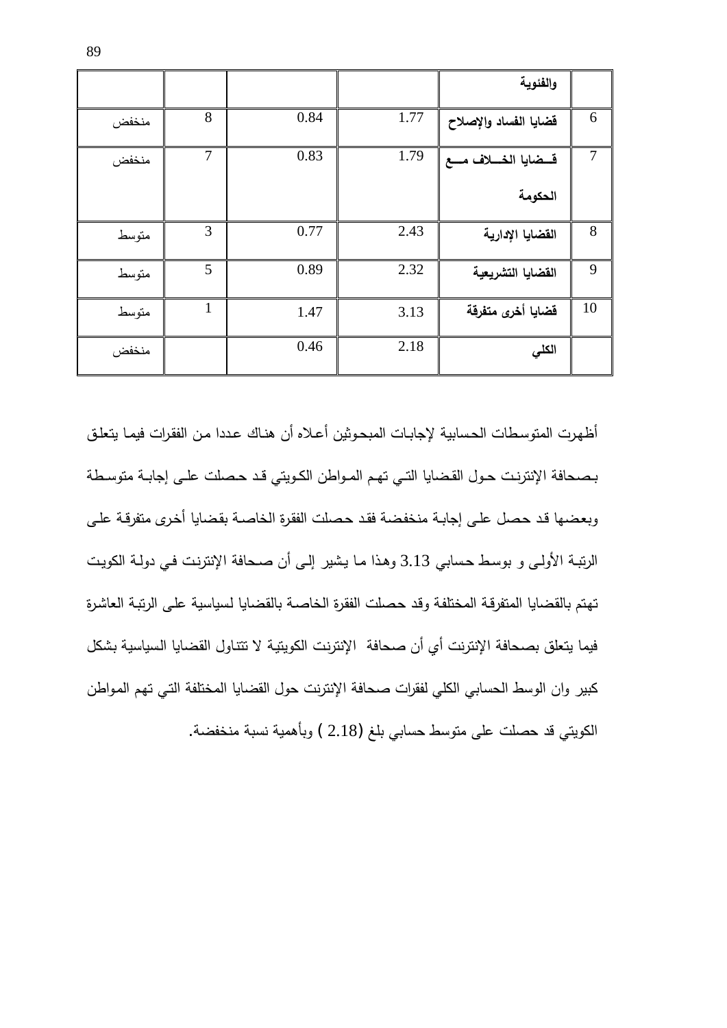|  |  |  |  | والفئوية |  |
| --- | --- | --- | --- | --- | --- |
| منخفض | 8 | 0.84 | 1.77 | **قضايا الفساد والإصلاح** | 6 |
| منخفض | 7 | 0.83 | 1.79 | **قضايا الخلاف مع الحكومة** | 7 |
| متوسط | 3 | 0.77 | 2.43 | **القضايا الإدارية** | 8 |
| متوسط | 5 | 0.89 | 2.32 | **القضايا التشريعية** | 9 |
| متوسط | 1 | 1.47 | 3.13 | **قضايا أخرى متفرقة** | 10 |
| منخفض |  | 0.46 | 2.18 | **الكلي** |  |

أظهرت المتوسطات الحسابية لإجابات المبحوثين أعلاه أن هناك عددا من الفقرات فيما يتعلق بصحافة الإنترنت حول القضايا التي تهم المواطن الكويتي قد حصلت على إجابة متوسطة وبعضها قد حصل على إجابة منخفضة فقد حصلت الفقرة الخاصة بقضايا أخرى متفرقة على الرتبة الأولى و بوسط حسابي 3.13 وهذا ما يشير إلى أن صحافة الإنترنت في دولة الكويت تهتم بالقضايا المتفرقة المختلفة وقد حصلت الفقرة الخاصة بالقضايا لسياسية على الرتبة العاشرة فيما يتعلق بصحافة الإنترنت أي أن صحافة الإنترنت الكويتية لا تتناول القضايا السياسية بشكل كبير وان الوسط الحسابي الكلي لفقرات صحافة الإنترنت حول القضايا المختلفة التي تهم المواطن الكويتي قد حصلت على متوسط حسابي بلغ (2.18 ) وبأهمية نسبة منخفضة.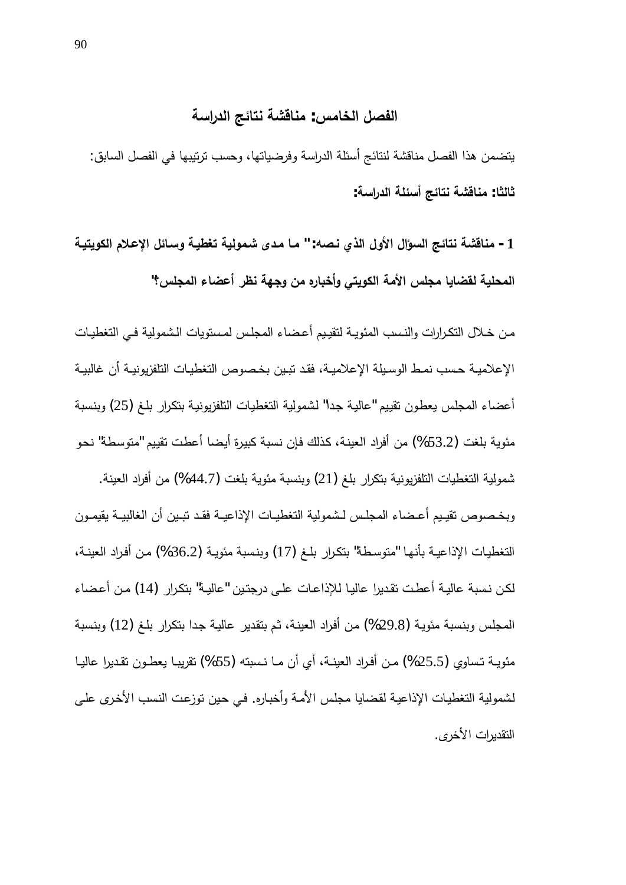# الفصل الخامس: مناقشة نتائج الدراسة

يتضمن هذا الفصل مناقشة لنتائج أسئلة الدراسة وفرضياتها، وحسب ترتيبها في الفصل السابق:

**ثالثا: مناقشة نتائج أسئلة الدراسة:**

## 1- مناقشة نتائج السؤال الأول الذي نصه:" ما مدى شمولية تغطية وسائل الإعلام الكويتية المحلية لقضايا مجلس الأمة الكويتي وأخباره من وجهة نظر أعضاء المجلس؟"

من خلال التكرارات والنسب المئوية لتقييم أعضاء المجلس لمستويات الشمولية في التغطيات الإعلامية حسب نمط الوسيلة الإعلامية، فقد تبين بخصوص التغطيات التلفزيونية أن غالبية أعضاء المجلس يعطون تقييم "عالية جدا" لشمولية التغطيات التلفزيونية بتكرار بلغ (25) وبنسبة مئوية بلغت (53.2%) من أفراد العينة، كذلك فإن نسبة كبيرة أيضا أعطت تقييم "متوسطة" نحو شمولية التغطيات التلفزيونية بتكرار بلغ (21) وبنسبة مئوية بلغت (44.7%) من أفراد العينة.

وبخصوص تقييم أعضاء المجلس لشمولية التغطيات الإذاعية فقد تبين أن الغالبية يقيمون التغطيات الإذاعية بأنها "متوسطة" بتكرار بلغ (17) وبنسبة مئوية (36.2%) من أفراد العينة، لكن نسبة عالية أعطت تقديرا عاليا للإذاعات على درجتين "عالية" بتكرار (14) من أعضاء المجلس وبنسبة مئوية (29.8%) من أفراد العينة، ثم بتقدير عالية جدا بتكرار بلغ (12) وبنسبة مئوية تساوي (25.5%) من أفراد العينة، أي أن ما نسبته (55%) تقريبا يعطون تقديرا عاليا لشمولية التغطيات الإذاعية لقضايا مجلس الأمة وأخباره. في حين توزعت النسب الأخرى على التقديرات الأخرى.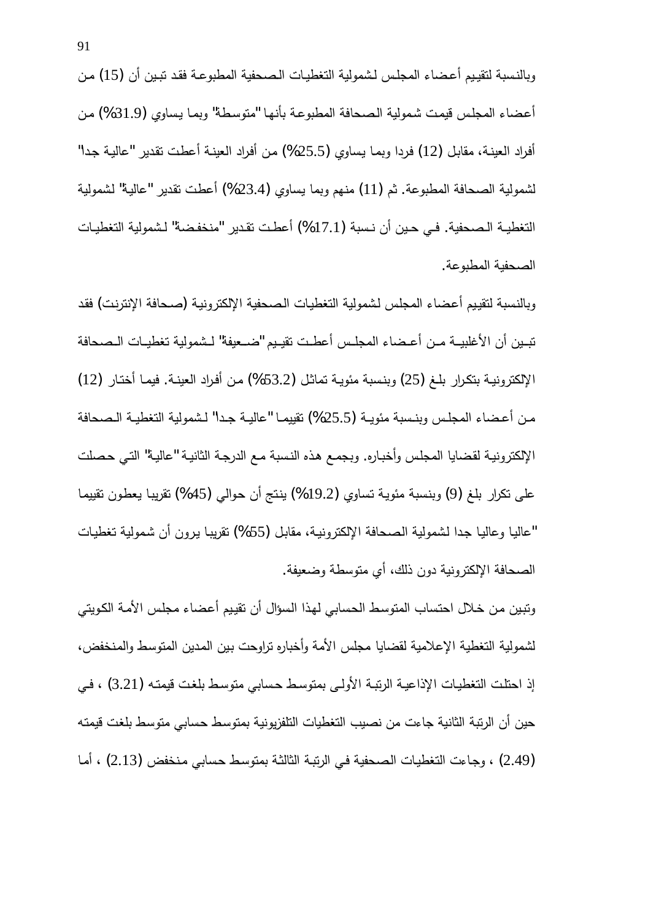وبالنسبة لتقييم أعضاء المجلس لشمولية التغطيات الصحفية المطبوعة فقد تبين أن (15) من أعضاء المجلس قيمت شمولية الصحافة المطبوعة بأنها "متوسطة" وبما يساوي (31.9%) من أفراد العينة، مقابل (12) فردا وبما يساوي (25.5%) من أفراد العينة أعطت تقدير "عالية جدا" لشمولية الصحافة المطبوعة. ثم (11) منهم وبما يساوي (23.4%) أعطت تقدير "عالية" لشمولية التغطية الصحفية. في حين أن نسبة (17.1%) أعطت تقدير "منخفضة" لشمولية التغطيات الصحفية المطبوعة.

وبالنسبة لتقييم أعضاء المجلس لشمولية التغطيات الصحفية الإلكترونية (صحافة الإنترنت) فقد تبين أن الأغلبية من أعضاء المجلس أعطت تقييم "ضعيفة" لشمولية تغطيات الصحافة الإلكترونية بتكرار بلغ (25) وبنسبة مئوية تماثل (53.2%) من أفراد العينة. فيما أختار (12) من أعضاء المجلس وبنسبة مئوية (25.5%) تقييما "عالية جدا" لشمولية التغطية الصحافة الإلكترونية لقضايا المجلس وأخباره. وبجمع هذه النسبة مع الدرجة الثانية "عالية" التي حصلت على تكرار بلغ (9) وبنسبة مئوية تساوي (19.2%) ينتج أن حوالي (45%) تقريبا يعطون تقييما "عاليا وعاليا جدا لشمولية الصحافة الإلكترونية، مقابل (55%) تقريبا يرون أن شمولية تغطيات الصحافة الإلكترونية دون ذلك، أي متوسطة وضعيفة.

وتبين من خلال احتساب المتوسط الحسابي لهذا السؤال أن تقييم أعضاء مجلس الأمة الكويتي لشمولية التغطية الإعلامية لقضايا مجلس الأمة وأخباره تراوحت بين المدين المتوسط والمنخفض، إذ احتلت التغطيات الإذاعية الرتبة الأولى بمتوسط حسابي متوسط بلغت قيمته (3.21) ، في حين أن الرتبة الثانية جاءت من نصيب التغطيات التلفزيونية بمتوسط حسابي متوسط بلغت قيمته (2.49) ، وجاءت التغطيات الصحفية في الرتبة الثالثة بمتوسط حسابي منخفض (2.13) ، أما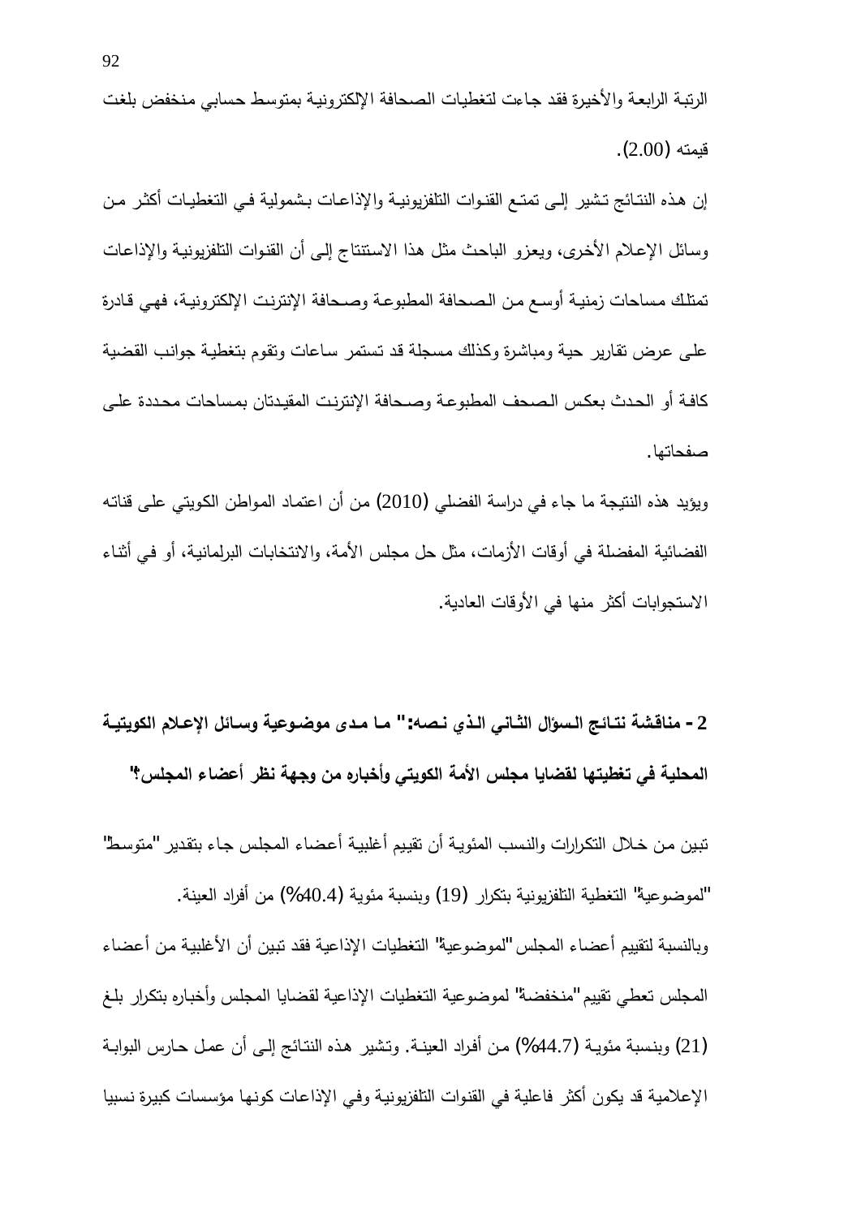الرتبة الرابعة والأخيرة فقد جاءت لتغطيات الصحافة الإلكترونية بمتوسط حسابي منخفض بلغت قيمته (2.00).

إن هذه النتائج تشير إلى تمتع القنوات التلفزيونية والإذاعات بشمولية في التغطيات أكثر من وسائل الإعلام الأخرى، ويعزو الباحث مثل هذا الاستنتاج إلى أن القنوات التلفزيونية والإذاعات تمتلك مساحات زمنية أوسع من الصحافة المطبوعة وصحافة الإنترنت الإلكترونية، فهي قادرة على عرض تقارير حية ومباشرة وكذلك مسجلة قد تستمر ساعات وتقوم بتغطية جوانب القضية كافة أو الحدث بعكس الصحف المطبوعة وصحافة الإنترنت المقيدتان بمساحات محددة على صفحاتها.

ويؤيد هذه النتيجة ما جاء في دراسة الفضلي (2010) من أن اعتماد المواطن الكويتي على قناته الفضائية المفضلة في أوقات الأزمات، مثل حل مجلس الأمة، والانتخابات البرلمانية، أو في أثناء الاستجوابات أكثر منها في الأوقات العادية.

**2 - مناقشة نتائج السؤال الثاني الذي نصه:" ما مدى موضوعية وسائل الإعلام الكويتية المحلية في تغطيتها لقضايا مجلس الأمة الكويتي وأخباره من وجهة نظر أعضاء المجلس؟"**

تبين من خلال التكرارات والنسب المئوية أن تقييم أغلبية أعضاء المجلس جاء بتقدير "متوسط" "لموضوعية" التغطية التلفزيونية بتكرار (19) وبنسبة مئوية (40.4%) من أفراد العينة.

وبالنسبة لتقييم أعضاء المجلس "لموضوعية" التغطيات الإذاعية فقد تبين أن الأغلبية من أعضاء المجلس تعطي تقييم "منخفضة" لموضوعية التغطيات الإذاعية لقضايا المجلس وأخباره بتكرار بلغ (21) وبنسبة مئوية (44.7%) من أفراد العينة. وتشير هذه النتائج إلى أن عمل حارس البوابة الإعلامية قد يكون أكثر فاعلية في القنوات التلفزيونية وفي الإذاعات كونها مؤسسات كبيرة نسبيا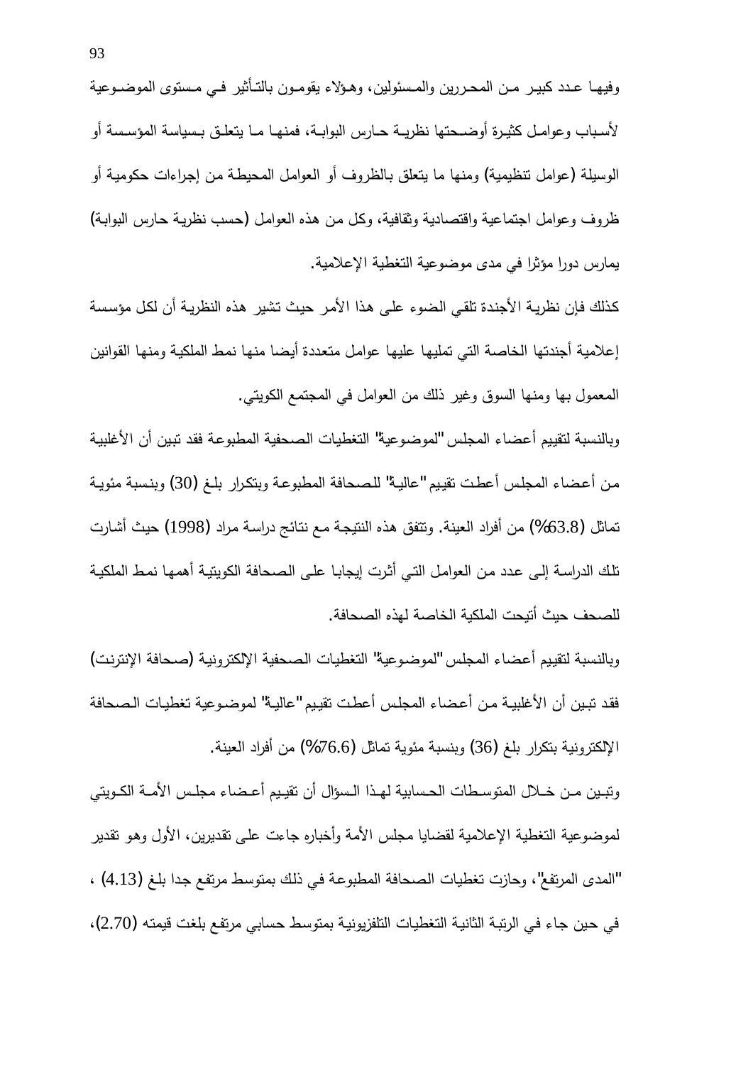وفيها عدد كبير من المحررين والمسئولين، وهؤلاء يقومون بالتأثير في مستوى الموضوعية لأسباب وعوامل كثيرة أوضحتها نظرية حارس البوابة، فمنها ما يتعلق بسياسة المؤسسة أو الوسيلة (عوامل تنظيمية) ومنها ما يتعلق بالظروف أو العوامل المحيطة من إجراءات حكومية أو ظروف وعوامل اجتماعية واقتصادية وثقافية، وكل من هذه العوامل (حسب نظرية حارس البوابة) يمارس دورا مؤثرا في مدى موضوعية التغطية الإعلامية.

كذلك فإن نظرية الأجندة تلقي الضوء على هذا الأمر حيث تشير هذه النظرية أن لكل مؤسسة إعلامية أجندتها الخاصة التي تمليها عليها عوامل متعددة أيضا منها نمط الملكية ومنها القوانين المعمول بها ومنها السوق وغير ذلك من العوامل في المجتمع الكويتي.

وبالنسبة لتقييم أعضاء المجلس "لموضوعية" التغطيات الصحفية المطبوعة فقد تبين أن الأغلبية من أعضاء المجلس أعطت تقييم "عالية" للصحافة المطبوعة وبتكرار بلغ (30) وبنسبة مئوية تماثل (63.8%) من أفراد العينة. وتتفق هذه النتيجة مع نتائج دراسة مراد (1998) حيث أشارت تلك الدراسة إلى عدد من العوامل التي أثرت إيجابا على الصحافة الكويتية أهمها نمط الملكية للصحف حيث أتيحت الملكية الخاصة لهذه الصحافة.

وبالنسبة لتقييم أعضاء المجلس "لموضوعية" التغطيات الصحفية الإلكترونية (صحافة الإنترنت) فقد تبين أن الأغلبية من أعضاء المجلس أعطت تقييم "عالية" لموضوعية تغطيات الصحافة الإلكترونية بتكرار بلغ (36) وبنسبة مئوية تماثل (76.6%) من أفراد العينة.

وتبين من خلال المتوسطات الحسابية لهذا السؤال أن تقييم أعضاء مجلس الأمة الكويتي لموضوعية التغطية الإعلامية لقضايا مجلس الأمة وأخباره جاءت على تقديرين، الأول وهو تقدير "المدى المرتفع"، وحازت تغطيات الصحافة المطبوعة في ذلك بمتوسط مرتفع جدا بلغ (4.13) ، في حين جاء في الرتبة الثانية التغطيات التلفزيونية بمتوسط حسابي مرتفع بلغت قيمته (2.70)،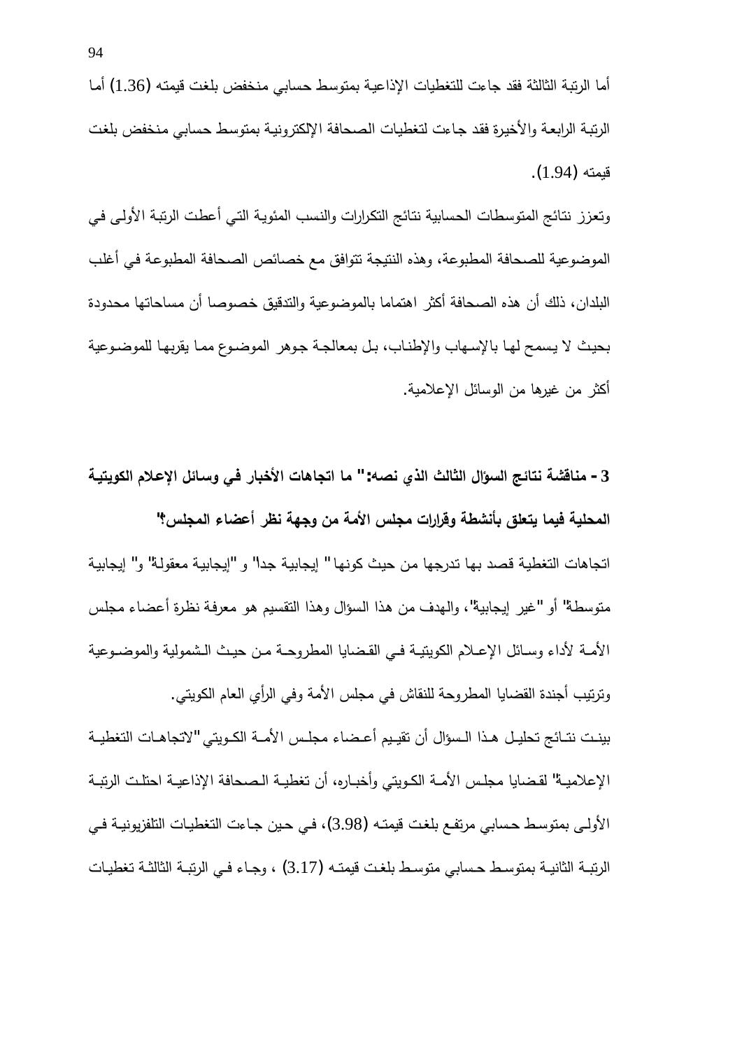أما الرتبة الثالثة فقد جاءت للتغطيات الإذاعية بمتوسط حسابي منخفض بلغت قيمته (1.36) أما الرتبة الرابعة والأخيرة فقد جاءت لتغطيات الصحافة الإلكترونية بمتوسط حسابي منخفض بلغت قيمته (1.94).

وتعزز نتائج المتوسطات الحسابية نتائج التكرارات والنسب المئوية التي أعطت الرتبة الأولى في الموضوعية للصحافة المطبوعة، وهذه النتيجة تتوافق مع خصائص الصحافة المطبوعة في أغلب البلدان، ذلك أن هذه الصحافة أكثر اهتماما بالموضوعية والتدقيق خصوصا أن مساحاتها محدودة بحيث لا يسمح لها بالإسهاب والإطناب، بل بمعالجة جوهر الموضوع مما يقربها للموضوعية أكثر من غيرها من الوسائل الإعلامية.

**3 - مناقشة نتائج السؤال الثالث الذي نصه:" ما اتجاهات الأخبار في وسائل الإعلام الكويتية المحلية فيما يتعلق بأنشطة وقرارات مجلس الأمة من وجهة نظر أعضاء المجلس؟"**

اتجاهات التغطية قصد بها تدرجها من حيث كونها " إيجابية جدا" و "إيجابية معقولة" و" إيجابية متوسطة" أو "غير إيجابية"، والهدف من هذا السؤال وهذا التقسيم هو معرفة نظرة أعضاء مجلس الأمة لأداء وسائل الإعلام الكويتية في القضايا المطروحة من حيث الشمولية والموضوعية وترتيب أجندة القضايا المطروحة للنقاش في مجلس الأمة وفي الرأي العام الكويتي.

بينت نتائج تحليل هذا السؤال أن تقييم أعضاء مجلس الأمة الكويتي "لاتجاهات التغطية الإعلامية" لقضايا مجلس الأمة الكويتي وأخباره، أن تغطية الصحافة الإذاعية احتلت الرتبة الأولى بمتوسط حسابي مرتفع بلغت قيمته (3.98)، في حين جاءت التغطيات التلفزيونية في الرتبة الثانية بمتوسط حسابي متوسط بلغت قيمته (3.17) ، وجاء في الرتبة الثالثة تغطيات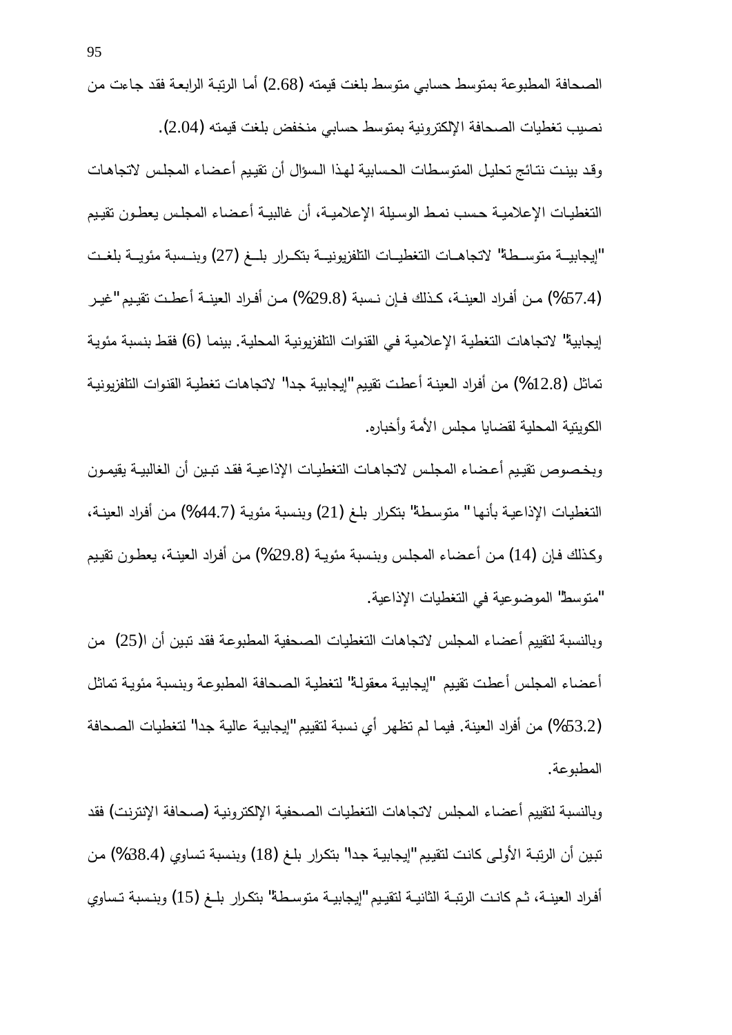الصحافة المطبوعة بمتوسط حسابي متوسط بلغت قيمته (2.68) أما الرتبة الرابعة فقد جاءت من نصيب تغطيات الصحافة الإلكترونية بمتوسط حسابي منخفض بلغت قيمته (2.04).

وقد بينت نتائج تحليل المتوسطات الحسابية لهذا السؤال أن تقييم أعضاء المجلس لاتجاهات التغطيات الإعلامية حسب نمط الوسيلة الإعلامية، أن غالبية أعضاء المجلس يعطون تقييم "إيجابية متوسطة" لاتجاهات التغطيات التلفزيونية بتكرار بلغ (27) وبنسبة مئوية بلغت (57.4%) من أفراد العينة، كذلك فإن نسبة (29.8%) من أفراد العينة أعطت تقييم "غير إيجابية" لاتجاهات التغطية الإعلامية في القنوات التلفزيونية المحلية. بينما (6) فقط بنسبة مئوية تماثل (12.8%) من أفراد العينة أعطت تقييم "إيجابية جداً" لاتجاهات تغطية القنوات التلفزيونية الكويتية المحلية لقضايا مجلس الأمة وأخباره.

وبخصوص تقييم أعضاء المجلس لاتجاهات التغطيات الإذاعية فقد تبين أن الغالبية يقيمون التغطيات الإذاعية بأنها " متوسطة" بتكرار بلغ (21) وبنسبة مئوية (44.7%) من أفراد العينة، وكذلك فإن (14) من أعضاء المجلس وبنسبة مئوية (29.8%) من أفراد العينة، يعطون تقييم "متوسط" الموضوعية في التغطيات الإذاعية.

وبالنسبة لتقييم أعضاء المجلس لاتجاهات التغطيات الصحفية المطبوعة فقد تبين أن ال(25) من أعضاء المجلس أعطت تقييم "إيجابية معقولة" لتغطية الصحافة المطبوعة وبنسبة مئوية تماثل (53.2%) من أفراد العينة. فيما لم تظهر أي نسبة لتقييم "إيجابية عالية جداً" لتغطيات الصحافة المطبوعة.

وبالنسبة لتقييم أعضاء المجلس لاتجاهات التغطيات الصحفية الإلكترونية (صحافة الإنترنت) فقد تبين أن الرتبة الأولى كانت لتقييم "إيجابية جداً" بتكرار بلغ (18) وبنسبة تساوي (38.4%) من أفراد العينة، ثم كانت الرتبة الثانية لتقييم "إيجابية متوسطة" بتكرار بلغ (15) وبنسبة تساوي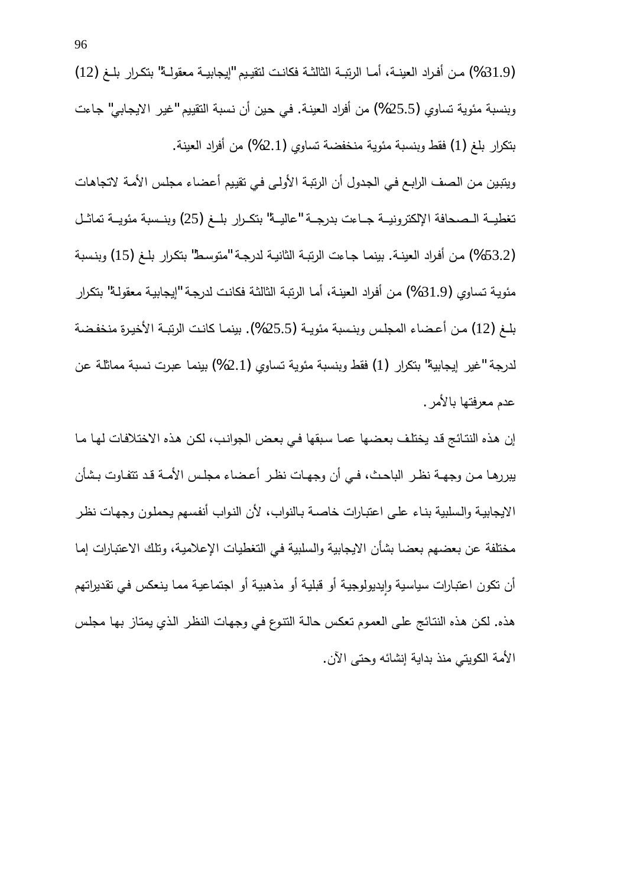(31.9%) من أفراد العينة، أما الرتبة الثالثة فكانت لتقييم "إيجابية معقولة" بتكرار بلغ (12) وبنسبة مئوية تساوي (25.5%) من أفراد العينة. في حين أن نسبة التقييم "غير الايجابي" جاءت بتكرار بلغ (1) فقط وبنسبة مئوية منخفضة تساوي (2.1%) من أفراد العينة.

ويتبين من الصف الرابع في الجدول أن الرتبة الأولى في تقييم أعضاء مجلس الأمة لاتجاهات تغطية الصحافة الإلكترونية جاءت بدرجة "عالية" بتكرار بلغ (25) وبنسبة مئوية تماثل (53.2%) من أفراد العينة. بينما جاءت الرتبة الثانية لدرجة "متوسط" بتكرار بلغ (15) وبنسبة مئوية تساوي (31.9%) من أفراد العينة، أما الرتبة الثالثة فكانت لدرجة "إيجابية معقولة" بتكرار بلغ (12) من أعضاء المجلس وبنسبة مئوية (25.5%). بينما كانت الرتبة الأخيرة منخفضة لدرجة "غير إيجابية" بتكرار (1) فقط وبنسبة مئوية تساوي (2.1%) بينما عبرت نسبة مماثلة عن عدم معرفتها بالأمر.

إن هذه النتائج قد يختلف بعضها عما سبقها في بعض الجوانب، لكن هذه الاختلافات لها ما يبررها من وجهة نظر الباحث، في أن وجهات نظر أعضاء مجلس الأمة قد تتفاوت بشأن الايجابية والسلبية بناء على اعتبارات خاصة بالنواب، لأن النواب أنفسهم يحملون وجهات نظر مختلفة عن بعضهم بعضا بشأن الايجابية والسلبية في التغطيات الإعلامية، وتلك الاعتبارات إما أن تكون اعتبارات سياسية وإيديولوجية أو قبلية أو مذهبية أو اجتماعية مما ينعكس في تقديراتهم هذه. لكن هذه النتائج على العموم تعكس حالة التنوع في وجهات النظر الذي يمتاز بها مجلس الأمة الكويتي منذ بداية إنشائه وحتى الآن.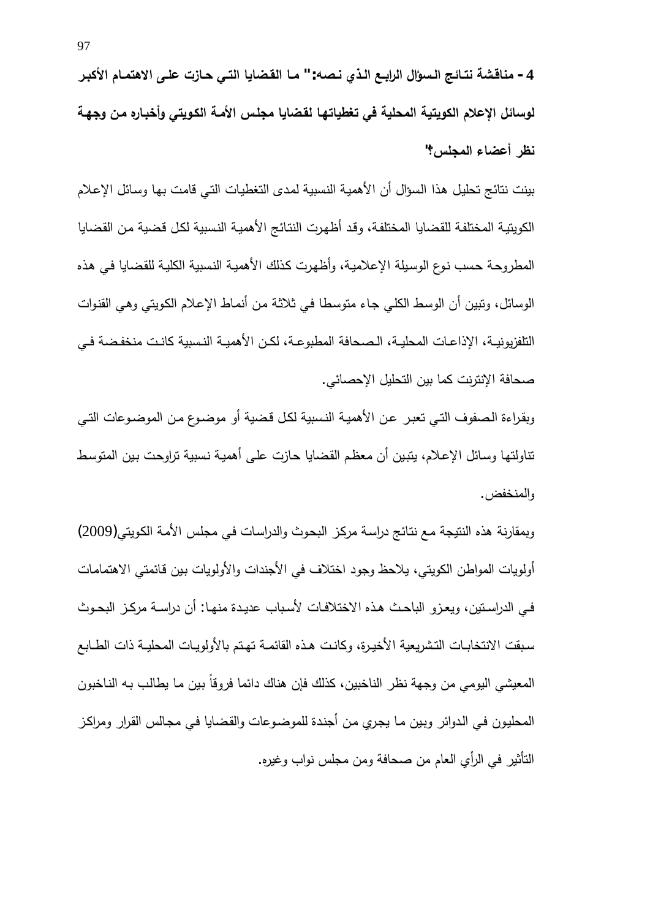**4 - مناقشة نتائج السؤال الرابع الذي نصه:" ما القضايا التي حازت على الاهتمام الأكبر لوسائل الإعلام الكويتية المحلية في تغطياتها لقضايا مجلس الأمة الكويتي وأخباره من وجهة نظر أعضاء المجلس؟"**

بينت نتائج تحليل هذا السؤال أن الأهمية النسبية لمدى التغطيات التي قامت بها وسائل الإعلام الكويتية المختلفة للقضايا المختلفة، وقد أظهرت النتائج الأهمية النسبية لكل قضية من القضايا المطروحة حسب نوع الوسيلة الإعلامية، وأظهرت كذلك الأهمية النسبية الكلية للقضايا في هذه الوسائل، وتبين أن الوسط الكلي جاء متوسطا في ثلاثة من أنماط الإعلام الكويتي وهي القنوات التلفزيونية، الإذاعات المحلية، الصحافة المطبوعة، لكن الأهمية النسبية كانت منخفضة في صحافة الإنترنت كما بين التحليل الإحصائي.

وبقراءة الصفوف التي تعبر عن الأهمية النسبية لكل قضية أو موضوع من الموضوعات التي تناولتها وسائل الإعلام، يتبين أن معظم القضايا حازت على أهمية نسبية تراوحت بين المتوسط والمنخفض.

وبمقارنة هذه النتيجة مع نتائج دراسة مركز البحوث والدراسات في مجلس الأمة الكويتي(2009) أولويات المواطن الكويتي، يلاحظ وجود اختلاف في الأجندات والأولويات بين قائمتي الاهتمامات في الدراستين، ويعزو الباحث هذه الاختلافات لأسباب عديدة منها: أن دراسة مركز البحوث سبقت الانتخابات التشريعية الأخيرة، وكانت هذه القائمة تهتم بالأولويات المحلية ذات الطابع المعيشي اليومي من وجهة نظر الناخبين، كذلك فإن هناك دائما فروقاً بين ما يطالب به الناخبون المحليون في الدوائر وبين ما يجري من أجندة للموضوعات والقضايا في مجالس القرار ومراكز التأثير في الرأي العام من صحافة ومن مجلس نواب وغيره.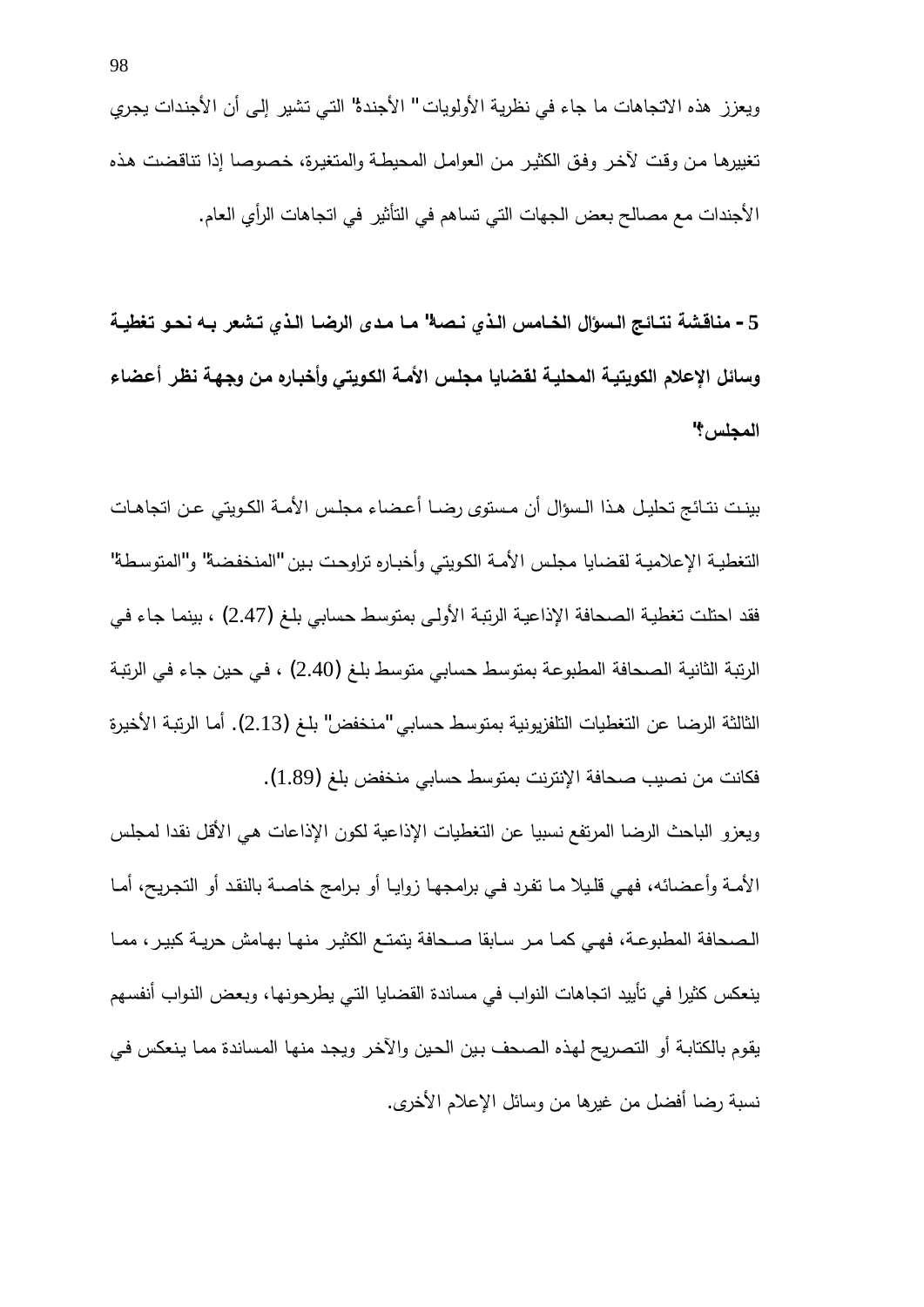ويعزز هذه الاتجاهات ما جاء في نظرية الأولويات" الأجندة" التي تشير إلى أن الأجندات يجري تغييرها من وقت لآخر وفق الكثير من العوامل المحيطة والمتغيرة، خصوصا إذا تناقضت هذه الأجندات مع مصالح بعض الجهات التي تساهم في التأثير في اتجاهات الرأي العام.

**5 - مناقشة نتائج السؤال الخامس الذي نصه" ما مدى الرضا الذي تشعر به نحو تغطية وسائل الإعلام الكويتية المحلية لقضايا مجلس الأمة الكويتي وأخباره من وجهة نظر أعضاء المجلس؟"**

بينت نتائج تحليل هذا السؤال أن مستوى رضا أعضاء مجلس الأمة الكويتي عن اتجاهات التغطية الإعلامية لقضايا مجلس الأمة الكويتي وأخباره تراوحت بين "المنخفضة" و"المتوسطة" فقد احتلت تغطية الصحافة الإذاعية الرتبة الأولى بمتوسط حسابي بلغ (2.47) ، بينما جاء في الرتبة الثانية الصحافة المطبوعة بمتوسط حسابي متوسط بلغ (2.40) ، في حين جاء في الرتبة الثالثة الرضا عن التغطيات التلفزيونية بمتوسط حسابي "منخفض" بلغ (2.13). أما الرتبة الأخيرة فكانت من نصيب صحافة الإنترنت بمتوسط حسابي منخفض بلغ (1.89).

ويعزو الباحث الرضا المرتفع نسبيا عن التغطيات الإذاعية لكون الإذاعات هي الأقل نقدا لمجلس الأمة وأعضائه، فهي قليلا ما تفرد في برامجها زوايا أو برامج خاصة بالنقد أو التجريح، أما الصحافة المطبوعة، فهي كما مر سابقا صحافة يتمتع الكثير منها بهامش حرية كبير، مما ينعكس كثيرا في تأييد اتجاهات النواب في مساندة القضايا التي يطرحونها، وبعض النواب أنفسهم يقوم بالكتابة أو التصريح لهذه الصحف بين الحين والآخر ويجد منها المساندة مما ينعكس في نسبة رضا أفضل من غيرها من وسائل الإعلام الأخرى.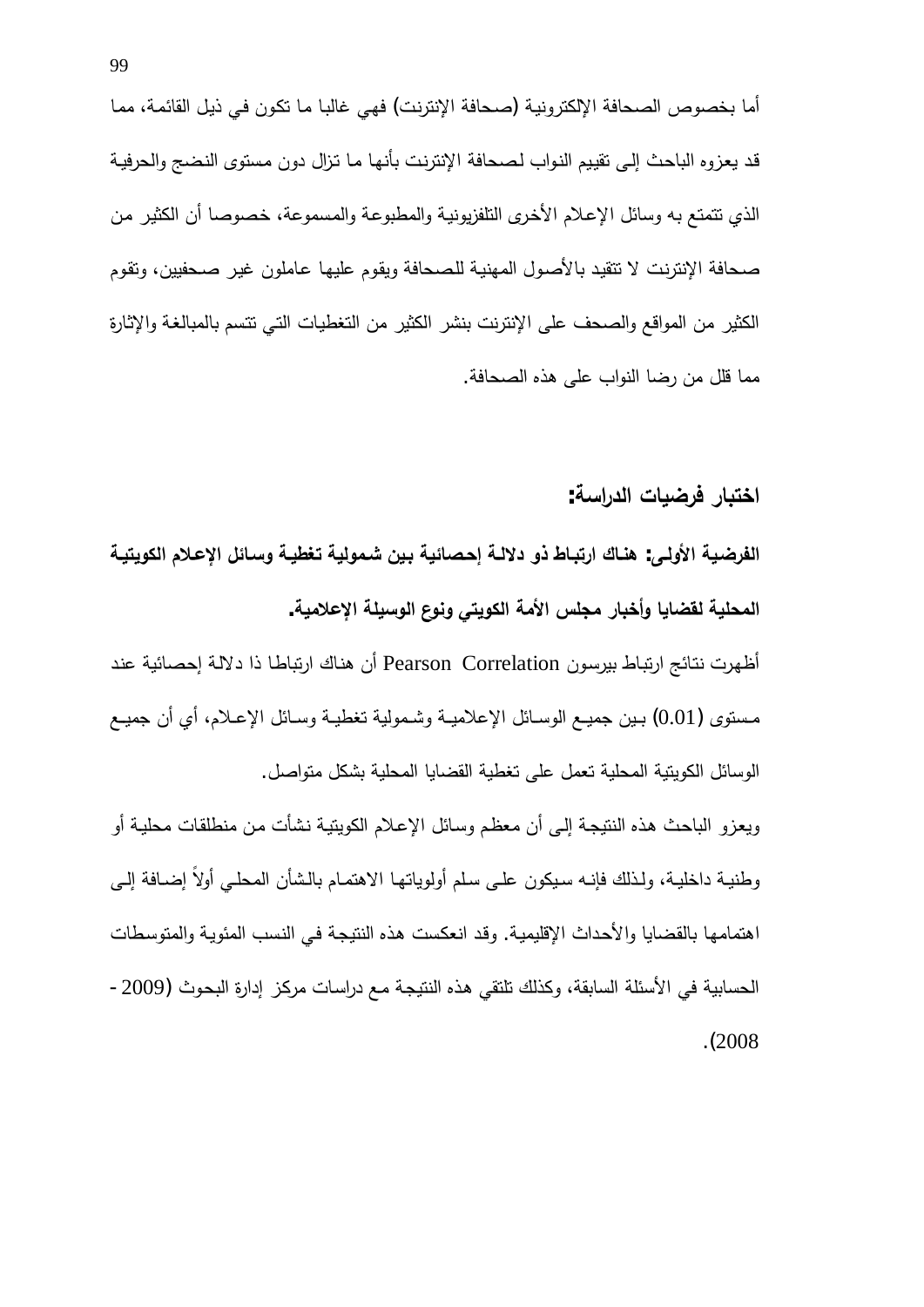أما بخصوص الصحافة الإلكترونية (صحافة الإنترنت) فهي غالبا ما تكون في ذيل القائمة، مما قد يعزوه الباحث إلى تقييم النواب لصحافة الإنترنت بأنها ما تزال دون مستوى النضج والحرفية الذي تتمتع به وسائل الإعلام الأخرى التلفزيونية والمطبوعة والمسموعة، خصوصا أن الكثير من صحافة الإنترنت لا تتقيد بالأصول المهنية للصحافة ويقوم عليها عاملون غير صحفيين، وتقوم الكثير من المواقع والصحف على الإنترنت بنشر الكثير من التغطيات التي تتسم بالمبالغة والإثارة مما قلل من رضا النواب على هذه الصحافة.

## اختبار فرضيات الدراسة:

**الفرضية الأولى: هناك ارتباط ذو دلالة إحصائية بين شمولية تغطية وسائل الإعلام الكويتية المحلية لقضايا وأخبار مجلس الأمة الكويتي ونوع الوسيلة الإعلامية.**

أظهرت نتائج ارتباط بيرسون Pearson Correlation أن هناك ارتباطا ذا دلالة إحصائية عند مستوى (0.01) بين جميع الوسائل الإعلامية وشمولية تغطية وسائل الإعلام، أي أن جميع الوسائل الكويتية المحلية تعمل على تغطية القضايا المحلية بشكل متواصل.

ويعزو الباحث هذه النتيجة إلى أن معظم وسائل الإعلام الكويتية نشأت من منطلقات محلية أو وطنية داخلية، ولذلك فإنه سيكون على سلم أولوياتها الاهتمام بالشأن المحلي أولاً إضافة إلى اهتمامها بالقضايا والأحداث الإقليمية. وقد انعكست هذه النتيجة في النسب المئوية والمتوسطات الحسابية في الأسئلة السابقة، وكذلك تلتقي هذه النتيجة مع دراسات مركز إدارة البحوث (2009 - 2008).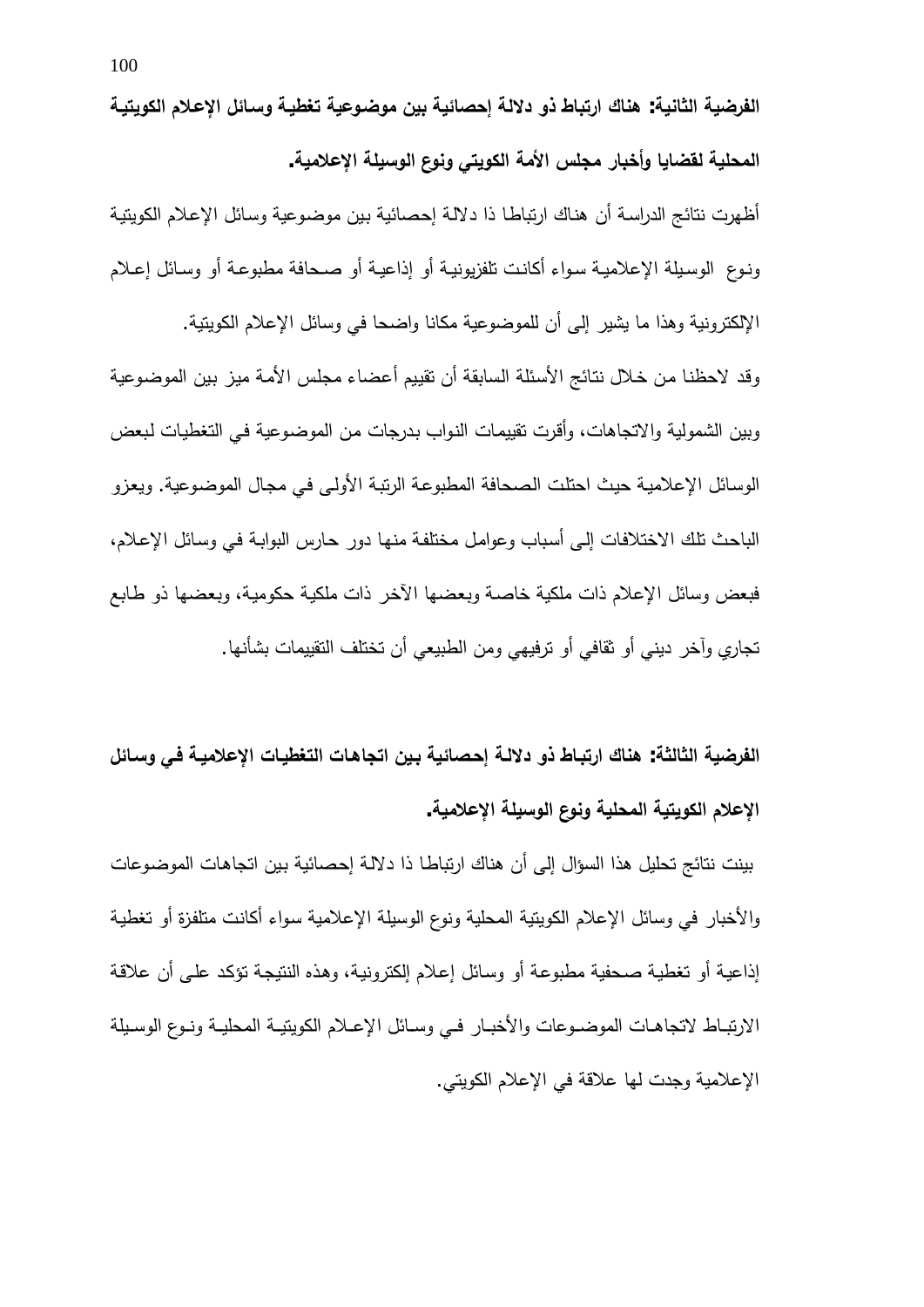**الفرضية الثانية: هناك ارتباط ذو دلالة إحصائية بين موضوعية تغطية وسائل الإعلام الكويتية المحلية لقضايا وأخبار مجلس الأمة الكويتي ونوع الوسيلة الإعلامية.**

أظهرت نتائج الدراسة أن هناك ارتباطا ذا دلالة إحصائية بين موضوعية وسائل الإعلام الكويتية ونوع الوسيلة الإعلامية سواء أكانت تلفزيونية أو إذاعية أو صحافة مطبوعة أو وسائل إعلام الإلكترونية وهذا ما يشير إلى أن للموضوعية مكانا واضحا في وسائل الإعلام الكويتية.

وقد لاحظنا من خلال نتائج الأسئلة السابقة أن تقييم أعضاء مجلس الأمة ميز بين الموضوعية وبين الشمولية والاتجاهات، وأقرت تقييمات النواب بدرجات من الموضوعية في التغطيات لبعض الوسائل الإعلامية حيث احتلت الصحافة المطبوعة الرتبة الأولى في مجال الموضوعية. ويعزو الباحث تلك الاختلافات إلى أسباب وعوامل مختلفة منها دور حارس البوابة في وسائل الإعلام، فبعض وسائل الإعلام ذات ملكية خاصة وبعضها الآخر ذات ملكية حكومية، وبعضها ذو طابع تجاري وآخر ديني أو ثقافي أو ترفيهي ومن الطبيعي أن تختلف التقييمات بشأنها.

**الفرضية الثالثة: هناك ارتباط ذو دلالة إحصائية بين اتجاهات التغطيات الإعلامية في وسائل الإعلام الكويتية المحلية ونوع الوسيلة الإعلامية.**

بينت نتائج تحليل هذا السؤال إلى أن هناك ارتباطا ذا دلالة إحصائية بين اتجاهات الموضوعات والأخبار في وسائل الإعلام الكويتية المحلية ونوع الوسيلة الإعلامية سواء أكانت متلفزة أو تغطية إذاعية أو تغطية صحفية مطبوعة أو وسائل إعلام إلكترونية، وهذه النتيجة تؤكد على أن علاقة الارتباط لاتجاهات الموضوعات والأخبار في وسائل الإعلام الكويتية المحلية ونوع الوسيلة الإعلامية وجدت لها علاقة في الإعلام الكويتي.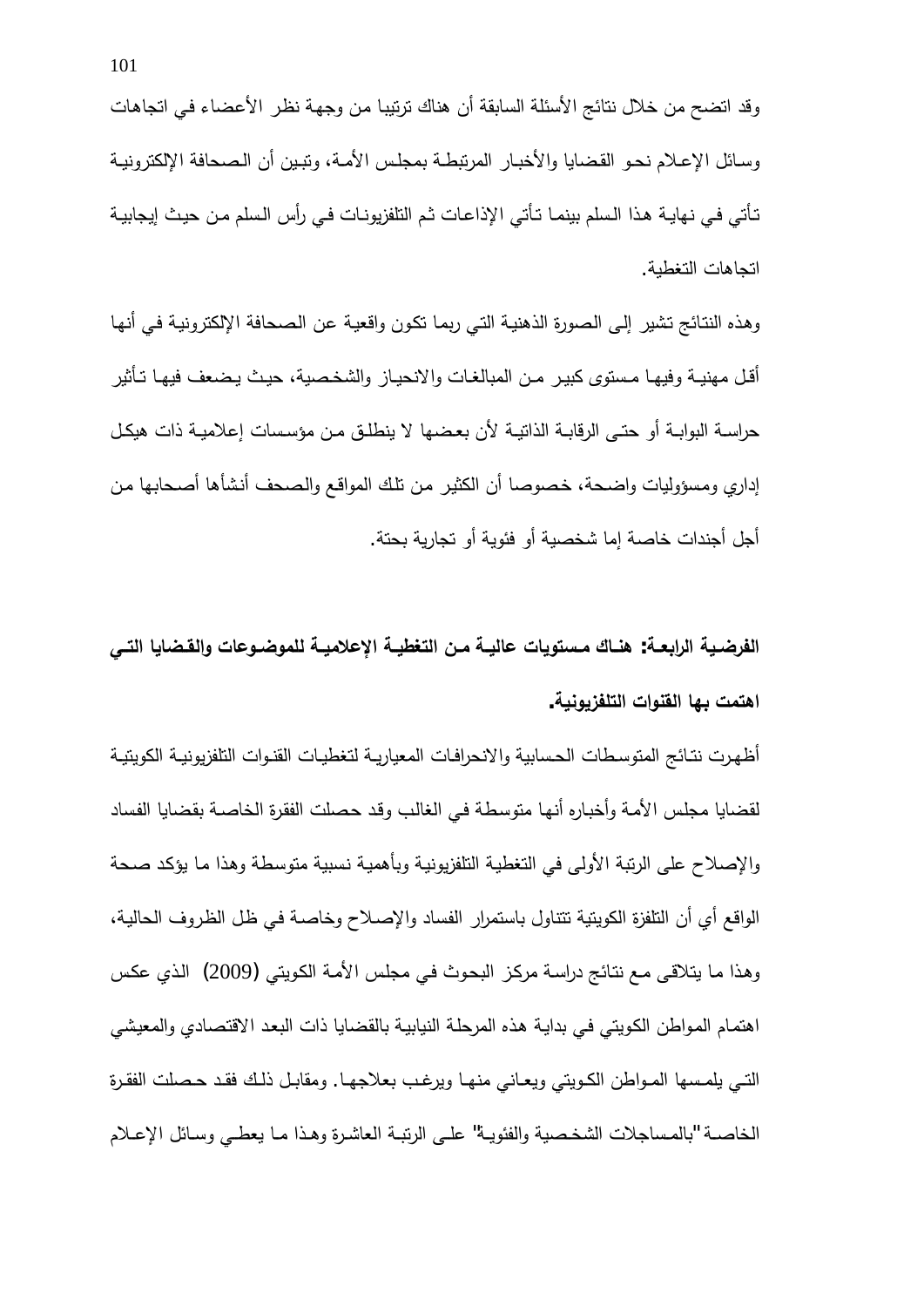وقد اتضح من خلال نتائج الأسئلة السابقة أن هناك ترتيبا من وجهة نظر الأعضاء في اتجاهات وسائل الإعلام نحو القضايا والأخبار المرتبطة بمجلس الأمة، وتبين أن الصحافة الإلكترونية تأتي في نهاية هذا السلم بينما تأتي الإذاعات ثم التلفزيونات في رأس السلم من حيث إيجابية اتجاهات التغطية.

وهذه النتائج تشير إلى الصورة الذهنية التي ربما تكون واقعية عن الصحافة الإلكترونية في أنها أقل مهنية وفيها مستوى كبير من المبالغات والانحياز والشخصية، حيث يضعف فيها تأثير حراسة البوابة أو حتى الرقابة الذاتية لأن بعضها لا ينطلق من مؤسسات إعلامية ذات هيكل إداري ومسؤوليات واضحة، خصوصا أن الكثير من تلك المواقع والصحف أنشأها أصحابها من أجل أجندات خاصة إما شخصية أو فئوية أو تجارية بحتة.

**الفرضية الرابعة: هناك مستويات عالية من التغطية الإعلامية للموضوعات والقضايا التي اهتمت بها القنوات التلفزيونية.**

أظهرت نتائج المتوسطات الحسابية والانحرافات المعيارية لتغطيات القنوات التلفزيونية الكويتية لقضايا مجلس الأمة وأخباره أنها متوسطة في الغالب وقد حصلت الفقرة الخاصة بقضايا الفساد والإصلاح على الرتبة الأولى في التغطية التلفزيونية وبأهمية نسبية متوسطة وهذا ما يؤكد صحة الواقع أي أن التلفزة الكويتية تتناول باستمرار الفساد والإصلاح وخاصة في ظل الظروف الحالية، وهذا ما يتلاقى مع نتائج دراسة مركز البحوث في مجلس الأمة الكويتي (2009) الذي عكس اهتمام المواطن الكويتي في بداية هذه المرحلة النيابية بالقضايا ذات البعد الاقتصادي والمعيشي التي يلمسها المواطن الكويتي ويعاني منها ويرغب بعلاجها. ومقابل ذلك فقد حصلت الفقرة الخاصة "بالمساجلات الشخصية والفئوية" على الرتبة العاشرة وهذا ما يعطي وسائل الإعلام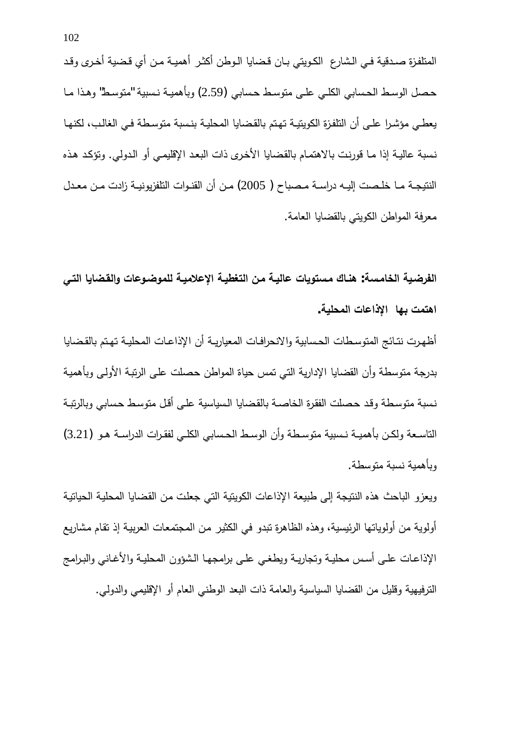المتلفزة صدقية في الشارع الكويتي بان قضايا الوطن أكثر أهمية من أي قضية أخرى وقد حصل الوسط الحسابي الكلي على متوسط حسابي (2.59) وبأهمية نسبية "متوسط" وهذا ما يعطي مؤشرا على أن التلفزة الكويتية تهتم بالقضايا المحلية بنسبة متوسطة في الغالب، لكنها نسبة عالية إذا ما قورنت بالاهتمام بالقضايا الأخرى ذات البعد الإقليمي أو الدولي. وتؤكد هذه النتيجة ما خلصت إليه دراسة مصباح ( 2005) من أن القنوات التلفزيونية زادت من معدل معرفة المواطن الكويتي بالقضايا العامة.

**الفرضية الخامسة: هناك مستويات عالية من التغطية الإعلامية للموضوعات والقضايا التي اهتمت بها الإذاعات المحلية.**

أظهرت نتائج المتوسطات الحسابية والانحرافات المعيارية أن الإذاعات المحلية تهتم بالقضايا بدرجة متوسطة وأن القضايا الإدارية التي تمس حياة المواطن حصلت على الرتبة الأولى وبأهمية نسبة متوسطة وقد حصلت الفقرة الخاصة بالقضايا السياسية على أقل متوسط حسابي وبالرتبة التاسعة ولكن بأهمية نسبية متوسطة وأن الوسط الحسابي الكلي لفقرات الدراسة هو (3.21) وبأهمية نسبة متوسطة.

ويعزو الباحث هذه النتيجة إلى طبيعة الإذاعات الكويتية التي جعلت من القضايا المحلية الحياتية أولوية من أولوياتها الرئيسية، وهذه الظاهرة تبدو في الكثير من المجتمعات العربية إذ تقام مشاريع الإذاعات على أسس محلية وتجارية ويطغي على برامجها الشؤون المحلية والأغاني والبرامج الترفيهية وقليل من القضايا السياسية والعامة ذات البعد الوطني العام أو الإقليمي والدولي.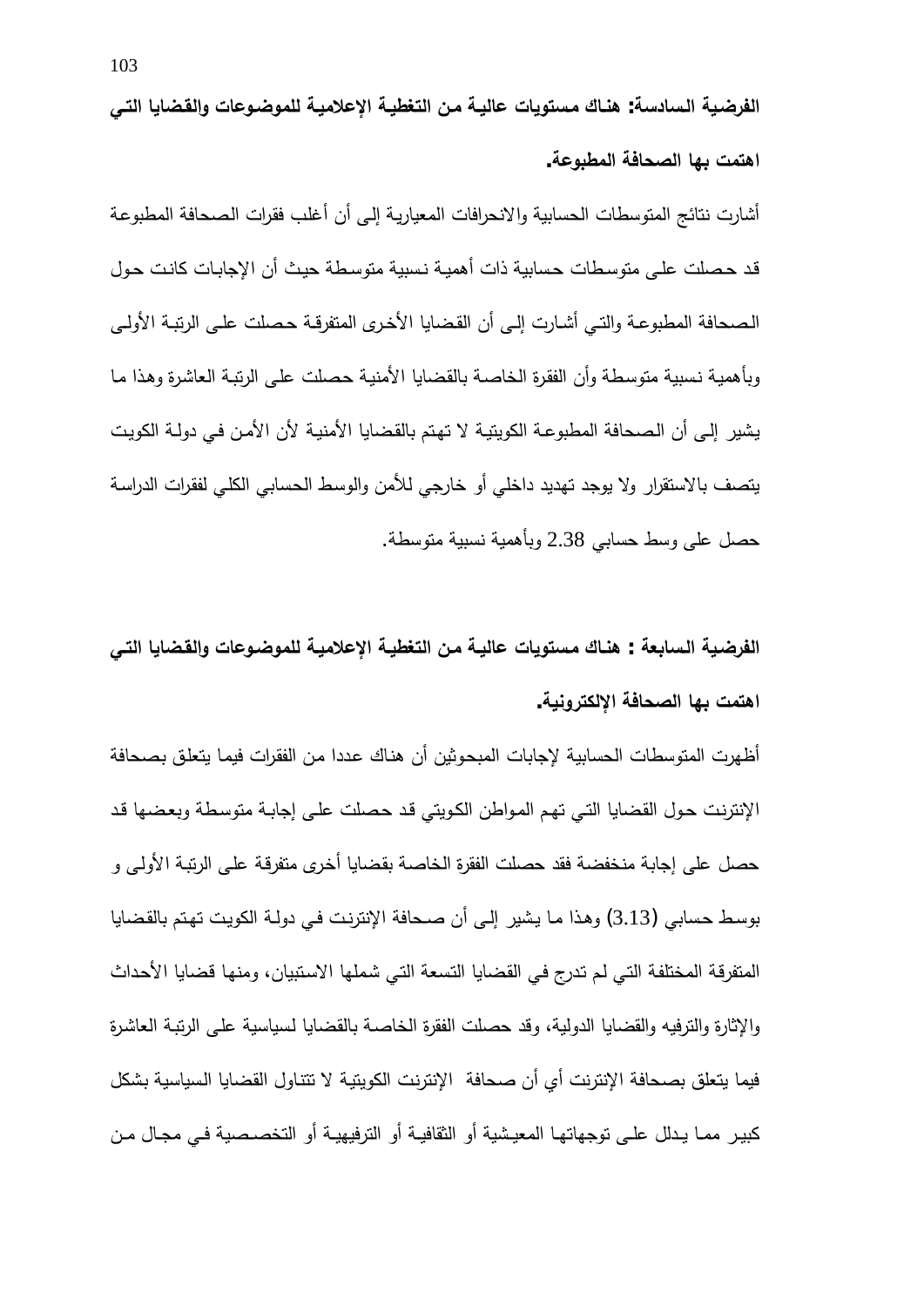**الفرضية السادسة: هناك مستويات عالية من التغطية الإعلامية للموضوعات والقضايا التي اهتمت بها الصحافة المطبوعة.**

أشارت نتائج المتوسطات الحسابية والانحرافات المعيارية إلى أن أغلب فقرات الصحافة المطبوعة قد حصلت على متوسطات حسابية ذات أهمية نسبية متوسطة حيث أن الإجابات كانت حول الصحافة المطبوعة والتي أشارت إلى أن القضايا الأخرى المتفرقة حصلت على الرتبة الأولى وبأهمية نسبية متوسطة وأن الفقرة الخاصة بالقضايا الأمنية حصلت على الرتبة العاشرة وهذا ما يشير إلى أن الصحافة المطبوعة الكويتية لا تهتم بالقضايا الأمنية لأن الأمن في دولة الكويت يتصف بالاستقرار ولا يوجد تهديد داخلي أو خارجي للأمن والوسط الحسابي الكلي لفقرات الدراسة حصل على وسط حسابي 2.38 وبأهمية نسبية متوسطة.

**الفرضية السابعة : هناك مستويات عالية من التغطية الإعلامية للموضوعات والقضايا التي اهتمت بها الصحافة الإلكترونية.**

أظهرت المتوسطات الحسابية لإجابات المبحوثين أن هناك عددا من الفقرات فيما يتعلق بصحافة الإنترنت حول القضايا التي تهم المواطن الكويتي قد حصلت على إجابة متوسطة وبعضها قد حصل على إجابة منخفضة فقد حصلت الفقرة الخاصة بقضايا أخرى متفرقة على الرتبة الأولى و بوسط حسابي (3.13) وهذا ما يشير إلى أن صحافة الإنترنت في دولة الكويت تهتم بالقضايا المتفرقة المختلفة التي لم تدرج في القضايا التسعة التي شملها الاستبيان، ومنها قضايا الأحداث والإثارة والترفيه والقضايا الدولية، وقد حصلت الفقرة الخاصة بالقضايا لسياسية على الرتبة العاشرة فيما يتعلق بصحافة الإنترنت أي أن صحافة الإنترنت الكويتية لا تتناول القضايا السياسية بشكل كبير مما يدلل على توجهاتها المعيشية أو الثقافية أو الترفيهية أو التخصصية في مجال من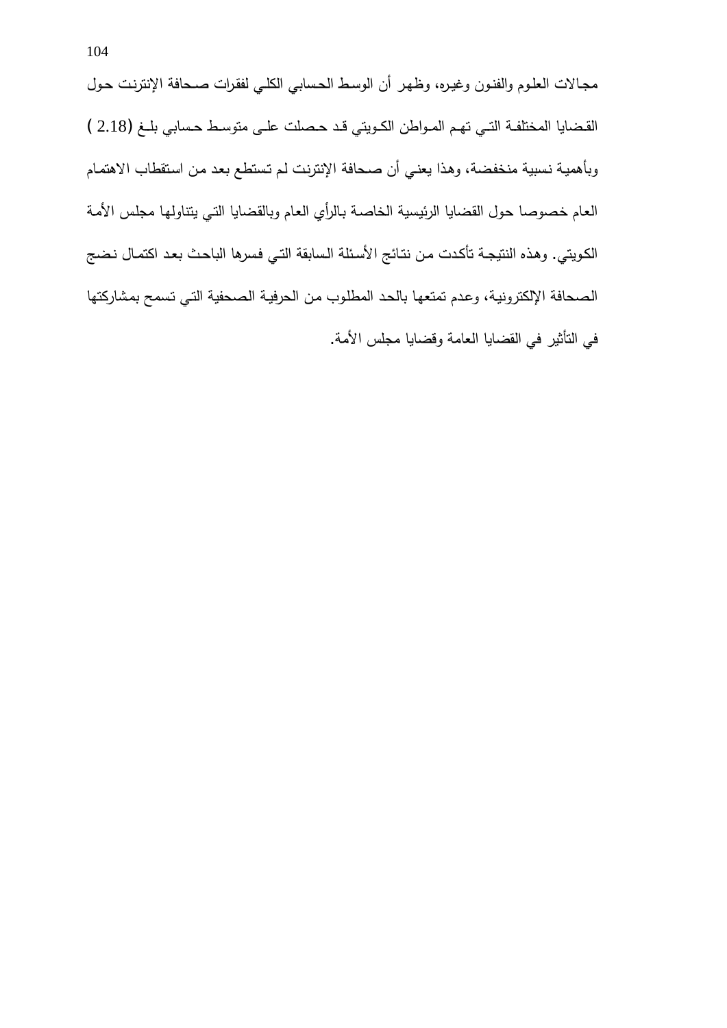مجالات العلوم والفنون وغيره، وظهر أن الوسط الحسابي الكلي لفقرات صحافة الإنترنت حول القضايا المختلفة التي تهم المواطن الكويتي قد حصلت على متوسط حسابي بلغ (2.18 ) وبأهمية نسبية منخفضة، وهذا يعني أن صحافة الإنترنت لم تستطع بعد من استقطاب الاهتمام العام خصوصا حول القضايا الرئيسية الخاصة بالرأي العام وبالقضايا التي يتناولها مجلس الأمة الكويتي. وهذه النتيجة تأكدت من نتائج الأسئلة السابقة التي فسرها الباحث بعد اكتمال نضج الصحافة الإلكترونية، وعدم تمتعها بالحد المطلوب من الحرفية الصحفية التي تسمح بمشاركتها في التأثير في القضايا العامة وقضايا مجلس الأمة.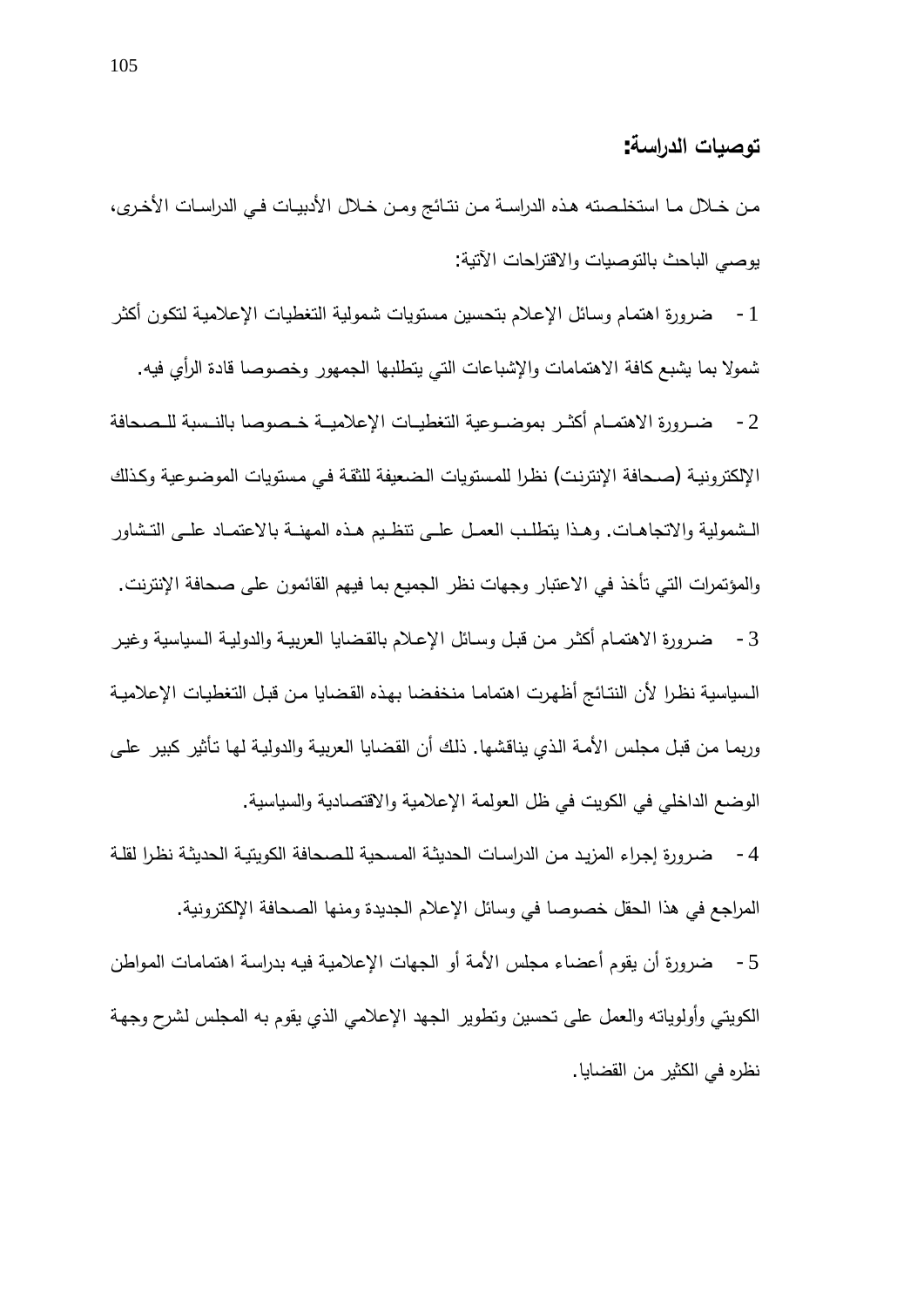## توصيات الدراسة:

من خلال ما استخلصته هذه الدراسة من نتائج ومن خلال الأدبيات في الدراسات الأخرى، يوصي الباحث بالتوصيات والاقتراحات الآتية:

1- ضرورة اهتمام وسائل الإعلام بتحسين مستويات شمولية التغطيات الإعلامية لتكون أكثر شمولا بما يشبع كافة الاهتمامات والإشباعات التي يتطلبها الجمهور وخصوصا قادة الرأي فيه.

2- ضرورة الاهتمام أكثر بموضوعية التغطيات الإعلامية خصوصا بالنسبة للصحافة الإلكترونية (صحافة الإنترنت) نظرا للمستويات الضعيفة للثقة في مستويات الموضوعية وكذلك الشمولية والاتجاهات. وهذا يتطلب العمل على تنظيم هذه المهنة بالاعتماد على التشاور والمؤتمرات التي تأخذ في الاعتبار وجهات نظر الجميع بما فيهم القائمون على صحافة الإنترنت.

3- ضرورة الاهتمام أكثر من قبل وسائل الإعلام بالقضايا العربية والدولية السياسية وغير السياسية نظرا لأن النتائج أظهرت اهتماما منخفضا بهذه القضايا من قبل التغطيات الإعلامية وربما من قبل مجلس الأمة الذي يناقشها. ذلك أن القضايا العربية والدولية لها تأثير كبير على الوضع الداخلي في الكويت في ظل العولمة الإعلامية والاقتصادية والسياسية.

4- ضرورة إجراء المزيد من الدراسات الحديثة المسحية للصحافة الكويتية الحديثة نظرا لقلة المراجع في هذا الحقل خصوصا في وسائل الإعلام الجديدة ومنها الصحافة الإلكترونية.

5- ضرورة أن يقوم أعضاء مجلس الأمة أو الجهات الإعلامية فيه بدراسة اهتمامات المواطن الكويتي وأولوياته والعمل على تحسين وتطوير الجهد الإعلامي الذي يقوم به المجلس لشرح وجهة نظره في الكثير من القضايا.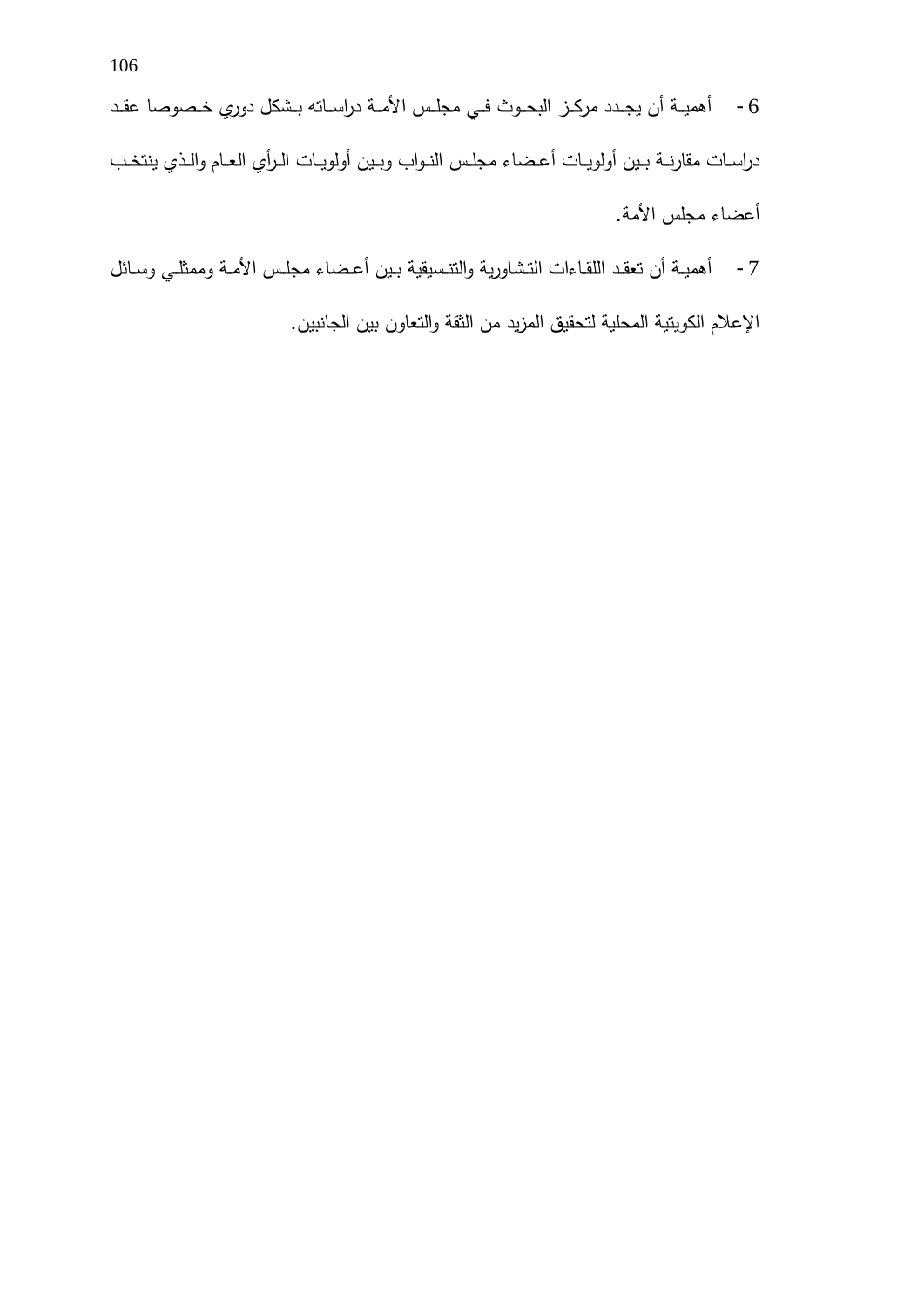6 - أهمية أن يجدد مركز البحوث في مجلس الأمة دراساته بشكل دوري خصوصا عقد دراسات مقارنة بين أولويات أعضاء مجلس النواب وبين أولويات الرأي العام والذي ينتخب أعضاء مجلس الأمة.

7 - أهمية أن تعقد اللقاءات التشاورية والتنسيقية بين أعضاء مجلس الأمة وممثلي وسائل الإعلام الكويتية المحلية لتحقيق المزيد من الثقة والتعاون بين الجانبين.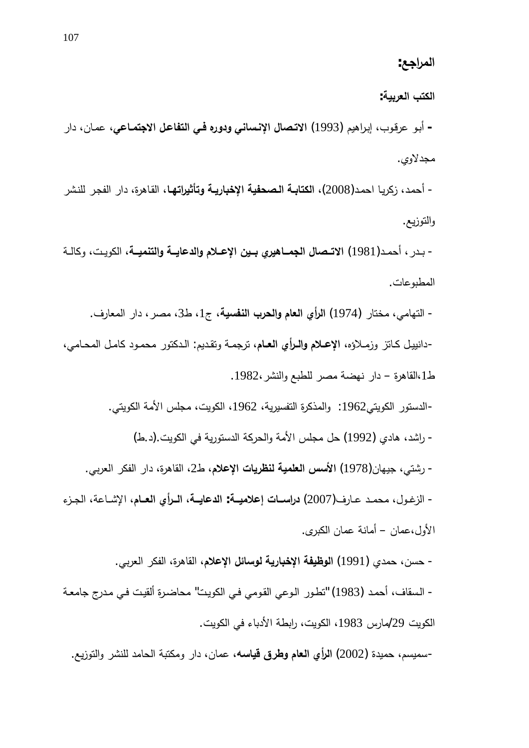## المراجع:

### الكتب العربية:

- أبو عرقوب، إبراهيم (1993) **الاتصال الإنساني ودوره في التفاعل الاجتماعي**، عمان، دار مجدلاوي.

- أحمد، زكريا احمد(2008)، **الكتابة الصحفية الإخبارية وتأثيراتها**، القاهرة، دار الفجر للنشر والتوزيع.

- بدر، أحمد(1981) **الاتصال الجماهيري بين الإعلام والدعاية والتنمية**، الكويت، وكالة المطبوعات.

- التهامي، مختار (1974) **الرأي العام والحرب النفسية**، ج1، ط3، مصر، دار المعارف.

-دانييل كاتز وزملاؤه، **الإعلام والرأي العام**، ترجمة وتقديم: الدكتور محمود كامل المحامي، ط1،القاهرة – دار نهضة مصر للطبع والنشر،1982.

-الدستور الكويتي1962: والمذكرة التفسيرية، 1962، الكويت، مجلس الأمة الكويتي.

- راشد، هادي (1992) حل مجلس الأمة والحركة الدستورية في الكويت.(د.ط)

- رشتي، جيهان(1978) **الأسس العلمية لنظريات الإعلام**، ط2، القاهرة، دار الفكر العربي.

- الزغول، محمد عارف(2007) **دراسات إعلامية: الدعاية، الرأي العام**، الإشاعة، الجزء الأول،عمان – أمانة عمان الكبرى.

- حسن، حمدي (1991) **الوظيفة الإخبارية لوسائل الإعلام**، القاهرة، الفكر العربي.

- السقاف، أحمد (1983) "تطور الوعي القومي في الكويت" محاضرة ألقيت في مدرج جامعة الكويت 29/مارس 1983، الكويت، رابطة الأدباء في الكويت.

-سميسم، حميدة (2002) **الرأي العام وطرق قياسه**، عمان، دار ومكتبة الحامد للنشر والتوزيع.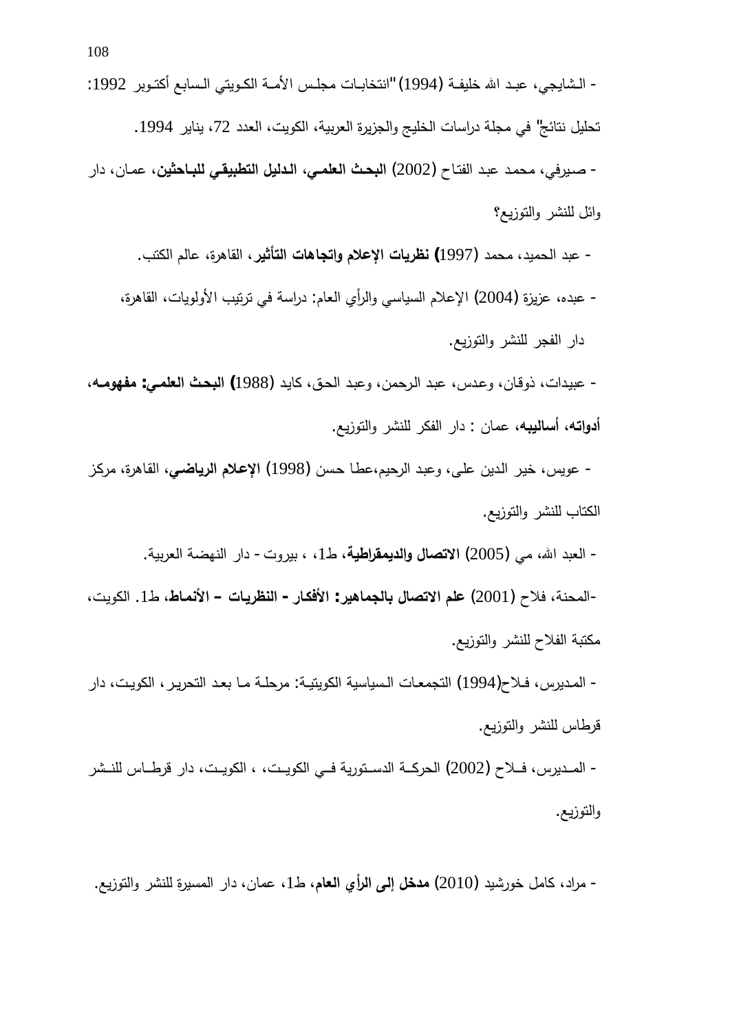- الشايجي، عبد الله خليفة (1994) "انتخابات مجلس الأمة الكويتي السابع أكتوبر 1992: تحليل نتائج" في مجلة دراسات الخليج والجزيرة العربية، الكويت، العدد 72، يناير 1994.

- صيرفي، محمد عبد الفتاح (2002) **البحث العلمي، الدليل التطبيقي للباحثين**، عمان، دار وائل للنشر والتوزيع؟

- عبد الحميد، محمد (1997) **نظريات الإعلام واتجاهات التأثير**، القاهرة، عالم الكتب.

- عبده، عزيزة (2004) الإعلام السياسي والرأي العام: دراسة في ترتيب الأولويات، القاهرة، دار الفجر للنشر والتوزيع.

- عبيدات، ذوقان، وعدس، عبد الرحمن، وعبد الحق، كايد (1988) **البحث العلمي: مفهومه، أدواته، أساليبه**، عمان : دار الفكر للنشر والتوزيع.

- عويس، خير الدين على، وعبد الرحيم،عطا حسن (1998) **الإعلام الرياضي**، القاهرة، مركز الكتاب للنشر والتوزيع.

- العبد الله، مي (2005) **الاتصال والديمقراطية**، ط1، ، بيروت - دار النهضة العربية.

-المحنة، فلاح (2001) **علم الاتصال بالجماهير: الأفكار - النظريات – الأنماط**، ط1. الكويت، مكتبة الفلاح للنشر والتوزيع.

- المديرس، فلاح(1994) التجمعات السياسية الكويتية: مرحلة ما بعد التحرير، الكويت، دار قرطاس للنشر والتوزيع.

- المديرس، فلاح (2002) الحركة الدستورية في الكويت، ، الكويت، دار قرطاس للنشر والتوزيع.

- مراد، كامل خورشيد (2010) **مدخل إلى الرأي العام**، ط1، عمان، دار المسيرة للنشر والتوزيع.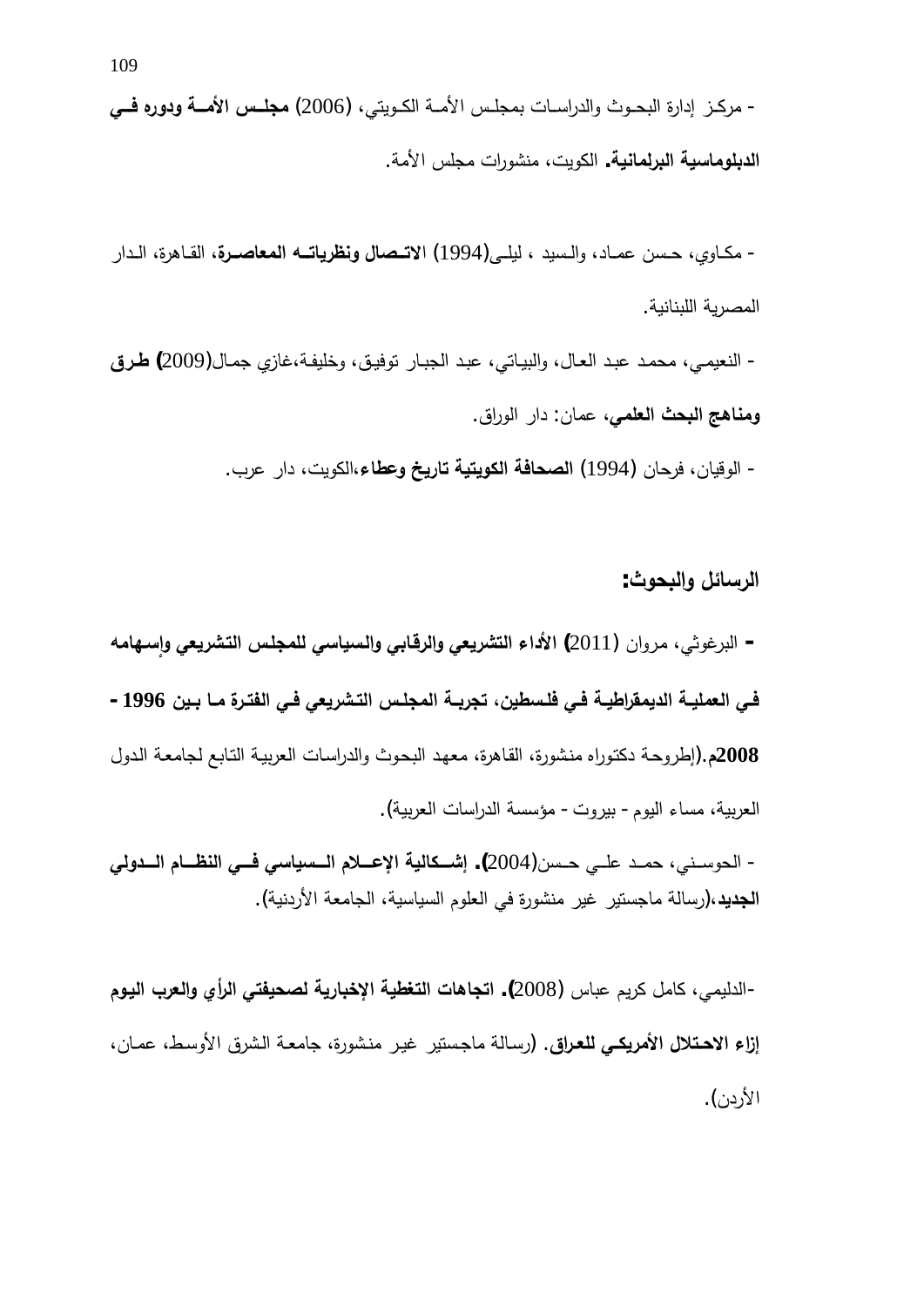- مركز إدارة البحوث والدراسات بمجلس الأمة الكويتي، (2006) **مجلس الأمة ودوره في الدبلوماسية البرلمانية.** الكويت، منشورات مجلس الأمة.

- مكاوي، حسن عماد، والسيد ، ليلى(1994) **الاتصال ونظرياته المعاصرة**، القاهرة، الدار المصرية اللبنانية.

- النعيمي، محمد عبد العال، والبياتي، عبد الجبار توفيق، وخليفة،غازي جمال(2009**) طرق ومناهج البحث العلمي**، عمان: دار الوراق.

- الوقيان، فرحان (1994) **الصحافة الكويتية تاريخ وعطاء**،الكويت، دار عرب.

## الرسائل والبحوث:

**-** البرغوثي، مروان (2011**) الأداء التشريعي والرقابي والسياسي للمجلس التشريعي وإسهامه في العملية الديمقراطية في فلسطين، تجربة المجلس التشريعي في الفترة ما بين 1996 - 2008م**.(إطروحة دكتوراه منشورة، القاهرة، معهد البحوث والدراسات العربية التابع لجامعة الدول العربية، مساء اليوم - بيروت - مؤسسة الدراسات العربية).

- الحوسني، حمد علي حسن(2004**). إشكالية الإعلام السياسي في النظام الدولي الجديد**،(رسالة ماجستير غير منشورة في العلوم السياسية، الجامعة الأردنية).

-الدليمي، كامل كريم عباس (2008**). اتجاهات التغطية الإخبارية لصحيفتي الرأي والعرب اليوم إزاء الاحتلال الأمريكي للعراق**. (رسالة ماجستير غير منشورة، جامعة الشرق الأوسط، عمان، الأردن).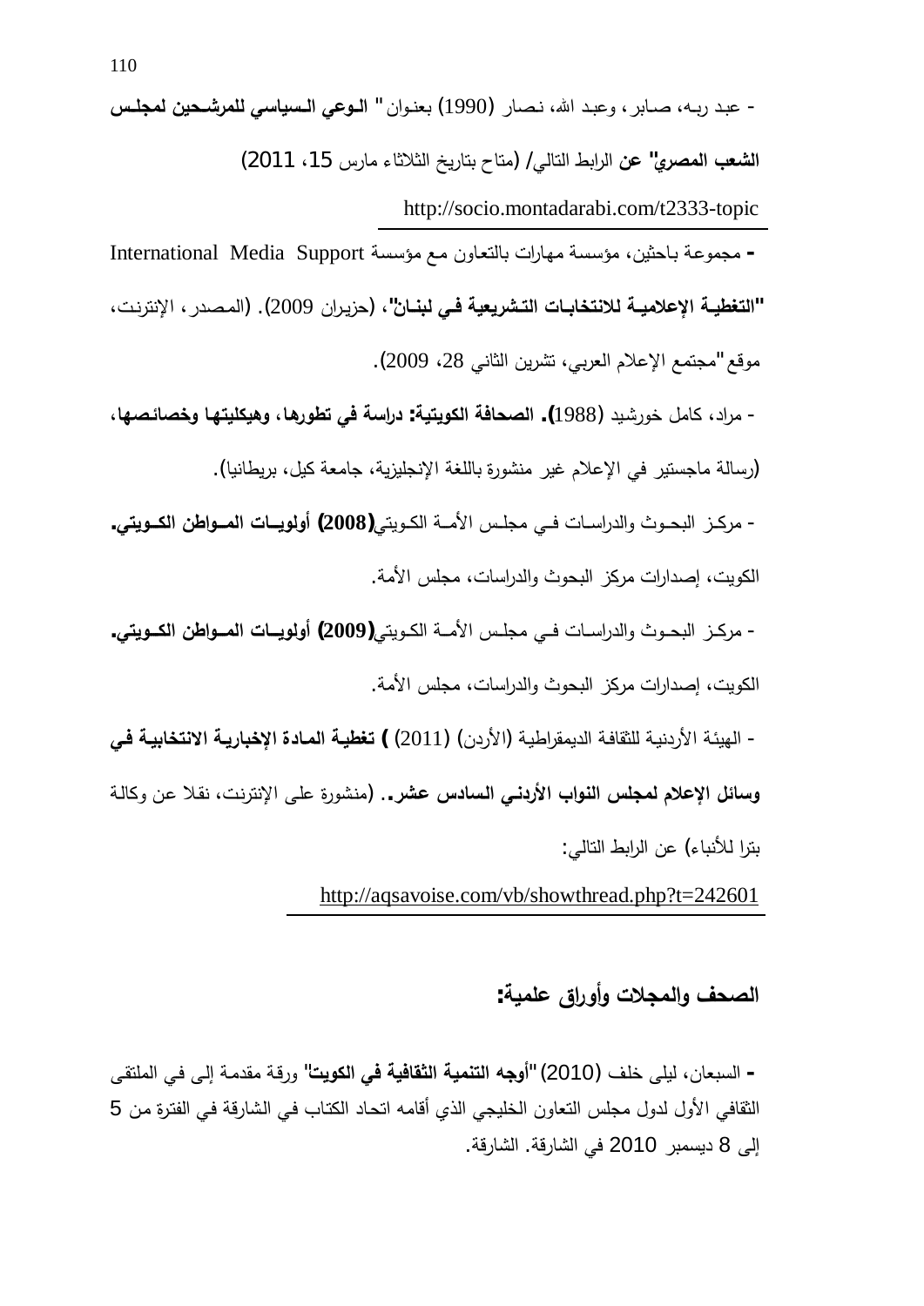- عبد ربه، صابر، وعبد الله، نصار (1990) بعنوان "**الوعي السياسي للمرشحين لمجلس الشعب المصري**" **عن** الرابط التالي/ (متاح بتاريخ الثلاثاء مارس 15، 2011)

http://socio.montadarabi.com/t2333-topic

**-** مجموعة باحثين، مؤسسة مهارات بالتعاون مع مؤسسة International Media Support **"التغطية الإعلامية للانتخابات التشريعية في لبنان"**، (حزيران 2009). (المصدر، الإنترنت، موقع "مجتمع الإعلام العربي، تشرين الثاني 28، 2009).

- مراد، كامل خورشيد (1988**)**. **الصحافة الكويتية: دراسة في تطورها، وهيكليتها وخصائصها،** (رسالة ماجستير في الإعلام غير منشورة باللغة الإنجليزية، جامعة كيل، بريطانيا).

- مركز البحوث والدراسات في مجلس الأمة الكويتي**(2008) أولويات المواطن الكويتي.** الكويت، إصدارات مركز البحوث والدراسات، مجلس الأمة.

- مركز البحوث والدراسات في مجلس الأمة الكويتي**(2009) أولويات المواطن الكويتي.** الكويت، إصدارات مركز البحوث والدراسات، مجلس الأمة.

- الهيئة الأردنية للثقافة الديمقراطية (الأردن) (2011) **) تغطية المادة الإخبارية الانتخابية في وسائل الإعلام لمجلس النواب الأردني السادس عشر.** (منشورة على الإنترنت، نقلا عن وكالة بترا للأنباء) عن الرابط التالي:

http://aqsavoise.com/vb/showthread.php?t=242601

## الصحف والمجلات وأوراق علمية:

**-** السبعان، ليلى خلف (2010) "**أوجه التنمية الثقافية في الكويت**" ورقة مقدمة إلى في الملتقى الثقافي الأول لدول مجلس التعاون الخليجي الذي أقامه اتحاد الكتاب في الشارقة في الفترة من 5 إلى 8 ديسمبر 2010 في الشارقة. الشارقة.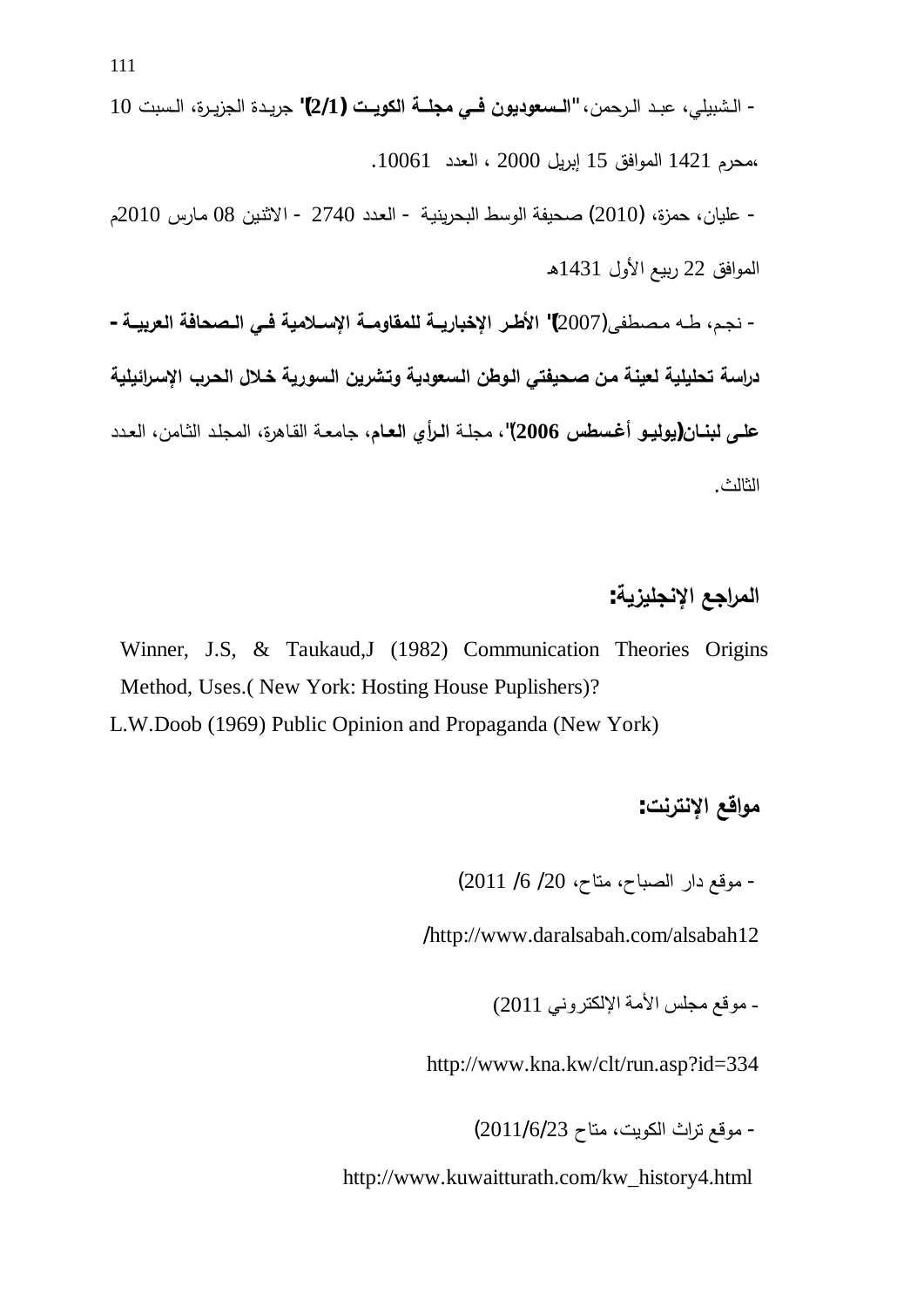- الشبيلي، عبد الرحمن، **"السعوديون في مجلة الكويت (2/1)"** جريدة الجزيرة، السبت 10 ،محرم 1421 الموافق 15 إبريل 2000 ، العدد 10061.

- عليان، حمزة، (2010) صحيفة الوسط البحرينية - العدد 2740 - الاثنين 08 مارس 2010م الموافق 22 ربيع الأول 1431هـ

- نجم، طه مصطفى(2007) **" الأطر الإخبارية للمقاومة الإسلامية في الصحافة العربية - دراسة تحليلية لعينة من صحيفتي الوطن السعودية وتشرين السورية خلال الحرب الإسرائيلية على لبنان(يوليو أغسطس 2006)"**، مجلة **الرأي العام**، جامعة القاهرة، المجلد الثامن، العدد الثالث.

## المراجع الإنجليزية:

Winner, J.S, & Taukaud,J (1982) Communication Theories Origins Method, Uses.( New York: Hosting House Puplishers)?

L.W.Doob (1969) Public Opinion and Propaganda (New York)

## مواقع الإنترنت:

- موقع دار الصباح، متاح، 20/ 6/ 2011)

/http://www.daralsabah.com/alsabah12

- موقع مجلس الأمة الإلكتروني 2011)

http://www.kna.kw/clt/run.asp?id=334

- موقع تراث الكويت، متاح 2011/6/23)

http://www.kuwaitturath.com/kw_history4.html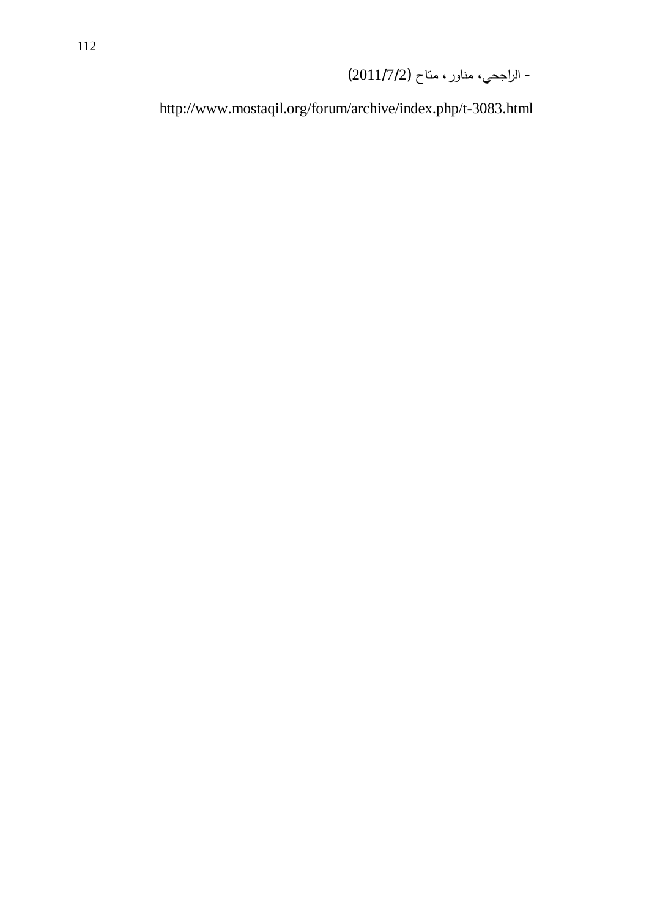- الراجحي، مناور، متاح (2011/7/2)

http://www.mostaqil.org/forum/archive/index.php/t-3083.html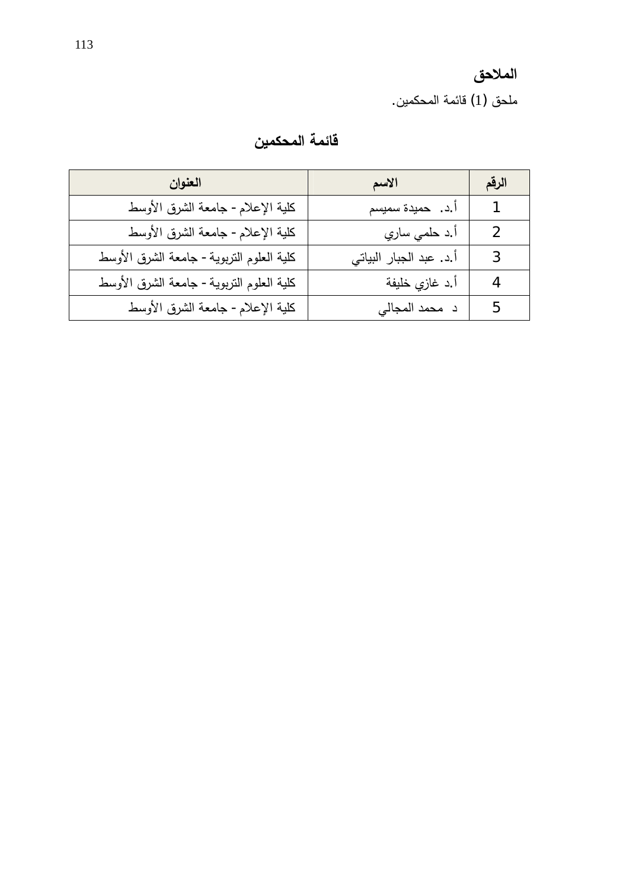## الملاحق

ملحق (1) قائمة المحكمين.

### قائمة المحكمين

| الرقم | الاسم | العنوان |
|---|---|---|
| 1 | أ.د. حميدة سميسم | كلية الإعلام - جامعة الشرق الأوسط |
| 2 | أ.د حلمي ساري | كلية الإعلام - جامعة الشرق الأوسط |
| 3 | أ.د. عبد الجبار البياتي | كلية العلوم التربوية - جامعة الشرق الأوسط |
| 4 | أ.د غازي خليفة | كلية العلوم التربوية - جامعة الشرق الأوسط |
| 5 | د محمد المجالي | كلية الإعلام - جامعة الشرق الأوسط |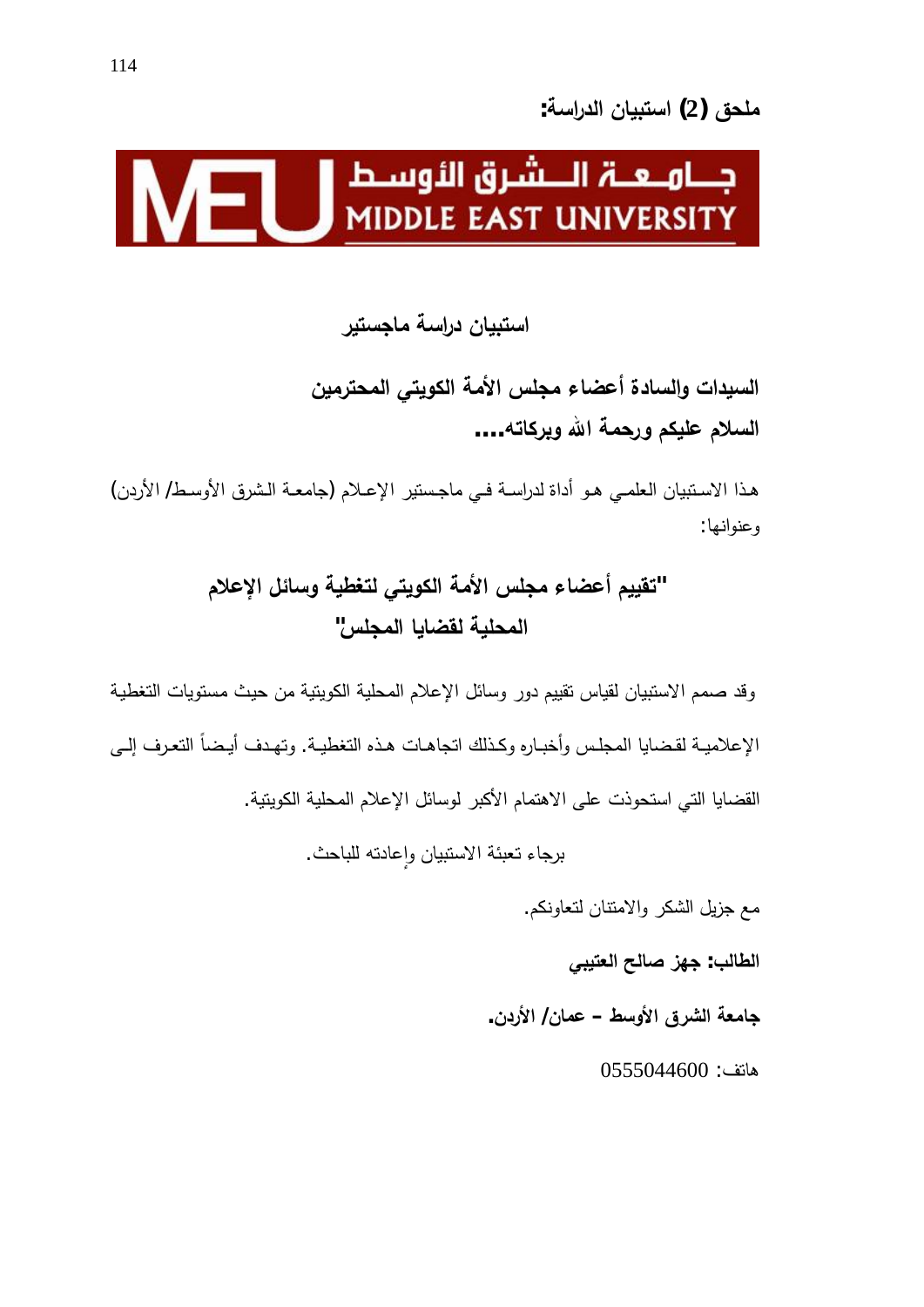**ملحق (2) استبيان الدراسة:**

جـامـعـة الـشـرق الأوسـط
MIDDLE EAST UNIVERSITY

**استبيان دراسة ماجستير**

**السيدات والسادة أعضاء مجلس الأمة الكويتي المحترمين**

**السلام عليكم ورحمة الله وبركاته....**

هذا الاستبيان العلمي هو أداة لدراسة في ماجستير الإعلام (جامعة الشرق الأوسط/ الأردن) وعنوانها:

## "تقييم أعضاء مجلس الأمة الكويتي لتغطية وسائل الإعلام المحلية لقضايا المجلس"

وقد صمم الاستبيان لقياس تقييم دور وسائل الإعلام المحلية الكويتية من حيث مستويات التغطية الإعلامية لقضايا المجلس وأخباره وكذلك اتجاهات هذه التغطية. وتهدف أيضاً التعرف إلى القضايا التي استحوذت على الاهتمام الأكبر لوسائل الإعلام المحلية الكويتية.

برجاء تعبئة الاستبيان وإعادته للباحث.

مع جزيل الشكر والامتنان لتعاونكم.

**الطالب: جهز صالح العتيبي**

**جامعة الشرق الأوسط – عمان/ الأردن.**

هاتف: 0555044600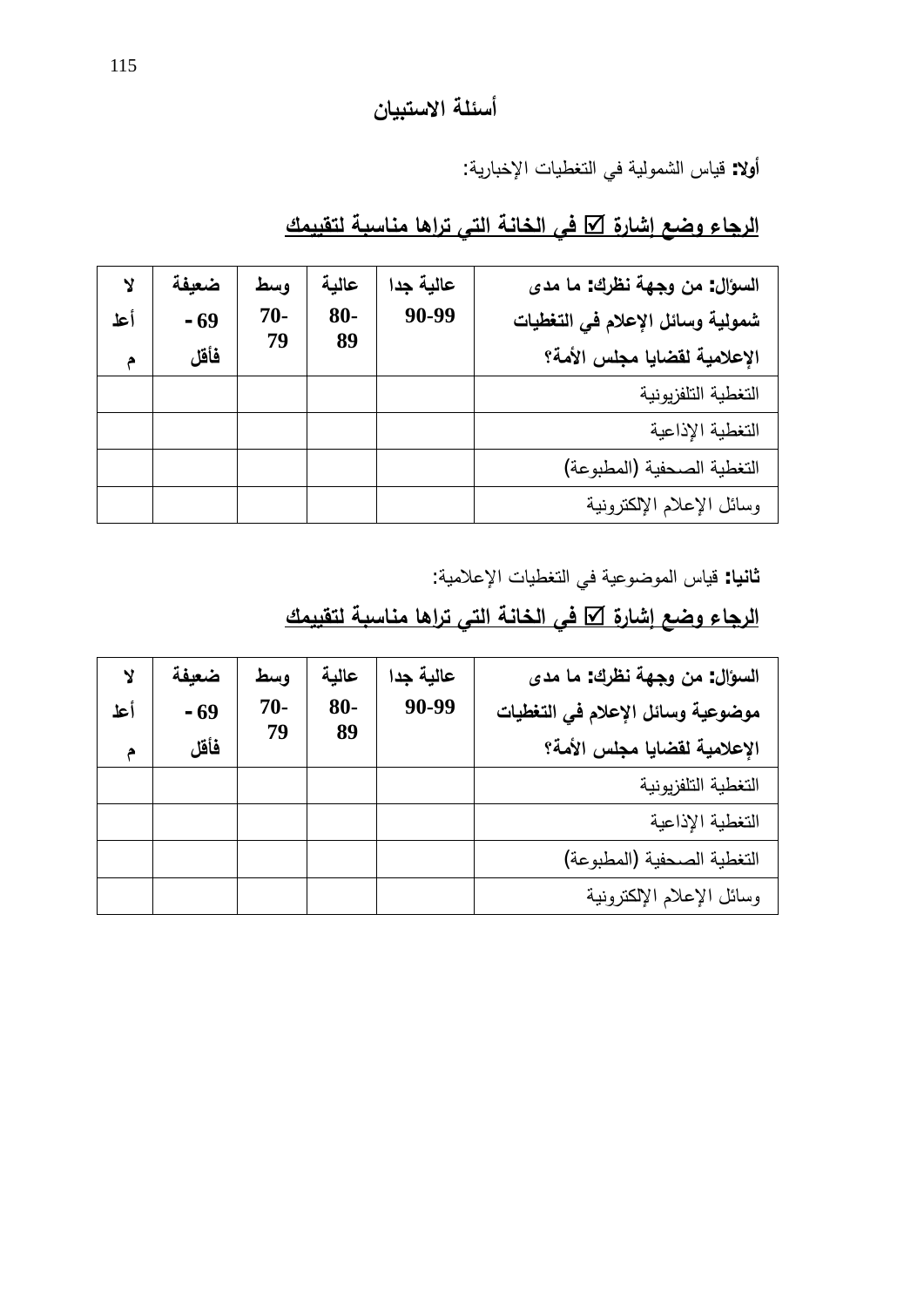## أسئلة الاستبيان

**أولا:** قياس الشمولية في التغطيات الإخبارية:

**<u>الرجاء وضع إشارة ☑ في الخانة التي تراها مناسبة لتقييمك</u>**

| **السؤال: من وجهة نظرك: ما مدى شمولية وسائل الإعلام في التغطيات الإعلامية لقضايا مجلس الأمة؟** | **عالية جدا 90-99** | **عالية 80-89** | **وسط 70-79** | **ضعيفة 69 - فأقل** | **لا أعلم** |
| --- | --- | --- | --- | --- | --- |
| التغطية التلفزيونية | | | | | |
| التغطية الإذاعية | | | | | |
| التغطية الصحفية (المطبوعة) | | | | | |
| وسائل الإعلام الإلكترونية | | | | | |

**ثانيا:** قياس الموضوعية في التغطيات الإعلامية:

**<u>الرجاء وضع إشارة ☑ في الخانة التي تراها مناسبة لتقييمك</u>**

| **السؤال: من وجهة نظرك: ما مدى موضوعية وسائل الإعلام في التغطيات الإعلامية لقضايا مجلس الأمة؟** | **عالية جدا 90-99** | **عالية 80-89** | **وسط 70-79** | **ضعيفة 69 - فأقل** | **لا أعلم** |
| --- | --- | --- | --- | --- | --- |
| التغطية التلفزيونية | | | | | |
| التغطية الإذاعية | | | | | |
| التغطية الصحفية (المطبوعة) | | | | | |
| وسائل الإعلام الإلكترونية | | | | | |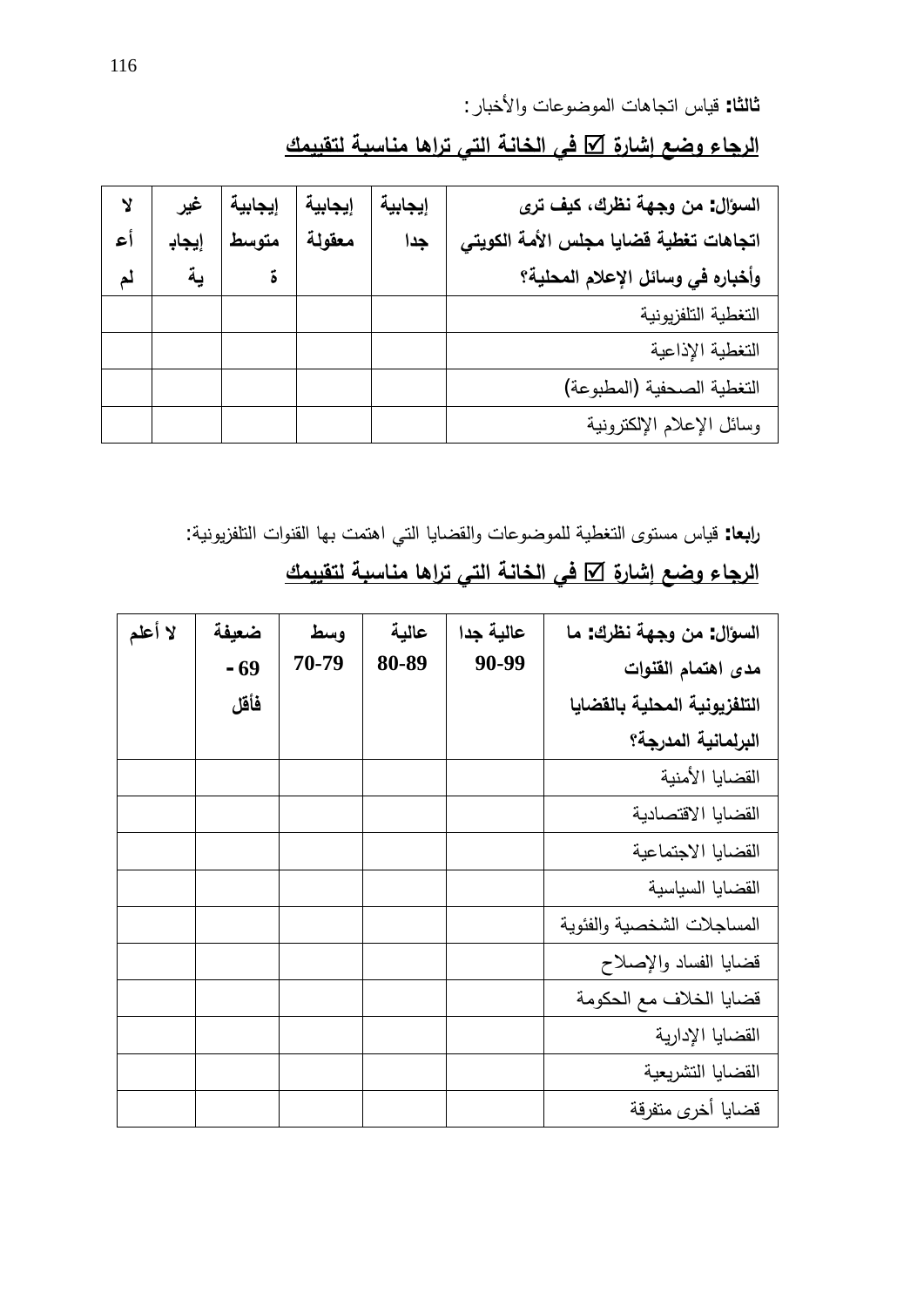**ثالثا:** قياس اتجاهات الموضوعات والأخبار:

**<u>الرجاء وضع إشارة ☑ في الخانة التي تراها مناسبة لتقييمك</u>**

| **السؤال: من وجهة نظرك، كيف ترى اتجاهات تغطية قضايا مجلس الأمة الكويتي وأخباره في وسائل الإعلام المحلية؟** | **إيجابية جدا** | **إيجابية معقولة** | **إيجابية متوسطة** | **غير إيجابية** | **لا أعلم** |
|---|---|---|---|---|---|
| التغطية التلفزيونية | | | | | |
| التغطية الإذاعية | | | | | |
| التغطية الصحفية (المطبوعة) | | | | | |
| وسائل الإعلام الإلكترونية | | | | | |

**رابعا:** قياس مستوى التغطية للموضوعات والقضايا التي اهتمت بها القنوات التلفزيونية:

**<u>الرجاء وضع إشارة ☑ في الخانة التي تراها مناسبة لتقييمك</u>**

| **السؤال: من وجهة نظرك: ما مدى اهتمام القنوات التلفزيونية المحلية بالقضايا البرلمانية المدرجة؟** | **عالية جدا 90-99** | **عالية 80-89** | **وسط 70-79** | **ضعيفة 69 - فأقل** | **لا أعلم** |
|---|---|---|---|---|---|
| القضايا الأمنية | | | | | |
| القضايا الاقتصادية | | | | | |
| القضايا الاجتماعية | | | | | |
| القضايا السياسية | | | | | |
| المساجلات الشخصية والفئوية | | | | | |
| قضايا الفساد والإصلاح | | | | | |
| قضايا الخلاف مع الحكومة | | | | | |
| القضايا الإدارية | | | | | |
| القضايا التشريعية | | | | | |
| قضايا أخرى متفرقة | | | | | |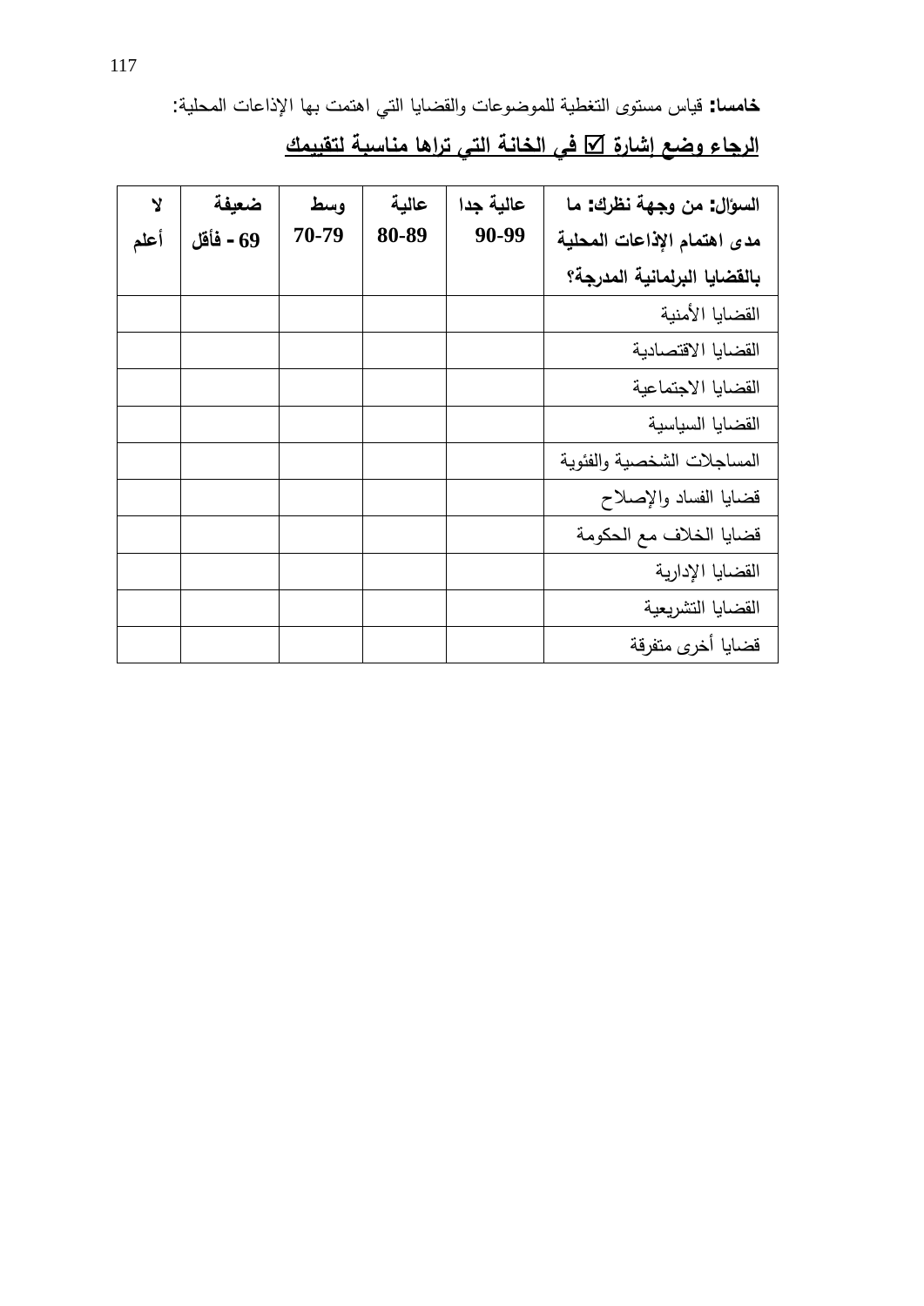**خامسا:** قياس مستوى التغطية للموضوعات والقضايا التي اهتمت بها الإذاعات المحلية:

**<u>الرجاء وضع إشارة ☑ في الخانة التي تراها مناسبة لتقييمك</u>**

| **السؤال: من وجهة نظرك: ما مدى اهتمام الإذاعات المحلية بالقضايا البرلمانية المدرجة؟** | **عالية جدا 90-99** | **عالية 80-89** | **وسط 70-79** | **ضعيفة 69 - فأقل** | **لا أعلم** |
|---|---|---|---|---|---|
| القضايا الأمنية | | | | | |
| القضايا الاقتصادية | | | | | |
| القضايا الاجتماعية | | | | | |
| القضايا السياسية | | | | | |
| المساجلات الشخصية والفئوية | | | | | |
| قضايا الفساد والإصلاح | | | | | |
| قضايا الخلاف مع الحكومة | | | | | |
| القضايا الإدارية | | | | | |
| القضايا التشريعية | | | | | |
| قضايا أخرى متفرقة | | | | | |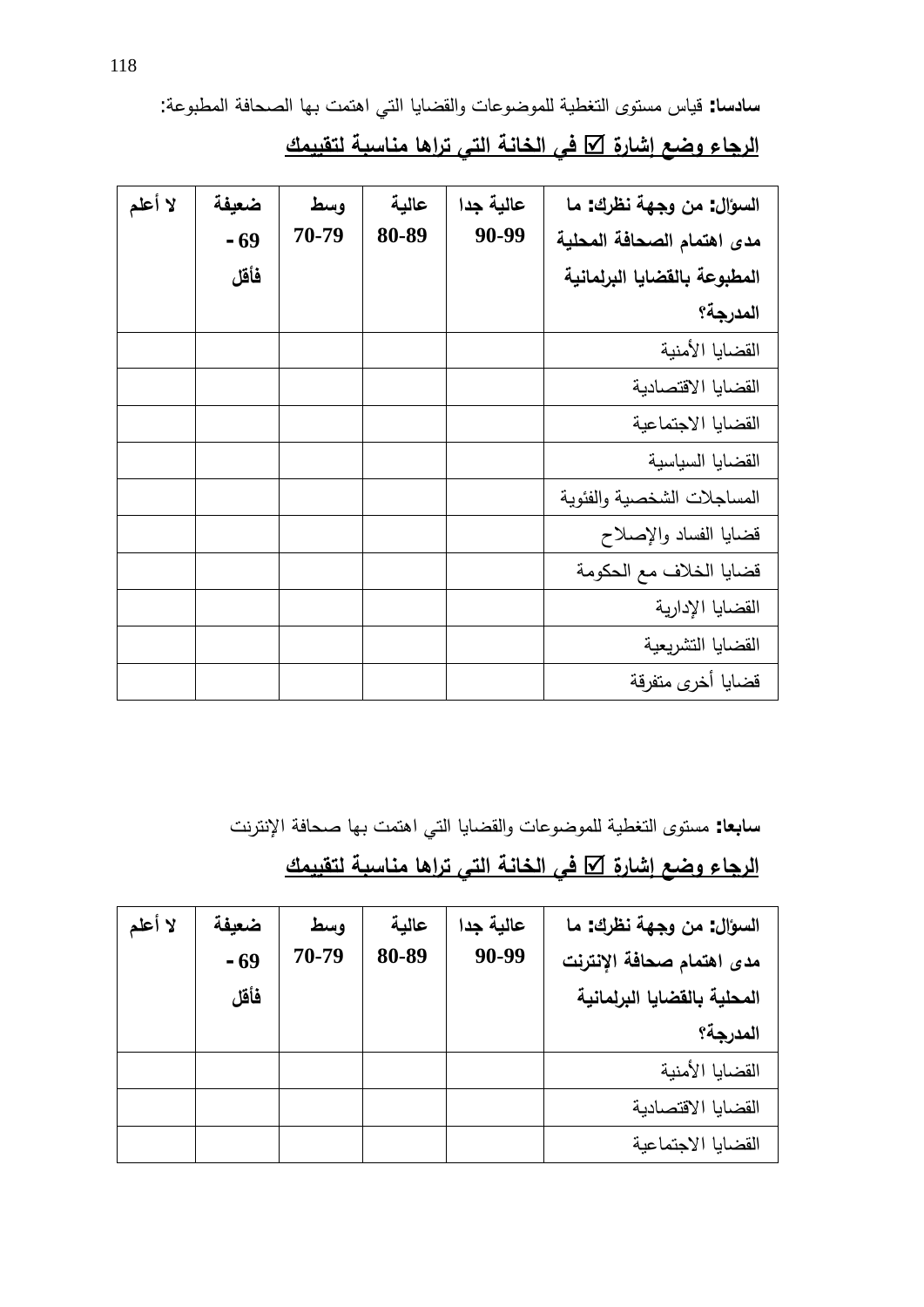**سادسا:** قياس مستوى التغطية للموضوعات والقضايا التي اهتمت بها الصحافة المطبوعة:

**<u>الرجاء وضع إشارة ☑ في الخانة التي تراها مناسبة لتقييمك</u>**

| **السؤال: من وجهة نظرك: ما مدى اهتمام الصحافة المحلية المطبوعة بالقضايا البرلمانية المدرجة؟** | **عالية جدا 90-99** | **عالية 80-89** | **وسط 70-79** | **ضعيفة 69 - فأقل** | **لا أعلم** |
|---|---|---|---|---|---|
| القضايا الأمنية | | | | | |
| القضايا الاقتصادية | | | | | |
| القضايا الاجتماعية | | | | | |
| القضايا السياسية | | | | | |
| المساجلات الشخصية والفئوية | | | | | |
| قضايا الفساد والإصلاح | | | | | |
| قضايا الخلاف مع الحكومة | | | | | |
| القضايا الإدارية | | | | | |
| القضايا التشريعية | | | | | |
| قضايا أخرى متفرقة | | | | | |

**سابعا:** مستوى التغطية للموضوعات والقضايا التي اهتمت بها صحافة الإنترنت

**<u>الرجاء وضع إشارة ☑ في الخانة التي تراها مناسبة لتقييمك</u>**

| **السؤال: من وجهة نظرك: ما مدى اهتمام صحافة الإنترنت المحلية بالقضايا البرلمانية المدرجة؟** | **عالية جدا 90-99** | **عالية 80-89** | **وسط 70-79** | **ضعيفة 69 - فأقل** | **لا أعلم** |
|---|---|---|---|---|---|
| القضايا الأمنية | | | | | |
| القضايا الاقتصادية | | | | | |
| القضايا الاجتماعية | | | | | |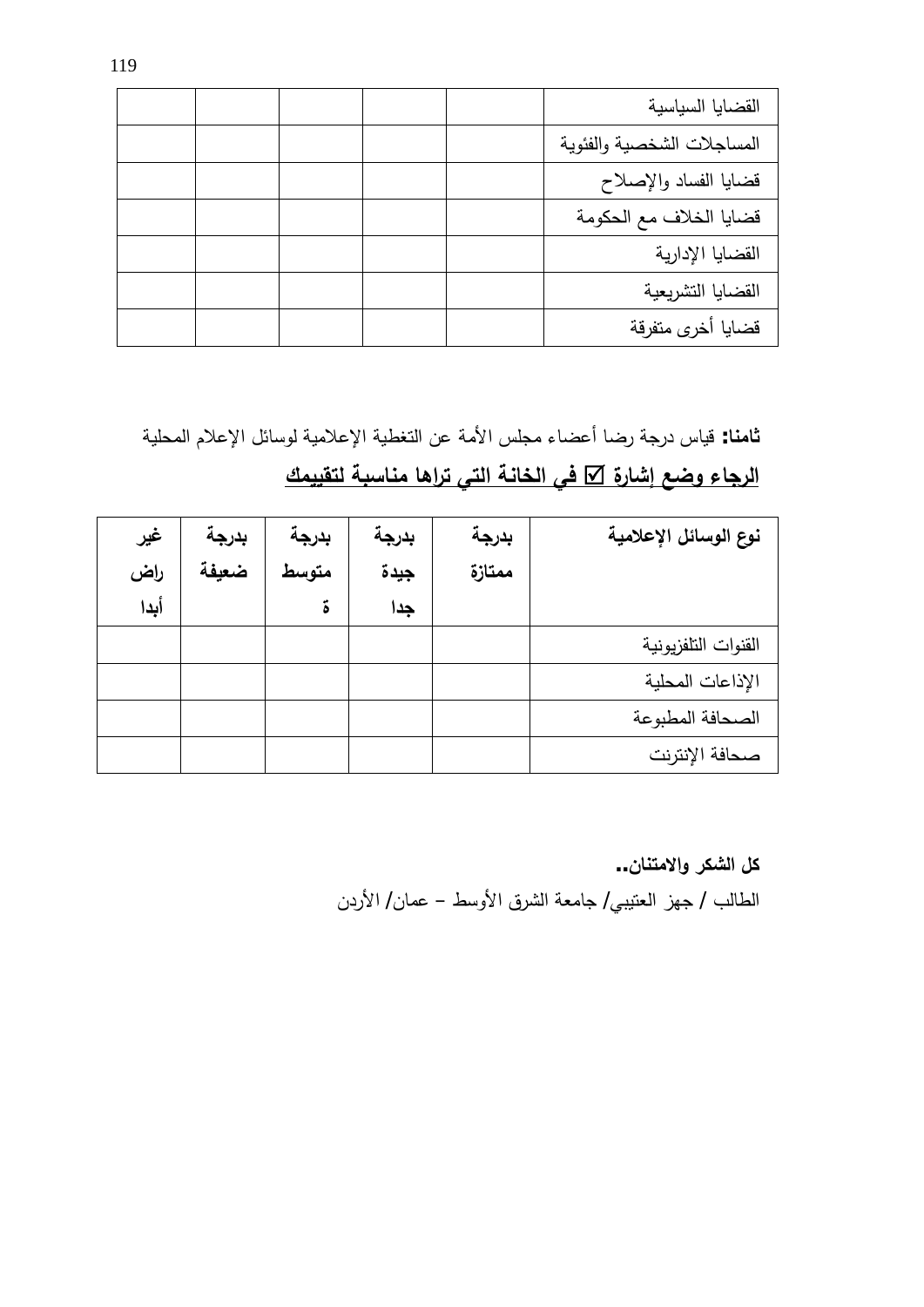| | | | | | |
|---|---|---|---|---|---|
| القضايا السياسية | | | | | |
| المساجلات الشخصية والفئوية | | | | | |
| قضايا الفساد والإصلاح | | | | | |
| قضايا الخلاف مع الحكومة | | | | | |
| القضايا الإدارية | | | | | |
| القضايا التشريعية | | | | | |
| قضايا أخرى متفرقة | | | | | |

**ثامنا:** قياس درجة رضا أعضاء مجلس الأمة عن التغطية الإعلامية لوسائل الإعلام المحلية

**<u>الرجاء وضع إشارة ☑ في الخانة التي تراها مناسبة لتقييمك</u>**

| نوع الوسائل الإعلامية | بدرجة ممتازة | بدرجة جيدة جدا | بدرجة متوسطة | بدرجة ضعيفة | غير راض أبدا |
|---|---|---|---|---|---|
| القنوات التلفزيونية | | | | | |
| الإذاعات المحلية | | | | | |
| الصحافة المطبوعة | | | | | |
| صحافة الإنترنت | | | | | |

**كل الشكر والامتنان..**

الطالب / جهز العتيبي/ جامعة الشرق الأوسط – عمان/ الأردن